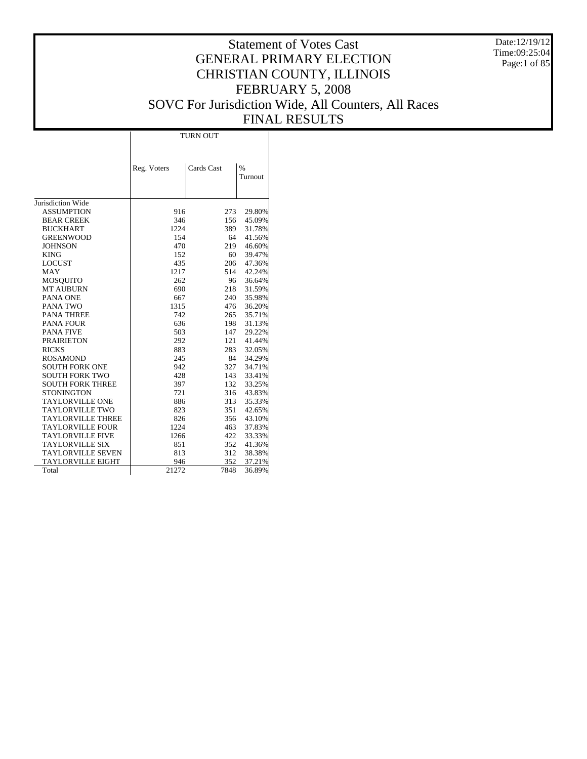# Statement of Votes Cast
## GENERAL PRIMARY ELECTION
## CHRISTIAN COUNTY, ILLINOIS
## FEBRUARY 5, 2008
## SOVC For Jurisdiction Wide, All Counters, All Races
## FINAL RESULTS

Date:12/19/12
Time:09:25:04

| | TURN OUT | | |
|---|---|---|---|
| | Reg. Voters | Cards Cast | % Turnout |
| Jurisdiction Wide | | | |
| ASSUMPTION | 916 | 273 | 29.80% |
| BEAR CREEK | 346 | 156 | 45.09% |
| BUCKHART | 1224 | 389 | 31.78% |
| GREENWOOD | 154 | 64 | 41.56% |
| JOHNSON | 470 | 219 | 46.60% |
| KING | 152 | 60 | 39.47% |
| LOCUST | 435 | 206 | 47.36% |
| MAY | 1217 | 514 | 42.24% |
| MOSQUITO | 262 | 96 | 36.64% |
| MT AUBURN | 690 | 218 | 31.59% |
| PANA ONE | 667 | 240 | 35.98% |
| PANA TWO | 1315 | 476 | 36.20% |
| PANA THREE | 742 | 265 | 35.71% |
| PANA FOUR | 636 | 198 | 31.13% |
| PANA FIVE | 503 | 147 | 29.22% |
| PRAIRIETON | 292 | 121 | 41.44% |
| RICKS | 883 | 283 | 32.05% |
| ROSAMOND | 245 | 84 | 34.29% |
| SOUTH FORK ONE | 942 | 327 | 34.71% |
| SOUTH FORK TWO | 428 | 143 | 33.41% |
| SOUTH FORK THREE | 397 | 132 | 33.25% |
| STONINGTON | 721 | 316 | 43.83% |
| TAYLORVILLE ONE | 886 | 313 | 35.33% |
| TAYLORVILLE TWO | 823 | 351 | 42.65% |
| TAYLORVILLE THREE | 826 | 356 | 43.10% |
| TAYLORVILLE FOUR | 1224 | 463 | 37.83% |
| TAYLORVILLE FIVE | 1266 | 422 | 33.33% |
| TAYLORVILLE SIX | 851 | 352 | 41.36% |
| TAYLORVILLE SEVEN | 813 | 312 | 38.38% |
| TAYLORVILLE EIGHT | 946 | 352 | 37.21% |
| Total | 21272 | 7848 | 36.89% |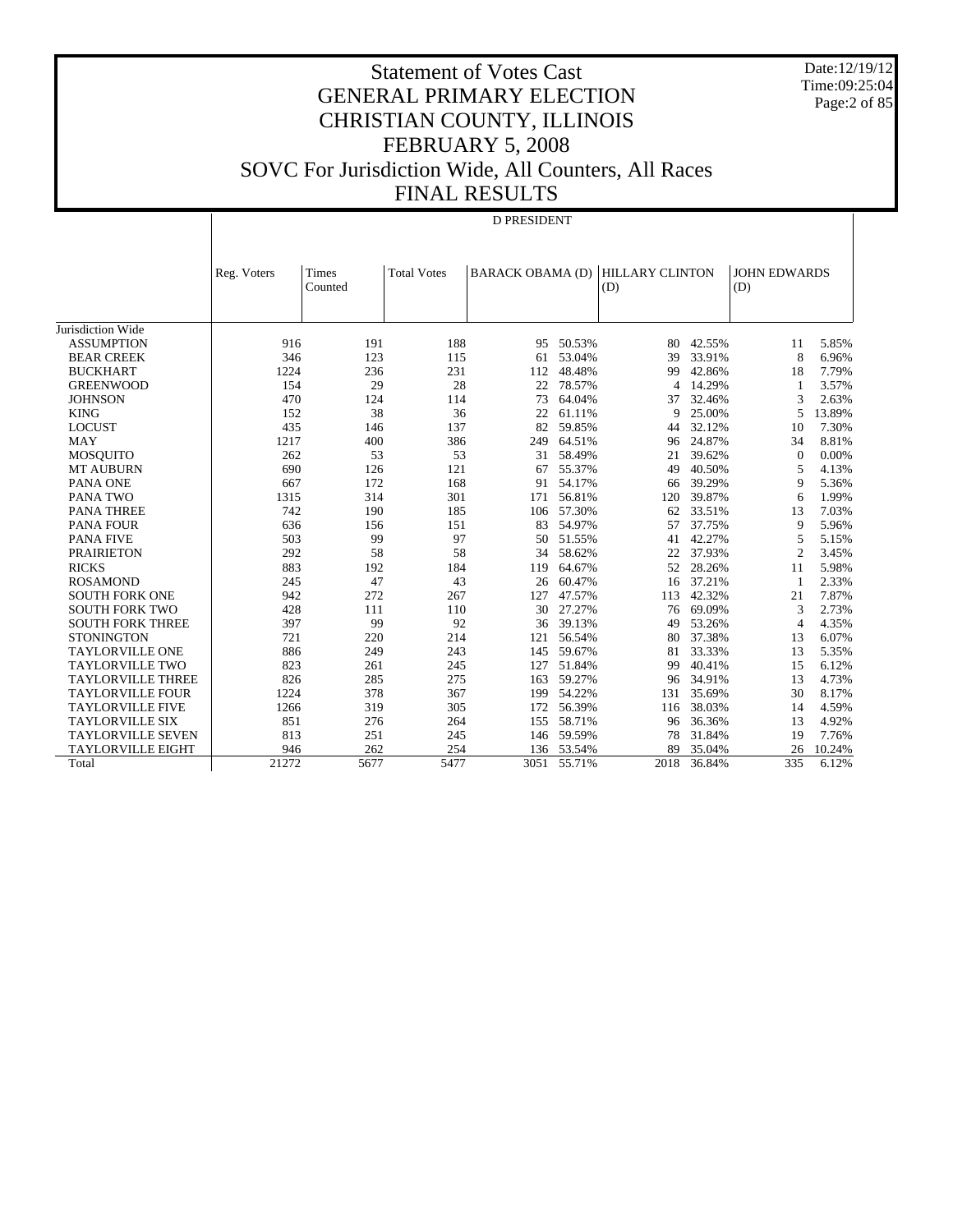# Statement of Votes Cast
## GENERAL PRIMARY ELECTION
## CHRISTIAN COUNTY, ILLINOIS
## FEBRUARY 5, 2008
## SOVC For Jurisdiction Wide, All Counters, All Races
## FINAL RESULTS

Date:12/19/12
Time:09:25:04

D PRESIDENT

| | Reg. Voters | Times Counted | Total Votes | BARACK OBAMA (D) | | HILLARY CLINTON (D) | | JOHN EDWARDS (D) | |
|---|---|---|---|---|---|---|---|---|---|
| Jurisdiction Wide | | | | | | | | | |
| ASSUMPTION | 916 | 191 | 188 | 95 | 50.53% | 80 | 42.55% | 11 | 5.85% |
| BEAR CREEK | 346 | 123 | 115 | 61 | 53.04% | 39 | 33.91% | 8 | 6.96% |
| BUCKHART | 1224 | 236 | 231 | 112 | 48.48% | 99 | 42.86% | 18 | 7.79% |
| GREENWOOD | 154 | 29 | 28 | 22 | 78.57% | 4 | 14.29% | 1 | 3.57% |
| JOHNSON | 470 | 124 | 114 | 73 | 64.04% | 37 | 32.46% | 3 | 2.63% |
| KING | 152 | 38 | 36 | 22 | 61.11% | 9 | 25.00% | 5 | 13.89% |
| LOCUST | 435 | 146 | 137 | 82 | 59.85% | 44 | 32.12% | 10 | 7.30% |
| MAY | 1217 | 400 | 386 | 249 | 64.51% | 96 | 24.87% | 34 | 8.81% |
| MOSQUITO | 262 | 53 | 53 | 31 | 58.49% | 21 | 39.62% | 0 | 0.00% |
| MT AUBURN | 690 | 126 | 121 | 67 | 55.37% | 49 | 40.50% | 5 | 4.13% |
| PANA ONE | 667 | 172 | 168 | 91 | 54.17% | 66 | 39.29% | 9 | 5.36% |
| PANA TWO | 1315 | 314 | 301 | 171 | 56.81% | 120 | 39.87% | 6 | 1.99% |
| PANA THREE | 742 | 190 | 185 | 106 | 57.30% | 62 | 33.51% | 13 | 7.03% |
| PANA FOUR | 636 | 156 | 151 | 83 | 54.97% | 57 | 37.75% | 9 | 5.96% |
| PANA FIVE | 503 | 99 | 97 | 50 | 51.55% | 41 | 42.27% | 5 | 5.15% |
| PRAIRIETON | 292 | 58 | 58 | 34 | 58.62% | 22 | 37.93% | 2 | 3.45% |
| RICKS | 883 | 192 | 184 | 119 | 64.67% | 52 | 28.26% | 11 | 5.98% |
| ROSAMOND | 245 | 47 | 43 | 26 | 60.47% | 16 | 37.21% | 1 | 2.33% |
| SOUTH FORK ONE | 942 | 272 | 267 | 127 | 47.57% | 113 | 42.32% | 21 | 7.87% |
| SOUTH FORK TWO | 428 | 111 | 110 | 30 | 27.27% | 76 | 69.09% | 3 | 2.73% |
| SOUTH FORK THREE | 397 | 99 | 92 | 36 | 39.13% | 49 | 53.26% | 4 | 4.35% |
| STONINGTON | 721 | 220 | 214 | 121 | 56.54% | 80 | 37.38% | 13 | 6.07% |
| TAYLORVILLE ONE | 886 | 249 | 243 | 145 | 59.67% | 81 | 33.33% | 13 | 5.35% |
| TAYLORVILLE TWO | 823 | 261 | 245 | 127 | 51.84% | 99 | 40.41% | 15 | 6.12% |
| TAYLORVILLE THREE | 826 | 285 | 275 | 163 | 59.27% | 96 | 34.91% | 13 | 4.73% |
| TAYLORVILLE FOUR | 1224 | 378 | 367 | 199 | 54.22% | 131 | 35.69% | 30 | 8.17% |
| TAYLORVILLE FIVE | 1266 | 319 | 305 | 172 | 56.39% | 116 | 38.03% | 14 | 4.59% |
| TAYLORVILLE SIX | 851 | 276 | 264 | 155 | 58.71% | 96 | 36.36% | 13 | 4.92% |
| TAYLORVILLE SEVEN | 813 | 251 | 245 | 146 | 59.59% | 78 | 31.84% | 19 | 7.76% |
| TAYLORVILLE EIGHT | 946 | 262 | 254 | 136 | 53.54% | 89 | 35.04% | 26 | 10.24% |
| Total | 21272 | 5677 | 5477 | 3051 | 55.71% | 2018 | 36.84% | 335 | 6.12% |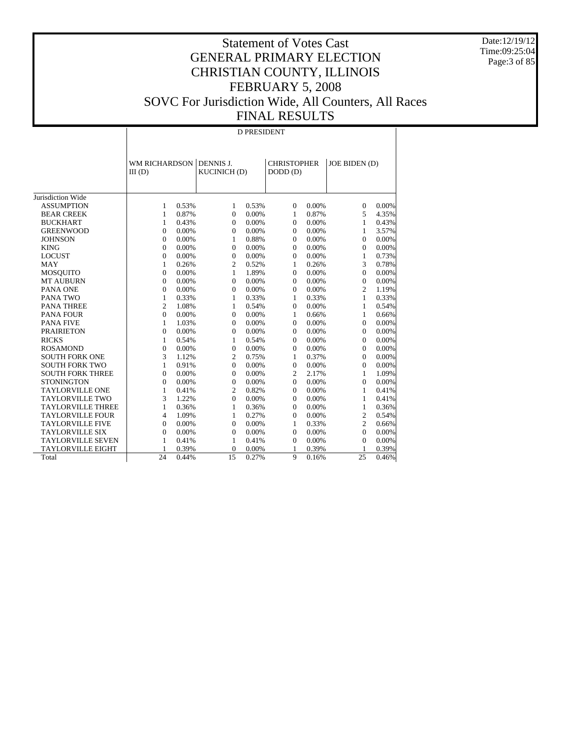# Statement of Votes Cast
# GENERAL PRIMARY ELECTION
# CHRISTIAN COUNTY, ILLINOIS
# FEBRUARY 5, 2008
# SOVC For Jurisdiction Wide, All Counters, All Races
# FINAL RESULTS

Date:12/19/12
Time:09:25:04

## D PRESIDENT

| | WM RICHARDSON III (D) | | DENNIS J. KUCINICH (D) | | CHRISTOPHER DODD (D) | | JOE BIDEN (D) | |
|---|---|---|---|---|---|---|---|---|
| Jurisdiction Wide | | | | | | | | |
| ASSUMPTION | 1 | 0.53% | 1 | 0.53% | 0 | 0.00% | 0 | 0.00% |
| BEAR CREEK | 1 | 0.87% | 0 | 0.00% | 1 | 0.87% | 5 | 4.35% |
| BUCKHART | 1 | 0.43% | 0 | 0.00% | 0 | 0.00% | 1 | 0.43% |
| GREENWOOD | 0 | 0.00% | 0 | 0.00% | 0 | 0.00% | 1 | 3.57% |
| JOHNSON | 0 | 0.00% | 1 | 0.88% | 0 | 0.00% | 0 | 0.00% |
| KING | 0 | 0.00% | 0 | 0.00% | 0 | 0.00% | 0 | 0.00% |
| LOCUST | 0 | 0.00% | 0 | 0.00% | 0 | 0.00% | 1 | 0.73% |
| MAY | 1 | 0.26% | 2 | 0.52% | 1 | 0.26% | 3 | 0.78% |
| MOSQUITO | 0 | 0.00% | 1 | 1.89% | 0 | 0.00% | 0 | 0.00% |
| MT AUBURN | 0 | 0.00% | 0 | 0.00% | 0 | 0.00% | 0 | 0.00% |
| PANA ONE | 0 | 0.00% | 0 | 0.00% | 0 | 0.00% | 2 | 1.19% |
| PANA TWO | 1 | 0.33% | 1 | 0.33% | 1 | 0.33% | 1 | 0.33% |
| PANA THREE | 2 | 1.08% | 1 | 0.54% | 0 | 0.00% | 1 | 0.54% |
| PANA FOUR | 0 | 0.00% | 0 | 0.00% | 1 | 0.66% | 1 | 0.66% |
| PANA FIVE | 1 | 1.03% | 0 | 0.00% | 0 | 0.00% | 0 | 0.00% |
| PRAIRIETON | 0 | 0.00% | 0 | 0.00% | 0 | 0.00% | 0 | 0.00% |
| RICKS | 1 | 0.54% | 1 | 0.54% | 0 | 0.00% | 0 | 0.00% |
| ROSAMOND | 0 | 0.00% | 0 | 0.00% | 0 | 0.00% | 0 | 0.00% |
| SOUTH FORK ONE | 3 | 1.12% | 2 | 0.75% | 1 | 0.37% | 0 | 0.00% |
| SOUTH FORK TWO | 1 | 0.91% | 0 | 0.00% | 0 | 0.00% | 0 | 0.00% |
| SOUTH FORK THREE | 0 | 0.00% | 0 | 0.00% | 2 | 2.17% | 1 | 1.09% |
| STONINGTON | 0 | 0.00% | 0 | 0.00% | 0 | 0.00% | 0 | 0.00% |
| TAYLORVILLE ONE | 1 | 0.41% | 2 | 0.82% | 0 | 0.00% | 1 | 0.41% |
| TAYLORVILLE TWO | 3 | 1.22% | 0 | 0.00% | 0 | 0.00% | 1 | 0.41% |
| TAYLORVILLE THREE | 1 | 0.36% | 1 | 0.36% | 0 | 0.00% | 1 | 0.36% |
| TAYLORVILLE FOUR | 4 | 1.09% | 1 | 0.27% | 0 | 0.00% | 2 | 0.54% |
| TAYLORVILLE FIVE | 0 | 0.00% | 0 | 0.00% | 1 | 0.33% | 2 | 0.66% |
| TAYLORVILLE SIX | 0 | 0.00% | 0 | 0.00% | 0 | 0.00% | 0 | 0.00% |
| TAYLORVILLE SEVEN | 1 | 0.41% | 1 | 0.41% | 0 | 0.00% | 0 | 0.00% |
| TAYLORVILLE EIGHT | 1 | 0.39% | 0 | 0.00% | 1 | 0.39% | 1 | 0.39% |
| Total | 24 | 0.44% | 15 | 0.27% | 9 | 0.16% | 25 | 0.46% |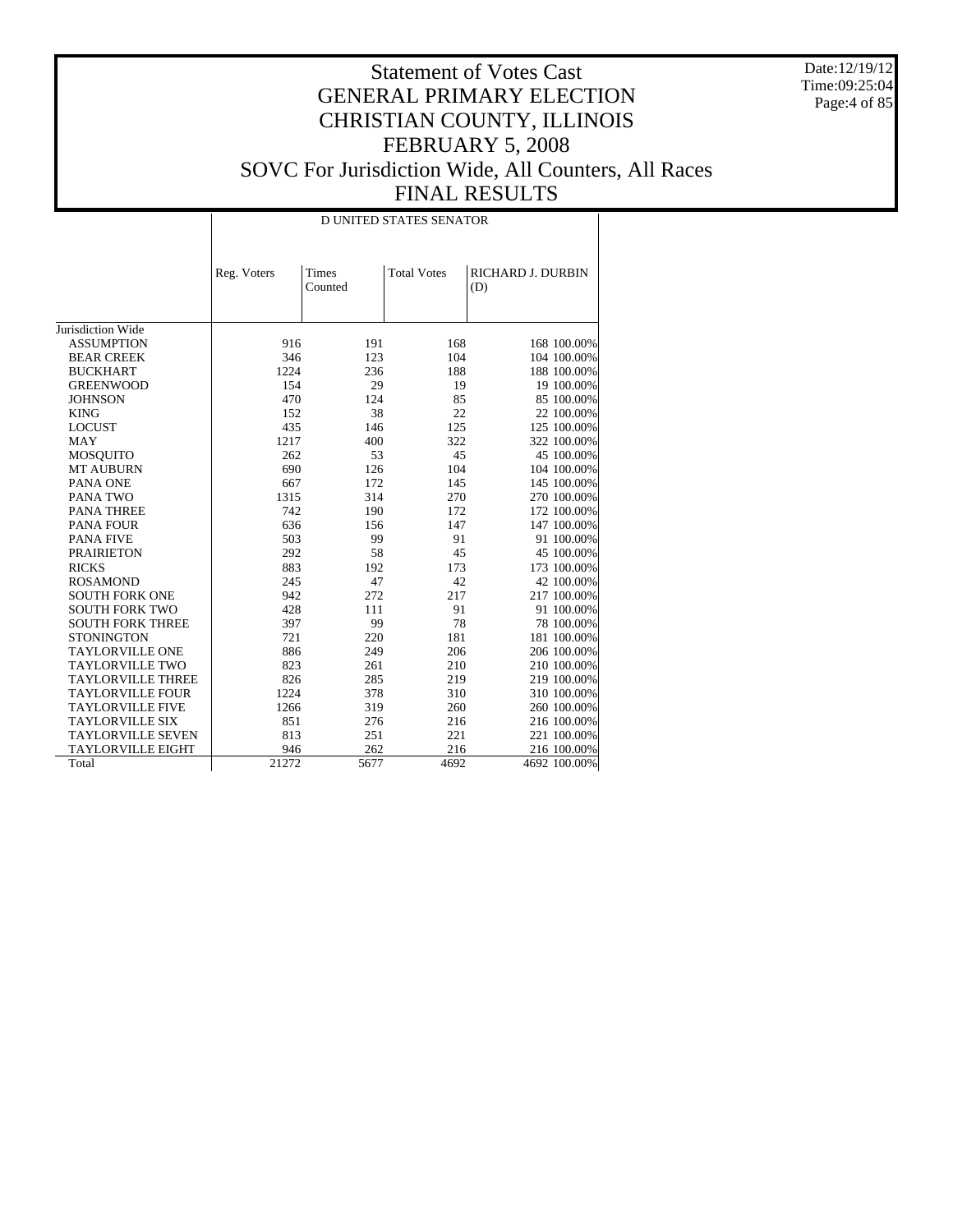# Statement of Votes Cast
# GENERAL PRIMARY ELECTION
# CHRISTIAN COUNTY, ILLINOIS
# FEBRUARY 5, 2008
# SOVC For Jurisdiction Wide, All Counters, All Races
# FINAL RESULTS

Date:12/19/12
Time:09:25:04

| | D UNITED STATES SENATOR | | | | |
|---|---|---|---|---|---|
| | Reg. Voters | Times Counted | Total Votes | RICHARD J. DURBIN (D) | |
| Jurisdiction Wide | | | | | |
| ASSUMPTION | 916 | 191 | 168 | 168 | 100.00% |
| BEAR CREEK | 346 | 123 | 104 | 104 | 100.00% |
| BUCKHART | 1224 | 236 | 188 | 188 | 100.00% |
| GREENWOOD | 154 | 29 | 19 | 19 | 100.00% |
| JOHNSON | 470 | 124 | 85 | 85 | 100.00% |
| KING | 152 | 38 | 22 | 22 | 100.00% |
| LOCUST | 435 | 146 | 125 | 125 | 100.00% |
| MAY | 1217 | 400 | 322 | 322 | 100.00% |
| MOSQUITO | 262 | 53 | 45 | 45 | 100.00% |
| MT AUBURN | 690 | 126 | 104 | 104 | 100.00% |
| PANA ONE | 667 | 172 | 145 | 145 | 100.00% |
| PANA TWO | 1315 | 314 | 270 | 270 | 100.00% |
| PANA THREE | 742 | 190 | 172 | 172 | 100.00% |
| PANA FOUR | 636 | 156 | 147 | 147 | 100.00% |
| PANA FIVE | 503 | 99 | 91 | 91 | 100.00% |
| PRAIRIETON | 292 | 58 | 45 | 45 | 100.00% |
| RICKS | 883 | 192 | 173 | 173 | 100.00% |
| ROSAMOND | 245 | 47 | 42 | 42 | 100.00% |
| SOUTH FORK ONE | 942 | 272 | 217 | 217 | 100.00% |
| SOUTH FORK TWO | 428 | 111 | 91 | 91 | 100.00% |
| SOUTH FORK THREE | 397 | 99 | 78 | 78 | 100.00% |
| STONINGTON | 721 | 220 | 181 | 181 | 100.00% |
| TAYLORVILLE ONE | 886 | 249 | 206 | 206 | 100.00% |
| TAYLORVILLE TWO | 823 | 261 | 210 | 210 | 100.00% |
| TAYLORVILLE THREE | 826 | 285 | 219 | 219 | 100.00% |
| TAYLORVILLE FOUR | 1224 | 378 | 310 | 310 | 100.00% |
| TAYLORVILLE FIVE | 1266 | 319 | 260 | 260 | 100.00% |
| TAYLORVILLE SIX | 851 | 276 | 216 | 216 | 100.00% |
| TAYLORVILLE SEVEN | 813 | 251 | 221 | 221 | 100.00% |
| TAYLORVILLE EIGHT | 946 | 262 | 216 | 216 | 100.00% |
| Total | 21272 | 5677 | 4692 | 4692 | 100.00% |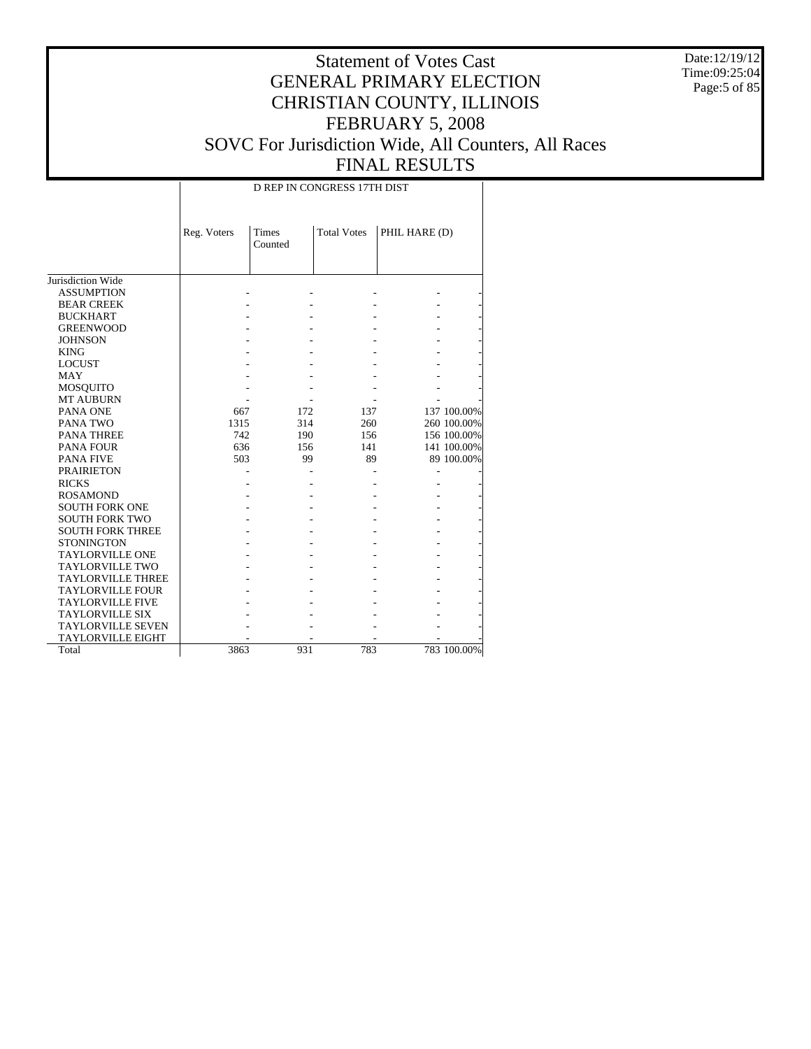# Statement of Votes Cast
## GENERAL PRIMARY ELECTION
## CHRISTIAN COUNTY, ILLINOIS
## FEBRUARY 5, 2008
## SOVC For Jurisdiction Wide, All Counters, All Races
## FINAL RESULTS

Date:12/19/12
Time:09:25:04

| | D REP IN CONGRESS 17TH DIST | | | | |
|---|---|---|---|---|---|
| | Reg. Voters | Times Counted | Total Votes | PHIL HARE (D) | |
| Jurisdiction Wide | | | | | |
| ASSUMPTION | - | - | - | - | - |
| BEAR CREEK | - | - | - | - | - |
| BUCKHART | - | - | - | - | - |
| GREENWOOD | - | - | - | - | - |
| JOHNSON | - | - | - | - | - |
| KING | - | - | - | - | - |
| LOCUST | - | - | - | - | - |
| MAY | - | - | - | - | - |
| MOSQUITO | - | - | - | - | - |
| MT AUBURN | - | - | - | - | - |
| PANA ONE | 667 | 172 | 137 | 137 | 100.00% |
| PANA TWO | 1315 | 314 | 260 | 260 | 100.00% |
| PANA THREE | 742 | 190 | 156 | 156 | 100.00% |
| PANA FOUR | 636 | 156 | 141 | 141 | 100.00% |
| PANA FIVE | 503 | 99 | 89 | 89 | 100.00% |
| PRAIRIETON | - | - | - | - | - |
| RICKS | - | - | - | - | - |
| ROSAMOND | - | - | - | - | - |
| SOUTH FORK ONE | - | - | - | - | - |
| SOUTH FORK TWO | - | - | - | - | - |
| SOUTH FORK THREE | - | - | - | - | - |
| STONINGTON | - | - | - | - | - |
| TAYLORVILLE ONE | - | - | - | - | - |
| TAYLORVILLE TWO | - | - | - | - | - |
| TAYLORVILLE THREE | - | - | - | - | - |
| TAYLORVILLE FOUR | - | - | - | - | - |
| TAYLORVILLE FIVE | - | - | - | - | - |
| TAYLORVILLE SIX | - | - | - | - | - |
| TAYLORVILLE SEVEN | - | - | - | - | - |
| TAYLORVILLE EIGHT | - | - | - | - | - |
| Total | 3863 | 931 | 783 | 783 | 100.00% |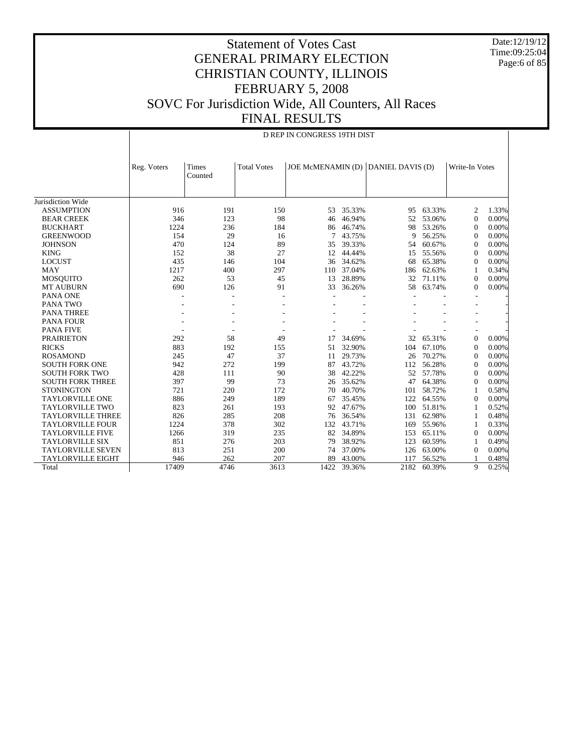# Statement of Votes Cast
# GENERAL PRIMARY ELECTION
# CHRISTIAN COUNTY, ILLINOIS
# FEBRUARY 5, 2008
# SOVC For Jurisdiction Wide, All Counters, All Races
# FINAL RESULTS

Date:12/19/12
Time:09:25:04

| | D REP IN CONGRESS 19TH DIST | | | | | | | | |
|---|---|---|---|---|---|---|---|---|---|
| | Reg. Voters | Times Counted | Total Votes | JOE McMENAMIN (D) | | DANIEL DAVIS (D) | | Write-In Votes | |
| Jurisdiction Wide | | | | | | | | | |
| ASSUMPTION | 916 | 191 | 150 | 53 | 35.33% | 95 | 63.33% | 2 | 1.33% |
| BEAR CREEK | 346 | 123 | 98 | 46 | 46.94% | 52 | 53.06% | 0 | 0.00% |
| BUCKHART | 1224 | 236 | 184 | 86 | 46.74% | 98 | 53.26% | 0 | 0.00% |
| GREENWOOD | 154 | 29 | 16 | 7 | 43.75% | 9 | 56.25% | 0 | 0.00% |
| JOHNSON | 470 | 124 | 89 | 35 | 39.33% | 54 | 60.67% | 0 | 0.00% |
| KING | 152 | 38 | 27 | 12 | 44.44% | 15 | 55.56% | 0 | 0.00% |
| LOCUST | 435 | 146 | 104 | 36 | 34.62% | 68 | 65.38% | 0 | 0.00% |
| MAY | 1217 | 400 | 297 | 110 | 37.04% | 186 | 62.63% | 1 | 0.34% |
| MOSQUITO | 262 | 53 | 45 | 13 | 28.89% | 32 | 71.11% | 0 | 0.00% |
| MT AUBURN | 690 | 126 | 91 | 33 | 36.26% | 58 | 63.74% | 0 | 0.00% |
| PANA ONE | - | - | - | - | - | - | - | - | - |
| PANA TWO | - | - | - | - | - | - | - | - | - |
| PANA THREE | - | - | - | - | - | - | - | - | - |
| PANA FOUR | - | - | - | - | - | - | - | - | - |
| PANA FIVE | - | - | - | - | - | - | - | - | - |
| PRAIRIETON | 292 | 58 | 49 | 17 | 34.69% | 32 | 65.31% | 0 | 0.00% |
| RICKS | 883 | 192 | 155 | 51 | 32.90% | 104 | 67.10% | 0 | 0.00% |
| ROSAMOND | 245 | 47 | 37 | 11 | 29.73% | 26 | 70.27% | 0 | 0.00% |
| SOUTH FORK ONE | 942 | 272 | 199 | 87 | 43.72% | 112 | 56.28% | 0 | 0.00% |
| SOUTH FORK TWO | 428 | 111 | 90 | 38 | 42.22% | 52 | 57.78% | 0 | 0.00% |
| SOUTH FORK THREE | 397 | 99 | 73 | 26 | 35.62% | 47 | 64.38% | 0 | 0.00% |
| STONINGTON | 721 | 220 | 172 | 70 | 40.70% | 101 | 58.72% | 1 | 0.58% |
| TAYLORVILLE ONE | 886 | 249 | 189 | 67 | 35.45% | 122 | 64.55% | 0 | 0.00% |
| TAYLORVILLE TWO | 823 | 261 | 193 | 92 | 47.67% | 100 | 51.81% | 1 | 0.52% |
| TAYLORVILLE THREE | 826 | 285 | 208 | 76 | 36.54% | 131 | 62.98% | 1 | 0.48% |
| TAYLORVILLE FOUR | 1224 | 378 | 302 | 132 | 43.71% | 169 | 55.96% | 1 | 0.33% |
| TAYLORVILLE FIVE | 1266 | 319 | 235 | 82 | 34.89% | 153 | 65.11% | 0 | 0.00% |
| TAYLORVILLE SIX | 851 | 276 | 203 | 79 | 38.92% | 123 | 60.59% | 1 | 0.49% |
| TAYLORVILLE SEVEN | 813 | 251 | 200 | 74 | 37.00% | 126 | 63.00% | 0 | 0.00% |
| TAYLORVILLE EIGHT | 946 | 262 | 207 | 89 | 43.00% | 117 | 56.52% | 1 | 0.48% |
| Total | 17409 | 4746 | 3613 | 1422 | 39.36% | 2182 | 60.39% | 9 | 0.25% |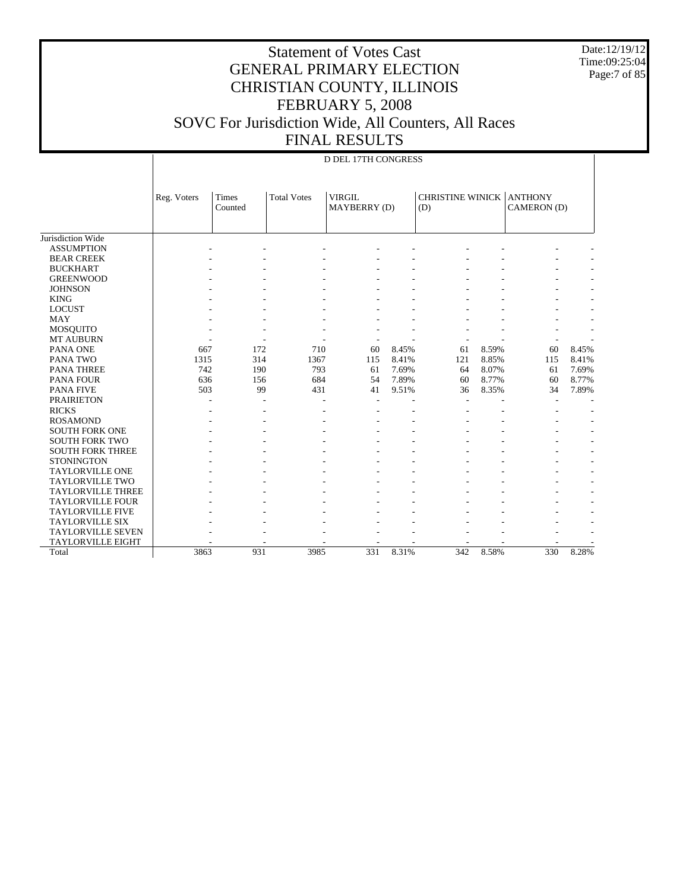# Statement of Votes Cast
## GENERAL PRIMARY ELECTION
## CHRISTIAN COUNTY, ILLINOIS
## FEBRUARY 5, 2008
## SOVC For Jurisdiction Wide, All Counters, All Races
## FINAL RESULTS

Date:12/19/12
Time:09:25:04

D DEL 17TH CONGRESS

| | Reg. Voters | Times Counted | Total Votes | VIRGIL MAYBERRY (D) | | CHRISTINE WINICK (D) | | ANTHONY CAMERON (D) | |
|---|---|---|---|---|---|---|---|---|---|
| Jurisdiction Wide | | | | | | | | | |
| ASSUMPTION | - | - | - | - | - | - | - | - | - |
| BEAR CREEK | - | - | - | - | - | - | - | - | - |
| BUCKHART | - | - | - | - | - | - | - | - | - |
| GREENWOOD | - | - | - | - | - | - | - | - | - |
| JOHNSON | - | - | - | - | - | - | - | - | - |
| KING | - | - | - | - | - | - | - | - | - |
| LOCUST | - | - | - | - | - | - | - | - | - |
| MAY | - | - | - | - | - | - | - | - | - |
| MOSQUITO | - | - | - | - | - | - | - | - | - |
| MT AUBURN | - | - | - | - | - | - | - | - | - |
| PANA ONE | 667 | 172 | 710 | 60 | 8.45% | 61 | 8.59% | 60 | 8.45% |
| PANA TWO | 1315 | 314 | 1367 | 115 | 8.41% | 121 | 8.85% | 115 | 8.41% |
| PANA THREE | 742 | 190 | 793 | 61 | 7.69% | 64 | 8.07% | 61 | 7.69% |
| PANA FOUR | 636 | 156 | 684 | 54 | 7.89% | 60 | 8.77% | 60 | 8.77% |
| PANA FIVE | 503 | 99 | 431 | 41 | 9.51% | 36 | 8.35% | 34 | 7.89% |
| PRAIRIETON | - | - | - | - | - | - | - | - | - |
| RICKS | - | - | - | - | - | - | - | - | - |
| ROSAMOND | - | - | - | - | - | - | - | - | - |
| SOUTH FORK ONE | - | - | - | - | - | - | - | - | - |
| SOUTH FORK TWO | - | - | - | - | - | - | - | - | - |
| SOUTH FORK THREE | - | - | - | - | - | - | - | - | - |
| STONINGTON | - | - | - | - | - | - | - | - | - |
| TAYLORVILLE ONE | - | - | - | - | - | - | - | - | - |
| TAYLORVILLE TWO | - | - | - | - | - | - | - | - | - |
| TAYLORVILLE THREE | - | - | - | - | - | - | - | - | - |
| TAYLORVILLE FOUR | - | - | - | - | - | - | - | - | - |
| TAYLORVILLE FIVE | - | - | - | - | - | - | - | - | - |
| TAYLORVILLE SIX | - | - | - | - | - | - | - | - | - |
| TAYLORVILLE SEVEN | - | - | - | - | - | - | - | - | - |
| TAYLORVILLE EIGHT | - | - | - | - | - | - | - | - | - |
| Total | 3863 | 931 | 3985 | 331 | 8.31% | 342 | 8.58% | 330 | 8.28% |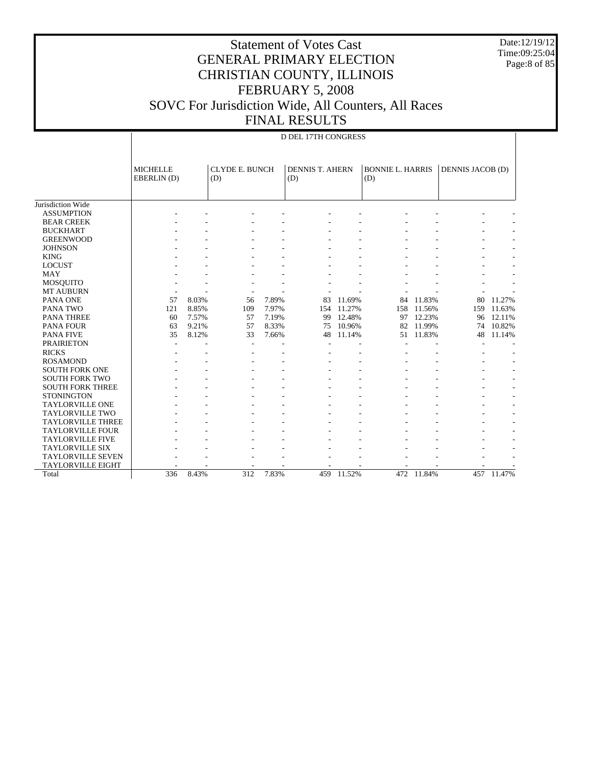# Statement of Votes Cast
# GENERAL PRIMARY ELECTION
# CHRISTIAN COUNTY, ILLINOIS
# FEBRUARY 5, 2008
# SOVC For Jurisdiction Wide, All Counters, All Races
# FINAL RESULTS

Date:12/19/12
Time:09:25:04

D DEL 17TH CONGRESS

| | MICHELLE EBERLIN (D) | | CLYDE E. BUNCH (D) | | DENNIS T. AHERN (D) | | BONNIE L. HARRIS (D) | | DENNIS JACOB (D) | |
|---|---|---|---|---|---|---|---|---|---|---|
| Jurisdiction Wide | | | | | | | | | | |
| ASSUMPTION | - | - | - | - | - | - | - | - | - | - |
| BEAR CREEK | - | - | - | - | - | - | - | - | - | - |
| BUCKHART | - | - | - | - | - | - | - | - | - | - |
| GREENWOOD | - | - | - | - | - | - | - | - | - | - |
| JOHNSON | - | - | - | - | - | - | - | - | - | - |
| KING | - | - | - | - | - | - | - | - | - | - |
| LOCUST | - | - | - | - | - | - | - | - | - | - |
| MAY | - | - | - | - | - | - | - | - | - | - |
| MOSQUITO | - | - | - | - | - | - | - | - | - | - |
| MT AUBURN | - | - | - | - | - | - | - | - | - | - |
| PANA ONE | 57 | 8.03% | 56 | 7.89% | 83 | 11.69% | 84 | 11.83% | 80 | 11.27% |
| PANA TWO | 121 | 8.85% | 109 | 7.97% | 154 | 11.27% | 158 | 11.56% | 159 | 11.63% |
| PANA THREE | 60 | 7.57% | 57 | 7.19% | 99 | 12.48% | 97 | 12.23% | 96 | 12.11% |
| PANA FOUR | 63 | 9.21% | 57 | 8.33% | 75 | 10.96% | 82 | 11.99% | 74 | 10.82% |
| PANA FIVE | 35 | 8.12% | 33 | 7.66% | 48 | 11.14% | 51 | 11.83% | 48 | 11.14% |
| PRAIRIETON | - | - | - | - | - | - | - | - | - | - |
| RICKS | - | - | - | - | - | - | - | - | - | - |
| ROSAMOND | - | - | - | - | - | - | - | - | - | - |
| SOUTH FORK ONE | - | - | - | - | - | - | - | - | - | - |
| SOUTH FORK TWO | - | - | - | - | - | - | - | - | - | - |
| SOUTH FORK THREE | - | - | - | - | - | - | - | - | - | - |
| STONINGTON | - | - | - | - | - | - | - | - | - | - |
| TAYLORVILLE ONE | - | - | - | - | - | - | - | - | - | - |
| TAYLORVILLE TWO | - | - | - | - | - | - | - | - | - | - |
| TAYLORVILLE THREE | - | - | - | - | - | - | - | - | - | - |
| TAYLORVILLE FOUR | - | - | - | - | - | - | - | - | - | - |
| TAYLORVILLE FIVE | - | - | - | - | - | - | - | - | - | - |
| TAYLORVILLE SIX | - | - | - | - | - | - | - | - | - | - |
| TAYLORVILLE SEVEN | - | - | - | - | - | - | - | - | - | - |
| TAYLORVILLE EIGHT | - | - | - | - | - | - | - | - | - | - |
| Total | 336 | 8.43% | 312 | 7.83% | 459 | 11.52% | 472 | 11.84% | 457 | 11.47% |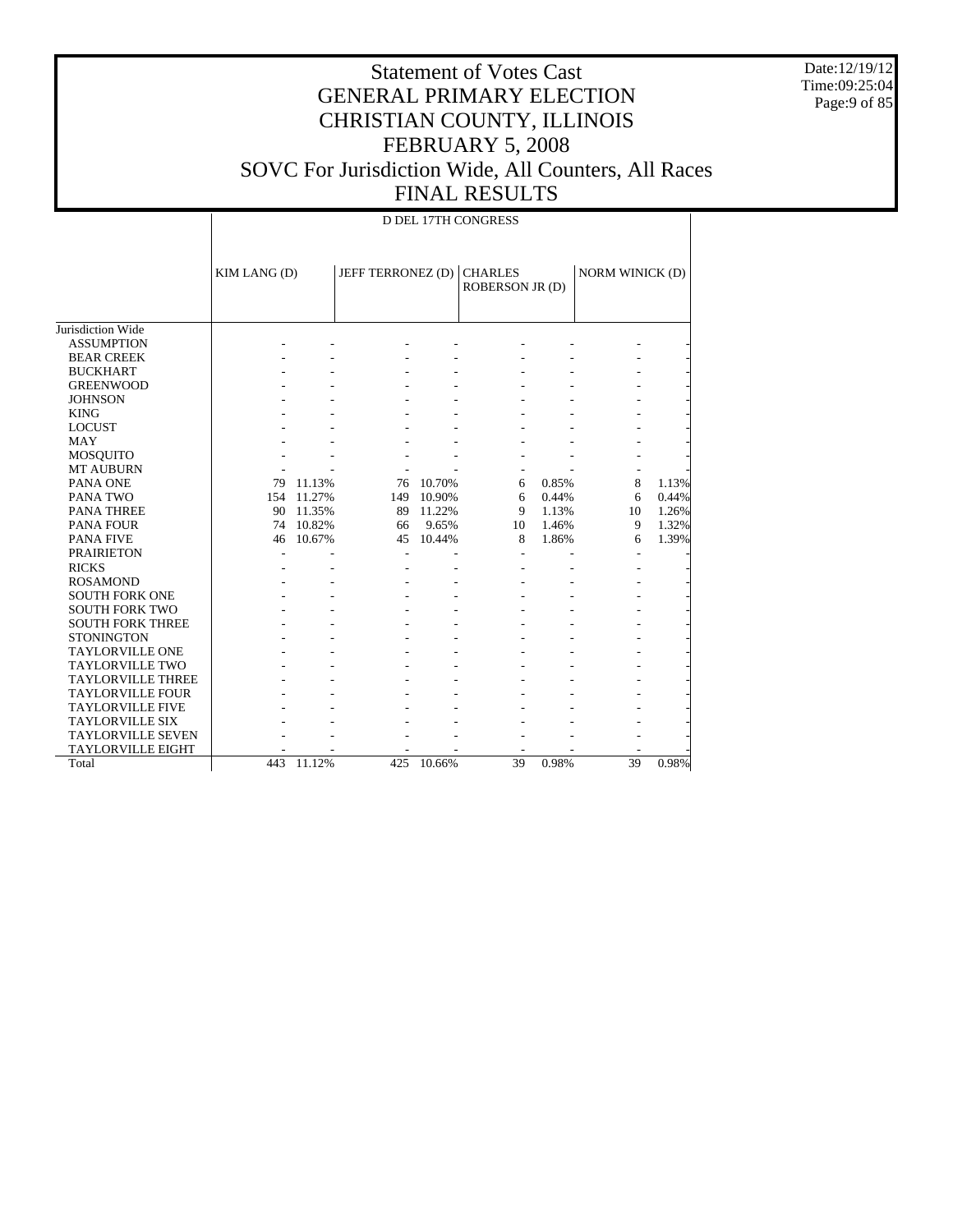# Statement of Votes Cast
# GENERAL PRIMARY ELECTION
# CHRISTIAN COUNTY, ILLINOIS
# FEBRUARY 5, 2008
# SOVC For Jurisdiction Wide, All Counters, All Races
# FINAL RESULTS

Date:12/19/12
Time:09:25:04

| | D DEL 17TH CONGRESS | | | | | | | |
|---|---|---|---|---|---|---|---|---|
| | KIM LANG (D) | | JEFF TERRONEZ (D) | | CHARLES ROBERSON JR (D) | | NORM WINICK (D) | |
| Jurisdiction Wide | | | | | | | | |
| ASSUMPTION | - | - | - | - | - | - | - | - |
| BEAR CREEK | - | - | - | - | - | - | - | - |
| BUCKHART | - | - | - | - | - | - | - | - |
| GREENWOOD | - | - | - | - | - | - | - | - |
| JOHNSON | - | - | - | - | - | - | - | - |
| KING | - | - | - | - | - | - | - | - |
| LOCUST | - | - | - | - | - | - | - | - |
| MAY | - | - | - | - | - | - | - | - |
| MOSQUITO | - | - | - | - | - | - | - | - |
| MT AUBURN | - | - | - | - | - | - | - | - |
| PANA ONE | 79 | 11.13% | 76 | 10.70% | 6 | 0.85% | 8 | 1.13% |
| PANA TWO | 154 | 11.27% | 149 | 10.90% | 6 | 0.44% | 6 | 0.44% |
| PANA THREE | 90 | 11.35% | 89 | 11.22% | 9 | 1.13% | 10 | 1.26% |
| PANA FOUR | 74 | 10.82% | 66 | 9.65% | 10 | 1.46% | 9 | 1.32% |
| PANA FIVE | 46 | 10.67% | 45 | 10.44% | 8 | 1.86% | 6 | 1.39% |
| PRAIRIETON | - | - | - | - | - | - | - | - |
| RICKS | - | - | - | - | - | - | - | - |
| ROSAMOND | - | - | - | - | - | - | - | - |
| SOUTH FORK ONE | - | - | - | - | - | - | - | - |
| SOUTH FORK TWO | - | - | - | - | - | - | - | - |
| SOUTH FORK THREE | - | - | - | - | - | - | - | - |
| STONINGTON | - | - | - | - | - | - | - | - |
| TAYLORVILLE ONE | - | - | - | - | - | - | - | - |
| TAYLORVILLE TWO | - | - | - | - | - | - | - | - |
| TAYLORVILLE THREE | - | - | - | - | - | - | - | - |
| TAYLORVILLE FOUR | - | - | - | - | - | - | - | - |
| TAYLORVILLE FIVE | - | - | - | - | - | - | - | - |
| TAYLORVILLE SIX | - | - | - | - | - | - | - | - |
| TAYLORVILLE SEVEN | - | - | - | - | - | - | - | - |
| TAYLORVILLE EIGHT | - | - | - | - | - | - | - | - |
| Total | 443 | 11.12% | 425 | 10.66% | 39 | 0.98% | 39 | 0.98% |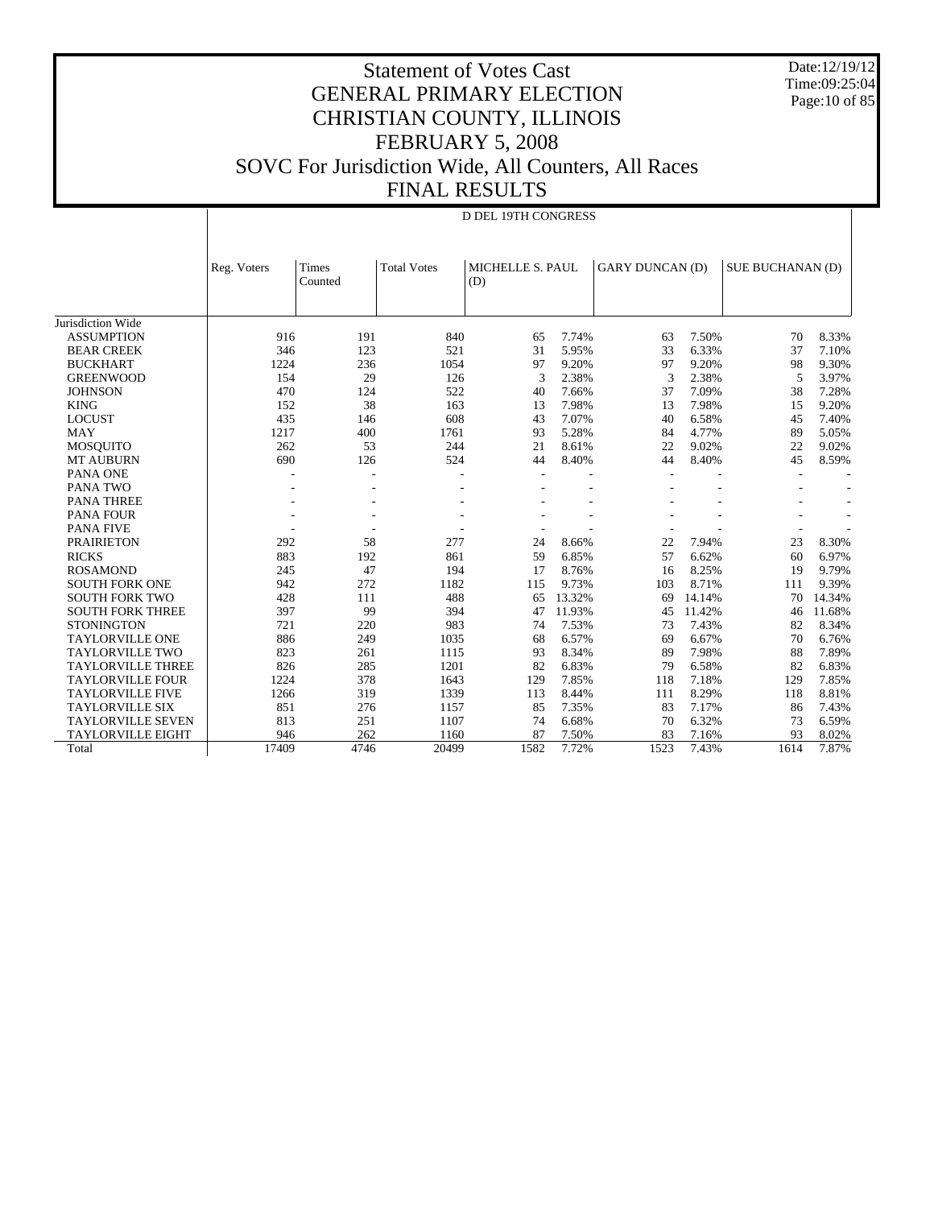# Statement of Votes Cast
# GENERAL PRIMARY ELECTION
# CHRISTIAN COUNTY, ILLINOIS
# FEBRUARY 5, 2008
# SOVC For Jurisdiction Wide, All Counters, All Races
# FINAL RESULTS

Date:12/19/12
Time:09:25:04

D DEL 19TH CONGRESS

| | Reg. Voters | Times Counted | Total Votes | MICHELLE S. PAUL (D) | | GARY DUNCAN (D) | | SUE BUCHANAN (D) | |
|---|---|---|---|---|---|---|---|---|---|
| Jurisdiction Wide | | | | | | | | | |
| ASSUMPTION | 916 | 191 | 840 | 65 | 7.74% | 63 | 7.50% | 70 | 8.33% |
| BEAR CREEK | 346 | 123 | 521 | 31 | 5.95% | 33 | 6.33% | 37 | 7.10% |
| BUCKHART | 1224 | 236 | 1054 | 97 | 9.20% | 97 | 9.20% | 98 | 9.30% |
| GREENWOOD | 154 | 29 | 126 | 3 | 2.38% | 3 | 2.38% | 5 | 3.97% |
| JOHNSON | 470 | 124 | 522 | 40 | 7.66% | 37 | 7.09% | 38 | 7.28% |
| KING | 152 | 38 | 163 | 13 | 7.98% | 13 | 7.98% | 15 | 9.20% |
| LOCUST | 435 | 146 | 608 | 43 | 7.07% | 40 | 6.58% | 45 | 7.40% |
| MAY | 1217 | 400 | 1761 | 93 | 5.28% | 84 | 4.77% | 89 | 5.05% |
| MOSQUITO | 262 | 53 | 244 | 21 | 8.61% | 22 | 9.02% | 22 | 9.02% |
| MT AUBURN | 690 | 126 | 524 | 44 | 8.40% | 44 | 8.40% | 45 | 8.59% |
| PANA ONE | - | - | - | - | - | - | - | - | - |
| PANA TWO | - | - | - | - | - | - | - | - | - |
| PANA THREE | - | - | - | - | - | - | - | - | - |
| PANA FOUR | - | - | - | - | - | - | - | - | - |
| PANA FIVE | - | - | - | - | - | - | - | - | - |
| PRAIRIETON | 292 | 58 | 277 | 24 | 8.66% | 22 | 7.94% | 23 | 8.30% |
| RICKS | 883 | 192 | 861 | 59 | 6.85% | 57 | 6.62% | 60 | 6.97% |
| ROSAMOND | 245 | 47 | 194 | 17 | 8.76% | 16 | 8.25% | 19 | 9.79% |
| SOUTH FORK ONE | 942 | 272 | 1182 | 115 | 9.73% | 103 | 8.71% | 111 | 9.39% |
| SOUTH FORK TWO | 428 | 111 | 488 | 65 | 13.32% | 69 | 14.14% | 70 | 14.34% |
| SOUTH FORK THREE | 397 | 99 | 394 | 47 | 11.93% | 45 | 11.42% | 46 | 11.68% |
| STONINGTON | 721 | 220 | 983 | 74 | 7.53% | 73 | 7.43% | 82 | 8.34% |
| TAYLORVILLE ONE | 886 | 249 | 1035 | 68 | 6.57% | 69 | 6.67% | 70 | 6.76% |
| TAYLORVILLE TWO | 823 | 261 | 1115 | 93 | 8.34% | 89 | 7.98% | 88 | 7.89% |
| TAYLORVILLE THREE | 826 | 285 | 1201 | 82 | 6.83% | 79 | 6.58% | 82 | 6.83% |
| TAYLORVILLE FOUR | 1224 | 378 | 1643 | 129 | 7.85% | 118 | 7.18% | 129 | 7.85% |
| TAYLORVILLE FIVE | 1266 | 319 | 1339 | 113 | 8.44% | 111 | 8.29% | 118 | 8.81% |
| TAYLORVILLE SIX | 851 | 276 | 1157 | 85 | 7.35% | 83 | 7.17% | 86 | 7.43% |
| TAYLORVILLE SEVEN | 813 | 251 | 1107 | 74 | 6.68% | 70 | 6.32% | 73 | 6.59% |
| TAYLORVILLE EIGHT | 946 | 262 | 1160 | 87 | 7.50% | 83 | 7.16% | 93 | 8.02% |
| Total | 17409 | 4746 | 20499 | 1582 | 7.72% | 1523 | 7.43% | 1614 | 7.87% |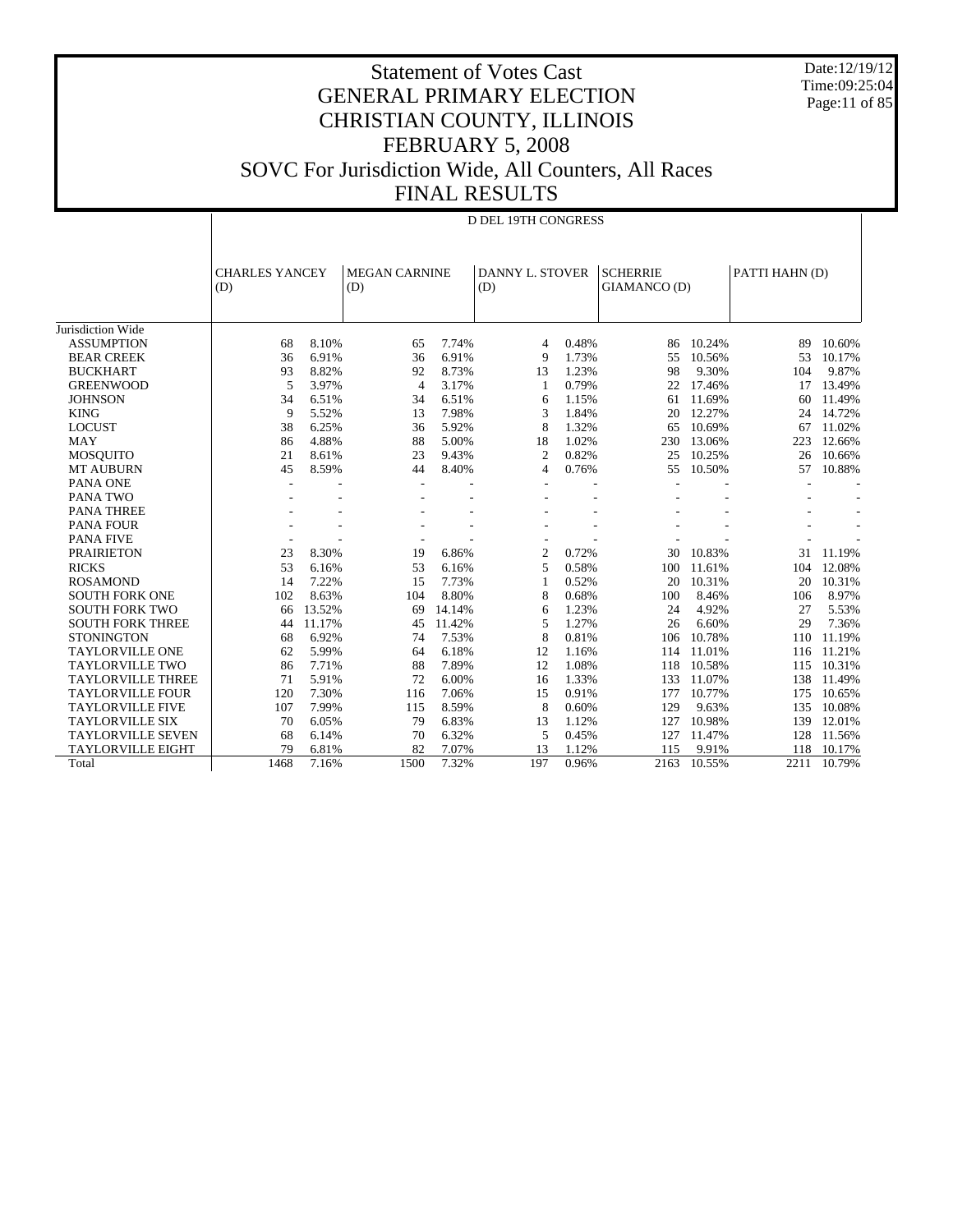# Statement of Votes Cast
# GENERAL PRIMARY ELECTION
# CHRISTIAN COUNTY, ILLINOIS
# FEBRUARY 5, 2008
# SOVC For Jurisdiction Wide, All Counters, All Races
# FINAL RESULTS

Date:12/19/12
Time:09:25:04

| | D DEL 19TH CONGRESS | | | | | | | | | |
|---|---|---|---|---|---|---|---|---|---|---|
| | CHARLES YANCEY (D) | | MEGAN CARNINE (D) | | DANNY L. STOVER (D) | | SCHERRIE GIAMANCO (D) | | PATTI HAHN (D) | |
| Jurisdiction Wide | | | | | | | | | | |
| ASSUMPTION | 68 | 8.10% | 65 | 7.74% | 4 | 0.48% | 86 | 10.24% | 89 | 10.60% |
| BEAR CREEK | 36 | 6.91% | 36 | 6.91% | 9 | 1.73% | 55 | 10.56% | 53 | 10.17% |
| BUCKHART | 93 | 8.82% | 92 | 8.73% | 13 | 1.23% | 98 | 9.30% | 104 | 9.87% |
| GREENWOOD | 5 | 3.97% | 4 | 3.17% | 1 | 0.79% | 22 | 17.46% | 17 | 13.49% |
| JOHNSON | 34 | 6.51% | 34 | 6.51% | 6 | 1.15% | 61 | 11.69% | 60 | 11.49% |
| KING | 9 | 5.52% | 13 | 7.98% | 3 | 1.84% | 20 | 12.27% | 24 | 14.72% |
| LOCUST | 38 | 6.25% | 36 | 5.92% | 8 | 1.32% | 65 | 10.69% | 67 | 11.02% |
| MAY | 86 | 4.88% | 88 | 5.00% | 18 | 1.02% | 230 | 13.06% | 223 | 12.66% |
| MOSQUITO | 21 | 8.61% | 23 | 9.43% | 2 | 0.82% | 25 | 10.25% | 26 | 10.66% |
| MT AUBURN | 45 | 8.59% | 44 | 8.40% | 4 | 0.76% | 55 | 10.50% | 57 | 10.88% |
| PANA ONE | - | - | - | - | - | - | - | - | - | - |
| PANA TWO | - | - | - | - | - | - | - | - | - | - |
| PANA THREE | - | - | - | - | - | - | - | - | - | - |
| PANA FOUR | - | - | - | - | - | - | - | - | - | - |
| PANA FIVE | - | - | - | - | - | - | - | - | - | - |
| PRAIRIETON | 23 | 8.30% | 19 | 6.86% | 2 | 0.72% | 30 | 10.83% | 31 | 11.19% |
| RICKS | 53 | 6.16% | 53 | 6.16% | 5 | 0.58% | 100 | 11.61% | 104 | 12.08% |
| ROSAMOND | 14 | 7.22% | 15 | 7.73% | 1 | 0.52% | 20 | 10.31% | 20 | 10.31% |
| SOUTH FORK ONE | 102 | 8.63% | 104 | 8.80% | 8 | 0.68% | 100 | 8.46% | 106 | 8.97% |
| SOUTH FORK TWO | 66 | 13.52% | 69 | 14.14% | 6 | 1.23% | 24 | 4.92% | 27 | 5.53% |
| SOUTH FORK THREE | 44 | 11.17% | 45 | 11.42% | 5 | 1.27% | 26 | 6.60% | 29 | 7.36% |
| STONINGTON | 68 | 6.92% | 74 | 7.53% | 8 | 0.81% | 106 | 10.78% | 110 | 11.19% |
| TAYLORVILLE ONE | 62 | 5.99% | 64 | 6.18% | 12 | 1.16% | 114 | 11.01% | 116 | 11.21% |
| TAYLORVILLE TWO | 86 | 7.71% | 88 | 7.89% | 12 | 1.08% | 118 | 10.58% | 115 | 10.31% |
| TAYLORVILLE THREE | 71 | 5.91% | 72 | 6.00% | 16 | 1.33% | 133 | 11.07% | 138 | 11.49% |
| TAYLORVILLE FOUR | 120 | 7.30% | 116 | 7.06% | 15 | 0.91% | 177 | 10.77% | 175 | 10.65% |
| TAYLORVILLE FIVE | 107 | 7.99% | 115 | 8.59% | 8 | 0.60% | 129 | 9.63% | 135 | 10.08% |
| TAYLORVILLE SIX | 70 | 6.05% | 79 | 6.83% | 13 | 1.12% | 127 | 10.98% | 139 | 12.01% |
| TAYLORVILLE SEVEN | 68 | 6.14% | 70 | 6.32% | 5 | 0.45% | 127 | 11.47% | 128 | 11.56% |
| TAYLORVILLE EIGHT | 79 | 6.81% | 82 | 7.07% | 13 | 1.12% | 115 | 9.91% | 118 | 10.17% |
| Total | 1468 | 7.16% | 1500 | 7.32% | 197 | 0.96% | 2163 | 10.55% | 2211 | 10.79% |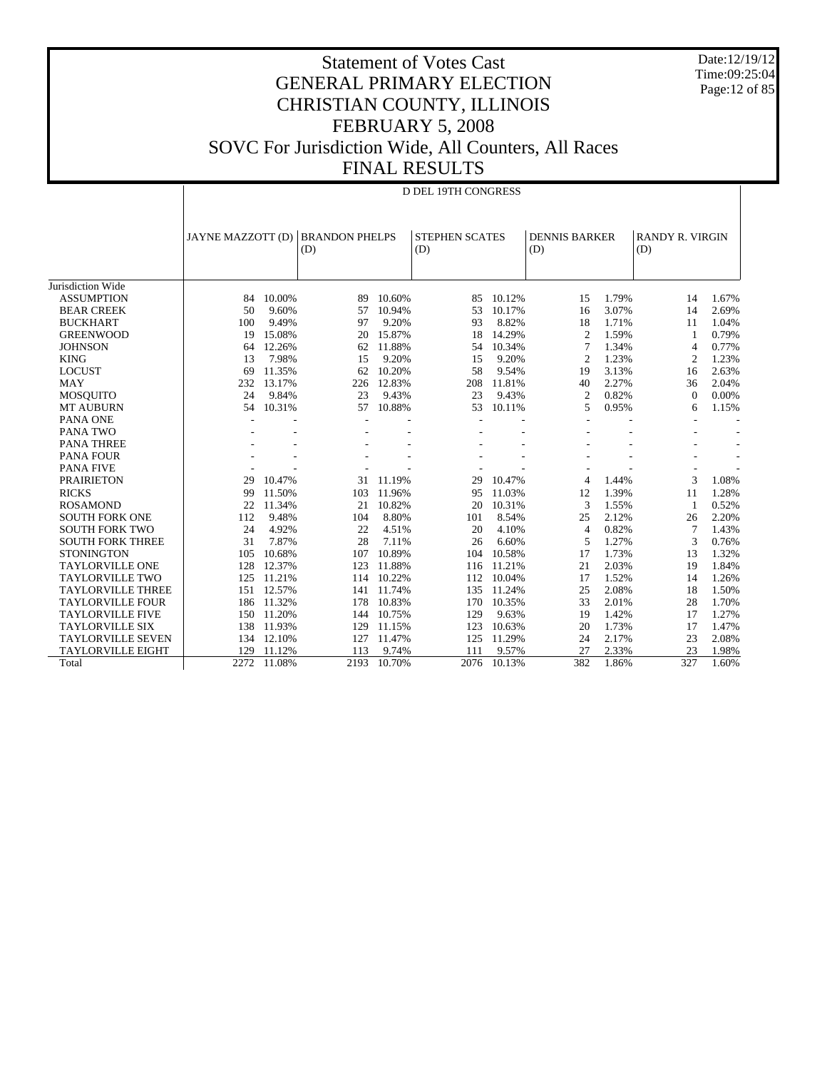# Statement of Votes Cast
## GENERAL PRIMARY ELECTION
## CHRISTIAN COUNTY, ILLINOIS
## FEBRUARY 5, 2008
## SOVC For Jurisdiction Wide, All Counters, All Races
## FINAL RESULTS

Date:12/19/12
Time:09:25:04

D DEL 19TH CONGRESS

| | JAYNE MAZZOTT (D) | | BRANDON PHELPS (D) | | STEPHEN SCATES (D) | | DENNIS BARKER (D) | | RANDY R. VIRGIN (D) | |
|---|---|---|---|---|---|---|---|---|---|---|
| Jurisdiction Wide | | | | | | | | | | |
| ASSUMPTION | 84 | 10.00% | 89 | 10.60% | 85 | 10.12% | 15 | 1.79% | 14 | 1.67% |
| BEAR CREEK | 50 | 9.60% | 57 | 10.94% | 53 | 10.17% | 16 | 3.07% | 14 | 2.69% |
| BUCKHART | 100 | 9.49% | 97 | 9.20% | 93 | 8.82% | 18 | 1.71% | 11 | 1.04% |
| GREENWOOD | 19 | 15.08% | 20 | 15.87% | 18 | 14.29% | 2 | 1.59% | 1 | 0.79% |
| JOHNSON | 64 | 12.26% | 62 | 11.88% | 54 | 10.34% | 7 | 1.34% | 4 | 0.77% |
| KING | 13 | 7.98% | 15 | 9.20% | 15 | 9.20% | 2 | 1.23% | 2 | 1.23% |
| LOCUST | 69 | 11.35% | 62 | 10.20% | 58 | 9.54% | 19 | 3.13% | 16 | 2.63% |
| MAY | 232 | 13.17% | 226 | 12.83% | 208 | 11.81% | 40 | 2.27% | 36 | 2.04% |
| MOSQUITO | 24 | 9.84% | 23 | 9.43% | 23 | 9.43% | 2 | 0.82% | 0 | 0.00% |
| MT AUBURN | 54 | 10.31% | 57 | 10.88% | 53 | 10.11% | 5 | 0.95% | 6 | 1.15% |
| PANA ONE | - | - | - | - | - | - | - | - | - | - |
| PANA TWO | - | - | - | - | - | - | - | - | - | - |
| PANA THREE | - | - | - | - | - | - | - | - | - | - |
| PANA FOUR | - | - | - | - | - | - | - | - | - | - |
| PANA FIVE | - | - | - | - | - | - | - | - | - | - |
| PRAIRIETON | 29 | 10.47% | 31 | 11.19% | 29 | 10.47% | 4 | 1.44% | 3 | 1.08% |
| RICKS | 99 | 11.50% | 103 | 11.96% | 95 | 11.03% | 12 | 1.39% | 11 | 1.28% |
| ROSAMOND | 22 | 11.34% | 21 | 10.82% | 20 | 10.31% | 3 | 1.55% | 1 | 0.52% |
| SOUTH FORK ONE | 112 | 9.48% | 104 | 8.80% | 101 | 8.54% | 25 | 2.12% | 26 | 2.20% |
| SOUTH FORK TWO | 24 | 4.92% | 22 | 4.51% | 20 | 4.10% | 4 | 0.82% | 7 | 1.43% |
| SOUTH FORK THREE | 31 | 7.87% | 28 | 7.11% | 26 | 6.60% | 5 | 1.27% | 3 | 0.76% |
| STONINGTON | 105 | 10.68% | 107 | 10.89% | 104 | 10.58% | 17 | 1.73% | 13 | 1.32% |
| TAYLORVILLE ONE | 128 | 12.37% | 123 | 11.88% | 116 | 11.21% | 21 | 2.03% | 19 | 1.84% |
| TAYLORVILLE TWO | 125 | 11.21% | 114 | 10.22% | 112 | 10.04% | 17 | 1.52% | 14 | 1.26% |
| TAYLORVILLE THREE | 151 | 12.57% | 141 | 11.74% | 135 | 11.24% | 25 | 2.08% | 18 | 1.50% |
| TAYLORVILLE FOUR | 186 | 11.32% | 178 | 10.83% | 170 | 10.35% | 33 | 2.01% | 28 | 1.70% |
| TAYLORVILLE FIVE | 150 | 11.20% | 144 | 10.75% | 129 | 9.63% | 19 | 1.42% | 17 | 1.27% |
| TAYLORVILLE SIX | 138 | 11.93% | 129 | 11.15% | 123 | 10.63% | 20 | 1.73% | 17 | 1.47% |
| TAYLORVILLE SEVEN | 134 | 12.10% | 127 | 11.47% | 125 | 11.29% | 24 | 2.17% | 23 | 2.08% |
| TAYLORVILLE EIGHT | 129 | 11.12% | 113 | 9.74% | 111 | 9.57% | 27 | 2.33% | 23 | 1.98% |
| Total | 2272 | 11.08% | 2193 | 10.70% | 2076 | 10.13% | 382 | 1.86% | 327 | 1.60% |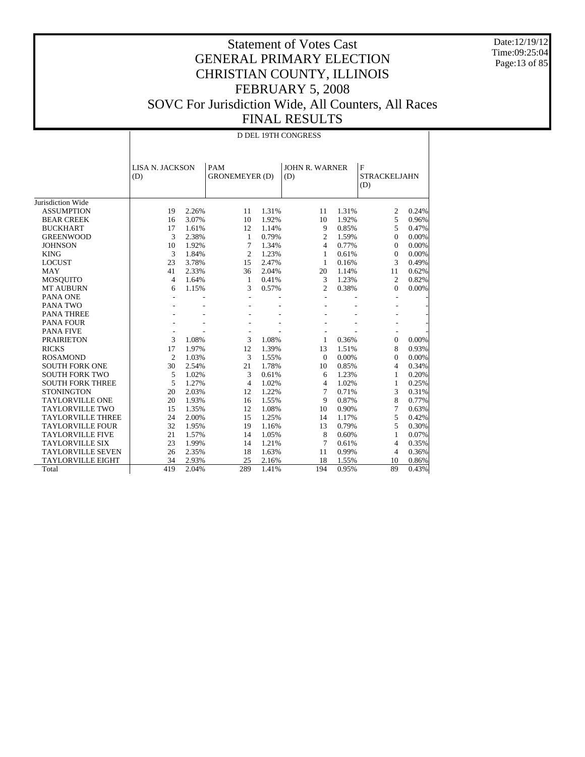# Statement of Votes Cast
# GENERAL PRIMARY ELECTION
# CHRISTIAN COUNTY, ILLINOIS
# FEBRUARY 5, 2008
# SOVC For Jurisdiction Wide, All Counters, All Races
# FINAL RESULTS

Date:12/19/12
Time:09:25:04

D DEL 19TH CONGRESS

| | LISA N. JACKSON (D) | | PAM GRONEMEYER (D) | | JOHN R. WARNER (D) | | F STRACKELJAHN (D) | |
|---|---|---|---|---|---|---|---|---|
| Jurisdiction Wide | | | | | | | | |
| ASSUMPTION | 19 | 2.26% | 11 | 1.31% | 11 | 1.31% | 2 | 0.24% |
| BEAR CREEK | 16 | 3.07% | 10 | 1.92% | 10 | 1.92% | 5 | 0.96% |
| BUCKHART | 17 | 1.61% | 12 | 1.14% | 9 | 0.85% | 5 | 0.47% |
| GREENWOOD | 3 | 2.38% | 1 | 0.79% | 2 | 1.59% | 0 | 0.00% |
| JOHNSON | 10 | 1.92% | 7 | 1.34% | 4 | 0.77% | 0 | 0.00% |
| KING | 3 | 1.84% | 2 | 1.23% | 1 | 0.61% | 0 | 0.00% |
| LOCUST | 23 | 3.78% | 15 | 2.47% | 1 | 0.16% | 3 | 0.49% |
| MAY | 41 | 2.33% | 36 | 2.04% | 20 | 1.14% | 11 | 0.62% |
| MOSQUITO | 4 | 1.64% | 1 | 0.41% | 3 | 1.23% | 2 | 0.82% |
| MT AUBURN | 6 | 1.15% | 3 | 0.57% | 2 | 0.38% | 0 | 0.00% |
| PANA ONE | - | - | - | - | - | - | - | - |
| PANA TWO | - | - | - | - | - | - | - | - |
| PANA THREE | - | - | - | - | - | - | - | - |
| PANA FOUR | - | - | - | - | - | - | - | - |
| PANA FIVE | - | - | - | - | - | - | - | - |
| PRAIRIETON | 3 | 1.08% | 3 | 1.08% | 1 | 0.36% | 0 | 0.00% |
| RICKS | 17 | 1.97% | 12 | 1.39% | 13 | 1.51% | 8 | 0.93% |
| ROSAMOND | 2 | 1.03% | 3 | 1.55% | 0 | 0.00% | 0 | 0.00% |
| SOUTH FORK ONE | 30 | 2.54% | 21 | 1.78% | 10 | 0.85% | 4 | 0.34% |
| SOUTH FORK TWO | 5 | 1.02% | 3 | 0.61% | 6 | 1.23% | 1 | 0.20% |
| SOUTH FORK THREE | 5 | 1.27% | 4 | 1.02% | 4 | 1.02% | 1 | 0.25% |
| STONINGTON | 20 | 2.03% | 12 | 1.22% | 7 | 0.71% | 3 | 0.31% |
| TAYLORVILLE ONE | 20 | 1.93% | 16 | 1.55% | 9 | 0.87% | 8 | 0.77% |
| TAYLORVILLE TWO | 15 | 1.35% | 12 | 1.08% | 10 | 0.90% | 7 | 0.63% |
| TAYLORVILLE THREE | 24 | 2.00% | 15 | 1.25% | 14 | 1.17% | 5 | 0.42% |
| TAYLORVILLE FOUR | 32 | 1.95% | 19 | 1.16% | 13 | 0.79% | 5 | 0.30% |
| TAYLORVILLE FIVE | 21 | 1.57% | 14 | 1.05% | 8 | 0.60% | 1 | 0.07% |
| TAYLORVILLE SIX | 23 | 1.99% | 14 | 1.21% | 7 | 0.61% | 4 | 0.35% |
| TAYLORVILLE SEVEN | 26 | 2.35% | 18 | 1.63% | 11 | 0.99% | 4 | 0.36% |
| TAYLORVILLE EIGHT | 34 | 2.93% | 25 | 2.16% | 18 | 1.55% | 10 | 0.86% |
| Total | 419 | 2.04% | 289 | 1.41% | 194 | 0.95% | 89 | 0.43% |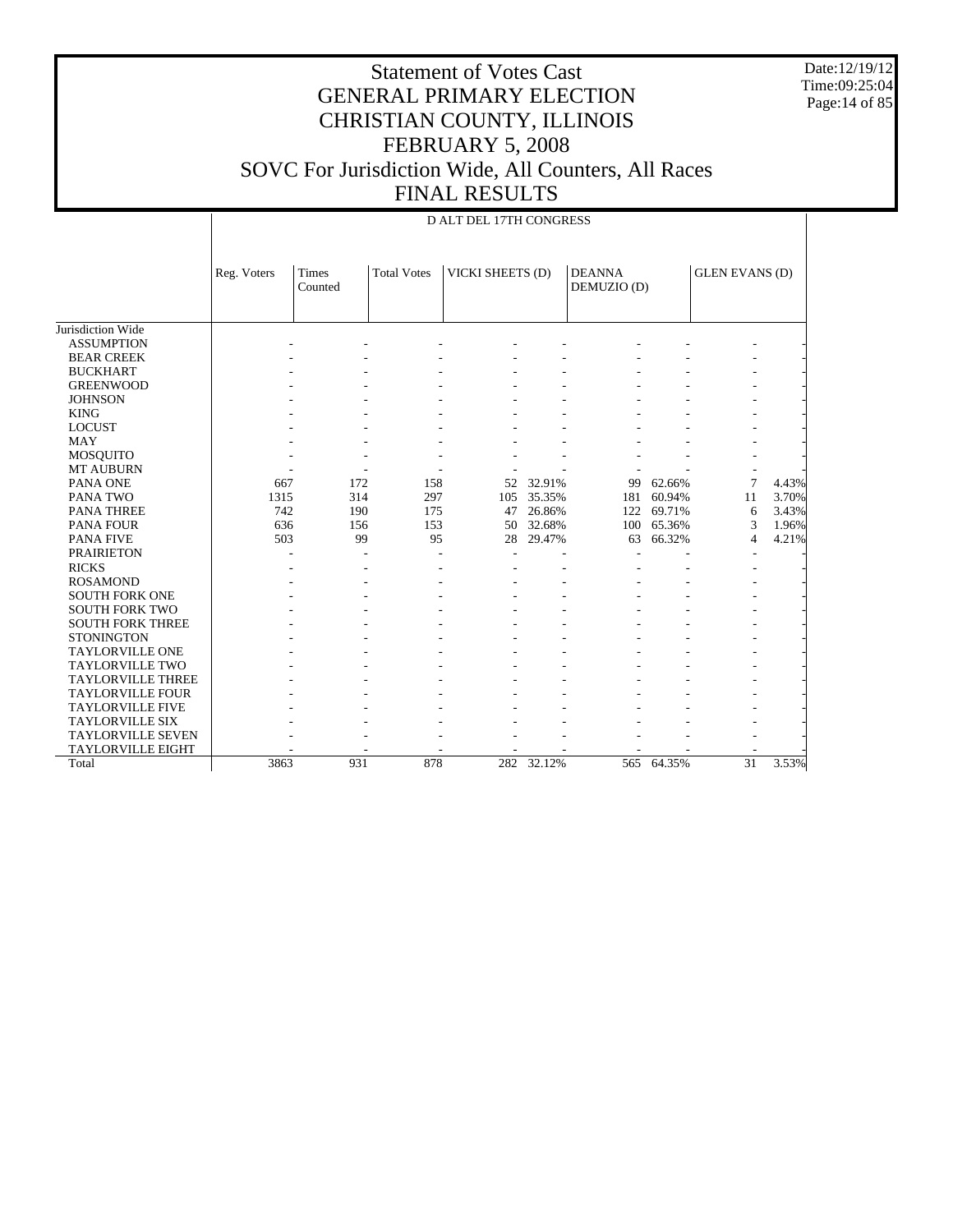# Statement of Votes Cast
# GENERAL PRIMARY ELECTION
# CHRISTIAN COUNTY, ILLINOIS
# FEBRUARY 5, 2008
# SOVC For Jurisdiction Wide, All Counters, All Races
# FINAL RESULTS

Date:12/19/12
Time:09:25:04

D ALT DEL 17TH CONGRESS

| | Reg. Voters | Times Counted | Total Votes | VICKI SHEETS (D) | | DEANNA DEMUZIO (D) | | GLEN EVANS (D) | |
|---|---|---|---|---|---|---|---|---|---|
| Jurisdiction Wide | | | | | | | | | |
| ASSUMPTION | - | - | - | - | - | - | - | - | - |
| BEAR CREEK | - | - | - | - | - | - | - | - | - |
| BUCKHART | - | - | - | - | - | - | - | - | - |
| GREENWOOD | - | - | - | - | - | - | - | - | - |
| JOHNSON | - | - | - | - | - | - | - | - | - |
| KING | - | - | - | - | - | - | - | - | - |
| LOCUST | - | - | - | - | - | - | - | - | - |
| MAY | - | - | - | - | - | - | - | - | - |
| MOSQUITO | - | - | - | - | - | - | - | - | - |
| MT AUBURN | - | - | - | - | - | - | - | - | - |
| PANA ONE | 667 | 172 | 158 | 52 | 32.91% | 99 | 62.66% | 7 | 4.43% |
| PANA TWO | 1315 | 314 | 297 | 105 | 35.35% | 181 | 60.94% | 11 | 3.70% |
| PANA THREE | 742 | 190 | 175 | 47 | 26.86% | 122 | 69.71% | 6 | 3.43% |
| PANA FOUR | 636 | 156 | 153 | 50 | 32.68% | 100 | 65.36% | 3 | 1.96% |
| PANA FIVE | 503 | 99 | 95 | 28 | 29.47% | 63 | 66.32% | 4 | 4.21% |
| PRAIRIETON | - | - | - | - | - | - | - | - | - |
| RICKS | - | - | - | - | - | - | - | - | - |
| ROSAMOND | - | - | - | - | - | - | - | - | - |
| SOUTH FORK ONE | - | - | - | - | - | - | - | - | - |
| SOUTH FORK TWO | - | - | - | - | - | - | - | - | - |
| SOUTH FORK THREE | - | - | - | - | - | - | - | - | - |
| STONINGTON | - | - | - | - | - | - | - | - | - |
| TAYLORVILLE ONE | - | - | - | - | - | - | - | - | - |
| TAYLORVILLE TWO | - | - | - | - | - | - | - | - | - |
| TAYLORVILLE THREE | - | - | - | - | - | - | - | - | - |
| TAYLORVILLE FOUR | - | - | - | - | - | - | - | - | - |
| TAYLORVILLE FIVE | - | - | - | - | - | - | - | - | - |
| TAYLORVILLE SIX | - | - | - | - | - | - | - | - | - |
| TAYLORVILLE SEVEN | - | - | - | - | - | - | - | - | - |
| TAYLORVILLE EIGHT | - | - | - | - | - | - | - | - | - |
| Total | 3863 | 931 | 878 | 282 | 32.12% | 565 | 64.35% | 31 | 3.53% |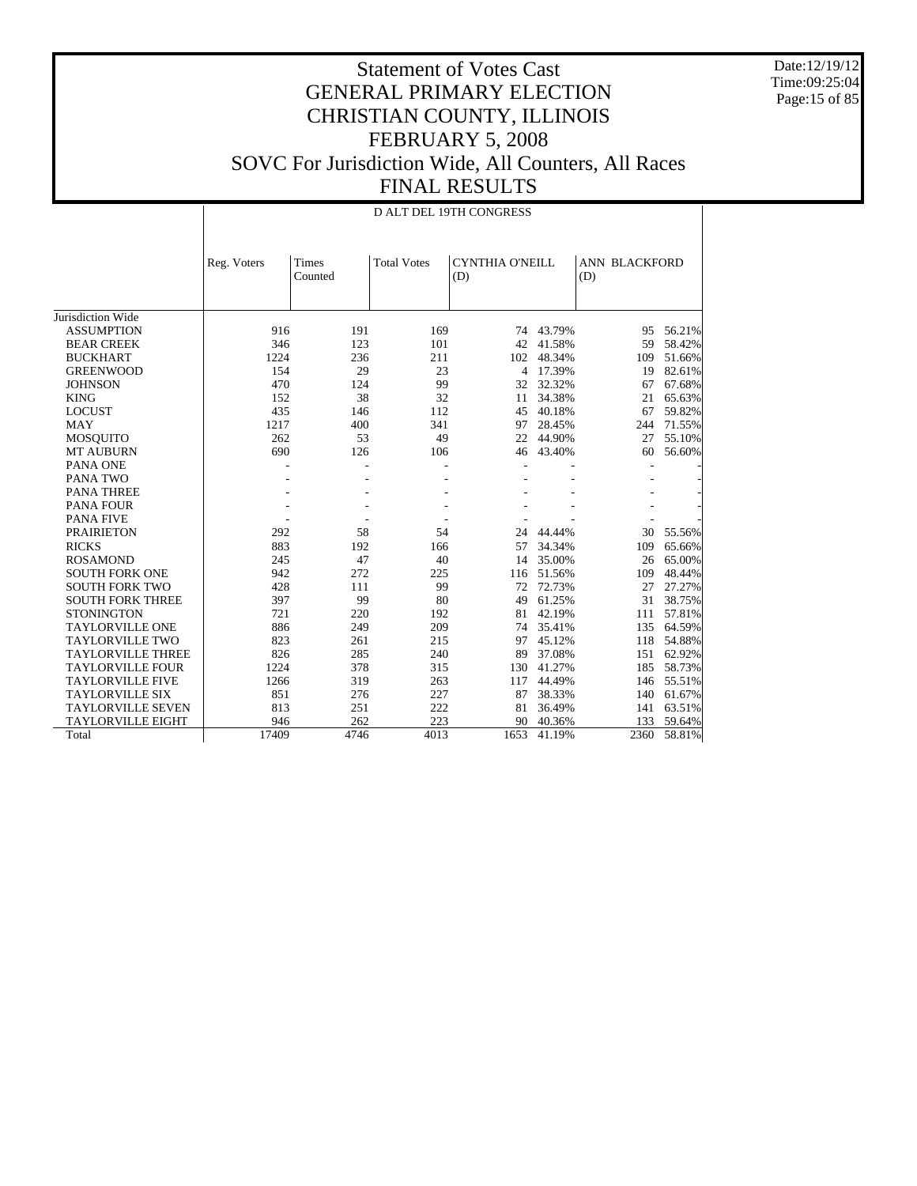# Statement of Votes Cast
# GENERAL PRIMARY ELECTION
# CHRISTIAN COUNTY, ILLINOIS
# FEBRUARY 5, 2008
# SOVC For Jurisdiction Wide, All Counters, All Races
# FINAL RESULTS

Date:12/19/12
Time:09:25:04

| | D ALT DEL 19TH CONGRESS | | | | | | |
|---|---|---|---|---|---|---|---|
| | Reg. Voters | Times Counted | Total Votes | CYNTHIA O'NEILL (D) | | ANN BLACKFORD (D) | |
| Jurisdiction Wide | | | | | | | |
| ASSUMPTION | 916 | 191 | 169 | 74 | 43.79% | 95 | 56.21% |
| BEAR CREEK | 346 | 123 | 101 | 42 | 41.58% | 59 | 58.42% |
| BUCKHART | 1224 | 236 | 211 | 102 | 48.34% | 109 | 51.66% |
| GREENWOOD | 154 | 29 | 23 | 4 | 17.39% | 19 | 82.61% |
| JOHNSON | 470 | 124 | 99 | 32 | 32.32% | 67 | 67.68% |
| KING | 152 | 38 | 32 | 11 | 34.38% | 21 | 65.63% |
| LOCUST | 435 | 146 | 112 | 45 | 40.18% | 67 | 59.82% |
| MAY | 1217 | 400 | 341 | 97 | 28.45% | 244 | 71.55% |
| MOSQUITO | 262 | 53 | 49 | 22 | 44.90% | 27 | 55.10% |
| MT AUBURN | 690 | 126 | 106 | 46 | 43.40% | 60 | 56.60% |
| PANA ONE | - | - | - | - | - | - | - |
| PANA TWO | - | - | - | - | - | - | - |
| PANA THREE | - | - | - | - | - | - | - |
| PANA FOUR | - | - | - | - | - | - | - |
| PANA FIVE | - | - | - | - | - | - | - |
| PRAIRIETON | 292 | 58 | 54 | 24 | 44.44% | 30 | 55.56% |
| RICKS | 883 | 192 | 166 | 57 | 34.34% | 109 | 65.66% |
| ROSAMOND | 245 | 47 | 40 | 14 | 35.00% | 26 | 65.00% |
| SOUTH FORK ONE | 942 | 272 | 225 | 116 | 51.56% | 109 | 48.44% |
| SOUTH FORK TWO | 428 | 111 | 99 | 72 | 72.73% | 27 | 27.27% |
| SOUTH FORK THREE | 397 | 99 | 80 | 49 | 61.25% | 31 | 38.75% |
| STONINGTON | 721 | 220 | 192 | 81 | 42.19% | 111 | 57.81% |
| TAYLORVILLE ONE | 886 | 249 | 209 | 74 | 35.41% | 135 | 64.59% |
| TAYLORVILLE TWO | 823 | 261 | 215 | 97 | 45.12% | 118 | 54.88% |
| TAYLORVILLE THREE | 826 | 285 | 240 | 89 | 37.08% | 151 | 62.92% |
| TAYLORVILLE FOUR | 1224 | 378 | 315 | 130 | 41.27% | 185 | 58.73% |
| TAYLORVILLE FIVE | 1266 | 319 | 263 | 117 | 44.49% | 146 | 55.51% |
| TAYLORVILLE SIX | 851 | 276 | 227 | 87 | 38.33% | 140 | 61.67% |
| TAYLORVILLE SEVEN | 813 | 251 | 222 | 81 | 36.49% | 141 | 63.51% |
| TAYLORVILLE EIGHT | 946 | 262 | 223 | 90 | 40.36% | 133 | 59.64% |
| Total | 17409 | 4746 | 4013 | 1653 | 41.19% | 2360 | 58.81% |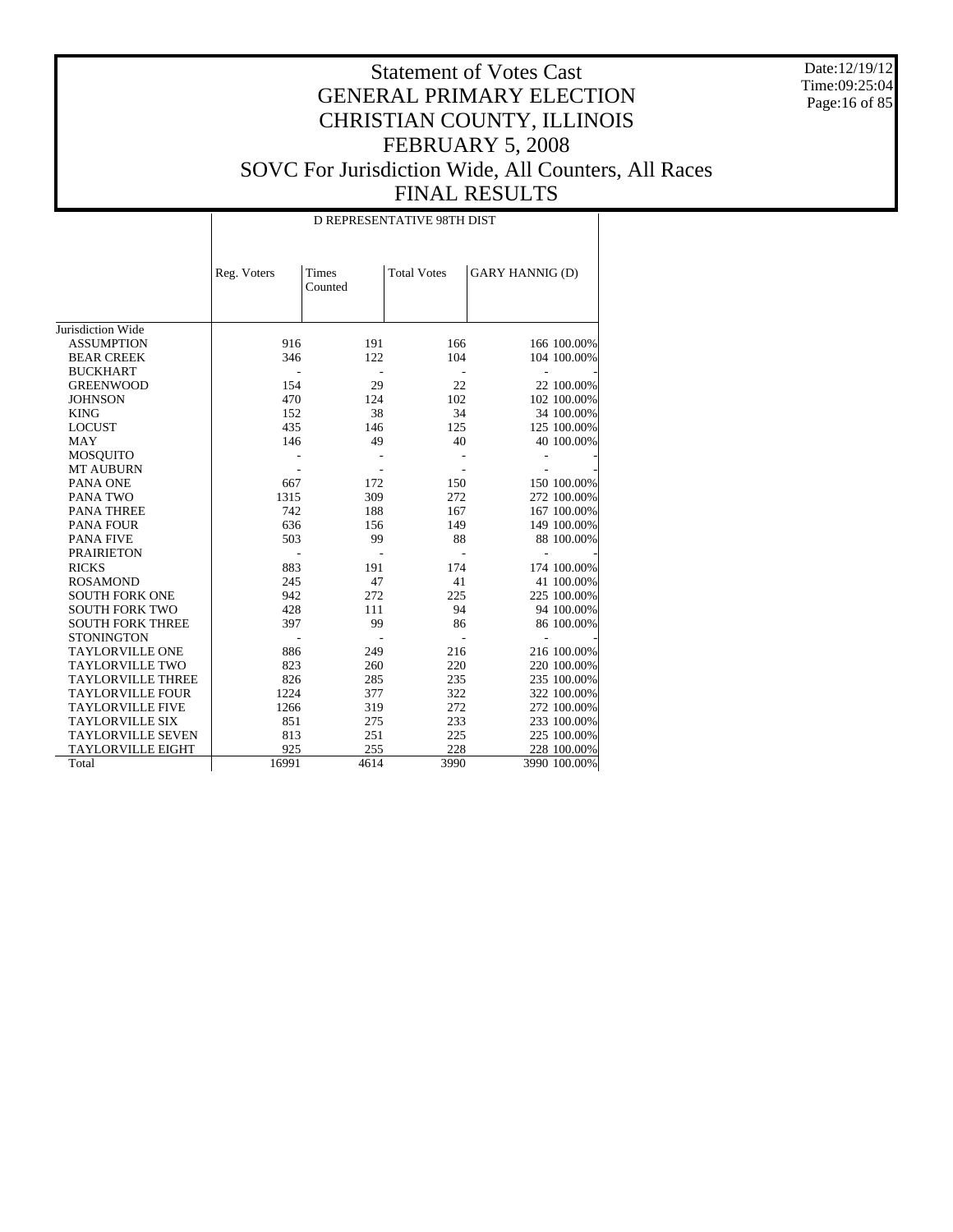# Statement of Votes Cast
# GENERAL PRIMARY ELECTION
# CHRISTIAN COUNTY, ILLINOIS
# FEBRUARY 5, 2008
# SOVC For Jurisdiction Wide, All Counters, All Races
# FINAL RESULTS

Date:12/19/12
Time:09:25:04

| | D REPRESENTATIVE 98TH DIST | | | | |
|---|---|---|---|---|---|
| | Reg. Voters | Times Counted | Total Votes | GARY HANNIG (D) | |
| Jurisdiction Wide | | | | | |
| ASSUMPTION | 916 | 191 | 166 | 166 | 100.00% |
| BEAR CREEK | 346 | 122 | 104 | 104 | 100.00% |
| BUCKHART | - | - | - | - | - |
| GREENWOOD | 154 | 29 | 22 | 22 | 100.00% |
| JOHNSON | 470 | 124 | 102 | 102 | 100.00% |
| KING | 152 | 38 | 34 | 34 | 100.00% |
| LOCUST | 435 | 146 | 125 | 125 | 100.00% |
| MAY | 146 | 49 | 40 | 40 | 100.00% |
| MOSQUITO | - | - | - | - | - |
| MT AUBURN | - | - | - | - | - |
| PANA ONE | 667 | 172 | 150 | 150 | 100.00% |
| PANA TWO | 1315 | 309 | 272 | 272 | 100.00% |
| PANA THREE | 742 | 188 | 167 | 167 | 100.00% |
| PANA FOUR | 636 | 156 | 149 | 149 | 100.00% |
| PANA FIVE | 503 | 99 | 88 | 88 | 100.00% |
| PRAIRIETON | - | - | - | - | - |
| RICKS | 883 | 191 | 174 | 174 | 100.00% |
| ROSAMOND | 245 | 47 | 41 | 41 | 100.00% |
| SOUTH FORK ONE | 942 | 272 | 225 | 225 | 100.00% |
| SOUTH FORK TWO | 428 | 111 | 94 | 94 | 100.00% |
| SOUTH FORK THREE | 397 | 99 | 86 | 86 | 100.00% |
| STONINGTON | - | - | - | - | - |
| TAYLORVILLE ONE | 886 | 249 | 216 | 216 | 100.00% |
| TAYLORVILLE TWO | 823 | 260 | 220 | 220 | 100.00% |
| TAYLORVILLE THREE | 826 | 285 | 235 | 235 | 100.00% |
| TAYLORVILLE FOUR | 1224 | 377 | 322 | 322 | 100.00% |
| TAYLORVILLE FIVE | 1266 | 319 | 272 | 272 | 100.00% |
| TAYLORVILLE SIX | 851 | 275 | 233 | 233 | 100.00% |
| TAYLORVILLE SEVEN | 813 | 251 | 225 | 225 | 100.00% |
| TAYLORVILLE EIGHT | 925 | 255 | 228 | 228 | 100.00% |
| Total | 16991 | 4614 | 3990 | 3990 | 100.00% |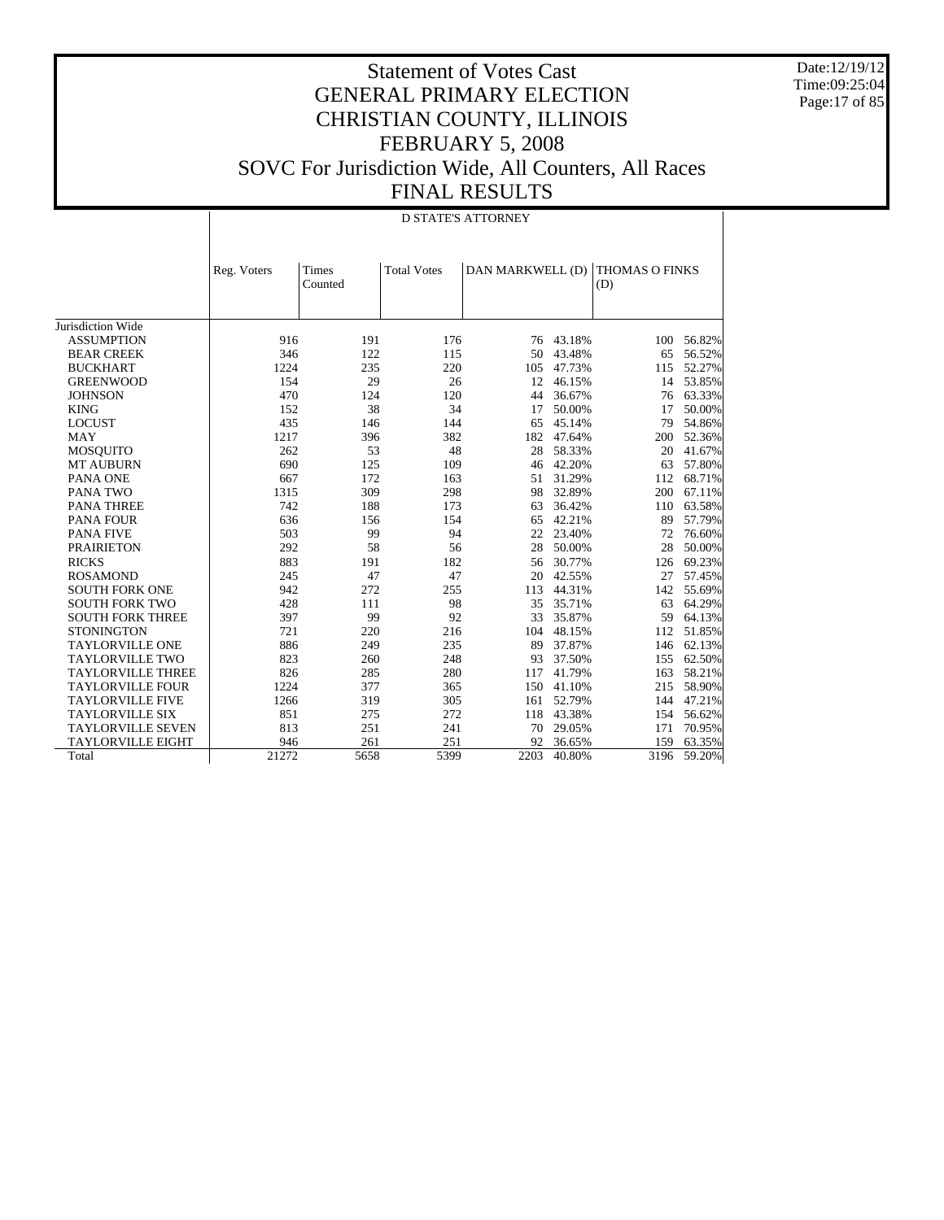# Statement of Votes Cast
# GENERAL PRIMARY ELECTION
# CHRISTIAN COUNTY, ILLINOIS
# FEBRUARY 5, 2008
# SOVC For Jurisdiction Wide, All Counters, All Races
# FINAL RESULTS

Date:12/19/12
Time:09:25:04

D STATE'S ATTORNEY

| | Reg. Voters | Times Counted | Total Votes | DAN MARKWELL (D) | | THOMAS O FINKS (D) | |
|---|---|---|---|---|---|---|---|
| Jurisdiction Wide | | | | | | | |
| ASSUMPTION | 916 | 191 | 176 | 76 | 43.18% | 100 | 56.82% |
| BEAR CREEK | 346 | 122 | 115 | 50 | 43.48% | 65 | 56.52% |
| BUCKHART | 1224 | 235 | 220 | 105 | 47.73% | 115 | 52.27% |
| GREENWOOD | 154 | 29 | 26 | 12 | 46.15% | 14 | 53.85% |
| JOHNSON | 470 | 124 | 120 | 44 | 36.67% | 76 | 63.33% |
| KING | 152 | 38 | 34 | 17 | 50.00% | 17 | 50.00% |
| LOCUST | 435 | 146 | 144 | 65 | 45.14% | 79 | 54.86% |
| MAY | 1217 | 396 | 382 | 182 | 47.64% | 200 | 52.36% |
| MOSQUITO | 262 | 53 | 48 | 28 | 58.33% | 20 | 41.67% |
| MT AUBURN | 690 | 125 | 109 | 46 | 42.20% | 63 | 57.80% |
| PANA ONE | 667 | 172 | 163 | 51 | 31.29% | 112 | 68.71% |
| PANA TWO | 1315 | 309 | 298 | 98 | 32.89% | 200 | 67.11% |
| PANA THREE | 742 | 188 | 173 | 63 | 36.42% | 110 | 63.58% |
| PANA FOUR | 636 | 156 | 154 | 65 | 42.21% | 89 | 57.79% |
| PANA FIVE | 503 | 99 | 94 | 22 | 23.40% | 72 | 76.60% |
| PRAIRIETON | 292 | 58 | 56 | 28 | 50.00% | 28 | 50.00% |
| RICKS | 883 | 191 | 182 | 56 | 30.77% | 126 | 69.23% |
| ROSAMOND | 245 | 47 | 47 | 20 | 42.55% | 27 | 57.45% |
| SOUTH FORK ONE | 942 | 272 | 255 | 113 | 44.31% | 142 | 55.69% |
| SOUTH FORK TWO | 428 | 111 | 98 | 35 | 35.71% | 63 | 64.29% |
| SOUTH FORK THREE | 397 | 99 | 92 | 33 | 35.87% | 59 | 64.13% |
| STONINGTON | 721 | 220 | 216 | 104 | 48.15% | 112 | 51.85% |
| TAYLORVILLE ONE | 886 | 249 | 235 | 89 | 37.87% | 146 | 62.13% |
| TAYLORVILLE TWO | 823 | 260 | 248 | 93 | 37.50% | 155 | 62.50% |
| TAYLORVILLE THREE | 826 | 285 | 280 | 117 | 41.79% | 163 | 58.21% |
| TAYLORVILLE FOUR | 1224 | 377 | 365 | 150 | 41.10% | 215 | 58.90% |
| TAYLORVILLE FIVE | 1266 | 319 | 305 | 161 | 52.79% | 144 | 47.21% |
| TAYLORVILLE SIX | 851 | 275 | 272 | 118 | 43.38% | 154 | 56.62% |
| TAYLORVILLE SEVEN | 813 | 251 | 241 | 70 | 29.05% | 171 | 70.95% |
| TAYLORVILLE EIGHT | 946 | 261 | 251 | 92 | 36.65% | 159 | 63.35% |
| Total | 21272 | 5658 | 5399 | 2203 | 40.80% | 3196 | 59.20% |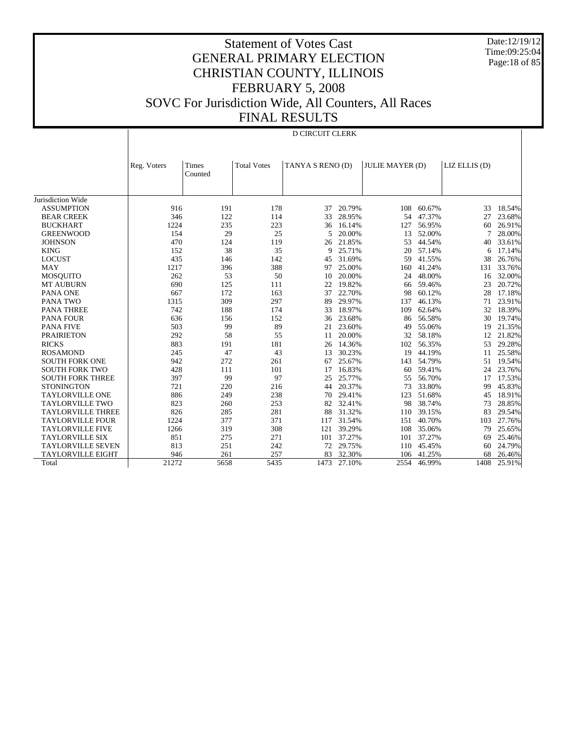# Statement of Votes Cast
# GENERAL PRIMARY ELECTION
# CHRISTIAN COUNTY, ILLINOIS
# FEBRUARY 5, 2008
# SOVC For Jurisdiction Wide, All Counters, All Races
# FINAL RESULTS

Date:12/19/12
Time:09:25:04

## D CIRCUIT CLERK

| | Reg. Voters | Times Counted | Total Votes | TANYA S RENO (D) | | JULIE MAYER (D) | | LIZ ELLIS (D) | |
|---|---|---|---|---|---|---|---|---|---|
| Jurisdiction Wide | | | | | | | | | |
| ASSUMPTION | 916 | 191 | 178 | 37 | 20.79% | 108 | 60.67% | 33 | 18.54% |
| BEAR CREEK | 346 | 122 | 114 | 33 | 28.95% | 54 | 47.37% | 27 | 23.68% |
| BUCKHART | 1224 | 235 | 223 | 36 | 16.14% | 127 | 56.95% | 60 | 26.91% |
| GREENWOOD | 154 | 29 | 25 | 5 | 20.00% | 13 | 52.00% | 7 | 28.00% |
| JOHNSON | 470 | 124 | 119 | 26 | 21.85% | 53 | 44.54% | 40 | 33.61% |
| KING | 152 | 38 | 35 | 9 | 25.71% | 20 | 57.14% | 6 | 17.14% |
| LOCUST | 435 | 146 | 142 | 45 | 31.69% | 59 | 41.55% | 38 | 26.76% |
| MAY | 1217 | 396 | 388 | 97 | 25.00% | 160 | 41.24% | 131 | 33.76% |
| MOSQUITO | 262 | 53 | 50 | 10 | 20.00% | 24 | 48.00% | 16 | 32.00% |
| MT AUBURN | 690 | 125 | 111 | 22 | 19.82% | 66 | 59.46% | 23 | 20.72% |
| PANA ONE | 667 | 172 | 163 | 37 | 22.70% | 98 | 60.12% | 28 | 17.18% |
| PANA TWO | 1315 | 309 | 297 | 89 | 29.97% | 137 | 46.13% | 71 | 23.91% |
| PANA THREE | 742 | 188 | 174 | 33 | 18.97% | 109 | 62.64% | 32 | 18.39% |
| PANA FOUR | 636 | 156 | 152 | 36 | 23.68% | 86 | 56.58% | 30 | 19.74% |
| PANA FIVE | 503 | 99 | 89 | 21 | 23.60% | 49 | 55.06% | 19 | 21.35% |
| PRAIRIETON | 292 | 58 | 55 | 11 | 20.00% | 32 | 58.18% | 12 | 21.82% |
| RICKS | 883 | 191 | 181 | 26 | 14.36% | 102 | 56.35% | 53 | 29.28% |
| ROSAMOND | 245 | 47 | 43 | 13 | 30.23% | 19 | 44.19% | 11 | 25.58% |
| SOUTH FORK ONE | 942 | 272 | 261 | 67 | 25.67% | 143 | 54.79% | 51 | 19.54% |
| SOUTH FORK TWO | 428 | 111 | 101 | 17 | 16.83% | 60 | 59.41% | 24 | 23.76% |
| SOUTH FORK THREE | 397 | 99 | 97 | 25 | 25.77% | 55 | 56.70% | 17 | 17.53% |
| STONINGTON | 721 | 220 | 216 | 44 | 20.37% | 73 | 33.80% | 99 | 45.83% |
| TAYLORVILLE ONE | 886 | 249 | 238 | 70 | 29.41% | 123 | 51.68% | 45 | 18.91% |
| TAYLORVILLE TWO | 823 | 260 | 253 | 82 | 32.41% | 98 | 38.74% | 73 | 28.85% |
| TAYLORVILLE THREE | 826 | 285 | 281 | 88 | 31.32% | 110 | 39.15% | 83 | 29.54% |
| TAYLORVILLE FOUR | 1224 | 377 | 371 | 117 | 31.54% | 151 | 40.70% | 103 | 27.76% |
| TAYLORVILLE FIVE | 1266 | 319 | 308 | 121 | 39.29% | 108 | 35.06% | 79 | 25.65% |
| TAYLORVILLE SIX | 851 | 275 | 271 | 101 | 37.27% | 101 | 37.27% | 69 | 25.46% |
| TAYLORVILLE SEVEN | 813 | 251 | 242 | 72 | 29.75% | 110 | 45.45% | 60 | 24.79% |
| TAYLORVILLE EIGHT | 946 | 261 | 257 | 83 | 32.30% | 106 | 41.25% | 68 | 26.46% |
| Total | 21272 | 5658 | 5435 | 1473 | 27.10% | 2554 | 46.99% | 1408 | 25.91% |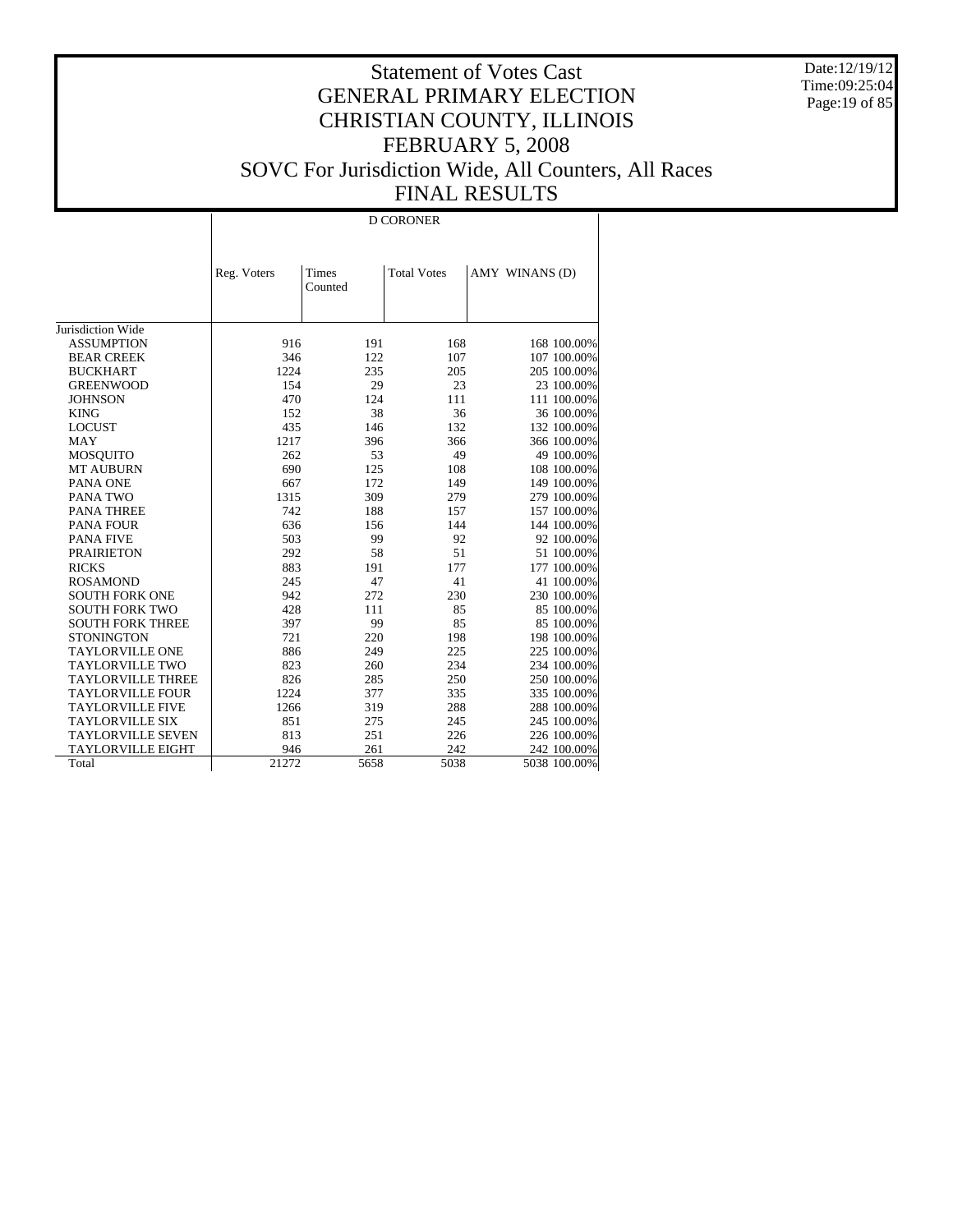# Statement of Votes Cast
# GENERAL PRIMARY ELECTION
# CHRISTIAN COUNTY, ILLINOIS
# FEBRUARY 5, 2008
# SOVC For Jurisdiction Wide, All Counters, All Races
# FINAL RESULTS

Date:12/19/12
Time:09:25:04

| | D CORONER | | | | |
|---|---|---|---|---|---|
| | Reg. Voters | Times Counted | Total Votes | AMY WINANS (D) | |
| Jurisdiction Wide | | | | | |
| ASSUMPTION | 916 | 191 | 168 | 168 | 100.00% |
| BEAR CREEK | 346 | 122 | 107 | 107 | 100.00% |
| BUCKHART | 1224 | 235 | 205 | 205 | 100.00% |
| GREENWOOD | 154 | 29 | 23 | 23 | 100.00% |
| JOHNSON | 470 | 124 | 111 | 111 | 100.00% |
| KING | 152 | 38 | 36 | 36 | 100.00% |
| LOCUST | 435 | 146 | 132 | 132 | 100.00% |
| MAY | 1217 | 396 | 366 | 366 | 100.00% |
| MOSQUITO | 262 | 53 | 49 | 49 | 100.00% |
| MT AUBURN | 690 | 125 | 108 | 108 | 100.00% |
| PANA ONE | 667 | 172 | 149 | 149 | 100.00% |
| PANA TWO | 1315 | 309 | 279 | 279 | 100.00% |
| PANA THREE | 742 | 188 | 157 | 157 | 100.00% |
| PANA FOUR | 636 | 156 | 144 | 144 | 100.00% |
| PANA FIVE | 503 | 99 | 92 | 92 | 100.00% |
| PRAIRIETON | 292 | 58 | 51 | 51 | 100.00% |
| RICKS | 883 | 191 | 177 | 177 | 100.00% |
| ROSAMOND | 245 | 47 | 41 | 41 | 100.00% |
| SOUTH FORK ONE | 942 | 272 | 230 | 230 | 100.00% |
| SOUTH FORK TWO | 428 | 111 | 85 | 85 | 100.00% |
| SOUTH FORK THREE | 397 | 99 | 85 | 85 | 100.00% |
| STONINGTON | 721 | 220 | 198 | 198 | 100.00% |
| TAYLORVILLE ONE | 886 | 249 | 225 | 225 | 100.00% |
| TAYLORVILLE TWO | 823 | 260 | 234 | 234 | 100.00% |
| TAYLORVILLE THREE | 826 | 285 | 250 | 250 | 100.00% |
| TAYLORVILLE FOUR | 1224 | 377 | 335 | 335 | 100.00% |
| TAYLORVILLE FIVE | 1266 | 319 | 288 | 288 | 100.00% |
| TAYLORVILLE SIX | 851 | 275 | 245 | 245 | 100.00% |
| TAYLORVILLE SEVEN | 813 | 251 | 226 | 226 | 100.00% |
| TAYLORVILLE EIGHT | 946 | 261 | 242 | 242 | 100.00% |
| Total | 21272 | 5658 | 5038 | 5038 | 100.00% |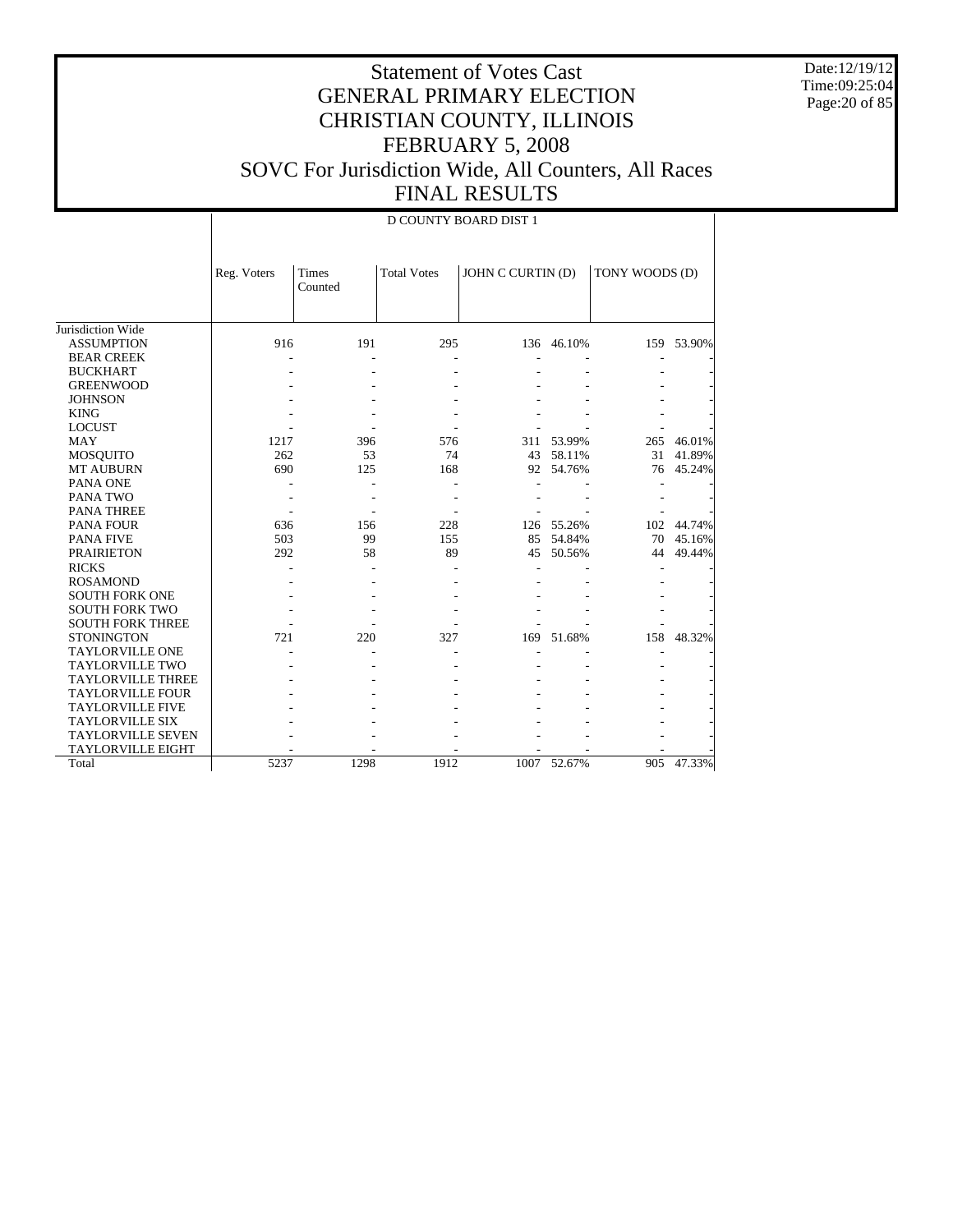# Statement of Votes Cast
## GENERAL PRIMARY ELECTION
## CHRISTIAN COUNTY, ILLINOIS
## FEBRUARY 5, 2008
## SOVC For Jurisdiction Wide, All Counters, All Races
## FINAL RESULTS

Date:12/19/12
Time:09:25:04

| | D COUNTY BOARD DIST 1 | | | | | | |
|---|---|---|---|---|---|---|---|
| | Reg. Voters | Times Counted | Total Votes | JOHN C CURTIN (D) | | TONY WOODS (D) | |
| Jurisdiction Wide | | | | | | | |
| ASSUMPTION | 916 | 191 | 295 | 136 | 46.10% | 159 | 53.90% |
| BEAR CREEK | - | - | - | - | - | - | - |
| BUCKHART | - | - | - | - | - | - | - |
| GREENWOOD | - | - | - | - | - | - | - |
| JOHNSON | - | - | - | - | - | - | - |
| KING | - | - | - | - | - | - | - |
| LOCUST | - | - | - | - | - | - | - |
| MAY | 1217 | 396 | 576 | 311 | 53.99% | 265 | 46.01% |
| MOSQUITO | 262 | 53 | 74 | 43 | 58.11% | 31 | 41.89% |
| MT AUBURN | 690 | 125 | 168 | 92 | 54.76% | 76 | 45.24% |
| PANA ONE | - | - | - | - | - | - | - |
| PANA TWO | - | - | - | - | - | - | - |
| PANA THREE | - | - | - | - | - | - | - |
| PANA FOUR | 636 | 156 | 228 | 126 | 55.26% | 102 | 44.74% |
| PANA FIVE | 503 | 99 | 155 | 85 | 54.84% | 70 | 45.16% |
| PRAIRIETON | 292 | 58 | 89 | 45 | 50.56% | 44 | 49.44% |
| RICKS | - | - | - | - | - | - | - |
| ROSAMOND | - | - | - | - | - | - | - |
| SOUTH FORK ONE | - | - | - | - | - | - | - |
| SOUTH FORK TWO | - | - | - | - | - | - | - |
| SOUTH FORK THREE | - | - | - | - | - | - | - |
| STONINGTON | 721 | 220 | 327 | 169 | 51.68% | 158 | 48.32% |
| TAYLORVILLE ONE | - | - | - | - | - | - | - |
| TAYLORVILLE TWO | - | - | - | - | - | - | - |
| TAYLORVILLE THREE | - | - | - | - | - | - | - |
| TAYLORVILLE FOUR | - | - | - | - | - | - | - |
| TAYLORVILLE FIVE | - | - | - | - | - | - | - |
| TAYLORVILLE SIX | - | - | - | - | - | - | - |
| TAYLORVILLE SEVEN | - | - | - | - | - | - | - |
| TAYLORVILLE EIGHT | - | - | - | - | - | - | - |
| Total | 5237 | 1298 | 1912 | 1007 | 52.67% | 905 | 47.33% |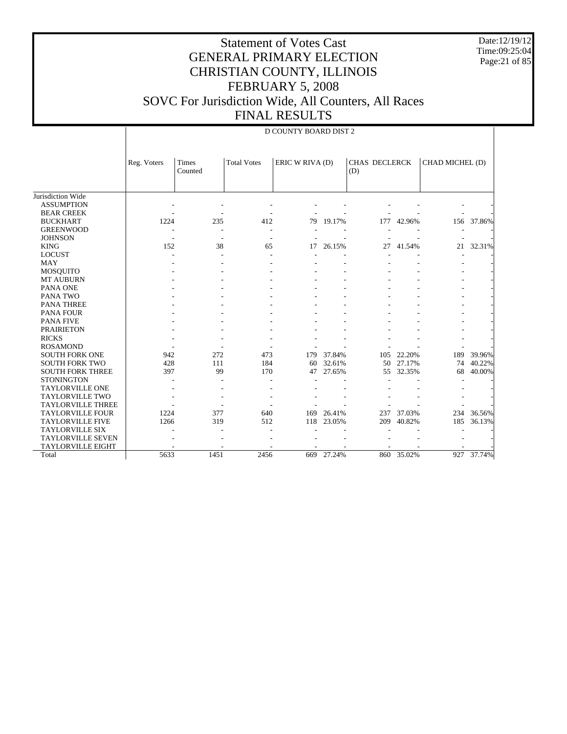# Statement of Votes Cast
# GENERAL PRIMARY ELECTION
# CHRISTIAN COUNTY, ILLINOIS
# FEBRUARY 5, 2008
# SOVC For Jurisdiction Wide, All Counters, All Races
# FINAL RESULTS

Date:12/19/12
Time:09:25:04

D COUNTY BOARD DIST 2

| | Reg. Voters | Times Counted | Total Votes | ERIC W RIVA (D) | | CHAS DECLERCK (D) | | CHAD MICHEL (D) | |
|---|---|---|---|---|---|---|---|---|---|
| Jurisdiction Wide | | | | | | | | | |
| ASSUMPTION | - | - | - | - | - | - | - | - | - |
| BEAR CREEK | - | - | - | - | - | - | - | - | - |
| BUCKHART | 1224 | 235 | 412 | 79 | 19.17% | 177 | 42.96% | 156 | 37.86% |
| GREENWOOD | - | - | - | - | - | - | - | - | - |
| JOHNSON | - | - | - | - | - | - | - | - | - |
| KING | 152 | 38 | 65 | 17 | 26.15% | 27 | 41.54% | 21 | 32.31% |
| LOCUST | - | - | - | - | - | - | - | - | - |
| MAY | - | - | - | - | - | - | - | - | - |
| MOSQUITO | - | - | - | - | - | - | - | - | - |
| MT AUBURN | - | - | - | - | - | - | - | - | - |
| PANA ONE | - | - | - | - | - | - | - | - | - |
| PANA TWO | - | - | - | - | - | - | - | - | - |
| PANA THREE | - | - | - | - | - | - | - | - | - |
| PANA FOUR | - | - | - | - | - | - | - | - | - |
| PANA FIVE | - | - | - | - | - | - | - | - | - |
| PRAIRIETON | - | - | - | - | - | - | - | - | - |
| RICKS | - | - | - | - | - | - | - | - | - |
| ROSAMOND | - | - | - | - | - | - | - | - | - |
| SOUTH FORK ONE | 942 | 272 | 473 | 179 | 37.84% | 105 | 22.20% | 189 | 39.96% |
| SOUTH FORK TWO | 428 | 111 | 184 | 60 | 32.61% | 50 | 27.17% | 74 | 40.22% |
| SOUTH FORK THREE | 397 | 99 | 170 | 47 | 27.65% | 55 | 32.35% | 68 | 40.00% |
| STONINGTON | - | - | - | - | - | - | - | - | - |
| TAYLORVILLE ONE | - | - | - | - | - | - | - | - | - |
| TAYLORVILLE TWO | - | - | - | - | - | - | - | - | - |
| TAYLORVILLE THREE | - | - | - | - | - | - | - | - | - |
| TAYLORVILLE FOUR | 1224 | 377 | 640 | 169 | 26.41% | 237 | 37.03% | 234 | 36.56% |
| TAYLORVILLE FIVE | 1266 | 319 | 512 | 118 | 23.05% | 209 | 40.82% | 185 | 36.13% |
| TAYLORVILLE SIX | - | - | - | - | - | - | - | - | - |
| TAYLORVILLE SEVEN | - | - | - | - | - | - | - | - | - |
| TAYLORVILLE EIGHT | - | - | - | - | - | - | - | - | - |
| Total | 5633 | 1451 | 2456 | 669 | 27.24% | 860 | 35.02% | 927 | 37.74% |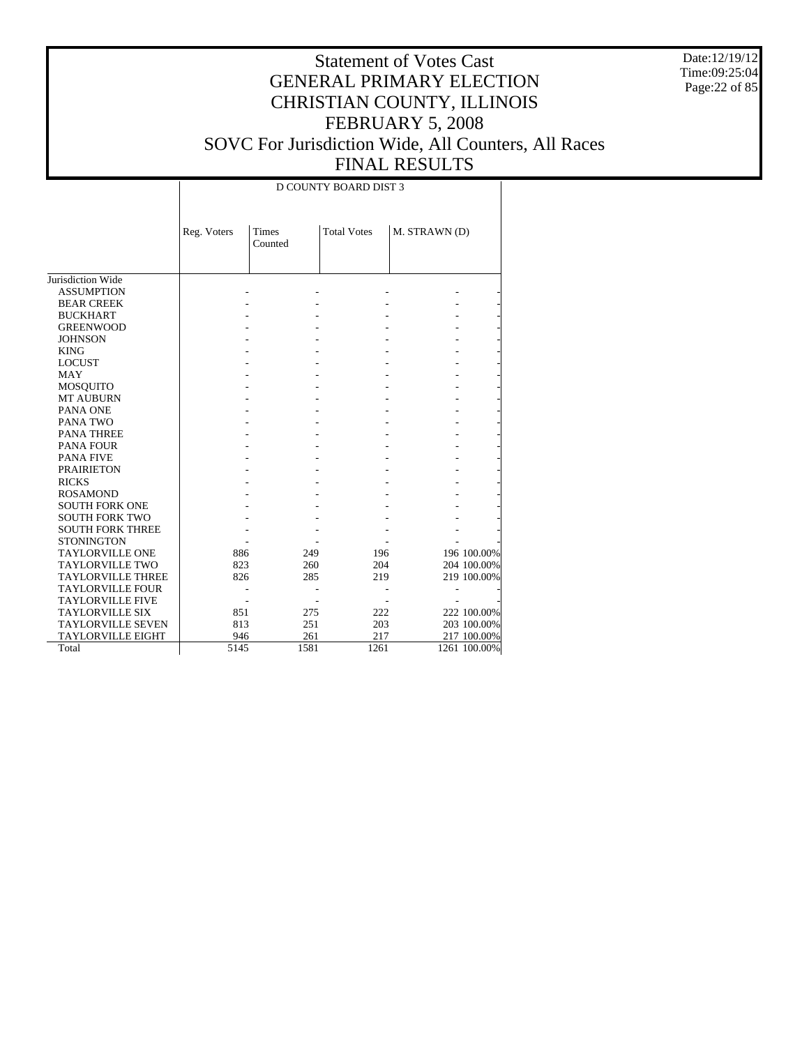# Statement of Votes Cast
# GENERAL PRIMARY ELECTION
# CHRISTIAN COUNTY, ILLINOIS
# FEBRUARY 5, 2008
# SOVC For Jurisdiction Wide, All Counters, All Races
# FINAL RESULTS

Date:12/19/12
Time:09:25:04

| | D COUNTY BOARD DIST 3 | | | | |
|---|---|---|---|---|---|
| | Reg. Voters | Times Counted | Total Votes | M. STRAWN (D) | |
| Jurisdiction Wide | | | | | |
| ASSUMPTION | - | - | - | - | - |
| BEAR CREEK | - | - | - | - | - |
| BUCKHART | - | - | - | - | - |
| GREENWOOD | - | - | - | - | - |
| JOHNSON | - | - | - | - | - |
| KING | - | - | - | - | - |
| LOCUST | - | - | - | - | - |
| MAY | - | - | - | - | - |
| MOSQUITO | - | - | - | - | - |
| MT AUBURN | - | - | - | - | - |
| PANA ONE | - | - | - | - | - |
| PANA TWO | - | - | - | - | - |
| PANA THREE | - | - | - | - | - |
| PANA FOUR | - | - | - | - | - |
| PANA FIVE | - | - | - | - | - |
| PRAIRIETON | - | - | - | - | - |
| RICKS | - | - | - | - | - |
| ROSAMOND | - | - | - | - | - |
| SOUTH FORK ONE | - | - | - | - | - |
| SOUTH FORK TWO | - | - | - | - | - |
| SOUTH FORK THREE | - | - | - | - | - |
| STONINGTON | - | - | - | - | - |
| TAYLORVILLE ONE | 886 | 249 | 196 | 196 | 100.00% |
| TAYLORVILLE TWO | 823 | 260 | 204 | 204 | 100.00% |
| TAYLORVILLE THREE | 826 | 285 | 219 | 219 | 100.00% |
| TAYLORVILLE FOUR | - | - | - | - | - |
| TAYLORVILLE FIVE | - | - | - | - | - |
| TAYLORVILLE SIX | 851 | 275 | 222 | 222 | 100.00% |
| TAYLORVILLE SEVEN | 813 | 251 | 203 | 203 | 100.00% |
| TAYLORVILLE EIGHT | 946 | 261 | 217 | 217 | 100.00% |
| Total | 5145 | 1581 | 1261 | 1261 | 100.00% |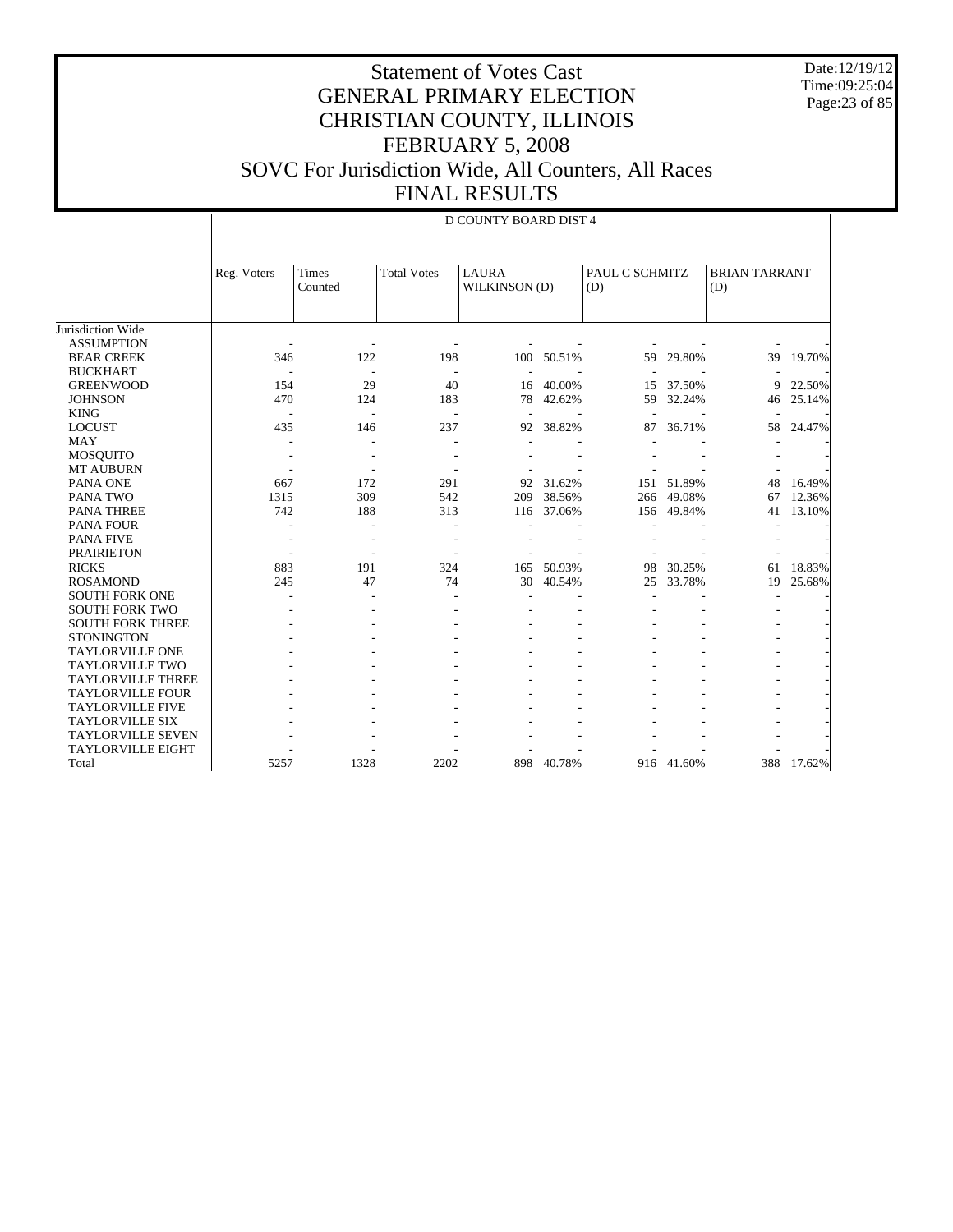# Statement of Votes Cast
# GENERAL PRIMARY ELECTION
# CHRISTIAN COUNTY, ILLINOIS
# FEBRUARY 5, 2008
# SOVC For Jurisdiction Wide, All Counters, All Races
# FINAL RESULTS

Date:12/19/12
Time:09:25:04

D COUNTY BOARD DIST 4

| | Reg. Voters | Times Counted | Total Votes | LAURA WILKINSON (D) | | PAUL C SCHMITZ (D) | | BRIAN TARRANT (D) | |
|---|---|---|---|---|---|---|---|---|---|
| Jurisdiction Wide | | | | | | | | | |
| ASSUMPTION | - | - | - | - | - | - | - | - | - |
| BEAR CREEK | 346 | 122 | 198 | 100 | 50.51% | 59 | 29.80% | 39 | 19.70% |
| BUCKHART | - | - | - | - | - | - | - | - | - |
| GREENWOOD | 154 | 29 | 40 | 16 | 40.00% | 15 | 37.50% | 9 | 22.50% |
| JOHNSON | 470 | 124 | 183 | 78 | 42.62% | 59 | 32.24% | 46 | 25.14% |
| KING | - | - | - | - | - | - | - | - | - |
| LOCUST | 435 | 146 | 237 | 92 | 38.82% | 87 | 36.71% | 58 | 24.47% |
| MAY | - | - | - | - | - | - | - | - | - |
| MOSQUITO | - | - | - | - | - | - | - | - | - |
| MT AUBURN | - | - | - | - | - | - | - | - | - |
| PANA ONE | 667 | 172 | 291 | 92 | 31.62% | 151 | 51.89% | 48 | 16.49% |
| PANA TWO | 1315 | 309 | 542 | 209 | 38.56% | 266 | 49.08% | 67 | 12.36% |
| PANA THREE | 742 | 188 | 313 | 116 | 37.06% | 156 | 49.84% | 41 | 13.10% |
| PANA FOUR | - | - | - | - | - | - | - | - | - |
| PANA FIVE | - | - | - | - | - | - | - | - | - |
| PRAIRIETON | - | - | - | - | - | - | - | - | - |
| RICKS | 883 | 191 | 324 | 165 | 50.93% | 98 | 30.25% | 61 | 18.83% |
| ROSAMOND | 245 | 47 | 74 | 30 | 40.54% | 25 | 33.78% | 19 | 25.68% |
| SOUTH FORK ONE | - | - | - | - | - | - | - | - | - |
| SOUTH FORK TWO | - | - | - | - | - | - | - | - | - |
| SOUTH FORK THREE | - | - | - | - | - | - | - | - | - |
| STONINGTON | - | - | - | - | - | - | - | - | - |
| TAYLORVILLE ONE | - | - | - | - | - | - | - | - | - |
| TAYLORVILLE TWO | - | - | - | - | - | - | - | - | - |
| TAYLORVILLE THREE | - | - | - | - | - | - | - | - | - |
| TAYLORVILLE FOUR | - | - | - | - | - | - | - | - | - |
| TAYLORVILLE FIVE | - | - | - | - | - | - | - | - | - |
| TAYLORVILLE SIX | - | - | - | - | - | - | - | - | - |
| TAYLORVILLE SEVEN | - | - | - | - | - | - | - | - | - |
| TAYLORVILLE EIGHT | - | - | - | - | - | - | - | - | - |
| Total | 5257 | 1328 | 2202 | 898 | 40.78% | 916 | 41.60% | 388 | 17.62% |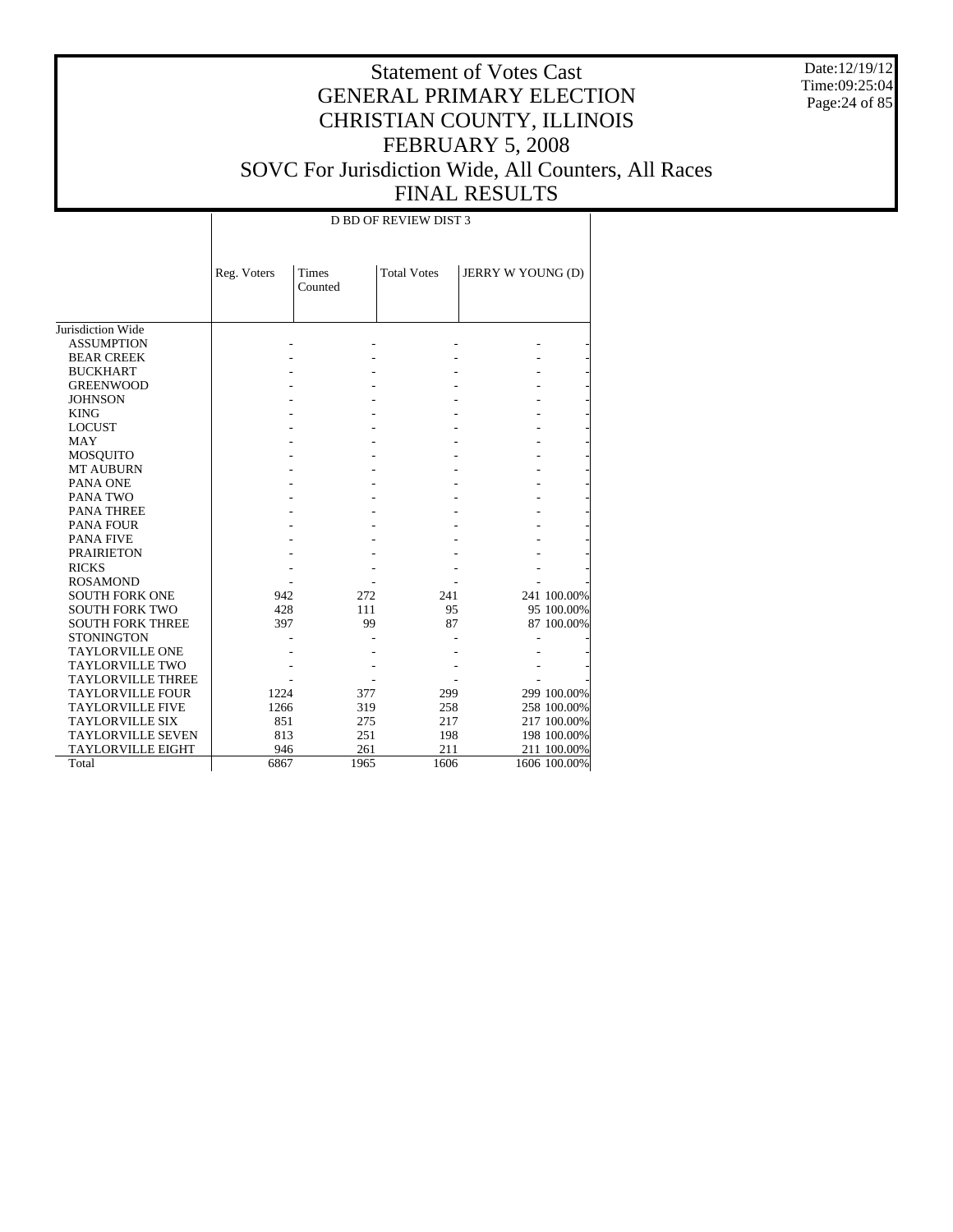# Statement of Votes Cast
# GENERAL PRIMARY ELECTION
# CHRISTIAN COUNTY, ILLINOIS
# FEBRUARY 5, 2008
# SOVC For Jurisdiction Wide, All Counters, All Races
# FINAL RESULTS

Date:12/19/12
Time:09:25:04

| | D BD OF REVIEW DIST 3 | | | | |
|---|---|---|---|---|---|
| | Reg. Voters | Times Counted | Total Votes | JERRY W YOUNG (D) | |
| Jurisdiction Wide | | | | | |
| ASSUMPTION | - | - | - | - | - |
| BEAR CREEK | - | - | - | - | - |
| BUCKHART | - | - | - | - | - |
| GREENWOOD | - | - | - | - | - |
| JOHNSON | - | - | - | - | - |
| KING | - | - | - | - | - |
| LOCUST | - | - | - | - | - |
| MAY | - | - | - | - | - |
| MOSQUITO | - | - | - | - | - |
| MT AUBURN | - | - | - | - | - |
| PANA ONE | - | - | - | - | - |
| PANA TWO | - | - | - | - | - |
| PANA THREE | - | - | - | - | - |
| PANA FOUR | - | - | - | - | - |
| PANA FIVE | - | - | - | - | - |
| PRAIRIETON | - | - | - | - | - |
| RICKS | - | - | - | - | - |
| ROSAMOND | - | - | - | - | - |
| SOUTH FORK ONE | 942 | 272 | 241 | 241 | 100.00% |
| SOUTH FORK TWO | 428 | 111 | 95 | 95 | 100.00% |
| SOUTH FORK THREE | 397 | 99 | 87 | 87 | 100.00% |
| STONINGTON | - | - | - | - | - |
| TAYLORVILLE ONE | - | - | - | - | - |
| TAYLORVILLE TWO | - | - | - | - | - |
| TAYLORVILLE THREE | - | - | - | - | - |
| TAYLORVILLE FOUR | 1224 | 377 | 299 | 299 | 100.00% |
| TAYLORVILLE FIVE | 1266 | 319 | 258 | 258 | 100.00% |
| TAYLORVILLE SIX | 851 | 275 | 217 | 217 | 100.00% |
| TAYLORVILLE SEVEN | 813 | 251 | 198 | 198 | 100.00% |
| TAYLORVILLE EIGHT | 946 | 261 | 211 | 211 | 100.00% |
| Total | 6867 | 1965 | 1606 | 1606 | 100.00% |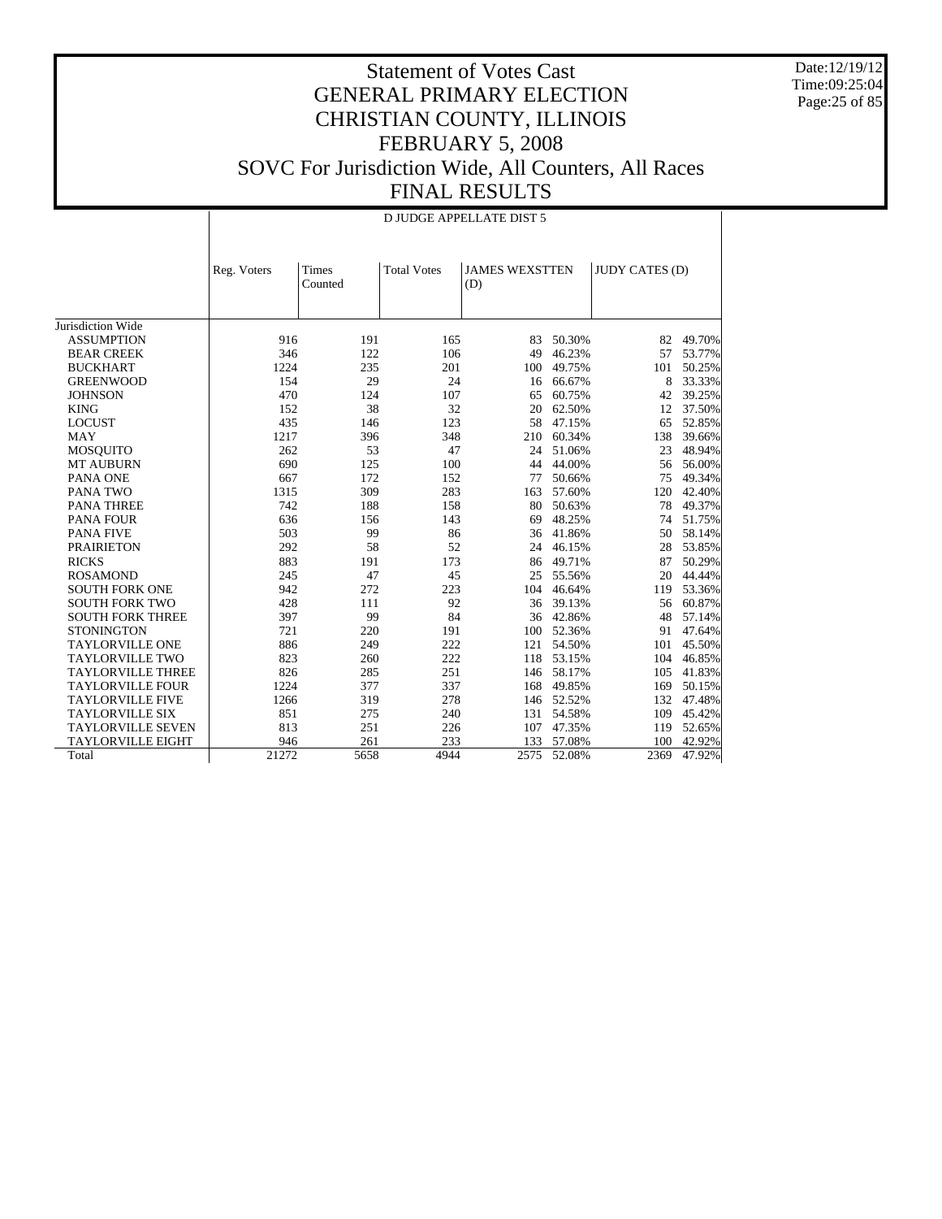# Statement of Votes Cast
# GENERAL PRIMARY ELECTION
# CHRISTIAN COUNTY, ILLINOIS
# FEBRUARY 5, 2008
# SOVC For Jurisdiction Wide, All Counters, All Races
# FINAL RESULTS

Date:12/19/12
Time:09:25:04

D JUDGE APPELLATE DIST 5

| | Reg. Voters | Times Counted | Total Votes | JAMES WEXSTTEN (D) | | JUDY CATES (D) | |
|---|---|---|---|---|---|---|---|
| Jurisdiction Wide | | | | | | | |
| ASSUMPTION | 916 | 191 | 165 | 83 | 50.30% | 82 | 49.70% |
| BEAR CREEK | 346 | 122 | 106 | 49 | 46.23% | 57 | 53.77% |
| BUCKHART | 1224 | 235 | 201 | 100 | 49.75% | 101 | 50.25% |
| GREENWOOD | 154 | 29 | 24 | 16 | 66.67% | 8 | 33.33% |
| JOHNSON | 470 | 124 | 107 | 65 | 60.75% | 42 | 39.25% |
| KING | 152 | 38 | 32 | 20 | 62.50% | 12 | 37.50% |
| LOCUST | 435 | 146 | 123 | 58 | 47.15% | 65 | 52.85% |
| MAY | 1217 | 396 | 348 | 210 | 60.34% | 138 | 39.66% |
| MOSQUITO | 262 | 53 | 47 | 24 | 51.06% | 23 | 48.94% |
| MT AUBURN | 690 | 125 | 100 | 44 | 44.00% | 56 | 56.00% |
| PANA ONE | 667 | 172 | 152 | 77 | 50.66% | 75 | 49.34% |
| PANA TWO | 1315 | 309 | 283 | 163 | 57.60% | 120 | 42.40% |
| PANA THREE | 742 | 188 | 158 | 80 | 50.63% | 78 | 49.37% |
| PANA FOUR | 636 | 156 | 143 | 69 | 48.25% | 74 | 51.75% |
| PANA FIVE | 503 | 99 | 86 | 36 | 41.86% | 50 | 58.14% |
| PRAIRIETON | 292 | 58 | 52 | 24 | 46.15% | 28 | 53.85% |
| RICKS | 883 | 191 | 173 | 86 | 49.71% | 87 | 50.29% |
| ROSAMOND | 245 | 47 | 45 | 25 | 55.56% | 20 | 44.44% |
| SOUTH FORK ONE | 942 | 272 | 223 | 104 | 46.64% | 119 | 53.36% |
| SOUTH FORK TWO | 428 | 111 | 92 | 36 | 39.13% | 56 | 60.87% |
| SOUTH FORK THREE | 397 | 99 | 84 | 36 | 42.86% | 48 | 57.14% |
| STONINGTON | 721 | 220 | 191 | 100 | 52.36% | 91 | 47.64% |
| TAYLORVILLE ONE | 886 | 249 | 222 | 121 | 54.50% | 101 | 45.50% |
| TAYLORVILLE TWO | 823 | 260 | 222 | 118 | 53.15% | 104 | 46.85% |
| TAYLORVILLE THREE | 826 | 285 | 251 | 146 | 58.17% | 105 | 41.83% |
| TAYLORVILLE FOUR | 1224 | 377 | 337 | 168 | 49.85% | 169 | 50.15% |
| TAYLORVILLE FIVE | 1266 | 319 | 278 | 146 | 52.52% | 132 | 47.48% |
| TAYLORVILLE SIX | 851 | 275 | 240 | 131 | 54.58% | 109 | 45.42% |
| TAYLORVILLE SEVEN | 813 | 251 | 226 | 107 | 47.35% | 119 | 52.65% |
| TAYLORVILLE EIGHT | 946 | 261 | 233 | 133 | 57.08% | 100 | 42.92% |
| Total | 21272 | 5658 | 4944 | 2575 | 52.08% | 2369 | 47.92% |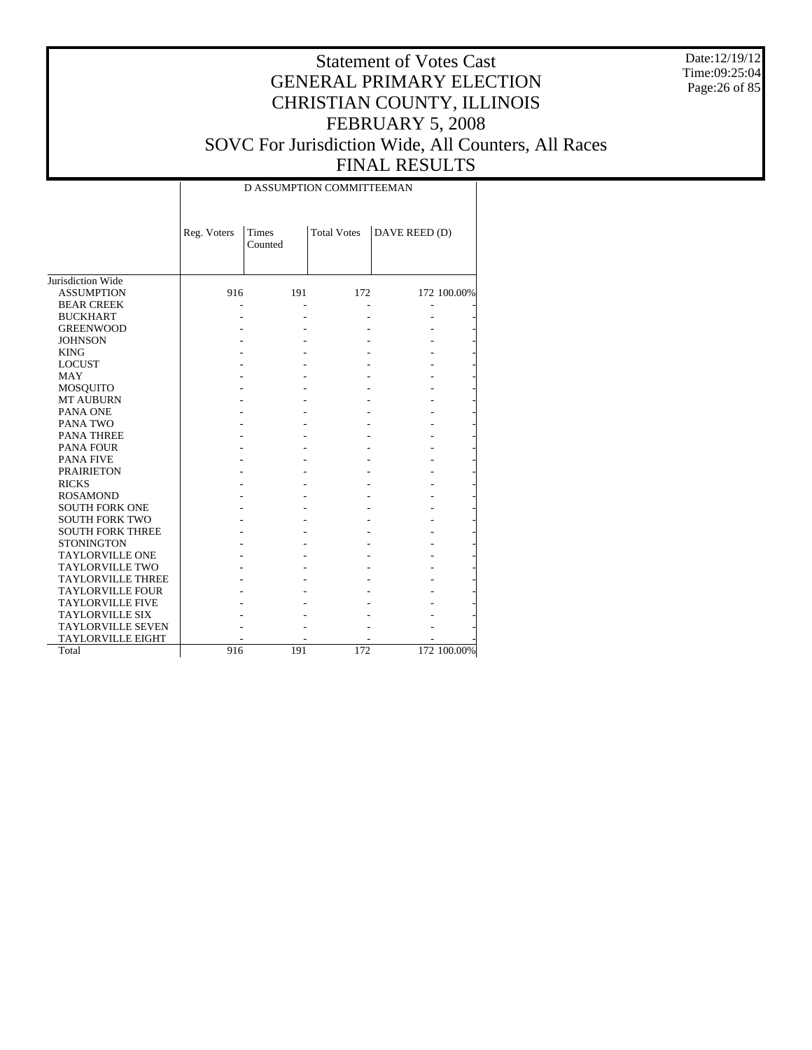# Statement of Votes Cast
# GENERAL PRIMARY ELECTION
# CHRISTIAN COUNTY, ILLINOIS
# FEBRUARY 5, 2008
# SOVC For Jurisdiction Wide, All Counters, All Races
# FINAL RESULTS

Date:12/19/12
Time:09:25:04

| | D ASSUMPTION COMMITTEEMAN | | | | |
|---|---|---|---|---|---|
| | Reg. Voters | Times Counted | Total Votes | DAVE REED (D) | |
| Jurisdiction Wide | | | | | |
| ASSUMPTION | 916 | 191 | 172 | 172 | 100.00% |
| BEAR CREEK | - | - | - | - | - |
| BUCKHART | - | - | - | - | - |
| GREENWOOD | - | - | - | - | - |
| JOHNSON | - | - | - | - | - |
| KING | - | - | - | - | - |
| LOCUST | - | - | - | - | - |
| MAY | - | - | - | - | - |
| MOSQUITO | - | - | - | - | - |
| MT AUBURN | - | - | - | - | - |
| PANA ONE | - | - | - | - | - |
| PANA TWO | - | - | - | - | - |
| PANA THREE | - | - | - | - | - |
| PANA FOUR | - | - | - | - | - |
| PANA FIVE | - | - | - | - | - |
| PRAIRIETON | - | - | - | - | - |
| RICKS | - | - | - | - | - |
| ROSAMOND | - | - | - | - | - |
| SOUTH FORK ONE | - | - | - | - | - |
| SOUTH FORK TWO | - | - | - | - | - |
| SOUTH FORK THREE | - | - | - | - | - |
| STONINGTON | - | - | - | - | - |
| TAYLORVILLE ONE | - | - | - | - | - |
| TAYLORVILLE TWO | - | - | - | - | - |
| TAYLORVILLE THREE | - | - | - | - | - |
| TAYLORVILLE FOUR | - | - | - | - | - |
| TAYLORVILLE FIVE | - | - | - | - | - |
| TAYLORVILLE SIX | - | - | - | - | - |
| TAYLORVILLE SEVEN | - | - | - | - | - |
| TAYLORVILLE EIGHT | - | - | - | - | - |
| Total | 916 | 191 | 172 | 172 | 100.00% |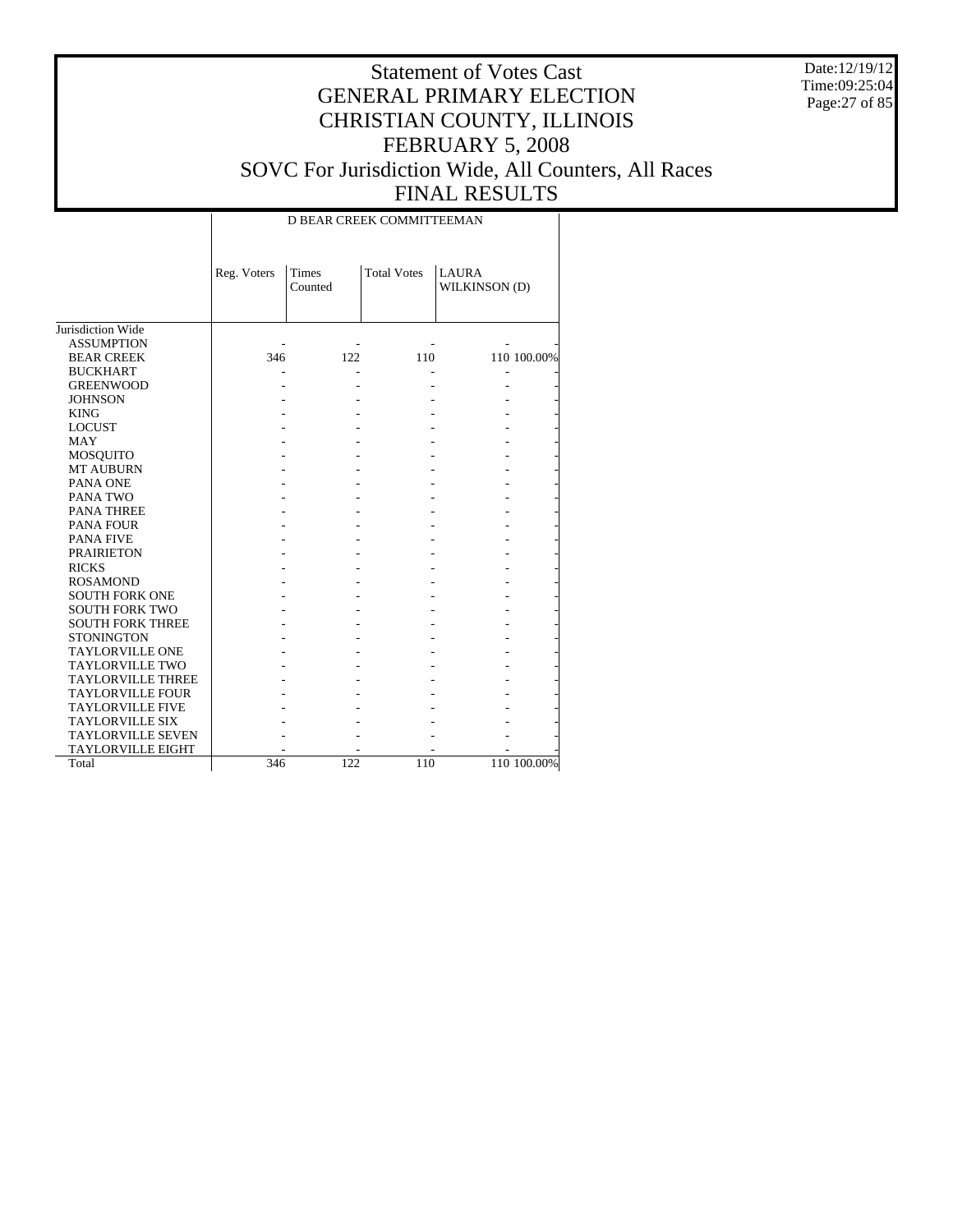# Statement of Votes Cast
# GENERAL PRIMARY ELECTION
# CHRISTIAN COUNTY, ILLINOIS
# FEBRUARY 5, 2008
# SOVC For Jurisdiction Wide, All Counters, All Races
# FINAL RESULTS

Date:12/19/12
Time:09:25:04

| | D BEAR CREEK COMMITTEEMAN | | | | |
|---|---|---|---|---|---|
| | Reg. Voters | Times Counted | Total Votes | LAURA WILKINSON (D) | |
| Jurisdiction Wide | | | | | |
| ASSUMPTION | - | - | - | - | - |
| BEAR CREEK | 346 | 122 | 110 | 110 | 100.00% |
| BUCKHART | - | - | - | - | - |
| GREENWOOD | - | - | - | - | - |
| JOHNSON | - | - | - | - | - |
| KING | - | - | - | - | - |
| LOCUST | - | - | - | - | - |
| MAY | - | - | - | - | - |
| MOSQUITO | - | - | - | - | - |
| MT AUBURN | - | - | - | - | - |
| PANA ONE | - | - | - | - | - |
| PANA TWO | - | - | - | - | - |
| PANA THREE | - | - | - | - | - |
| PANA FOUR | - | - | - | - | - |
| PANA FIVE | - | - | - | - | - |
| PRAIRIETON | - | - | - | - | - |
| RICKS | - | - | - | - | - |
| ROSAMOND | - | - | - | - | - |
| SOUTH FORK ONE | - | - | - | - | - |
| SOUTH FORK TWO | - | - | - | - | - |
| SOUTH FORK THREE | - | - | - | - | - |
| STONINGTON | - | - | - | - | - |
| TAYLORVILLE ONE | - | - | - | - | - |
| TAYLORVILLE TWO | - | - | - | - | - |
| TAYLORVILLE THREE | - | - | - | - | - |
| TAYLORVILLE FOUR | - | - | - | - | - |
| TAYLORVILLE FIVE | - | - | - | - | - |
| TAYLORVILLE SIX | - | - | - | - | - |
| TAYLORVILLE SEVEN | - | - | - | - | - |
| TAYLORVILLE EIGHT | - | - | - | - | - |
| Total | 346 | 122 | 110 | 110 | 100.00% |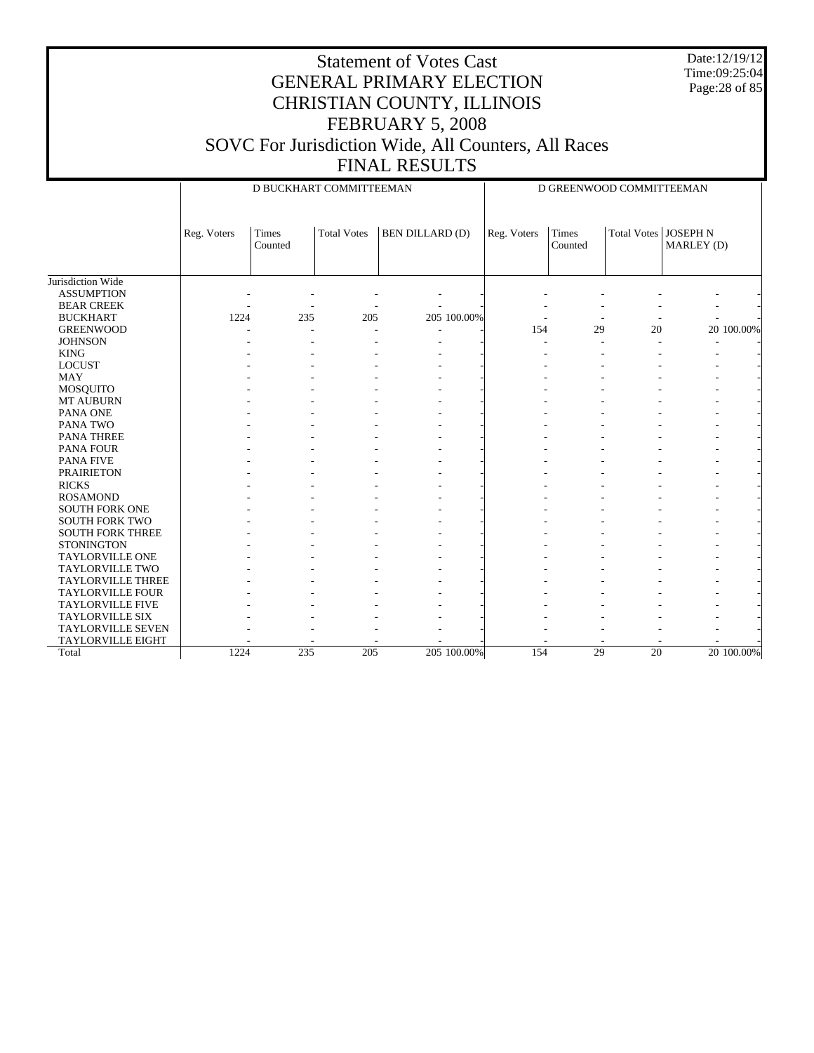# Statement of Votes Cast
## GENERAL PRIMARY ELECTION
## CHRISTIAN COUNTY, ILLINOIS
## FEBRUARY 5, 2008
## SOVC For Jurisdiction Wide, All Counters, All Races
## FINAL RESULTS

Date:12/19/12
Time:09:25:04

| | D BUCKHART COMMITTEEMAN | | | | | D GREENWOOD COMMITTEEMAN | | | | |
|---|---|---|---|---|---|---|---|---|---|---|
| | Reg. Voters | Times Counted | Total Votes | BEN DILLARD (D) | | Reg. Voters | Times Counted | Total Votes | JOSEPH N MARLEY (D) | |
| Jurisdiction Wide | | | | | | | | | | |
| ASSUMPTION | - | - | - | - | - | - | - | - | - | - |
| BEAR CREEK | - | - | - | - | - | - | - | - | - | - |
| BUCKHART | 1224 | 235 | 205 | 205 | 100.00% | - | - | - | - | - |
| GREENWOOD | - | - | - | - | - | 154 | 29 | 20 | 20 | 100.00% |
| JOHNSON | - | - | - | - | - | - | - | - | - | - |
| KING | - | - | - | - | - | - | - | - | - | - |
| LOCUST | - | - | - | - | - | - | - | - | - | - |
| MAY | - | - | - | - | - | - | - | - | - | - |
| MOSQUITO | - | - | - | - | - | - | - | - | - | - |
| MT AUBURN | - | - | - | - | - | - | - | - | - | - |
| PANA ONE | - | - | - | - | - | - | - | - | - | - |
| PANA TWO | - | - | - | - | - | - | - | - | - | - |
| PANA THREE | - | - | - | - | - | - | - | - | - | - |
| PANA FOUR | - | - | - | - | - | - | - | - | - | - |
| PANA FIVE | - | - | - | - | - | - | - | - | - | - |
| PRAIRIETON | - | - | - | - | - | - | - | - | - | - |
| RICKS | - | - | - | - | - | - | - | - | - | - |
| ROSAMOND | - | - | - | - | - | - | - | - | - | - |
| SOUTH FORK ONE | - | - | - | - | - | - | - | - | - | - |
| SOUTH FORK TWO | - | - | - | - | - | - | - | - | - | - |
| SOUTH FORK THREE | - | - | - | - | - | - | - | - | - | - |
| STONINGTON | - | - | - | - | - | - | - | - | - | - |
| TAYLORVILLE ONE | - | - | - | - | - | - | - | - | - | - |
| TAYLORVILLE TWO | - | - | - | - | - | - | - | - | - | - |
| TAYLORVILLE THREE | - | - | - | - | - | - | - | - | - | - |
| TAYLORVILLE FOUR | - | - | - | - | - | - | - | - | - | - |
| TAYLORVILLE FIVE | - | - | - | - | - | - | - | - | - | - |
| TAYLORVILLE SIX | - | - | - | - | - | - | - | - | - | - |
| TAYLORVILLE SEVEN | - | - | - | - | - | - | - | - | - | - |
| TAYLORVILLE EIGHT | - | - | - | - | - | - | - | - | - | - |
| Total | 1224 | 235 | 205 | 205 | 100.00% | 154 | 29 | 20 | 20 | 100.00% |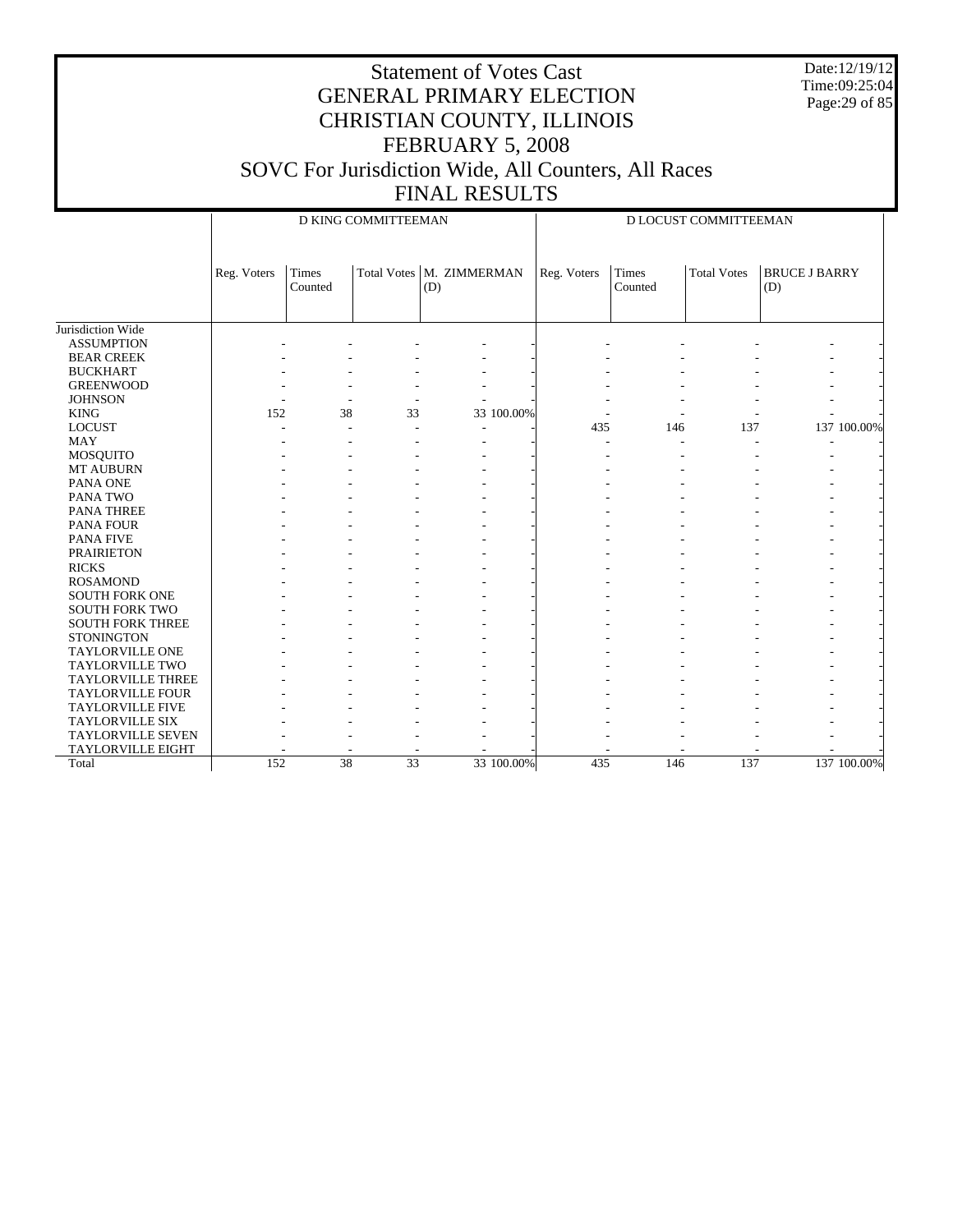# Statement of Votes Cast
## GENERAL PRIMARY ELECTION
## CHRISTIAN COUNTY, ILLINOIS
## FEBRUARY 5, 2008
## SOVC For Jurisdiction Wide, All Counters, All Races
## FINAL RESULTS

Date:12/19/12
Time:09:25:04

| | D KING COMMITTEEMAN | | | | | D LOCUST COMMITTEEMAN | | | | |
|---|---|---|---|---|---|---|---|---|---|---|
| | Reg. Voters | Times Counted | Total Votes | M. ZIMMERMAN (D) | | Reg. Voters | Times Counted | Total Votes | BRUCE J BARRY (D) | |
| Jurisdiction Wide | | | | | | | | | | |
| ASSUMPTION | - | - | - | - | - | - | - | - | - | - |
| BEAR CREEK | - | - | - | - | - | - | - | - | - | - |
| BUCKHART | - | - | - | - | - | - | - | - | - | - |
| GREENWOOD | - | - | - | - | - | - | - | - | - | - |
| JOHNSON | - | - | - | - | - | - | - | - | - | - |
| KING | 152 | 38 | 33 | 33 | 100.00% | - | - | - | - | - |
| LOCUST | - | - | - | - | - | 435 | 146 | 137 | 137 | 100.00% |
| MAY | - | - | - | - | - | - | - | - | - | - |
| MOSQUITO | - | - | - | - | - | - | - | - | - | - |
| MT AUBURN | - | - | - | - | - | - | - | - | - | - |
| PANA ONE | - | - | - | - | - | - | - | - | - | - |
| PANA TWO | - | - | - | - | - | - | - | - | - | - |
| PANA THREE | - | - | - | - | - | - | - | - | - | - |
| PANA FOUR | - | - | - | - | - | - | - | - | - | - |
| PANA FIVE | - | - | - | - | - | - | - | - | - | - |
| PRAIRIETON | - | - | - | - | - | - | - | - | - | - |
| RICKS | - | - | - | - | - | - | - | - | - | - |
| ROSAMOND | - | - | - | - | - | - | - | - | - | - |
| SOUTH FORK ONE | - | - | - | - | - | - | - | - | - | - |
| SOUTH FORK TWO | - | - | - | - | - | - | - | - | - | - |
| SOUTH FORK THREE | - | - | - | - | - | - | - | - | - | - |
| STONINGTON | - | - | - | - | - | - | - | - | - | - |
| TAYLORVILLE ONE | - | - | - | - | - | - | - | - | - | - |
| TAYLORVILLE TWO | - | - | - | - | - | - | - | - | - | - |
| TAYLORVILLE THREE | - | - | - | - | - | - | - | - | - | - |
| TAYLORVILLE FOUR | - | - | - | - | - | - | - | - | - | - |
| TAYLORVILLE FIVE | - | - | - | - | - | - | - | - | - | - |
| TAYLORVILLE SIX | - | - | - | - | - | - | - | - | - | - |
| TAYLORVILLE SEVEN | - | - | - | - | - | - | - | - | - | - |
| TAYLORVILLE EIGHT | - | - | - | - | - | - | - | - | - | - |
| Total | 152 | 38 | 33 | 33 | 100.00% | 435 | 146 | 137 | 137 | 100.00% |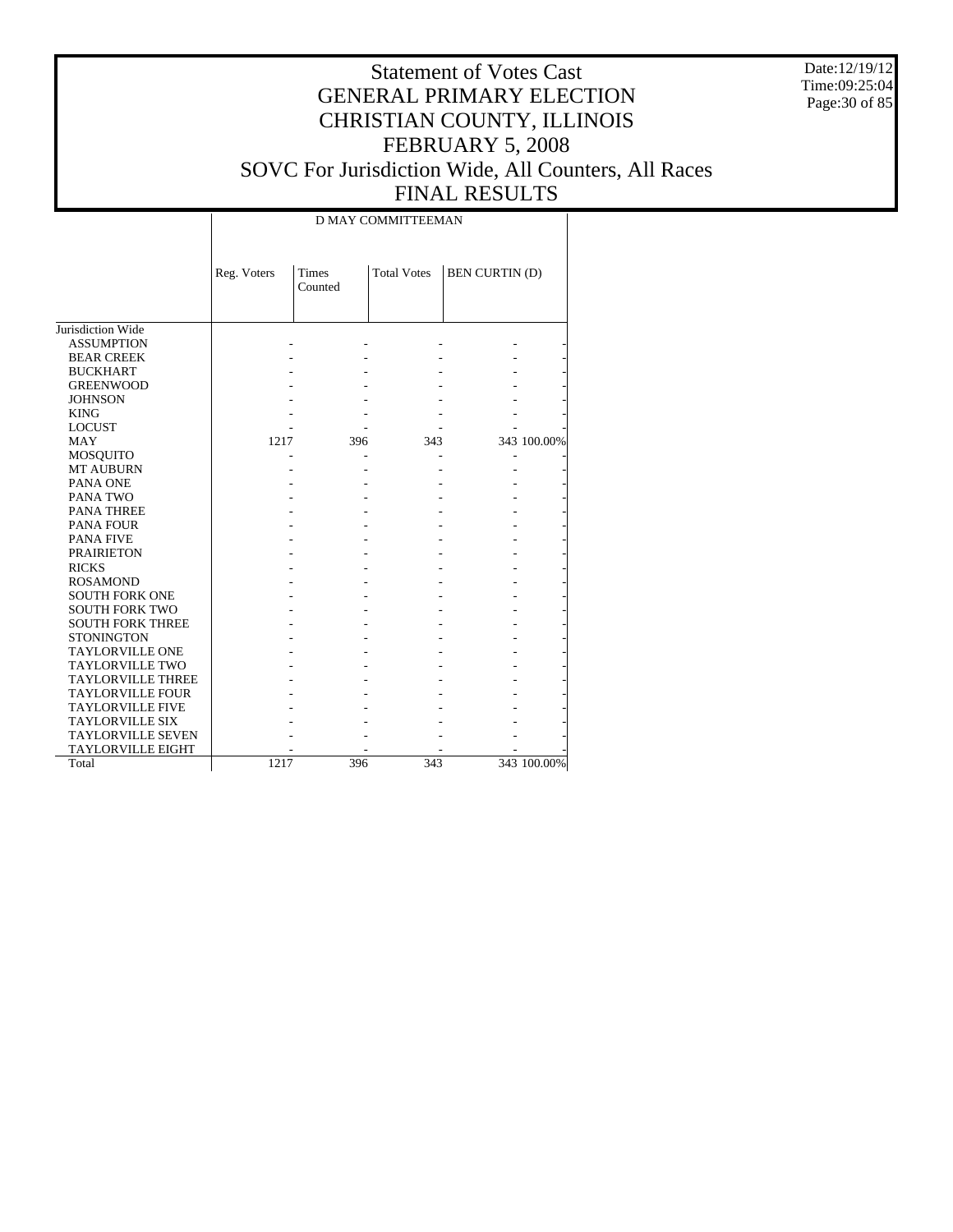# Statement of Votes Cast
## GENERAL PRIMARY ELECTION
## CHRISTIAN COUNTY, ILLINOIS
## FEBRUARY 5, 2008
## SOVC For Jurisdiction Wide, All Counters, All Races
## FINAL RESULTS

Date:12/19/12
Time:09:25:04

| | D MAY COMMITTEEMAN | | | | |
|---|---|---|---|---|---|
| | Reg. Voters | Times Counted | Total Votes | BEN CURTIN (D) | |
| Jurisdiction Wide | | | | | |
| ASSUMPTION | - | - | - | - | - |
| BEAR CREEK | - | - | - | - | - |
| BUCKHART | - | - | - | - | - |
| GREENWOOD | - | - | - | - | - |
| JOHNSON | - | - | - | - | - |
| KING | - | - | - | - | - |
| LOCUST | - | - | - | - | - |
| MAY | 1217 | 396 | 343 | 343 | 100.00% |
| MOSQUITO | - | - | - | - | - |
| MT AUBURN | - | - | - | - | - |
| PANA ONE | - | - | - | - | - |
| PANA TWO | - | - | - | - | - |
| PANA THREE | - | - | - | - | - |
| PANA FOUR | - | - | - | - | - |
| PANA FIVE | - | - | - | - | - |
| PRAIRIETON | - | - | - | - | - |
| RICKS | - | - | - | - | - |
| ROSAMOND | - | - | - | - | - |
| SOUTH FORK ONE | - | - | - | - | - |
| SOUTH FORK TWO | - | - | - | - | - |
| SOUTH FORK THREE | - | - | - | - | - |
| STONINGTON | - | - | - | - | - |
| TAYLORVILLE ONE | - | - | - | - | - |
| TAYLORVILLE TWO | - | - | - | - | - |
| TAYLORVILLE THREE | - | - | - | - | - |
| TAYLORVILLE FOUR | - | - | - | - | - |
| TAYLORVILLE FIVE | - | - | - | - | - |
| TAYLORVILLE SIX | - | - | - | - | - |
| TAYLORVILLE SEVEN | - | - | - | - | - |
| TAYLORVILLE EIGHT | - | - | - | - | - |
| Total | 1217 | 396 | 343 | 343 | 100.00% |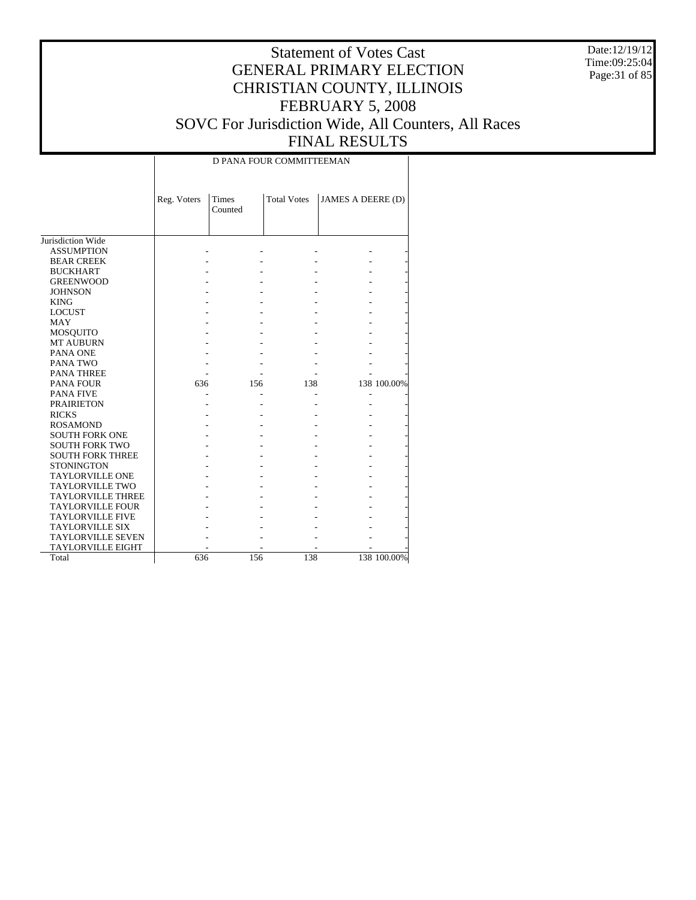# Statement of Votes Cast
# GENERAL PRIMARY ELECTION
# CHRISTIAN COUNTY, ILLINOIS
# FEBRUARY 5, 2008
# SOVC For Jurisdiction Wide, All Counters, All Races
# FINAL RESULTS

Date:12/19/12
Time:09:25:04

| | D PANA FOUR COMMITTEEMAN | | | | |
|---|---|---|---|---|---|
| | Reg. Voters | Times Counted | Total Votes | JAMES A DEERE (D) | |
| Jurisdiction Wide | | | | | |
| ASSUMPTION | - | - | - | - | - |
| BEAR CREEK | - | - | - | - | - |
| BUCKHART | - | - | - | - | - |
| GREENWOOD | - | - | - | - | - |
| JOHNSON | - | - | - | - | - |
| KING | - | - | - | - | - |
| LOCUST | - | - | - | - | - |
| MAY | - | - | - | - | - |
| MOSQUITO | - | - | - | - | - |
| MT AUBURN | - | - | - | - | - |
| PANA ONE | - | - | - | - | - |
| PANA TWO | - | - | - | - | - |
| PANA THREE | - | - | - | - | - |
| PANA FOUR | 636 | 156 | 138 | 138 | 100.00% |
| PANA FIVE | - | - | - | - | - |
| PRAIRIETON | - | - | - | - | - |
| RICKS | - | - | - | - | - |
| ROSAMOND | - | - | - | - | - |
| SOUTH FORK ONE | - | - | - | - | - |
| SOUTH FORK TWO | - | - | - | - | - |
| SOUTH FORK THREE | - | - | - | - | - |
| STONINGTON | - | - | - | - | - |
| TAYLORVILLE ONE | - | - | - | - | - |
| TAYLORVILLE TWO | - | - | - | - | - |
| TAYLORVILLE THREE | - | - | - | - | - |
| TAYLORVILLE FOUR | - | - | - | - | - |
| TAYLORVILLE FIVE | - | - | - | - | - |
| TAYLORVILLE SIX | - | - | - | - | - |
| TAYLORVILLE SEVEN | - | - | - | - | - |
| TAYLORVILLE EIGHT | - | - | - | - | - |
| Total | 636 | 156 | 138 | 138 | 100.00% |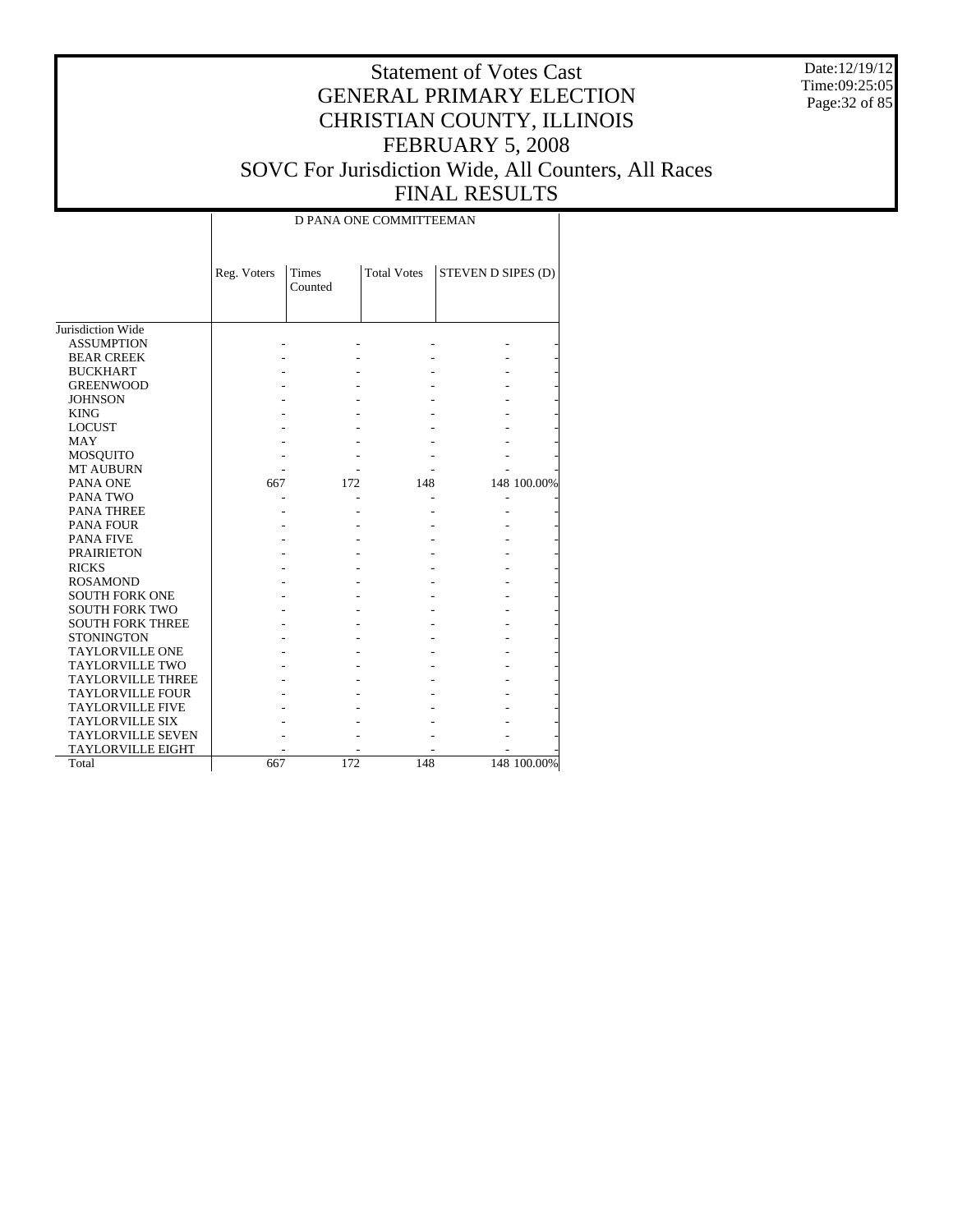# Statement of Votes Cast
# GENERAL PRIMARY ELECTION
# CHRISTIAN COUNTY, ILLINOIS
# FEBRUARY 5, 2008
# SOVC For Jurisdiction Wide, All Counters, All Races
# FINAL RESULTS

Date:12/19/12
Time:09:25:05

| | D PANA ONE COMMITTEEMAN | | | | |
|---|---|---|---|---|---|
| | Reg. Voters | Times Counted | Total Votes | STEVEN D SIPES (D) | |
| Jurisdiction Wide | | | | | |
| ASSUMPTION | - | - | - | - | - |
| BEAR CREEK | - | - | - | - | - |
| BUCKHART | - | - | - | - | - |
| GREENWOOD | - | - | - | - | - |
| JOHNSON | - | - | - | - | - |
| KING | - | - | - | - | - |
| LOCUST | - | - | - | - | - |
| MAY | - | - | - | - | - |
| MOSQUITO | - | - | - | - | - |
| MT AUBURN | - | - | - | - | - |
| PANA ONE | 667 | 172 | 148 | 148 | 100.00% |
| PANA TWO | - | - | - | - | - |
| PANA THREE | - | - | - | - | - |
| PANA FOUR | - | - | - | - | - |
| PANA FIVE | - | - | - | - | - |
| PRAIRIETON | - | - | - | - | - |
| RICKS | - | - | - | - | - |
| ROSAMOND | - | - | - | - | - |
| SOUTH FORK ONE | - | - | - | - | - |
| SOUTH FORK TWO | - | - | - | - | - |
| SOUTH FORK THREE | - | - | - | - | - |
| STONINGTON | - | - | - | - | - |
| TAYLORVILLE ONE | - | - | - | - | - |
| TAYLORVILLE TWO | - | - | - | - | - |
| TAYLORVILLE THREE | - | - | - | - | - |
| TAYLORVILLE FOUR | - | - | - | - | - |
| TAYLORVILLE FIVE | - | - | - | - | - |
| TAYLORVILLE SIX | - | - | - | - | - |
| TAYLORVILLE SEVEN | - | - | - | - | - |
| TAYLORVILLE EIGHT | - | - | - | - | - |
| Total | 667 | 172 | 148 | 148 | 100.00% |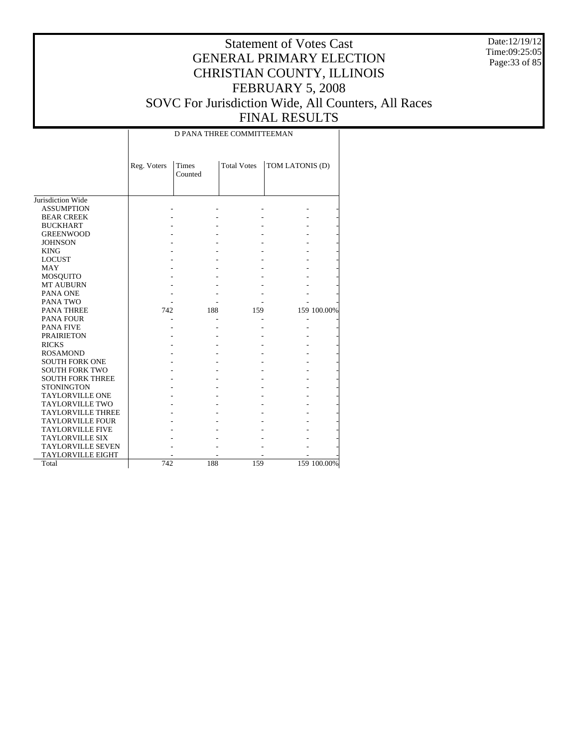# Statement of Votes Cast
# GENERAL PRIMARY ELECTION
# CHRISTIAN COUNTY, ILLINOIS
# FEBRUARY 5, 2008
# SOVC For Jurisdiction Wide, All Counters, All Races
# FINAL RESULTS

Date:12/19/12
Time:09:25:05

| | D PANA THREE COMMITTEEMAN | | | | |
|---|---|---|---|---|---|
| | Reg. Voters | Times Counted | Total Votes | TOM LATONIS (D) | |
| Jurisdiction Wide | | | | | |
| ASSUMPTION | - | - | - | - | - |
| BEAR CREEK | - | - | - | - | - |
| BUCKHART | - | - | - | - | - |
| GREENWOOD | - | - | - | - | - |
| JOHNSON | - | - | - | - | - |
| KING | - | - | - | - | - |
| LOCUST | - | - | - | - | - |
| MAY | - | - | - | - | - |
| MOSQUITO | - | - | - | - | - |
| MT AUBURN | - | - | - | - | - |
| PANA ONE | - | - | - | - | - |
| PANA TWO | - | - | - | - | - |
| PANA THREE | 742 | 188 | 159 | 159 | 100.00% |
| PANA FOUR | - | - | - | - | - |
| PANA FIVE | - | - | - | - | - |
| PRAIRIETON | - | - | - | - | - |
| RICKS | - | - | - | - | - |
| ROSAMOND | - | - | - | - | - |
| SOUTH FORK ONE | - | - | - | - | - |
| SOUTH FORK TWO | - | - | - | - | - |
| SOUTH FORK THREE | - | - | - | - | - |
| STONINGTON | - | - | - | - | - |
| TAYLORVILLE ONE | - | - | - | - | - |
| TAYLORVILLE TWO | - | - | - | - | - |
| TAYLORVILLE THREE | - | - | - | - | - |
| TAYLORVILLE FOUR | - | - | - | - | - |
| TAYLORVILLE FIVE | - | - | - | - | - |
| TAYLORVILLE SIX | - | - | - | - | - |
| TAYLORVILLE SEVEN | - | - | - | - | - |
| TAYLORVILLE EIGHT | - | - | - | - | - |
| Total | 742 | 188 | 159 | 159 | 100.00% |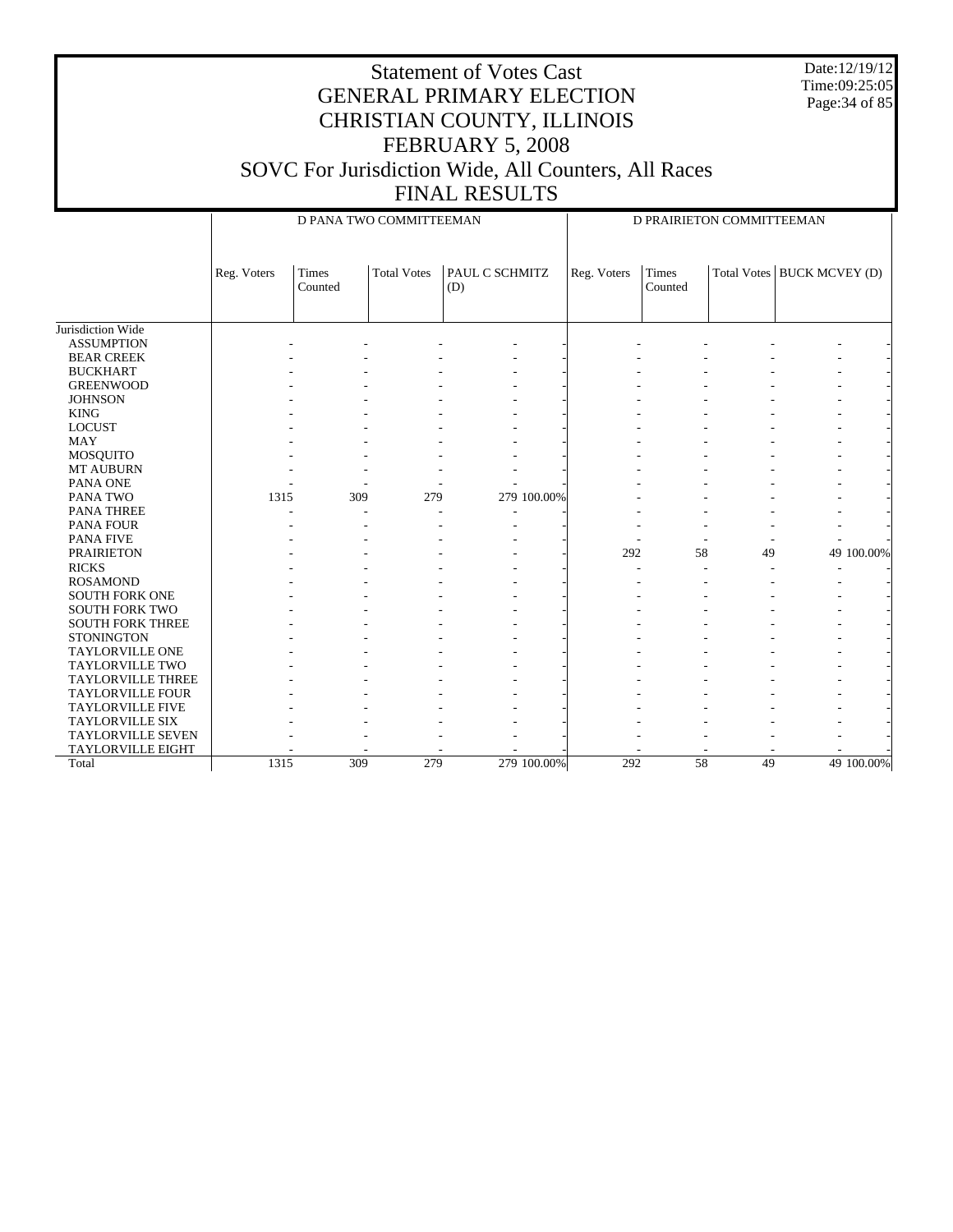# Statement of Votes Cast
# GENERAL PRIMARY ELECTION
# CHRISTIAN COUNTY, ILLINOIS
# FEBRUARY 5, 2008
# SOVC For Jurisdiction Wide, All Counters, All Races
# FINAL RESULTS

Date:12/19/12
Time:09:25:05

| | D PANA TWO COMMITTEEMAN | | | | | D PRAIRIETON COMMITTEEMAN | | | | |
|---|---|---|---|---|---|---|---|---|---|---|
| | Reg. Voters | Times Counted | Total Votes | PAUL C SCHMITZ (D) | | Reg. Voters | Times Counted | Total Votes | BUCK MCVEY (D) | |
| Jurisdiction Wide | | | | | | | | | | |
| ASSUMPTION | - | - | - | - | - | - | - | - | - | - |
| BEAR CREEK | - | - | - | - | - | - | - | - | - | - |
| BUCKHART | - | - | - | - | - | - | - | - | - | - |
| GREENWOOD | - | - | - | - | - | - | - | - | - | - |
| JOHNSON | - | - | - | - | - | - | - | - | - | - |
| KING | - | - | - | - | - | - | - | - | - | - |
| LOCUST | - | - | - | - | - | - | - | - | - | - |
| MAY | - | - | - | - | - | - | - | - | - | - |
| MOSQUITO | - | - | - | - | - | - | - | - | - | - |
| MT AUBURN | - | - | - | - | - | - | - | - | - | - |
| PANA ONE | - | - | - | - | - | - | - | - | - | - |
| PANA TWO | 1315 | 309 | 279 | 279 | 100.00% | - | - | - | - | - |
| PANA THREE | - | - | - | - | - | - | - | - | - | - |
| PANA FOUR | - | - | - | - | - | - | - | - | - | - |
| PANA FIVE | - | - | - | - | - | - | - | - | - | - |
| PRAIRIETON | - | - | - | - | - | 292 | 58 | 49 | 49 | 100.00% |
| RICKS | - | - | - | - | - | - | - | - | - | - |
| ROSAMOND | - | - | - | - | - | - | - | - | - | - |
| SOUTH FORK ONE | - | - | - | - | - | - | - | - | - | - |
| SOUTH FORK TWO | - | - | - | - | - | - | - | - | - | - |
| SOUTH FORK THREE | - | - | - | - | - | - | - | - | - | - |
| STONINGTON | - | - | - | - | - | - | - | - | - | - |
| TAYLORVILLE ONE | - | - | - | - | - | - | - | - | - | - |
| TAYLORVILLE TWO | - | - | - | - | - | - | - | - | - | - |
| TAYLORVILLE THREE | - | - | - | - | - | - | - | - | - | - |
| TAYLORVILLE FOUR | - | - | - | - | - | - | - | - | - | - |
| TAYLORVILLE FIVE | - | - | - | - | - | - | - | - | - | - |
| TAYLORVILLE SIX | - | - | - | - | - | - | - | - | - | - |
| TAYLORVILLE SEVEN | - | - | - | - | - | - | - | - | - | - |
| TAYLORVILLE EIGHT | - | - | - | - | - | - | - | - | - | - |
| Total | 1315 | 309 | 279 | 279 | 100.00% | 292 | 58 | 49 | 49 | 100.00% |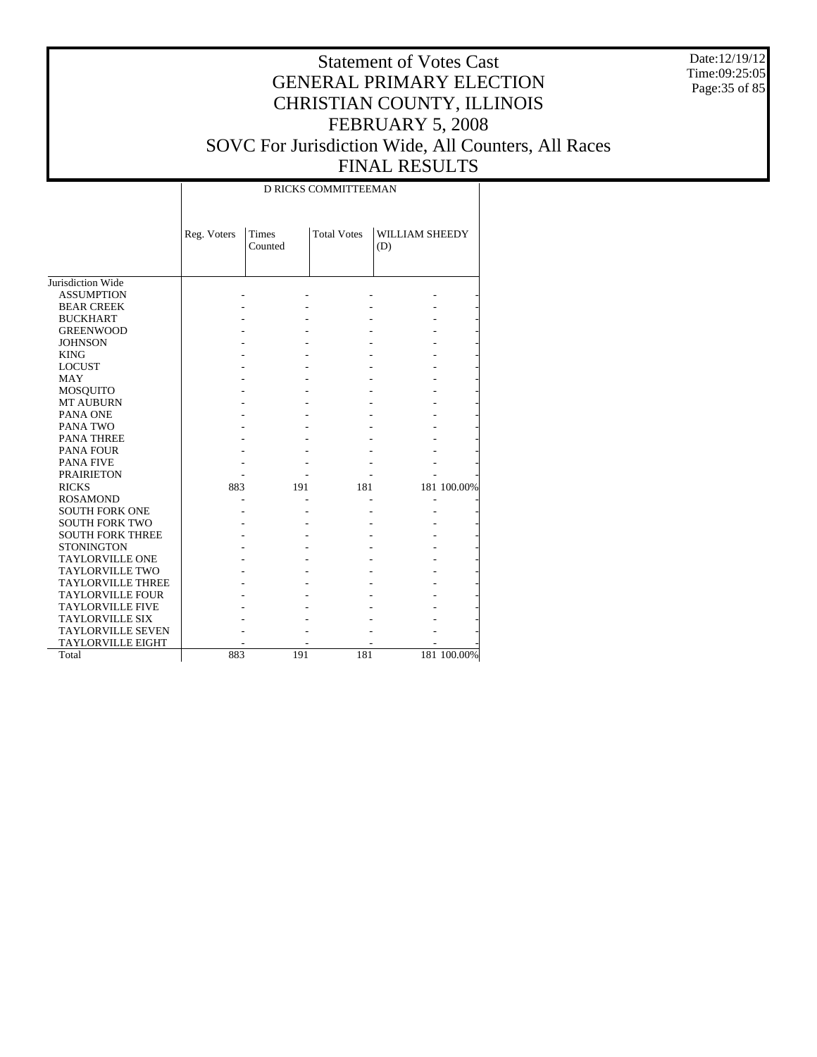# Statement of Votes Cast
# GENERAL PRIMARY ELECTION
# CHRISTIAN COUNTY, ILLINOIS
# FEBRUARY 5, 2008
# SOVC For Jurisdiction Wide, All Counters, All Races
# FINAL RESULTS

Date:12/19/12
Time:09:25:05

| | D RICKS COMMITTEEMAN | | | | |
|---|---|---|---|---|---|
| | Reg. Voters | Times Counted | Total Votes | WILLIAM SHEEDY (D) | |
| Jurisdiction Wide | | | | | |
| ASSUMPTION | - | - | - | - | - |
| BEAR CREEK | - | - | - | - | - |
| BUCKHART | - | - | - | - | - |
| GREENWOOD | - | - | - | - | - |
| JOHNSON | - | - | - | - | - |
| KING | - | - | - | - | - |
| LOCUST | - | - | - | - | - |
| MAY | - | - | - | - | - |
| MOSQUITO | - | - | - | - | - |
| MT AUBURN | - | - | - | - | - |
| PANA ONE | - | - | - | - | - |
| PANA TWO | - | - | - | - | - |
| PANA THREE | - | - | - | - | - |
| PANA FOUR | - | - | - | - | - |
| PANA FIVE | - | - | - | - | - |
| PRAIRIETON | - | - | - | - | - |
| RICKS | 883 | 191 | 181 | 181 | 100.00% |
| ROSAMOND | - | - | - | - | - |
| SOUTH FORK ONE | - | - | - | - | - |
| SOUTH FORK TWO | - | - | - | - | - |
| SOUTH FORK THREE | - | - | - | - | - |
| STONINGTON | - | - | - | - | - |
| TAYLORVILLE ONE | - | - | - | - | - |
| TAYLORVILLE TWO | - | - | - | - | - |
| TAYLORVILLE THREE | - | - | - | - | - |
| TAYLORVILLE FOUR | - | - | - | - | - |
| TAYLORVILLE FIVE | - | - | - | - | - |
| TAYLORVILLE SIX | - | - | - | - | - |
| TAYLORVILLE SEVEN | - | - | - | - | - |
| TAYLORVILLE EIGHT | - | - | - | - | - |
| Total | 883 | 191 | 181 | 181 | 100.00% |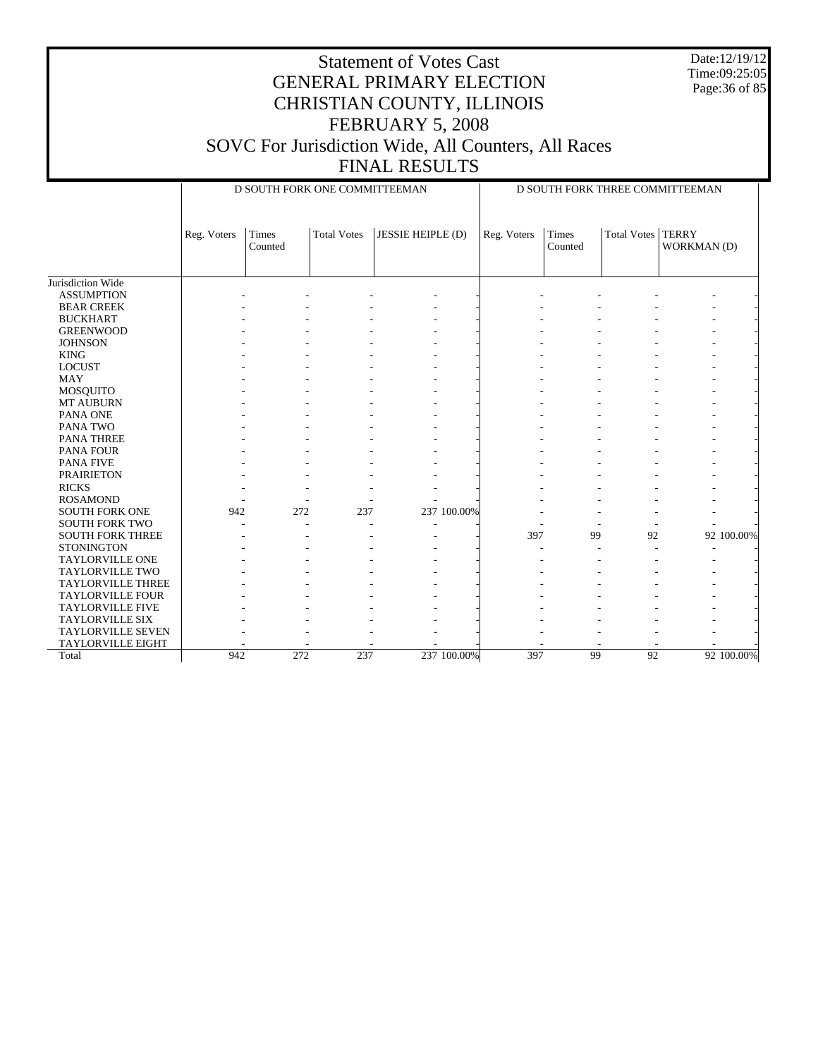# Statement of Votes Cast
# GENERAL PRIMARY ELECTION
# CHRISTIAN COUNTY, ILLINOIS
# FEBRUARY 5, 2008
# SOVC For Jurisdiction Wide, All Counters, All Races
# FINAL RESULTS

Date:12/19/12
Time:09:25:05

| | D SOUTH FORK ONE COMMITTEEMAN | | | | | D SOUTH FORK THREE COMMITTEEMAN | | | | |
|---|---|---|---|---|---|---|---|---|---|---|
| | Reg. Voters | Times Counted | Total Votes | JESSIE HEIPLE (D) | | Reg. Voters | Times Counted | Total Votes | TERRY WORKMAN (D) | |
| Jurisdiction Wide | | | | | | | | | | |
| ASSUMPTION | - | - | - | - | - | - | - | - | - | - |
| BEAR CREEK | - | - | - | - | - | - | - | - | - | - |
| BUCKHART | - | - | - | - | - | - | - | - | - | - |
| GREENWOOD | - | - | - | - | - | - | - | - | - | - |
| JOHNSON | - | - | - | - | - | - | - | - | - | - |
| KING | - | - | - | - | - | - | - | - | - | - |
| LOCUST | - | - | - | - | - | - | - | - | - | - |
| MAY | - | - | - | - | - | - | - | - | - | - |
| MOSQUITO | - | - | - | - | - | - | - | - | - | - |
| MT AUBURN | - | - | - | - | - | - | - | - | - | - |
| PANA ONE | - | - | - | - | - | - | - | - | - | - |
| PANA TWO | - | - | - | - | - | - | - | - | - | - |
| PANA THREE | - | - | - | - | - | - | - | - | - | - |
| PANA FOUR | - | - | - | - | - | - | - | - | - | - |
| PANA FIVE | - | - | - | - | - | - | - | - | - | - |
| PRAIRIETON | - | - | - | - | - | - | - | - | - | - |
| RICKS | - | - | - | - | - | - | - | - | - | - |
| ROSAMOND | - | - | - | - | - | - | - | - | - | - |
| SOUTH FORK ONE | 942 | 272 | 237 | 237 | 100.00% | - | - | - | - | - |
| SOUTH FORK TWO | - | - | - | - | - | - | - | - | - | - |
| SOUTH FORK THREE | - | - | - | - | - | 397 | 99 | 92 | 92 | 100.00% |
| STONINGTON | - | - | - | - | - | - | - | - | - | - |
| TAYLORVILLE ONE | - | - | - | - | - | - | - | - | - | - |
| TAYLORVILLE TWO | - | - | - | - | - | - | - | - | - | - |
| TAYLORVILLE THREE | - | - | - | - | - | - | - | - | - | - |
| TAYLORVILLE FOUR | - | - | - | - | - | - | - | - | - | - |
| TAYLORVILLE FIVE | - | - | - | - | - | - | - | - | - | - |
| TAYLORVILLE SIX | - | - | - | - | - | - | - | - | - | - |
| TAYLORVILLE SEVEN | - | - | - | - | - | - | - | - | - | - |
| TAYLORVILLE EIGHT | - | - | - | - | - | - | - | - | - | - |
| Total | 942 | 272 | 237 | 237 | 100.00% | 397 | 99 | 92 | 92 | 100.00% |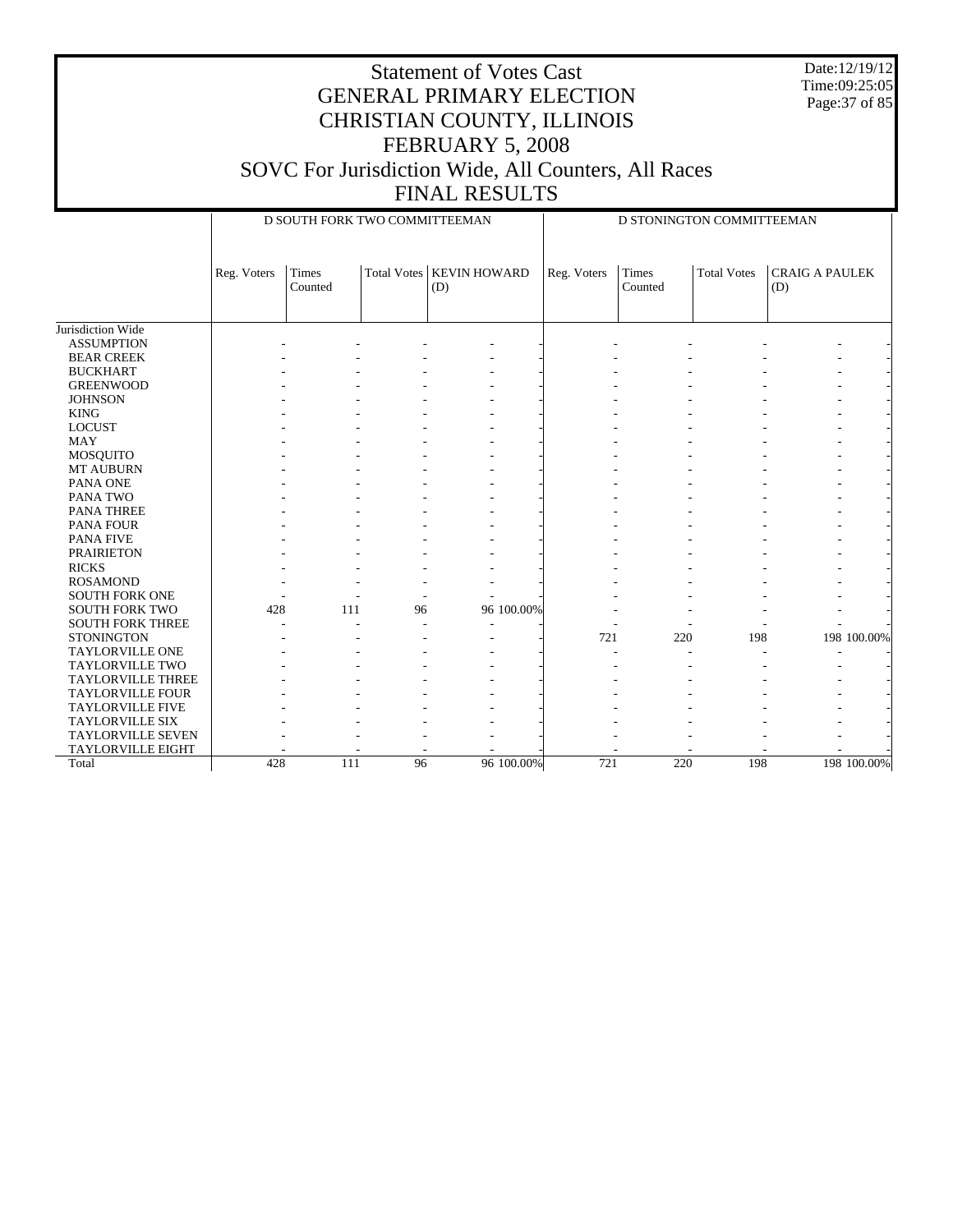# Statement of Votes Cast
## GENERAL PRIMARY ELECTION
## CHRISTIAN COUNTY, ILLINOIS
## FEBRUARY 5, 2008
## SOVC For Jurisdiction Wide, All Counters, All Races
## FINAL RESULTS

Date:12/19/12
Time:09:25:05

| | D SOUTH FORK TWO COMMITTEEMAN | | | | | D STONINGTON COMMITTEEMAN | | | | |
|---|---|---|---|---|---|---|---|---|---|---|
| | Reg. Voters | Times Counted | Total Votes | KEVIN HOWARD (D) | | Reg. Voters | Times Counted | Total Votes | CRAIG A PAULEK (D) | |
| Jurisdiction Wide | | | | | | | | | | |
| ASSUMPTION | - | - | - | - | - | - | - | - | - | - |
| BEAR CREEK | - | - | - | - | - | - | - | - | - | - |
| BUCKHART | - | - | - | - | - | - | - | - | - | - |
| GREENWOOD | - | - | - | - | - | - | - | - | - | - |
| JOHNSON | - | - | - | - | - | - | - | - | - | - |
| KING | - | - | - | - | - | - | - | - | - | - |
| LOCUST | - | - | - | - | - | - | - | - | - | - |
| MAY | - | - | - | - | - | - | - | - | - | - |
| MOSQUITO | - | - | - | - | - | - | - | - | - | - |
| MT AUBURN | - | - | - | - | - | - | - | - | - | - |
| PANA ONE | - | - | - | - | - | - | - | - | - | - |
| PANA TWO | - | - | - | - | - | - | - | - | - | - |
| PANA THREE | - | - | - | - | - | - | - | - | - | - |
| PANA FOUR | - | - | - | - | - | - | - | - | - | - |
| PANA FIVE | - | - | - | - | - | - | - | - | - | - |
| PRAIRIETON | - | - | - | - | - | - | - | - | - | - |
| RICKS | - | - | - | - | - | - | - | - | - | - |
| ROSAMOND | - | - | - | - | - | - | - | - | - | - |
| SOUTH FORK ONE | - | - | - | - | - | - | - | - | - | - |
| SOUTH FORK TWO | 428 | 111 | 96 | 96 | 100.00% | - | - | - | - | - |
| SOUTH FORK THREE | - | - | - | - | - | - | - | - | - | - |
| STONINGTON | - | - | - | - | - | 721 | 220 | 198 | 198 | 100.00% |
| TAYLORVILLE ONE | - | - | - | - | - | - | - | - | - | - |
| TAYLORVILLE TWO | - | - | - | - | - | - | - | - | - | - |
| TAYLORVILLE THREE | - | - | - | - | - | - | - | - | - | - |
| TAYLORVILLE FOUR | - | - | - | - | - | - | - | - | - | - |
| TAYLORVILLE FIVE | - | - | - | - | - | - | - | - | - | - |
| TAYLORVILLE SIX | - | - | - | - | - | - | - | - | - | - |
| TAYLORVILLE SEVEN | - | - | - | - | - | - | - | - | - | - |
| TAYLORVILLE EIGHT | - | - | - | - | - | - | - | - | - | - |
| Total | 428 | 111 | 96 | 96 | 100.00% | 721 | 220 | 198 | 198 | 100.00% |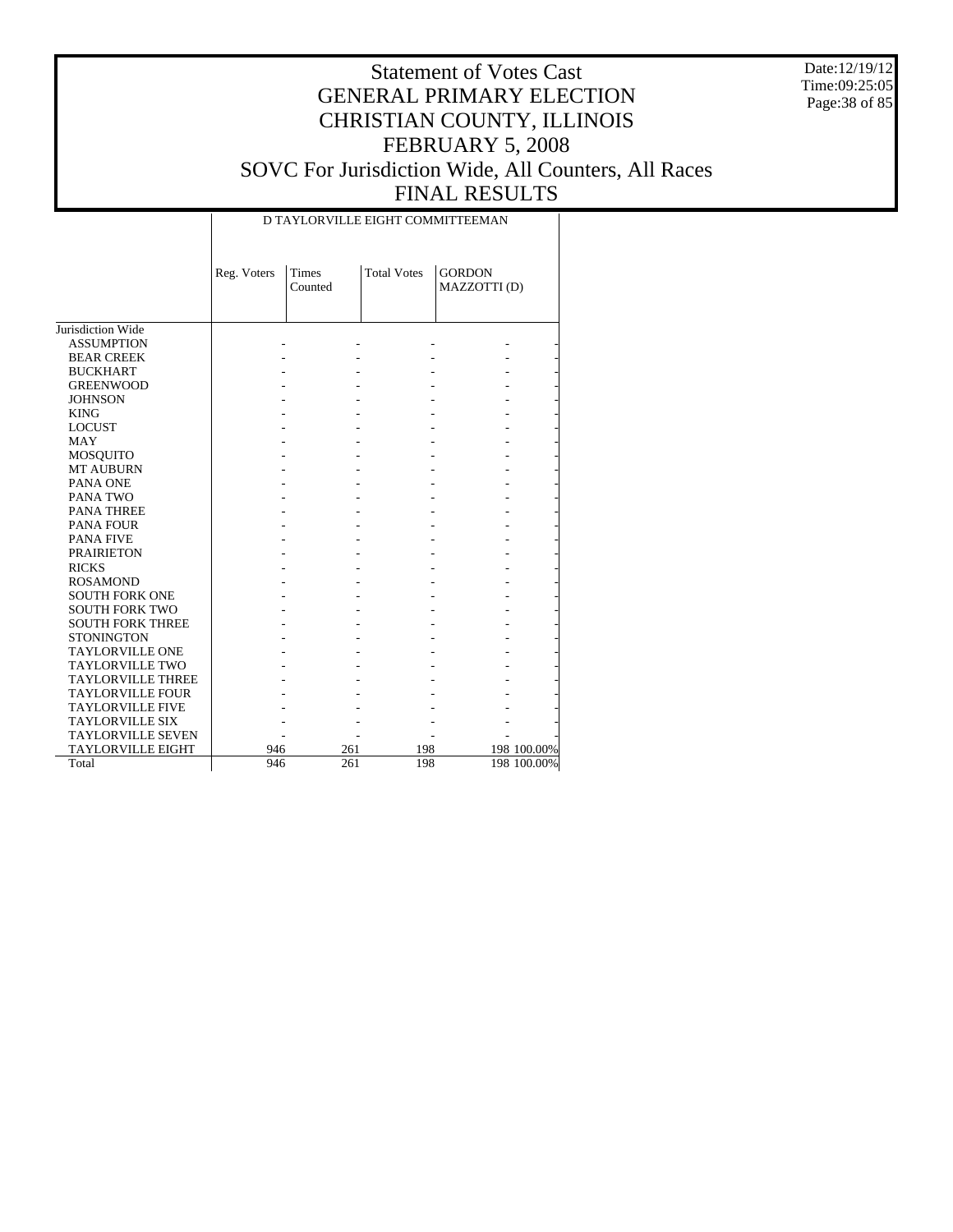# Statement of Votes Cast
# GENERAL PRIMARY ELECTION
# CHRISTIAN COUNTY, ILLINOIS
# FEBRUARY 5, 2008
# SOVC For Jurisdiction Wide, All Counters, All Races
# FINAL RESULTS

Date:12/19/12
Time:09:25:05

| | D TAYLORVILLE EIGHT COMMITTEEMAN | | | | |
|---|---|---|---|---|---|
| | Reg. Voters | Times Counted | Total Votes | GORDON MAZZOTTI (D) | |
| Jurisdiction Wide | | | | | |
| ASSUMPTION | - | - | - | - | - |
| BEAR CREEK | - | - | - | - | - |
| BUCKHART | - | - | - | - | - |
| GREENWOOD | - | - | - | - | - |
| JOHNSON | - | - | - | - | - |
| KING | - | - | - | - | - |
| LOCUST | - | - | - | - | - |
| MAY | - | - | - | - | - |
| MOSQUITO | - | - | - | - | - |
| MT AUBURN | - | - | - | - | - |
| PANA ONE | - | - | - | - | - |
| PANA TWO | - | - | - | - | - |
| PANA THREE | - | - | - | - | - |
| PANA FOUR | - | - | - | - | - |
| PANA FIVE | - | - | - | - | - |
| PRAIRIETON | - | - | - | - | - |
| RICKS | - | - | - | - | - |
| ROSAMOND | - | - | - | - | - |
| SOUTH FORK ONE | - | - | - | - | - |
| SOUTH FORK TWO | - | - | - | - | - |
| SOUTH FORK THREE | - | - | - | - | - |
| STONINGTON | - | - | - | - | - |
| TAYLORVILLE ONE | - | - | - | - | - |
| TAYLORVILLE TWO | - | - | - | - | - |
| TAYLORVILLE THREE | - | - | - | - | - |
| TAYLORVILLE FOUR | - | - | - | - | - |
| TAYLORVILLE FIVE | - | - | - | - | - |
| TAYLORVILLE SIX | - | - | - | - | - |
| TAYLORVILLE SEVEN | - | - | - | - | - |
| TAYLORVILLE EIGHT | 946 | 261 | 198 | 198 | 100.00% |
| Total | 946 | 261 | 198 | 198 | 100.00% |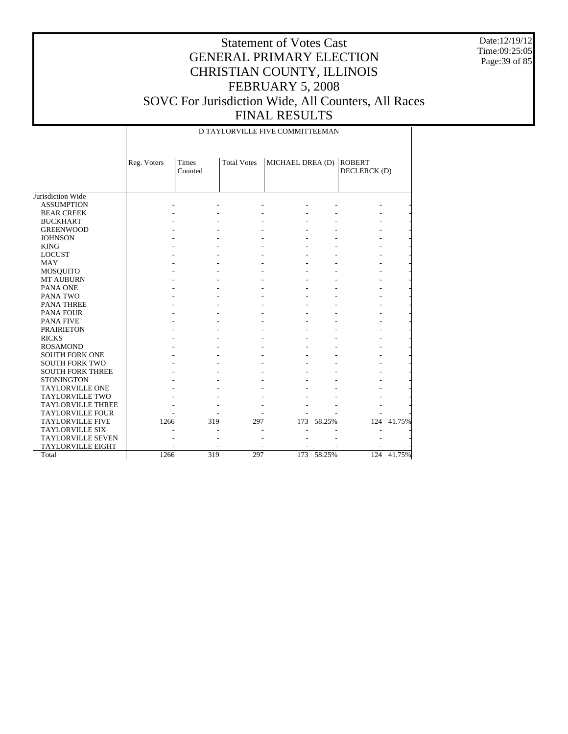# Statement of Votes Cast
# GENERAL PRIMARY ELECTION
# CHRISTIAN COUNTY, ILLINOIS
# FEBRUARY 5, 2008
# SOVC For Jurisdiction Wide, All Counters, All Races
# FINAL RESULTS

Date:12/19/12
Time:09:25:05

D TAYLORVILLE FIVE COMMITTEEMAN

| | Reg. Voters | Times Counted | Total Votes | MICHAEL DREA (D) | | ROBERT DECLERCK (D) | |
|---|---|---|---|---|---|---|---|
| Jurisdiction Wide | | | | | | | |
| ASSUMPTION | - | - | - | - | - | - | - |
| BEAR CREEK | - | - | - | - | - | - | - |
| BUCKHART | - | - | - | - | - | - | - |
| GREENWOOD | - | - | - | - | - | - | - |
| JOHNSON | - | - | - | - | - | - | - |
| KING | - | - | - | - | - | - | - |
| LOCUST | - | - | - | - | - | - | - |
| MAY | - | - | - | - | - | - | - |
| MOSQUITO | - | - | - | - | - | - | - |
| MT AUBURN | - | - | - | - | - | - | - |
| PANA ONE | - | - | - | - | - | - | - |
| PANA TWO | - | - | - | - | - | - | - |
| PANA THREE | - | - | - | - | - | - | - |
| PANA FOUR | - | - | - | - | - | - | - |
| PANA FIVE | - | - | - | - | - | - | - |
| PRAIRIETON | - | - | - | - | - | - | - |
| RICKS | - | - | - | - | - | - | - |
| ROSAMOND | - | - | - | - | - | - | - |
| SOUTH FORK ONE | - | - | - | - | - | - | - |
| SOUTH FORK TWO | - | - | - | - | - | - | - |
| SOUTH FORK THREE | - | - | - | - | - | - | - |
| STONINGTON | - | - | - | - | - | - | - |
| TAYLORVILLE ONE | - | - | - | - | - | - | - |
| TAYLORVILLE TWO | - | - | - | - | - | - | - |
| TAYLORVILLE THREE | - | - | - | - | - | - | - |
| TAYLORVILLE FOUR | - | - | - | - | - | - | - |
| TAYLORVILLE FIVE | 1266 | 319 | 297 | 173 | 58.25% | 124 | 41.75% |
| TAYLORVILLE SIX | - | - | - | - | - | - | - |
| TAYLORVILLE SEVEN | - | - | - | - | - | - | - |
| TAYLORVILLE EIGHT | - | - | - | - | - | - | - |
| Total | 1266 | 319 | 297 | 173 | 58.25% | 124 | 41.75% |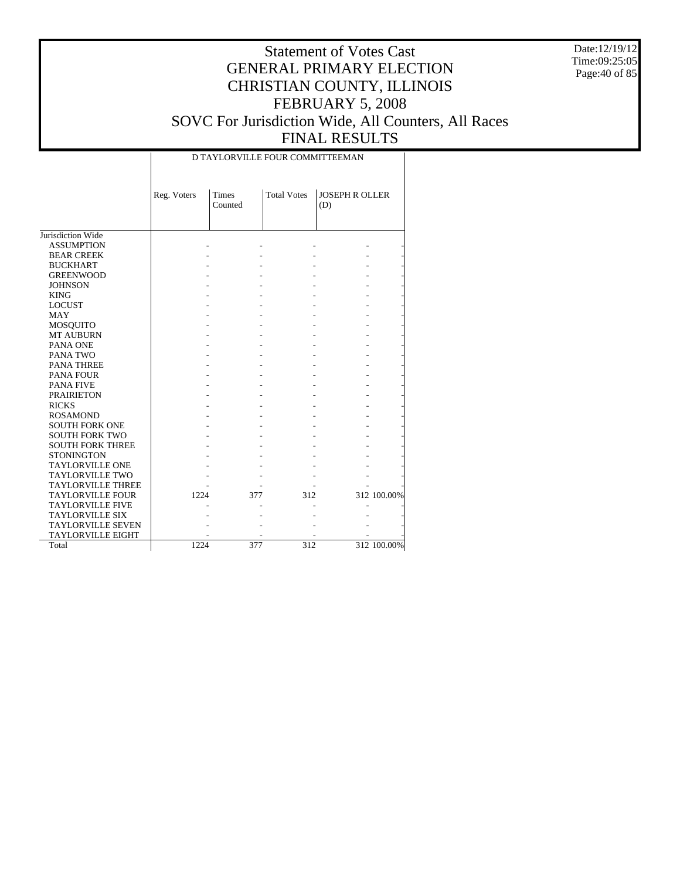# Statement of Votes Cast
# GENERAL PRIMARY ELECTION
# CHRISTIAN COUNTY, ILLINOIS
# FEBRUARY 5, 2008
# SOVC For Jurisdiction Wide, All Counters, All Races
# FINAL RESULTS

Date:12/19/12
Time:09:25:05

| | D TAYLORVILLE FOUR COMMITTEEMAN | | | | |
|---|---|---|---|---|---|
| | Reg. Voters | Times Counted | Total Votes | JOSEPH R OLLER (D) | |
| Jurisdiction Wide | | | | | |
| ASSUMPTION | - | - | - | - | - |
| BEAR CREEK | - | - | - | - | - |
| BUCKHART | - | - | - | - | - |
| GREENWOOD | - | - | - | - | - |
| JOHNSON | - | - | - | - | - |
| KING | - | - | - | - | - |
| LOCUST | - | - | - | - | - |
| MAY | - | - | - | - | - |
| MOSQUITO | - | - | - | - | - |
| MT AUBURN | - | - | - | - | - |
| PANA ONE | - | - | - | - | - |
| PANA TWO | - | - | - | - | - |
| PANA THREE | - | - | - | - | - |
| PANA FOUR | - | - | - | - | - |
| PANA FIVE | - | - | - | - | - |
| PRAIRIETON | - | - | - | - | - |
| RICKS | - | - | - | - | - |
| ROSAMOND | - | - | - | - | - |
| SOUTH FORK ONE | - | - | - | - | - |
| SOUTH FORK TWO | - | - | - | - | - |
| SOUTH FORK THREE | - | - | - | - | - |
| STONINGTON | - | - | - | - | - |
| TAYLORVILLE ONE | - | - | - | - | - |
| TAYLORVILLE TWO | - | - | - | - | - |
| TAYLORVILLE THREE | - | - | - | - | - |
| TAYLORVILLE FOUR | 1224 | 377 | 312 | 312 | 100.00% |
| TAYLORVILLE FIVE | - | - | - | - | - |
| TAYLORVILLE SIX | - | - | - | - | - |
| TAYLORVILLE SEVEN | - | - | - | - | - |
| TAYLORVILLE EIGHT | - | - | - | - | - |
| Total | 1224 | 377 | 312 | 312 | 100.00% |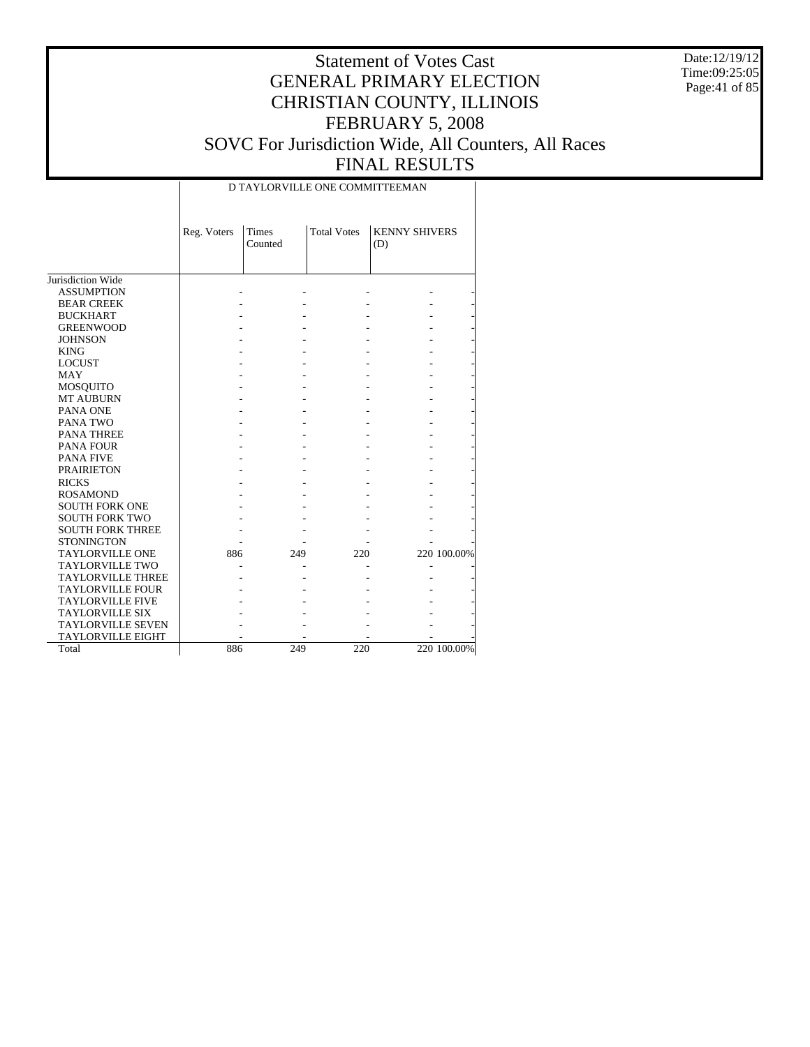# Statement of Votes Cast
# GENERAL PRIMARY ELECTION
# CHRISTIAN COUNTY, ILLINOIS
# FEBRUARY 5, 2008
# SOVC For Jurisdiction Wide, All Counters, All Races
# FINAL RESULTS

Date:12/19/12
Time:09:25:05

| | D TAYLORVILLE ONE COMMITTEEMAN | | | | |
|---|---|---|---|---|---|
| | Reg. Voters | Times Counted | Total Votes | KENNY SHIVERS (D) | |
| Jurisdiction Wide | | | | | |
| ASSUMPTION | - | - | - | - | - |
| BEAR CREEK | - | - | - | - | - |
| BUCKHART | - | - | - | - | - |
| GREENWOOD | - | - | - | - | - |
| JOHNSON | - | - | - | - | - |
| KING | - | - | - | - | - |
| LOCUST | - | - | - | - | - |
| MAY | - | - | - | - | - |
| MOSQUITO | - | - | - | - | - |
| MT AUBURN | - | - | - | - | - |
| PANA ONE | - | - | - | - | - |
| PANA TWO | - | - | - | - | - |
| PANA THREE | - | - | - | - | - |
| PANA FOUR | - | - | - | - | - |
| PANA FIVE | - | - | - | - | - |
| PRAIRIETON | - | - | - | - | - |
| RICKS | - | - | - | - | - |
| ROSAMOND | - | - | - | - | - |
| SOUTH FORK ONE | - | - | - | - | - |
| SOUTH FORK TWO | - | - | - | - | - |
| SOUTH FORK THREE | - | - | - | - | - |
| STONINGTON | - | - | - | - | - |
| TAYLORVILLE ONE | 886 | 249 | 220 | 220 | 100.00% |
| TAYLORVILLE TWO | - | - | - | - | - |
| TAYLORVILLE THREE | - | - | - | - | - |
| TAYLORVILLE FOUR | - | - | - | - | - |
| TAYLORVILLE FIVE | - | - | - | - | - |
| TAYLORVILLE SIX | - | - | - | - | - |
| TAYLORVILLE SEVEN | - | - | - | - | - |
| TAYLORVILLE EIGHT | - | - | - | - | - |
| Total | 886 | 249 | 220 | 220 | 100.00% |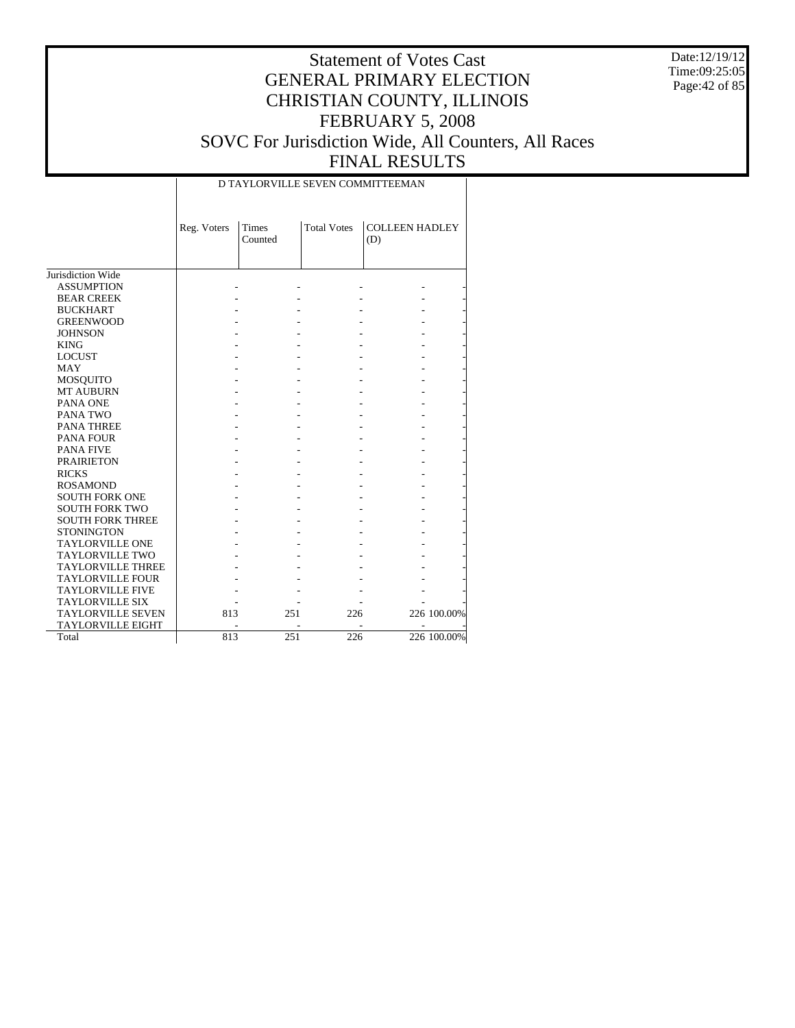# Statement of Votes Cast
# GENERAL PRIMARY ELECTION
# CHRISTIAN COUNTY, ILLINOIS
# FEBRUARY 5, 2008
# SOVC For Jurisdiction Wide, All Counters, All Races
# FINAL RESULTS

Date:12/19/12
Time:09:25:05

| | D TAYLORVILLE SEVEN COMMITTEEMAN | | | | |
|---|---|---|---|---|---|
| | Reg. Voters | Times Counted | Total Votes | COLLEEN HADLEY (D) | |
| Jurisdiction Wide | | | | | |
| ASSUMPTION | - | - | - | - | - |
| BEAR CREEK | - | - | - | - | - |
| BUCKHART | - | - | - | - | - |
| GREENWOOD | - | - | - | - | - |
| JOHNSON | - | - | - | - | - |
| KING | - | - | - | - | - |
| LOCUST | - | - | - | - | - |
| MAY | - | - | - | - | - |
| MOSQUITO | - | - | - | - | - |
| MT AUBURN | - | - | - | - | - |
| PANA ONE | - | - | - | - | - |
| PANA TWO | - | - | - | - | - |
| PANA THREE | - | - | - | - | - |
| PANA FOUR | - | - | - | - | - |
| PANA FIVE | - | - | - | - | - |
| PRAIRIETON | - | - | - | - | - |
| RICKS | - | - | - | - | - |
| ROSAMOND | - | - | - | - | - |
| SOUTH FORK ONE | - | - | - | - | - |
| SOUTH FORK TWO | - | - | - | - | - |
| SOUTH FORK THREE | - | - | - | - | - |
| STONINGTON | - | - | - | - | - |
| TAYLORVILLE ONE | - | - | - | - | - |
| TAYLORVILLE TWO | - | - | - | - | - |
| TAYLORVILLE THREE | - | - | - | - | - |
| TAYLORVILLE FOUR | - | - | - | - | - |
| TAYLORVILLE FIVE | - | - | - | - | - |
| TAYLORVILLE SIX | - | - | - | - | - |
| TAYLORVILLE SEVEN | 813 | 251 | 226 | 226 | 100.00% |
| TAYLORVILLE EIGHT | - | - | - | - | - |
| Total | 813 | 251 | 226 | 226 | 100.00% |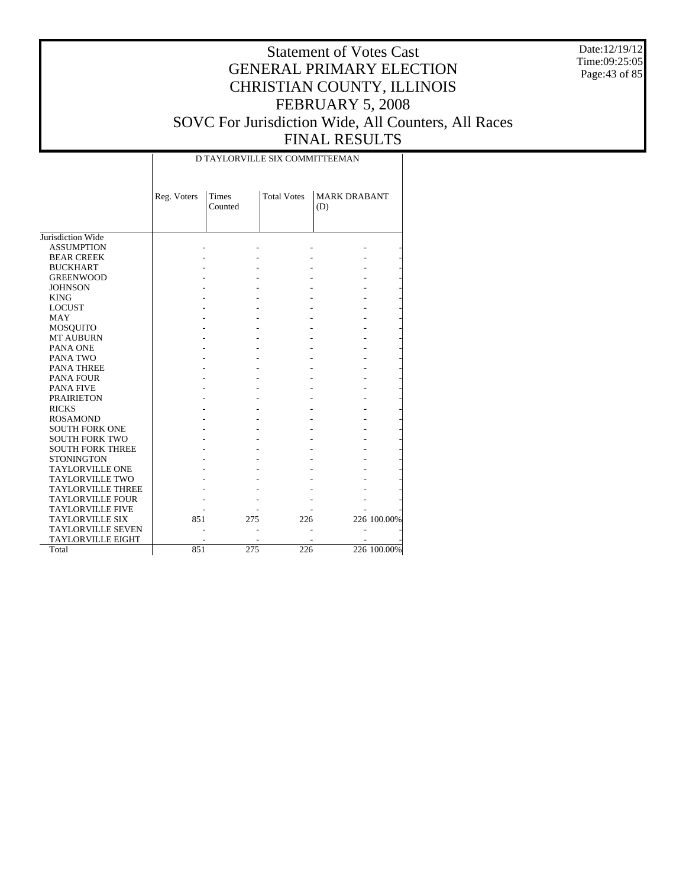# Statement of Votes Cast
## GENERAL PRIMARY ELECTION
## CHRISTIAN COUNTY, ILLINOIS
## FEBRUARY 5, 2008
## SOVC For Jurisdiction Wide, All Counters, All Races
## FINAL RESULTS

Date:12/19/12
Time:09:25:05

### D TAYLORVILLE SIX COMMITTEEMAN

| | Reg. Voters | Times Counted | Total Votes | MARK DRABANT (D) | |
|---|---|---|---|---|---|
| Jurisdiction Wide | | | | | |
| ASSUMPTION | - | - | - | - | - |
| BEAR CREEK | - | - | - | - | - |
| BUCKHART | - | - | - | - | - |
| GREENWOOD | - | - | - | - | - |
| JOHNSON | - | - | - | - | - |
| KING | - | - | - | - | - |
| LOCUST | - | - | - | - | - |
| MAY | - | - | - | - | - |
| MOSQUITO | - | - | - | - | - |
| MT AUBURN | - | - | - | - | - |
| PANA ONE | - | - | - | - | - |
| PANA TWO | - | - | - | - | - |
| PANA THREE | - | - | - | - | - |
| PANA FOUR | - | - | - | - | - |
| PANA FIVE | - | - | - | - | - |
| PRAIRIETON | - | - | - | - | - |
| RICKS | - | - | - | - | - |
| ROSAMOND | - | - | - | - | - |
| SOUTH FORK ONE | - | - | - | - | - |
| SOUTH FORK TWO | - | - | - | - | - |
| SOUTH FORK THREE | - | - | - | - | - |
| STONINGTON | - | - | - | - | - |
| TAYLORVILLE ONE | - | - | - | - | - |
| TAYLORVILLE TWO | - | - | - | - | - |
| TAYLORVILLE THREE | - | - | - | - | - |
| TAYLORVILLE FOUR | - | - | - | - | - |
| TAYLORVILLE FIVE | - | - | - | - | - |
| TAYLORVILLE SIX | 851 | 275 | 226 | 226 | 100.00% |
| TAYLORVILLE SEVEN | - | - | - | - | - |
| TAYLORVILLE EIGHT | - | - | - | - | - |
| Total | 851 | 275 | 226 | 226 | 100.00% |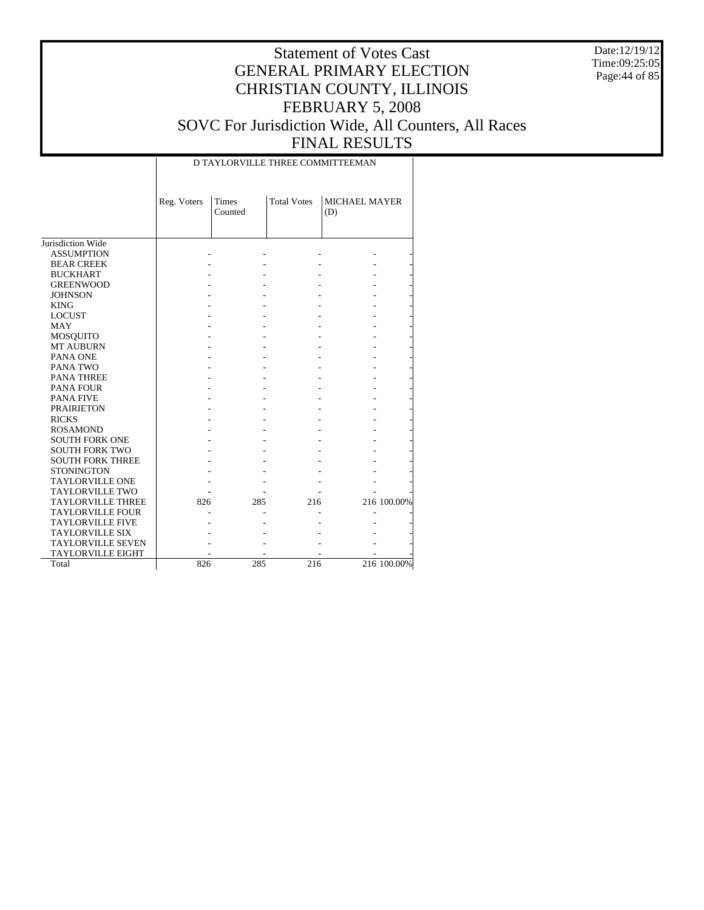# Statement of Votes Cast
# GENERAL PRIMARY ELECTION
# CHRISTIAN COUNTY, ILLINOIS
# FEBRUARY 5, 2008
# SOVC For Jurisdiction Wide, All Counters, All Races
# FINAL RESULTS

Date:12/19/12
Time:09:25:05

| | D TAYLORVILLE THREE COMMITTEEMAN | | | | |
|---|---|---|---|---|---|
| | Reg. Voters | Times Counted | Total Votes | MICHAEL MAYER (D) | |
| Jurisdiction Wide | | | | | |
| ASSUMPTION | - | - | - | - | - |
| BEAR CREEK | - | - | - | - | - |
| BUCKHART | - | - | - | - | - |
| GREENWOOD | - | - | - | - | - |
| JOHNSON | - | - | - | - | - |
| KING | - | - | - | - | - |
| LOCUST | - | - | - | - | - |
| MAY | - | - | - | - | - |
| MOSQUITO | - | - | - | - | - |
| MT AUBURN | - | - | - | - | - |
| PANA ONE | - | - | - | - | - |
| PANA TWO | - | - | - | - | - |
| PANA THREE | - | - | - | - | - |
| PANA FOUR | - | - | - | - | - |
| PANA FIVE | - | - | - | - | - |
| PRAIRIETON | - | - | - | - | - |
| RICKS | - | - | - | - | - |
| ROSAMOND | - | - | - | - | - |
| SOUTH FORK ONE | - | - | - | - | - |
| SOUTH FORK TWO | - | - | - | - | - |
| SOUTH FORK THREE | - | - | - | - | - |
| STONINGTON | - | - | - | - | - |
| TAYLORVILLE ONE | - | - | - | - | - |
| TAYLORVILLE TWO | - | - | - | - | - |
| TAYLORVILLE THREE | 826 | 285 | 216 | 216 | 100.00% |
| TAYLORVILLE FOUR | - | - | - | - | - |
| TAYLORVILLE FIVE | - | - | - | - | - |
| TAYLORVILLE SIX | - | - | - | - | - |
| TAYLORVILLE SEVEN | - | - | - | - | - |
| TAYLORVILLE EIGHT | - | - | - | - | - |
| Total | 826 | 285 | 216 | 216 | 100.00% |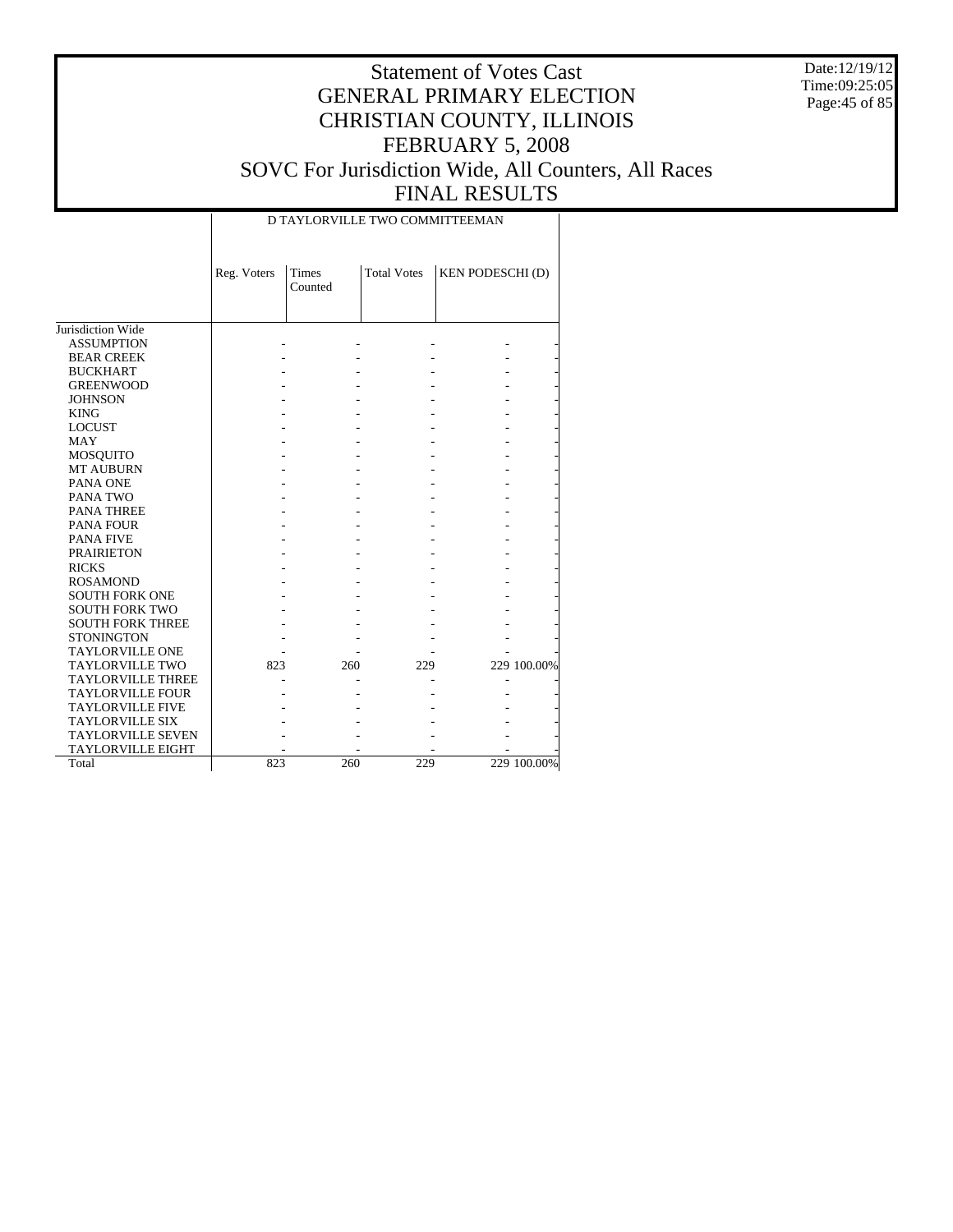# Statement of Votes Cast
# GENERAL PRIMARY ELECTION
# CHRISTIAN COUNTY, ILLINOIS
# FEBRUARY 5, 2008
# SOVC For Jurisdiction Wide, All Counters, All Races
# FINAL RESULTS

Date:12/19/12
Time:09:25:05

| | D TAYLORVILLE TWO COMMITTEEMAN | | | | |
|---|---|---|---|---|---|
| | Reg. Voters | Times Counted | Total Votes | KEN PODESCHI (D) | |
| Jurisdiction Wide | | | | | |
| ASSUMPTION | - | - | - | - | - |
| BEAR CREEK | - | - | - | - | - |
| BUCKHART | - | - | - | - | - |
| GREENWOOD | - | - | - | - | - |
| JOHNSON | - | - | - | - | - |
| KING | - | - | - | - | - |
| LOCUST | - | - | - | - | - |
| MAY | - | - | - | - | - |
| MOSQUITO | - | - | - | - | - |
| MT AUBURN | - | - | - | - | - |
| PANA ONE | - | - | - | - | - |
| PANA TWO | - | - | - | - | - |
| PANA THREE | - | - | - | - | - |
| PANA FOUR | - | - | - | - | - |
| PANA FIVE | - | - | - | - | - |
| PRAIRIETON | - | - | - | - | - |
| RICKS | - | - | - | - | - |
| ROSAMOND | - | - | - | - | - |
| SOUTH FORK ONE | - | - | - | - | - |
| SOUTH FORK TWO | - | - | - | - | - |
| SOUTH FORK THREE | - | - | - | - | - |
| STONINGTON | - | - | - | - | - |
| TAYLORVILLE ONE | - | - | - | - | - |
| TAYLORVILLE TWO | 823 | 260 | 229 | 229 | 100.00% |
| TAYLORVILLE THREE | - | - | - | - | - |
| TAYLORVILLE FOUR | - | - | - | - | - |
| TAYLORVILLE FIVE | - | - | - | - | - |
| TAYLORVILLE SIX | - | - | - | - | - |
| TAYLORVILLE SEVEN | - | - | - | - | - |
| TAYLORVILLE EIGHT | - | - | - | - | - |
| Total | 823 | 260 | 229 | 229 | 100.00% |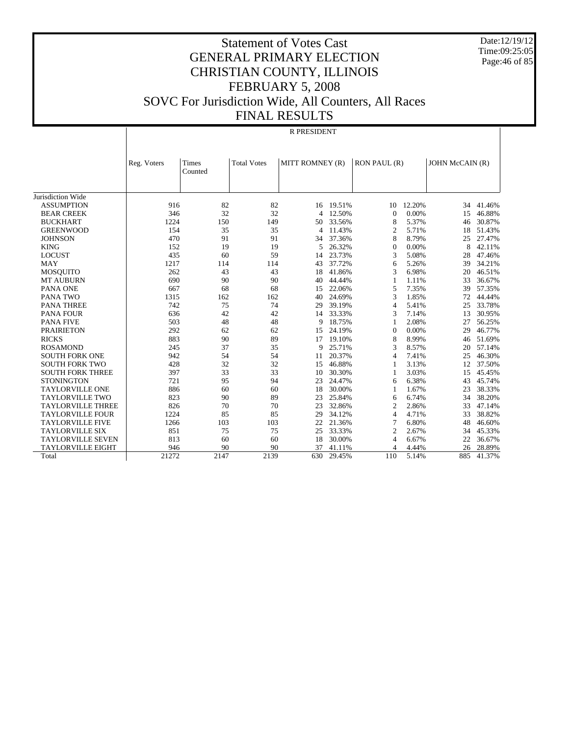# Statement of Votes Cast
## GENERAL PRIMARY ELECTION
## CHRISTIAN COUNTY, ILLINOIS
## FEBRUARY 5, 2008
## SOVC For Jurisdiction Wide, All Counters, All Races
## FINAL RESULTS

Date:12/19/12
Time:09:25:05

R PRESIDENT

| | Reg. Voters | Times Counted | Total Votes | MITT ROMNEY (R) | | RON PAUL (R) | | JOHN McCAIN (R) | |
|---|---|---|---|---|---|---|---|---|---|
| Jurisdiction Wide | | | | | | | | | |
| ASSUMPTION | 916 | 82 | 82 | 16 | 19.51% | 10 | 12.20% | 34 | 41.46% |
| BEAR CREEK | 346 | 32 | 32 | 4 | 12.50% | 0 | 0.00% | 15 | 46.88% |
| BUCKHART | 1224 | 150 | 149 | 50 | 33.56% | 8 | 5.37% | 46 | 30.87% |
| GREENWOOD | 154 | 35 | 35 | 4 | 11.43% | 2 | 5.71% | 18 | 51.43% |
| JOHNSON | 470 | 91 | 91 | 34 | 37.36% | 8 | 8.79% | 25 | 27.47% |
| KING | 152 | 19 | 19 | 5 | 26.32% | 0 | 0.00% | 8 | 42.11% |
| LOCUST | 435 | 60 | 59 | 14 | 23.73% | 3 | 5.08% | 28 | 47.46% |
| MAY | 1217 | 114 | 114 | 43 | 37.72% | 6 | 5.26% | 39 | 34.21% |
| MOSQUITO | 262 | 43 | 43 | 18 | 41.86% | 3 | 6.98% | 20 | 46.51% |
| MT AUBURN | 690 | 90 | 90 | 40 | 44.44% | 1 | 1.11% | 33 | 36.67% |
| PANA ONE | 667 | 68 | 68 | 15 | 22.06% | 5 | 7.35% | 39 | 57.35% |
| PANA TWO | 1315 | 162 | 162 | 40 | 24.69% | 3 | 1.85% | 72 | 44.44% |
| PANA THREE | 742 | 75 | 74 | 29 | 39.19% | 4 | 5.41% | 25 | 33.78% |
| PANA FOUR | 636 | 42 | 42 | 14 | 33.33% | 3 | 7.14% | 13 | 30.95% |
| PANA FIVE | 503 | 48 | 48 | 9 | 18.75% | 1 | 2.08% | 27 | 56.25% |
| PRAIRIETON | 292 | 62 | 62 | 15 | 24.19% | 0 | 0.00% | 29 | 46.77% |
| RICKS | 883 | 90 | 89 | 17 | 19.10% | 8 | 8.99% | 46 | 51.69% |
| ROSAMOND | 245 | 37 | 35 | 9 | 25.71% | 3 | 8.57% | 20 | 57.14% |
| SOUTH FORK ONE | 942 | 54 | 54 | 11 | 20.37% | 4 | 7.41% | 25 | 46.30% |
| SOUTH FORK TWO | 428 | 32 | 32 | 15 | 46.88% | 1 | 3.13% | 12 | 37.50% |
| SOUTH FORK THREE | 397 | 33 | 33 | 10 | 30.30% | 1 | 3.03% | 15 | 45.45% |
| STONINGTON | 721 | 95 | 94 | 23 | 24.47% | 6 | 6.38% | 43 | 45.74% |
| TAYLORVILLE ONE | 886 | 60 | 60 | 18 | 30.00% | 1 | 1.67% | 23 | 38.33% |
| TAYLORVILLE TWO | 823 | 90 | 89 | 23 | 25.84% | 6 | 6.74% | 34 | 38.20% |
| TAYLORVILLE THREE | 826 | 70 | 70 | 23 | 32.86% | 2 | 2.86% | 33 | 47.14% |
| TAYLORVILLE FOUR | 1224 | 85 | 85 | 29 | 34.12% | 4 | 4.71% | 33 | 38.82% |
| TAYLORVILLE FIVE | 1266 | 103 | 103 | 22 | 21.36% | 7 | 6.80% | 48 | 46.60% |
| TAYLORVILLE SIX | 851 | 75 | 75 | 25 | 33.33% | 2 | 2.67% | 34 | 45.33% |
| TAYLORVILLE SEVEN | 813 | 60 | 60 | 18 | 30.00% | 4 | 6.67% | 22 | 36.67% |
| TAYLORVILLE EIGHT | 946 | 90 | 90 | 37 | 41.11% | 4 | 4.44% | 26 | 28.89% |
| Total | 21272 | 2147 | 2139 | 630 | 29.45% | 110 | 5.14% | 885 | 41.37% |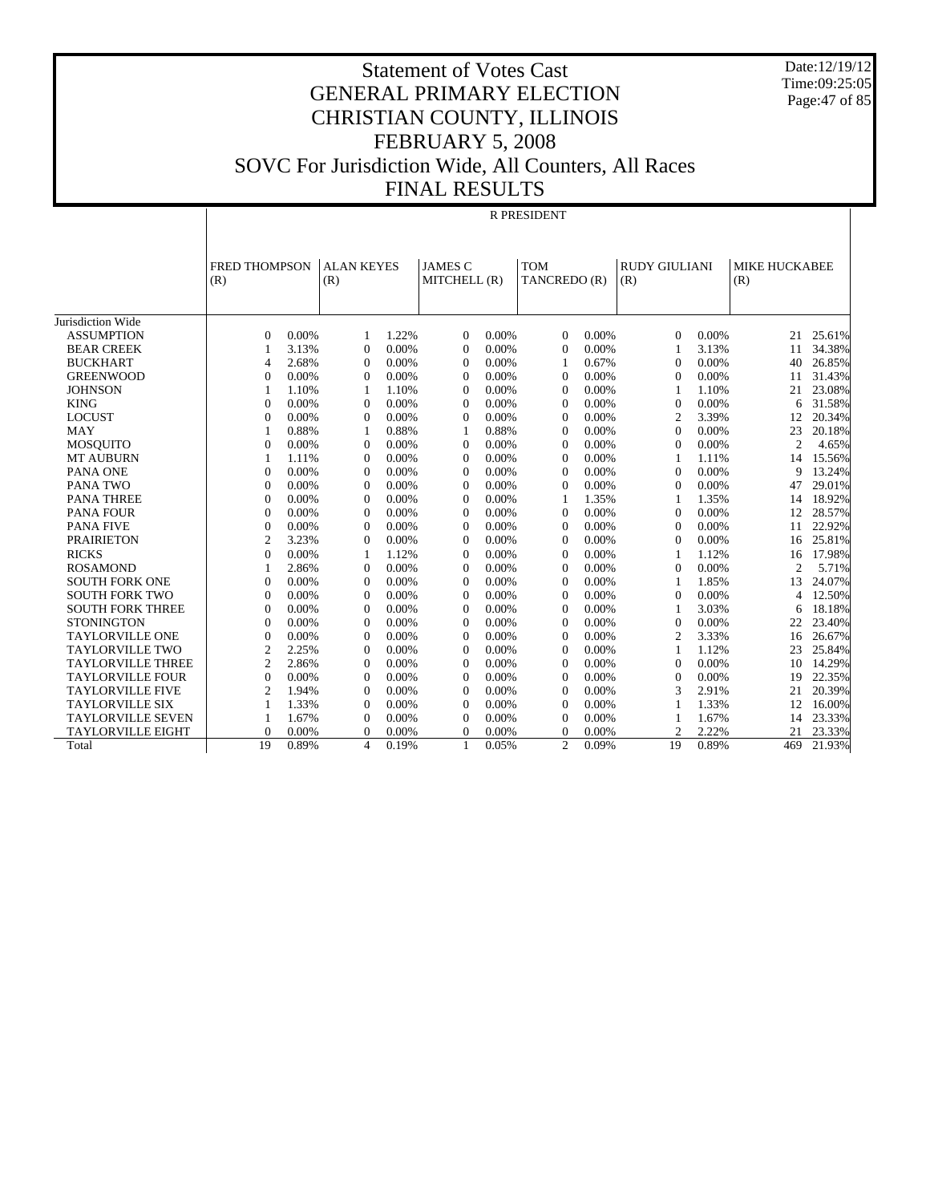# Statement of Votes Cast
## GENERAL PRIMARY ELECTION
## CHRISTIAN COUNTY, ILLINOIS
## FEBRUARY 5, 2008
## SOVC For Jurisdiction Wide, All Counters, All Races
## FINAL RESULTS

Date:12/19/12
Time:09:25:05

**R PRESIDENT**

| | FRED THOMPSON (R) | | ALAN KEYES (R) | | JAMES C MITCHELL (R) | | TOM TANCREDO (R) | | RUDY GIULIANI (R) | | MIKE HUCKABEE (R) | |
|---|---|---|---|---|---|---|---|---|---|---|---|---|
| Jurisdiction Wide | | | | | | | | | | | | |
| ASSUMPTION | 0 | 0.00% | 1 | 1.22% | 0 | 0.00% | 0 | 0.00% | 0 | 0.00% | 21 | 25.61% |
| BEAR CREEK | 1 | 3.13% | 0 | 0.00% | 0 | 0.00% | 0 | 0.00% | 1 | 3.13% | 11 | 34.38% |
| BUCKHART | 4 | 2.68% | 0 | 0.00% | 0 | 0.00% | 1 | 0.67% | 0 | 0.00% | 40 | 26.85% |
| GREENWOOD | 0 | 0.00% | 0 | 0.00% | 0 | 0.00% | 0 | 0.00% | 0 | 0.00% | 11 | 31.43% |
| JOHNSON | 1 | 1.10% | 1 | 1.10% | 0 | 0.00% | 0 | 0.00% | 1 | 1.10% | 21 | 23.08% |
| KING | 0 | 0.00% | 0 | 0.00% | 0 | 0.00% | 0 | 0.00% | 0 | 0.00% | 6 | 31.58% |
| LOCUST | 0 | 0.00% | 0 | 0.00% | 0 | 0.00% | 0 | 0.00% | 2 | 3.39% | 12 | 20.34% |
| MAY | 1 | 0.88% | 1 | 0.88% | 1 | 0.88% | 0 | 0.00% | 0 | 0.00% | 23 | 20.18% |
| MOSQUITO | 0 | 0.00% | 0 | 0.00% | 0 | 0.00% | 0 | 0.00% | 0 | 0.00% | 2 | 4.65% |
| MT AUBURN | 1 | 1.11% | 0 | 0.00% | 0 | 0.00% | 0 | 0.00% | 1 | 1.11% | 14 | 15.56% |
| PANA ONE | 0 | 0.00% | 0 | 0.00% | 0 | 0.00% | 0 | 0.00% | 0 | 0.00% | 9 | 13.24% |
| PANA TWO | 0 | 0.00% | 0 | 0.00% | 0 | 0.00% | 0 | 0.00% | 0 | 0.00% | 47 | 29.01% |
| PANA THREE | 0 | 0.00% | 0 | 0.00% | 0 | 0.00% | 1 | 1.35% | 1 | 1.35% | 14 | 18.92% |
| PANA FOUR | 0 | 0.00% | 0 | 0.00% | 0 | 0.00% | 0 | 0.00% | 0 | 0.00% | 12 | 28.57% |
| PANA FIVE | 0 | 0.00% | 0 | 0.00% | 0 | 0.00% | 0 | 0.00% | 0 | 0.00% | 11 | 22.92% |
| PRAIRIETON | 2 | 3.23% | 0 | 0.00% | 0 | 0.00% | 0 | 0.00% | 0 | 0.00% | 16 | 25.81% |
| RICKS | 0 | 0.00% | 1 | 1.12% | 0 | 0.00% | 0 | 0.00% | 1 | 1.12% | 16 | 17.98% |
| ROSAMOND | 1 | 2.86% | 0 | 0.00% | 0 | 0.00% | 0 | 0.00% | 0 | 0.00% | 2 | 5.71% |
| SOUTH FORK ONE | 0 | 0.00% | 0 | 0.00% | 0 | 0.00% | 0 | 0.00% | 1 | 1.85% | 13 | 24.07% |
| SOUTH FORK TWO | 0 | 0.00% | 0 | 0.00% | 0 | 0.00% | 0 | 0.00% | 0 | 0.00% | 4 | 12.50% |
| SOUTH FORK THREE | 0 | 0.00% | 0 | 0.00% | 0 | 0.00% | 0 | 0.00% | 1 | 3.03% | 6 | 18.18% |
| STONINGTON | 0 | 0.00% | 0 | 0.00% | 0 | 0.00% | 0 | 0.00% | 0 | 0.00% | 22 | 23.40% |
| TAYLORVILLE ONE | 0 | 0.00% | 0 | 0.00% | 0 | 0.00% | 0 | 0.00% | 2 | 3.33% | 16 | 26.67% |
| TAYLORVILLE TWO | 2 | 2.25% | 0 | 0.00% | 0 | 0.00% | 0 | 0.00% | 1 | 1.12% | 23 | 25.84% |
| TAYLORVILLE THREE | 2 | 2.86% | 0 | 0.00% | 0 | 0.00% | 0 | 0.00% | 0 | 0.00% | 10 | 14.29% |
| TAYLORVILLE FOUR | 0 | 0.00% | 0 | 0.00% | 0 | 0.00% | 0 | 0.00% | 0 | 0.00% | 19 | 22.35% |
| TAYLORVILLE FIVE | 2 | 1.94% | 0 | 0.00% | 0 | 0.00% | 0 | 0.00% | 3 | 2.91% | 21 | 20.39% |
| TAYLORVILLE SIX | 1 | 1.33% | 0 | 0.00% | 0 | 0.00% | 0 | 0.00% | 1 | 1.33% | 12 | 16.00% |
| TAYLORVILLE SEVEN | 1 | 1.67% | 0 | 0.00% | 0 | 0.00% | 0 | 0.00% | 1 | 1.67% | 14 | 23.33% |
| TAYLORVILLE EIGHT | 0 | 0.00% | 0 | 0.00% | 0 | 0.00% | 0 | 0.00% | 2 | 2.22% | 21 | 23.33% |
| Total | 19 | 0.89% | 4 | 0.19% | 1 | 0.05% | 2 | 0.09% | 19 | 0.89% | 469 | 21.93% |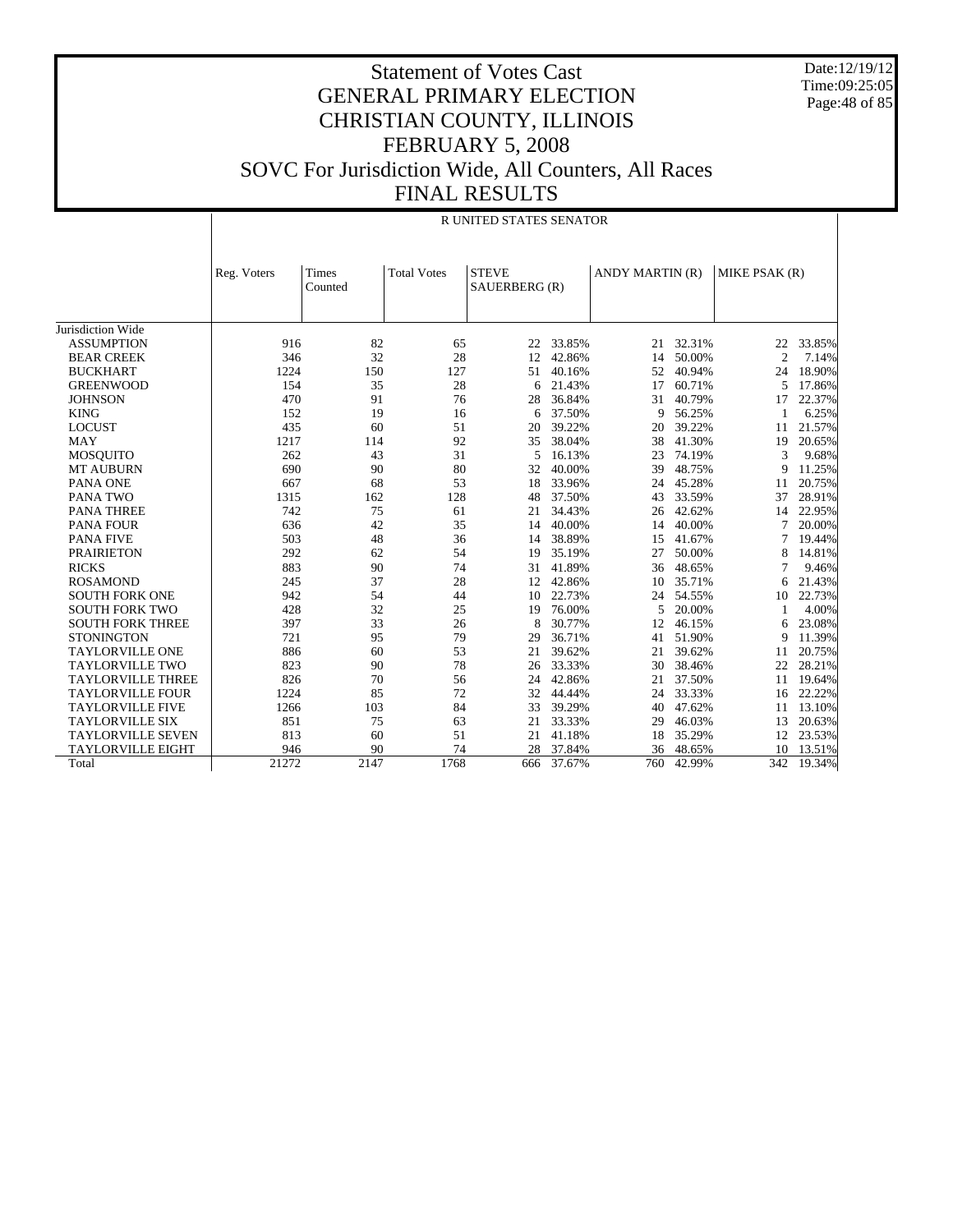# Statement of Votes Cast
## GENERAL PRIMARY ELECTION
## CHRISTIAN COUNTY, ILLINOIS
## FEBRUARY 5, 2008
## SOVC For Jurisdiction Wide, All Counters, All Races
## FINAL RESULTS

Date:12/19/12
Time:09:25:05

R UNITED STATES SENATOR

| | Reg. Voters | Times Counted | Total Votes | STEVE SAUERBERG (R) | | ANDY MARTIN (R) | | MIKE PSAK (R) | |
|---|---|---|---|---|---|---|---|---|---|
| Jurisdiction Wide | | | | | | | | | |
| ASSUMPTION | 916 | 82 | 65 | 22 | 33.85% | 21 | 32.31% | 22 | 33.85% |
| BEAR CREEK | 346 | 32 | 28 | 12 | 42.86% | 14 | 50.00% | 2 | 7.14% |
| BUCKHART | 1224 | 150 | 127 | 51 | 40.16% | 52 | 40.94% | 24 | 18.90% |
| GREENWOOD | 154 | 35 | 28 | 6 | 21.43% | 17 | 60.71% | 5 | 17.86% |
| JOHNSON | 470 | 91 | 76 | 28 | 36.84% | 31 | 40.79% | 17 | 22.37% |
| KING | 152 | 19 | 16 | 6 | 37.50% | 9 | 56.25% | 1 | 6.25% |
| LOCUST | 435 | 60 | 51 | 20 | 39.22% | 20 | 39.22% | 11 | 21.57% |
| MAY | 1217 | 114 | 92 | 35 | 38.04% | 38 | 41.30% | 19 | 20.65% |
| MOSQUITO | 262 | 43 | 31 | 5 | 16.13% | 23 | 74.19% | 3 | 9.68% |
| MT AUBURN | 690 | 90 | 80 | 32 | 40.00% | 39 | 48.75% | 9 | 11.25% |
| PANA ONE | 667 | 68 | 53 | 18 | 33.96% | 24 | 45.28% | 11 | 20.75% |
| PANA TWO | 1315 | 162 | 128 | 48 | 37.50% | 43 | 33.59% | 37 | 28.91% |
| PANA THREE | 742 | 75 | 61 | 21 | 34.43% | 26 | 42.62% | 14 | 22.95% |
| PANA FOUR | 636 | 42 | 35 | 14 | 40.00% | 14 | 40.00% | 7 | 20.00% |
| PANA FIVE | 503 | 48 | 36 | 14 | 38.89% | 15 | 41.67% | 7 | 19.44% |
| PRAIRIETON | 292 | 62 | 54 | 19 | 35.19% | 27 | 50.00% | 8 | 14.81% |
| RICKS | 883 | 90 | 74 | 31 | 41.89% | 36 | 48.65% | 7 | 9.46% |
| ROSAMOND | 245 | 37 | 28 | 12 | 42.86% | 10 | 35.71% | 6 | 21.43% |
| SOUTH FORK ONE | 942 | 54 | 44 | 10 | 22.73% | 24 | 54.55% | 10 | 22.73% |
| SOUTH FORK TWO | 428 | 32 | 25 | 19 | 76.00% | 5 | 20.00% | 1 | 4.00% |
| SOUTH FORK THREE | 397 | 33 | 26 | 8 | 30.77% | 12 | 46.15% | 6 | 23.08% |
| STONINGTON | 721 | 95 | 79 | 29 | 36.71% | 41 | 51.90% | 9 | 11.39% |
| TAYLORVILLE ONE | 886 | 60 | 53 | 21 | 39.62% | 21 | 39.62% | 11 | 20.75% |
| TAYLORVILLE TWO | 823 | 90 | 78 | 26 | 33.33% | 30 | 38.46% | 22 | 28.21% |
| TAYLORVILLE THREE | 826 | 70 | 56 | 24 | 42.86% | 21 | 37.50% | 11 | 19.64% |
| TAYLORVILLE FOUR | 1224 | 85 | 72 | 32 | 44.44% | 24 | 33.33% | 16 | 22.22% |
| TAYLORVILLE FIVE | 1266 | 103 | 84 | 33 | 39.29% | 40 | 47.62% | 11 | 13.10% |
| TAYLORVILLE SIX | 851 | 75 | 63 | 21 | 33.33% | 29 | 46.03% | 13 | 20.63% |
| TAYLORVILLE SEVEN | 813 | 60 | 51 | 21 | 41.18% | 18 | 35.29% | 12 | 23.53% |
| TAYLORVILLE EIGHT | 946 | 90 | 74 | 28 | 37.84% | 36 | 48.65% | 10 | 13.51% |
| Total | 21272 | 2147 | 1768 | 666 | 37.67% | 760 | 42.99% | 342 | 19.34% |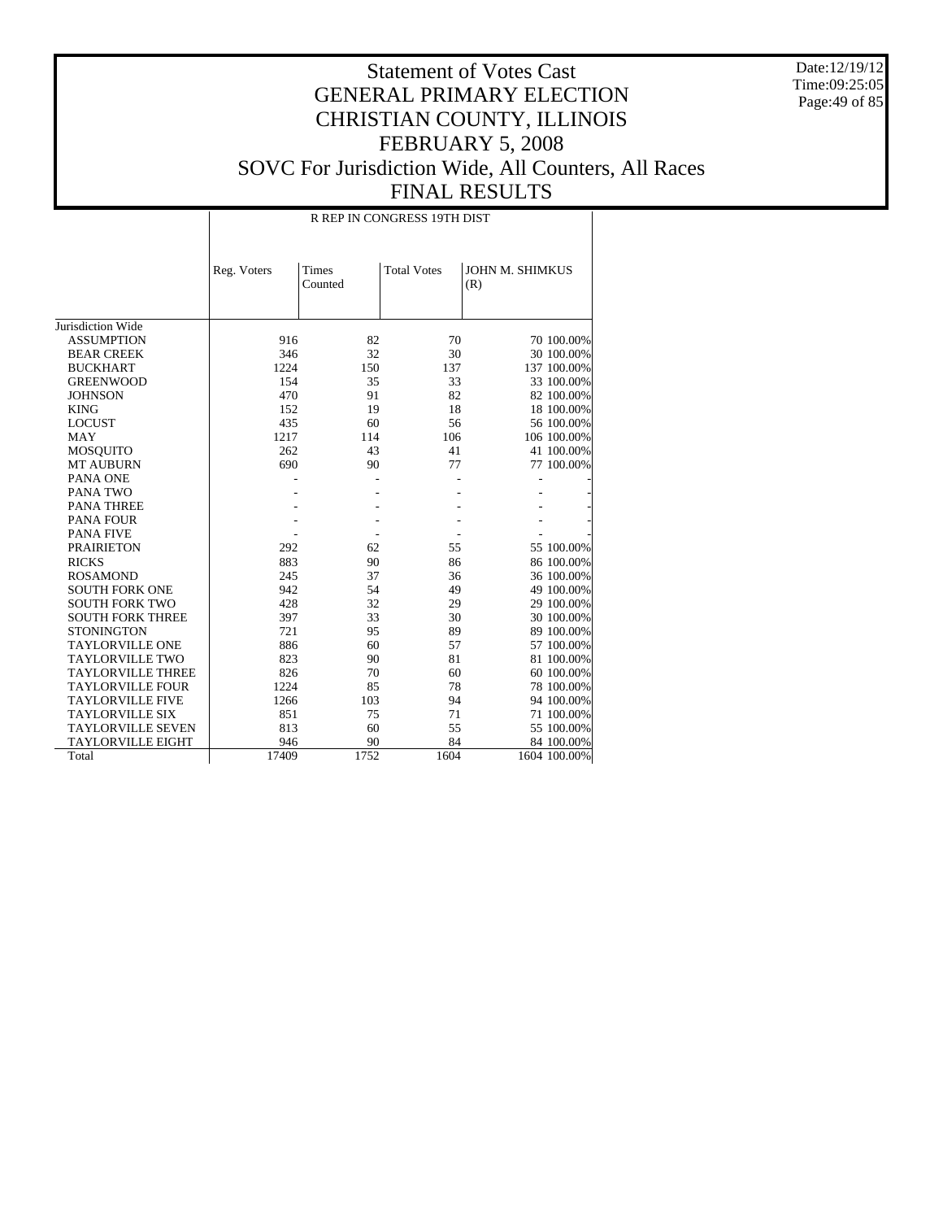# Statement of Votes Cast
# GENERAL PRIMARY ELECTION
# CHRISTIAN COUNTY, ILLINOIS
# FEBRUARY 5, 2008
# SOVC For Jurisdiction Wide, All Counters, All Races
# FINAL RESULTS

Date:12/19/12
Time:09:25:05

R REP IN CONGRESS 19TH DIST

| | Reg. Voters | Times Counted | Total Votes | JOHN M. SHIMKUS (R) | |
|---|---|---|---|---|---|
| Jurisdiction Wide | | | | | |
| ASSUMPTION | 916 | 82 | 70 | 70 | 100.00% |
| BEAR CREEK | 346 | 32 | 30 | 30 | 100.00% |
| BUCKHART | 1224 | 150 | 137 | 137 | 100.00% |
| GREENWOOD | 154 | 35 | 33 | 33 | 100.00% |
| JOHNSON | 470 | 91 | 82 | 82 | 100.00% |
| KING | 152 | 19 | 18 | 18 | 100.00% |
| LOCUST | 435 | 60 | 56 | 56 | 100.00% |
| MAY | 1217 | 114 | 106 | 106 | 100.00% |
| MOSQUITO | 262 | 43 | 41 | 41 | 100.00% |
| MT AUBURN | 690 | 90 | 77 | 77 | 100.00% |
| PANA ONE | - | - | - | - | - |
| PANA TWO | - | - | - | - | - |
| PANA THREE | - | - | - | - | - |
| PANA FOUR | - | - | - | - | - |
| PANA FIVE | - | - | - | - | - |
| PRAIRIETON | 292 | 62 | 55 | 55 | 100.00% |
| RICKS | 883 | 90 | 86 | 86 | 100.00% |
| ROSAMOND | 245 | 37 | 36 | 36 | 100.00% |
| SOUTH FORK ONE | 942 | 54 | 49 | 49 | 100.00% |
| SOUTH FORK TWO | 428 | 32 | 29 | 29 | 100.00% |
| SOUTH FORK THREE | 397 | 33 | 30 | 30 | 100.00% |
| STONINGTON | 721 | 95 | 89 | 89 | 100.00% |
| TAYLORVILLE ONE | 886 | 60 | 57 | 57 | 100.00% |
| TAYLORVILLE TWO | 823 | 90 | 81 | 81 | 100.00% |
| TAYLORVILLE THREE | 826 | 70 | 60 | 60 | 100.00% |
| TAYLORVILLE FOUR | 1224 | 85 | 78 | 78 | 100.00% |
| TAYLORVILLE FIVE | 1266 | 103 | 94 | 94 | 100.00% |
| TAYLORVILLE SIX | 851 | 75 | 71 | 71 | 100.00% |
| TAYLORVILLE SEVEN | 813 | 60 | 55 | 55 | 100.00% |
| TAYLORVILLE EIGHT | 946 | 90 | 84 | 84 | 100.00% |
| Total | 17409 | 1752 | 1604 | 1604 | 100.00% |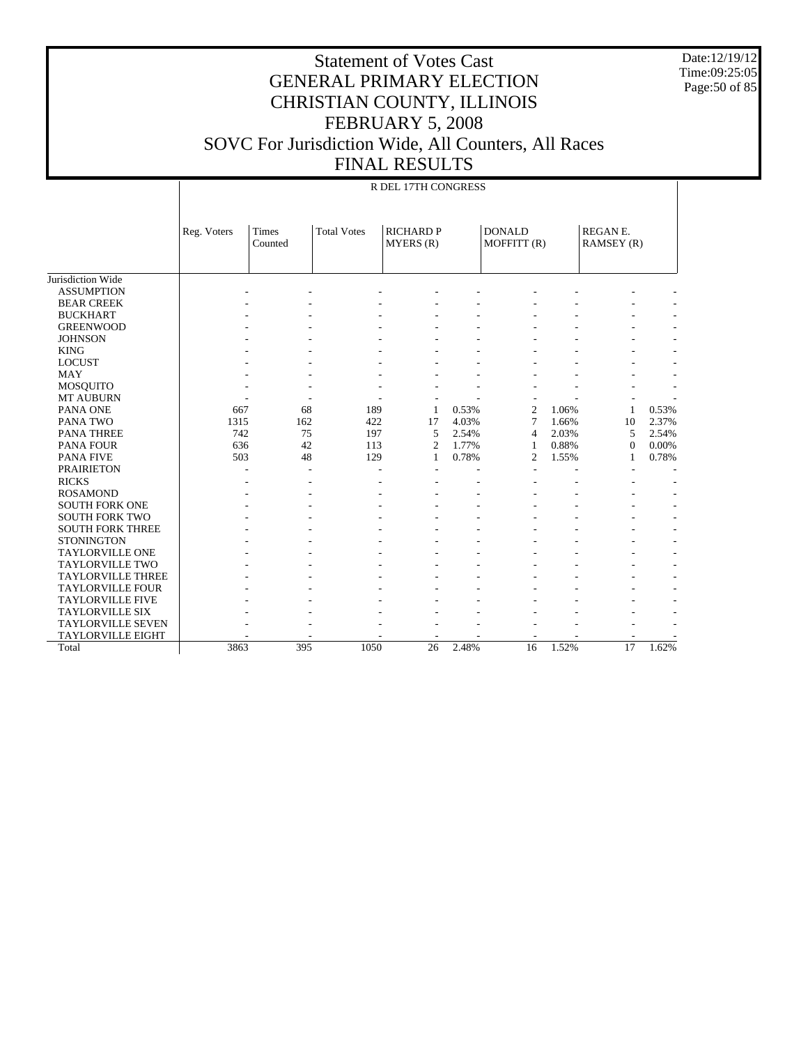# Statement of Votes Cast
# GENERAL PRIMARY ELECTION
# CHRISTIAN COUNTY, ILLINOIS
# FEBRUARY 5, 2008
# SOVC For Jurisdiction Wide, All Counters, All Races
# FINAL RESULTS

Date:12/19/12
Time:09:25:05

R DEL 17TH CONGRESS

| | Reg. Voters | Times Counted | Total Votes | RICHARD P MYERS (R) | | DONALD MOFFITT (R) | | REGAN E. RAMSEY (R) | |
|---|---|---|---|---|---|---|---|---|---|
| Jurisdiction Wide | | | | | | | | | |
| ASSUMPTION | - | - | - | - | - | - | - | - | - |
| BEAR CREEK | - | - | - | - | - | - | - | - | - |
| BUCKHART | - | - | - | - | - | - | - | - | - |
| GREENWOOD | - | - | - | - | - | - | - | - | - |
| JOHNSON | - | - | - | - | - | - | - | - | - |
| KING | - | - | - | - | - | - | - | - | - |
| LOCUST | - | - | - | - | - | - | - | - | - |
| MAY | - | - | - | - | - | - | - | - | - |
| MOSQUITO | - | - | - | - | - | - | - | - | - |
| MT AUBURN | - | - | - | - | - | - | - | - | - |
| PANA ONE | 667 | 68 | 189 | 1 | 0.53% | 2 | 1.06% | 1 | 0.53% |
| PANA TWO | 1315 | 162 | 422 | 17 | 4.03% | 7 | 1.66% | 10 | 2.37% |
| PANA THREE | 742 | 75 | 197 | 5 | 2.54% | 4 | 2.03% | 5 | 2.54% |
| PANA FOUR | 636 | 42 | 113 | 2 | 1.77% | 1 | 0.88% | 0 | 0.00% |
| PANA FIVE | 503 | 48 | 129 | 1 | 0.78% | 2 | 1.55% | 1 | 0.78% |
| PRAIRIETON | - | - | - | - | - | - | - | - | - |
| RICKS | - | - | - | - | - | - | - | - | - |
| ROSAMOND | - | - | - | - | - | - | - | - | - |
| SOUTH FORK ONE | - | - | - | - | - | - | - | - | - |
| SOUTH FORK TWO | - | - | - | - | - | - | - | - | - |
| SOUTH FORK THREE | - | - | - | - | - | - | - | - | - |
| STONINGTON | - | - | - | - | - | - | - | - | - |
| TAYLORVILLE ONE | - | - | - | - | - | - | - | - | - |
| TAYLORVILLE TWO | - | - | - | - | - | - | - | - | - |
| TAYLORVILLE THREE | - | - | - | - | - | - | - | - | - |
| TAYLORVILLE FOUR | - | - | - | - | - | - | - | - | - |
| TAYLORVILLE FIVE | - | - | - | - | - | - | - | - | - |
| TAYLORVILLE SIX | - | - | - | - | - | - | - | - | - |
| TAYLORVILLE SEVEN | - | - | - | - | - | - | - | - | - |
| TAYLORVILLE EIGHT | - | - | - | - | - | - | - | - | - |
| Total | 3863 | 395 | 1050 | 26 | 2.48% | 16 | 1.52% | 17 | 1.62% |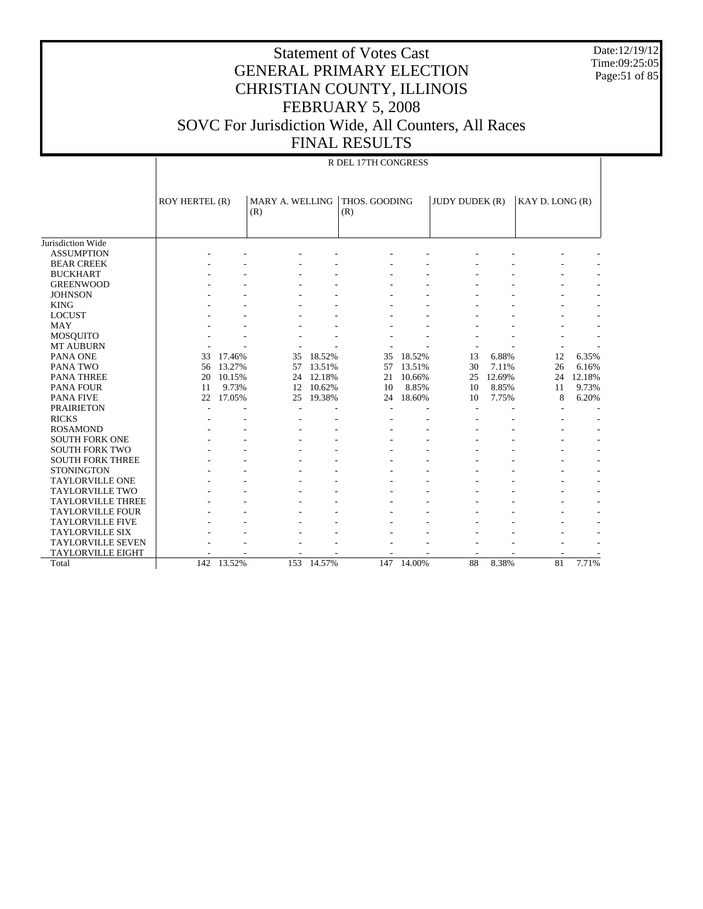# Statement of Votes Cast
# GENERAL PRIMARY ELECTION
# CHRISTIAN COUNTY, ILLINOIS
# FEBRUARY 5, 2008
# SOVC For Jurisdiction Wide, All Counters, All Races
# FINAL RESULTS

Date:12/19/12
Time:09:25:05

## R DEL 17TH CONGRESS

| | ROY HERTEL (R) | | MARY A. WELLING (R) | | THOS. GOODING (R) | | JUDY DUDEK (R) | | KAY D. LONG (R) | |
|---|---|---|---|---|---|---|---|---|---|---|
| Jurisdiction Wide | | | | | | | | | | |
| ASSUMPTION | - | - | - | - | - | - | - | - | - | - |
| BEAR CREEK | - | - | - | - | - | - | - | - | - | - |
| BUCKHART | - | - | - | - | - | - | - | - | - | - |
| GREENWOOD | - | - | - | - | - | - | - | - | - | - |
| JOHNSON | - | - | - | - | - | - | - | - | - | - |
| KING | - | - | - | - | - | - | - | - | - | - |
| LOCUST | - | - | - | - | - | - | - | - | - | - |
| MAY | - | - | - | - | - | - | - | - | - | - |
| MOSQUITO | - | - | - | - | - | - | - | - | - | - |
| MT AUBURN | - | - | - | - | - | - | - | - | - | - |
| PANA ONE | 33 | 17.46% | 35 | 18.52% | 35 | 18.52% | 13 | 6.88% | 12 | 6.35% |
| PANA TWO | 56 | 13.27% | 57 | 13.51% | 57 | 13.51% | 30 | 7.11% | 26 | 6.16% |
| PANA THREE | 20 | 10.15% | 24 | 12.18% | 21 | 10.66% | 25 | 12.69% | 24 | 12.18% |
| PANA FOUR | 11 | 9.73% | 12 | 10.62% | 10 | 8.85% | 10 | 8.85% | 11 | 9.73% |
| PANA FIVE | 22 | 17.05% | 25 | 19.38% | 24 | 18.60% | 10 | 7.75% | 8 | 6.20% |
| PRAIRIETON | - | - | - | - | - | - | - | - | - | - |
| RICKS | - | - | - | - | - | - | - | - | - | - |
| ROSAMOND | - | - | - | - | - | - | - | - | - | - |
| SOUTH FORK ONE | - | - | - | - | - | - | - | - | - | - |
| SOUTH FORK TWO | - | - | - | - | - | - | - | - | - | - |
| SOUTH FORK THREE | - | - | - | - | - | - | - | - | - | - |
| STONINGTON | - | - | - | - | - | - | - | - | - | - |
| TAYLORVILLE ONE | - | - | - | - | - | - | - | - | - | - |
| TAYLORVILLE TWO | - | - | - | - | - | - | - | - | - | - |
| TAYLORVILLE THREE | - | - | - | - | - | - | - | - | - | - |
| TAYLORVILLE FOUR | - | - | - | - | - | - | - | - | - | - |
| TAYLORVILLE FIVE | - | - | - | - | - | - | - | - | - | - |
| TAYLORVILLE SIX | - | - | - | - | - | - | - | - | - | - |
| TAYLORVILLE SEVEN | - | - | - | - | - | - | - | - | - | - |
| TAYLORVILLE EIGHT | - | - | - | - | - | - | - | - | - | - |
| Total | 142 | 13.52% | 153 | 14.57% | 147 | 14.00% | 88 | 8.38% | 81 | 7.71% |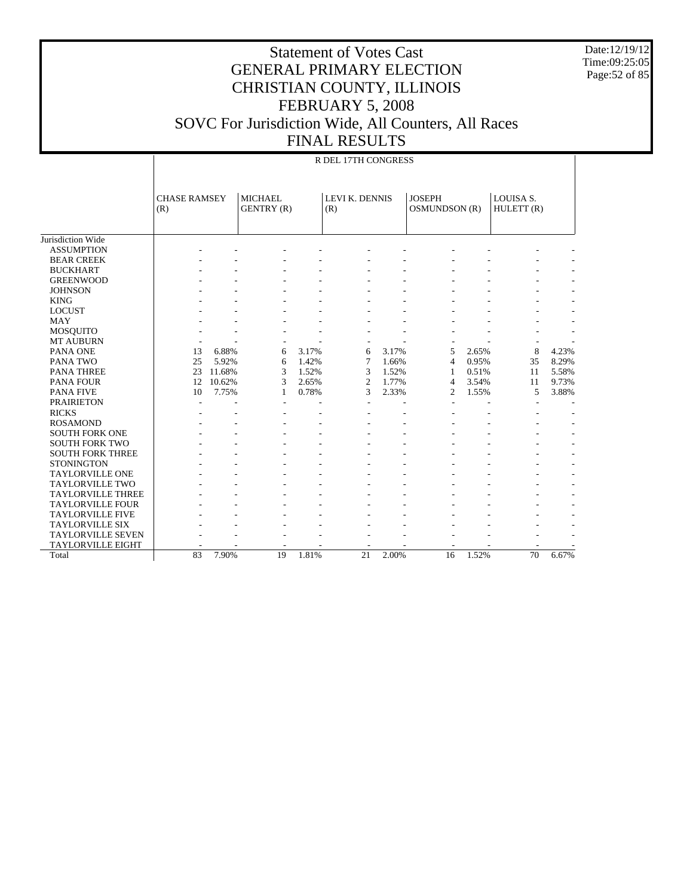# Statement of Votes Cast
## GENERAL PRIMARY ELECTION
## CHRISTIAN COUNTY, ILLINOIS
## FEBRUARY 5, 2008
## SOVC For Jurisdiction Wide, All Counters, All Races
## FINAL RESULTS

Date:12/19/12
Time:09:25:05

| | R DEL 17TH CONGRESS | | | | | | | | | |
|---|---|---|---|---|---|---|---|---|---|---|
| | CHASE RAMSEY (R) | | MICHAEL GENTRY (R) | | LEVI K. DENNIS (R) | | JOSEPH OSMUNDSON (R) | | LOUISA S. HULETT (R) | |
| Jurisdiction Wide | | | | | | | | | | |
| ASSUMPTION | - | - | - | - | - | - | - | - | - | - |
| BEAR CREEK | - | - | - | - | - | - | - | - | - | - |
| BUCKHART | - | - | - | - | - | - | - | - | - | - |
| GREENWOOD | - | - | - | - | - | - | - | - | - | - |
| JOHNSON | - | - | - | - | - | - | - | - | - | - |
| KING | - | - | - | - | - | - | - | - | - | - |
| LOCUST | - | - | - | - | - | - | - | - | - | - |
| MAY | - | - | - | - | - | - | - | - | - | - |
| MOSQUITO | - | - | - | - | - | - | - | - | - | - |
| MT AUBURN | - | - | - | - | - | - | - | - | - | - |
| PANA ONE | 13 | 6.88% | 6 | 3.17% | 6 | 3.17% | 5 | 2.65% | 8 | 4.23% |
| PANA TWO | 25 | 5.92% | 6 | 1.42% | 7 | 1.66% | 4 | 0.95% | 35 | 8.29% |
| PANA THREE | 23 | 11.68% | 3 | 1.52% | 3 | 1.52% | 1 | 0.51% | 11 | 5.58% |
| PANA FOUR | 12 | 10.62% | 3 | 2.65% | 2 | 1.77% | 4 | 3.54% | 11 | 9.73% |
| PANA FIVE | 10 | 7.75% | 1 | 0.78% | 3 | 2.33% | 2 | 1.55% | 5 | 3.88% |
| PRAIRIETON | - | - | - | - | - | - | - | - | - | - |
| RICKS | - | - | - | - | - | - | - | - | - | - |
| ROSAMOND | - | - | - | - | - | - | - | - | - | - |
| SOUTH FORK ONE | - | - | - | - | - | - | - | - | - | - |
| SOUTH FORK TWO | - | - | - | - | - | - | - | - | - | - |
| SOUTH FORK THREE | - | - | - | - | - | - | - | - | - | - |
| STONINGTON | - | - | - | - | - | - | - | - | - | - |
| TAYLORVILLE ONE | - | - | - | - | - | - | - | - | - | - |
| TAYLORVILLE TWO | - | - | - | - | - | - | - | - | - | - |
| TAYLORVILLE THREE | - | - | - | - | - | - | - | - | - | - |
| TAYLORVILLE FOUR | - | - | - | - | - | - | - | - | - | - |
| TAYLORVILLE FIVE | - | - | - | - | - | - | - | - | - | - |
| TAYLORVILLE SIX | - | - | - | - | - | - | - | - | - | - |
| TAYLORVILLE SEVEN | - | - | - | - | - | - | - | - | - | - |
| TAYLORVILLE EIGHT | - | - | - | - | - | - | - | - | - | - |
| Total | 83 | 7.90% | 19 | 1.81% | 21 | 2.00% | 16 | 1.52% | 70 | 6.67% |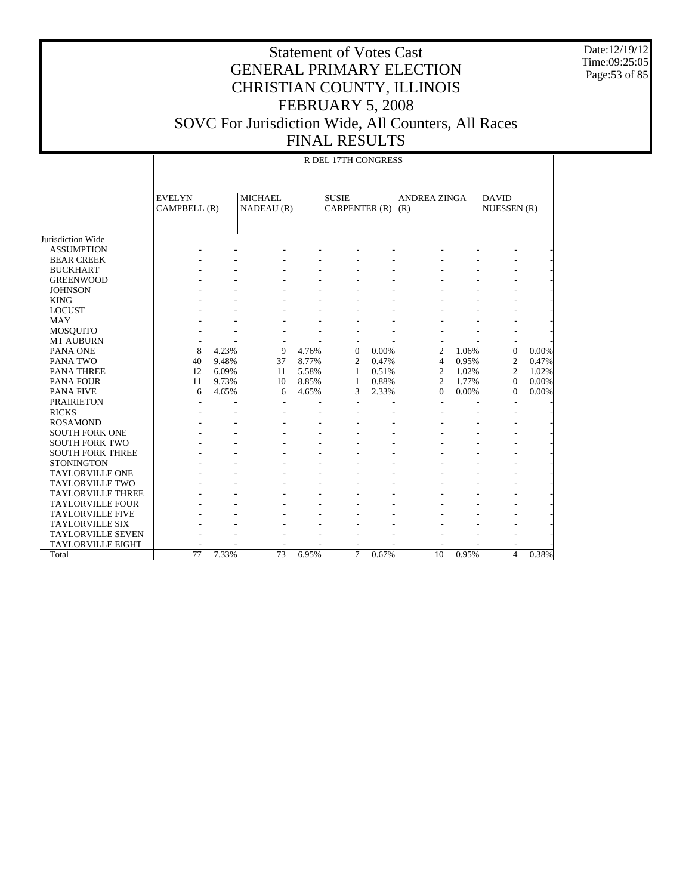# Statement of Votes Cast
# GENERAL PRIMARY ELECTION
# CHRISTIAN COUNTY, ILLINOIS
# FEBRUARY 5, 2008
# SOVC For Jurisdiction Wide, All Counters, All Races
# FINAL RESULTS

Date:12/19/12
Time:09:25:05

R DEL 17TH CONGRESS

| | EVELYN CAMPBELL (R) | | MICHAEL NADEAU (R) | | SUSIE CARPENTER (R) | | ANDREA ZINGA (R) | | DAVID NUESSEN (R) | |
|---|---|---|---|---|---|---|---|---|---|---|
| Jurisdiction Wide | | | | | | | | | | |
| ASSUMPTION | - | - | - | - | - | - | - | - | - | - |
| BEAR CREEK | - | - | - | - | - | - | - | - | - | - |
| BUCKHART | - | - | - | - | - | - | - | - | - | - |
| GREENWOOD | - | - | - | - | - | - | - | - | - | - |
| JOHNSON | - | - | - | - | - | - | - | - | - | - |
| KING | - | - | - | - | - | - | - | - | - | - |
| LOCUST | - | - | - | - | - | - | - | - | - | - |
| MAY | - | - | - | - | - | - | - | - | - | - |
| MOSQUITO | - | - | - | - | - | - | - | - | - | - |
| MT AUBURN | - | - | - | - | - | - | - | - | - | - |
| PANA ONE | 8 | 4.23% | 9 | 4.76% | 0 | 0.00% | 2 | 1.06% | 0 | 0.00% |
| PANA TWO | 40 | 9.48% | 37 | 8.77% | 2 | 0.47% | 4 | 0.95% | 2 | 0.47% |
| PANA THREE | 12 | 6.09% | 11 | 5.58% | 1 | 0.51% | 2 | 1.02% | 2 | 1.02% |
| PANA FOUR | 11 | 9.73% | 10 | 8.85% | 1 | 0.88% | 2 | 1.77% | 0 | 0.00% |
| PANA FIVE | 6 | 4.65% | 6 | 4.65% | 3 | 2.33% | 0 | 0.00% | 0 | 0.00% |
| PRAIRIETON | - | - | - | - | - | - | - | - | - | - |
| RICKS | - | - | - | - | - | - | - | - | - | - |
| ROSAMOND | - | - | - | - | - | - | - | - | - | - |
| SOUTH FORK ONE | - | - | - | - | - | - | - | - | - | - |
| SOUTH FORK TWO | - | - | - | - | - | - | - | - | - | - |
| SOUTH FORK THREE | - | - | - | - | - | - | - | - | - | - |
| STONINGTON | - | - | - | - | - | - | - | - | - | - |
| TAYLORVILLE ONE | - | - | - | - | - | - | - | - | - | - |
| TAYLORVILLE TWO | - | - | - | - | - | - | - | - | - | - |
| TAYLORVILLE THREE | - | - | - | - | - | - | - | - | - | - |
| TAYLORVILLE FOUR | - | - | - | - | - | - | - | - | - | - |
| TAYLORVILLE FIVE | - | - | - | - | - | - | - | - | - | - |
| TAYLORVILLE SIX | - | - | - | - | - | - | - | - | - | - |
| TAYLORVILLE SEVEN | - | - | - | - | - | - | - | - | - | - |
| TAYLORVILLE EIGHT | - | - | - | - | - | - | - | - | - | - |
| Total | 77 | 7.33% | 73 | 6.95% | 7 | 0.67% | 10 | 0.95% | 4 | 0.38% |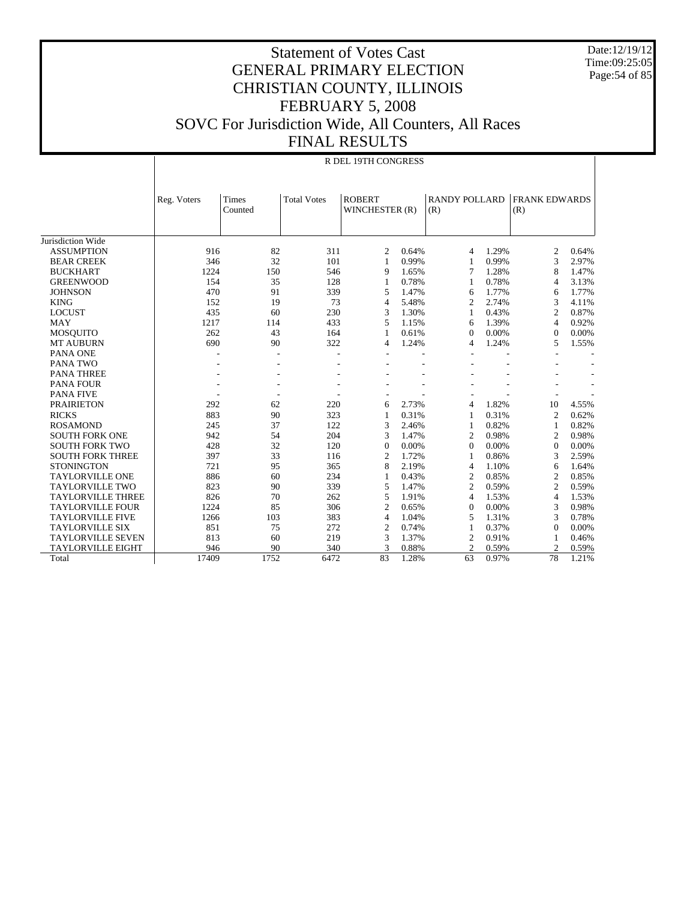# Statement of Votes Cast
# GENERAL PRIMARY ELECTION
# CHRISTIAN COUNTY, ILLINOIS
# FEBRUARY 5, 2008
# SOVC For Jurisdiction Wide, All Counters, All Races
# FINAL RESULTS

Date:12/19/12
Time:09:25:05

R DEL 19TH CONGRESS

| | Reg. Voters | Times Counted | Total Votes | ROBERT WINCHESTER (R) | | RANDY POLLARD (R) | | FRANK EDWARDS (R) | |
|---|---|---|---|---|---|---|---|---|---|
| Jurisdiction Wide | | | | | | | | | |
| ASSUMPTION | 916 | 82 | 311 | 2 | 0.64% | 4 | 1.29% | 2 | 0.64% |
| BEAR CREEK | 346 | 32 | 101 | 1 | 0.99% | 1 | 0.99% | 3 | 2.97% |
| BUCKHART | 1224 | 150 | 546 | 9 | 1.65% | 7 | 1.28% | 8 | 1.47% |
| GREENWOOD | 154 | 35 | 128 | 1 | 0.78% | 1 | 0.78% | 4 | 3.13% |
| JOHNSON | 470 | 91 | 339 | 5 | 1.47% | 6 | 1.77% | 6 | 1.77% |
| KING | 152 | 19 | 73 | 4 | 5.48% | 2 | 2.74% | 3 | 4.11% |
| LOCUST | 435 | 60 | 230 | 3 | 1.30% | 1 | 0.43% | 2 | 0.87% |
| MAY | 1217 | 114 | 433 | 5 | 1.15% | 6 | 1.39% | 4 | 0.92% |
| MOSQUITO | 262 | 43 | 164 | 1 | 0.61% | 0 | 0.00% | 0 | 0.00% |
| MT AUBURN | 690 | 90 | 322 | 4 | 1.24% | 4 | 1.24% | 5 | 1.55% |
| PANA ONE | - | - | - | - | - | - | - | - | - |
| PANA TWO | - | - | - | - | - | - | - | - | - |
| PANA THREE | - | - | - | - | - | - | - | - | - |
| PANA FOUR | - | - | - | - | - | - | - | - | - |
| PANA FIVE | - | - | - | - | - | - | - | - | - |
| PRAIRIETON | 292 | 62 | 220 | 6 | 2.73% | 4 | 1.82% | 10 | 4.55% |
| RICKS | 883 | 90 | 323 | 1 | 0.31% | 1 | 0.31% | 2 | 0.62% |
| ROSAMOND | 245 | 37 | 122 | 3 | 2.46% | 1 | 0.82% | 1 | 0.82% |
| SOUTH FORK ONE | 942 | 54 | 204 | 3 | 1.47% | 2 | 0.98% | 2 | 0.98% |
| SOUTH FORK TWO | 428 | 32 | 120 | 0 | 0.00% | 0 | 0.00% | 0 | 0.00% |
| SOUTH FORK THREE | 397 | 33 | 116 | 2 | 1.72% | 1 | 0.86% | 3 | 2.59% |
| STONINGTON | 721 | 95 | 365 | 8 | 2.19% | 4 | 1.10% | 6 | 1.64% |
| TAYLORVILLE ONE | 886 | 60 | 234 | 1 | 0.43% | 2 | 0.85% | 2 | 0.85% |
| TAYLORVILLE TWO | 823 | 90 | 339 | 5 | 1.47% | 2 | 0.59% | 2 | 0.59% |
| TAYLORVILLE THREE | 826 | 70 | 262 | 5 | 1.91% | 4 | 1.53% | 4 | 1.53% |
| TAYLORVILLE FOUR | 1224 | 85 | 306 | 2 | 0.65% | 0 | 0.00% | 3 | 0.98% |
| TAYLORVILLE FIVE | 1266 | 103 | 383 | 4 | 1.04% | 5 | 1.31% | 3 | 0.78% |
| TAYLORVILLE SIX | 851 | 75 | 272 | 2 | 0.74% | 1 | 0.37% | 0 | 0.00% |
| TAYLORVILLE SEVEN | 813 | 60 | 219 | 3 | 1.37% | 2 | 0.91% | 1 | 0.46% |
| TAYLORVILLE EIGHT | 946 | 90 | 340 | 3 | 0.88% | 2 | 0.59% | 2 | 0.59% |
| Total | 17409 | 1752 | 6472 | 83 | 1.28% | 63 | 0.97% | 78 | 1.21% |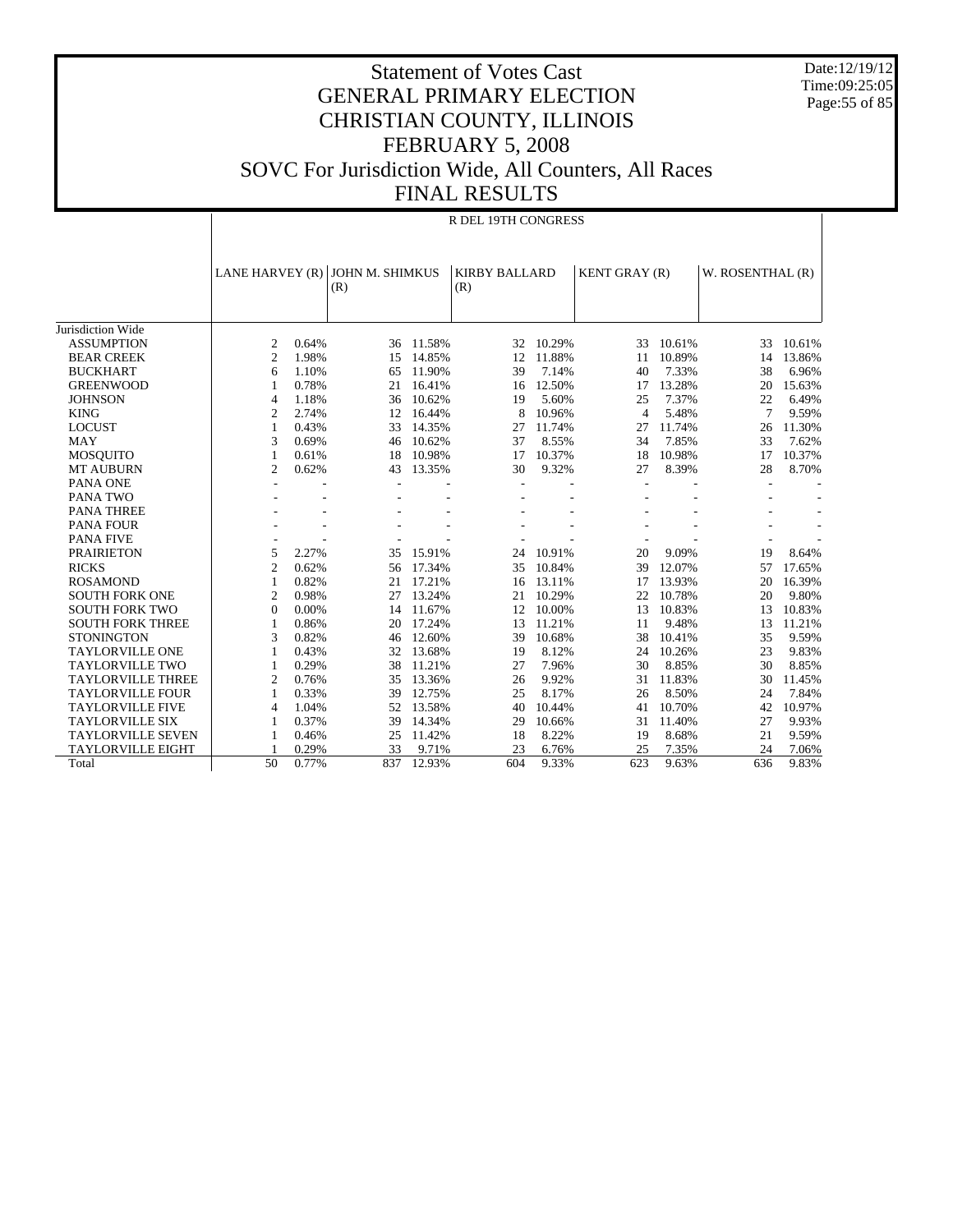# Statement of Votes Cast
# GENERAL PRIMARY ELECTION
# CHRISTIAN COUNTY, ILLINOIS
# FEBRUARY 5, 2008
# SOVC For Jurisdiction Wide, All Counters, All Races
# FINAL RESULTS

Date:12/19/12
Time:09:25:05

R DEL 19TH CONGRESS

| | LANE HARVEY (R) | | JOHN M. SHIMKUS (R) | | KIRBY BALLARD (R) | | KENT GRAY (R) | | W. ROSENTHAL (R) | |
|---|---|---|---|---|---|---|---|---|---|---|
| Jurisdiction Wide | | | | | | | | | | |
| ASSUMPTION | 2 | 0.64% | 36 | 11.58% | 32 | 10.29% | 33 | 10.61% | 33 | 10.61% |
| BEAR CREEK | 2 | 1.98% | 15 | 14.85% | 12 | 11.88% | 11 | 10.89% | 14 | 13.86% |
| BUCKHART | 6 | 1.10% | 65 | 11.90% | 39 | 7.14% | 40 | 7.33% | 38 | 6.96% |
| GREENWOOD | 1 | 0.78% | 21 | 16.41% | 16 | 12.50% | 17 | 13.28% | 20 | 15.63% |
| JOHNSON | 4 | 1.18% | 36 | 10.62% | 19 | 5.60% | 25 | 7.37% | 22 | 6.49% |
| KING | 2 | 2.74% | 12 | 16.44% | 8 | 10.96% | 4 | 5.48% | 7 | 9.59% |
| LOCUST | 1 | 0.43% | 33 | 14.35% | 27 | 11.74% | 27 | 11.74% | 26 | 11.30% |
| MAY | 3 | 0.69% | 46 | 10.62% | 37 | 8.55% | 34 | 7.85% | 33 | 7.62% |
| MOSQUITO | 1 | 0.61% | 18 | 10.98% | 17 | 10.37% | 18 | 10.98% | 17 | 10.37% |
| MT AUBURN | 2 | 0.62% | 43 | 13.35% | 30 | 9.32% | 27 | 8.39% | 28 | 8.70% |
| PANA ONE | - | - | - | - | - | - | - | - | - | - |
| PANA TWO | - | - | - | - | - | - | - | - | - | - |
| PANA THREE | - | - | - | - | - | - | - | - | - | - |
| PANA FOUR | - | - | - | - | - | - | - | - | - | - |
| PANA FIVE | - | - | - | - | - | - | - | - | - | - |
| PRAIRIETON | 5 | 2.27% | 35 | 15.91% | 24 | 10.91% | 20 | 9.09% | 19 | 8.64% |
| RICKS | 2 | 0.62% | 56 | 17.34% | 35 | 10.84% | 39 | 12.07% | 57 | 17.65% |
| ROSAMOND | 1 | 0.82% | 21 | 17.21% | 16 | 13.11% | 17 | 13.93% | 20 | 16.39% |
| SOUTH FORK ONE | 2 | 0.98% | 27 | 13.24% | 21 | 10.29% | 22 | 10.78% | 20 | 9.80% |
| SOUTH FORK TWO | 0 | 0.00% | 14 | 11.67% | 12 | 10.00% | 13 | 10.83% | 13 | 10.83% |
| SOUTH FORK THREE | 1 | 0.86% | 20 | 17.24% | 13 | 11.21% | 11 | 9.48% | 13 | 11.21% |
| STONINGTON | 3 | 0.82% | 46 | 12.60% | 39 | 10.68% | 38 | 10.41% | 35 | 9.59% |
| TAYLORVILLE ONE | 1 | 0.43% | 32 | 13.68% | 19 | 8.12% | 24 | 10.26% | 23 | 9.83% |
| TAYLORVILLE TWO | 1 | 0.29% | 38 | 11.21% | 27 | 7.96% | 30 | 8.85% | 30 | 8.85% |
| TAYLORVILLE THREE | 2 | 0.76% | 35 | 13.36% | 26 | 9.92% | 31 | 11.83% | 30 | 11.45% |
| TAYLORVILLE FOUR | 1 | 0.33% | 39 | 12.75% | 25 | 8.17% | 26 | 8.50% | 24 | 7.84% |
| TAYLORVILLE FIVE | 4 | 1.04% | 52 | 13.58% | 40 | 10.44% | 41 | 10.70% | 42 | 10.97% |
| TAYLORVILLE SIX | 1 | 0.37% | 39 | 14.34% | 29 | 10.66% | 31 | 11.40% | 27 | 9.93% |
| TAYLORVILLE SEVEN | 1 | 0.46% | 25 | 11.42% | 18 | 8.22% | 19 | 8.68% | 21 | 9.59% |
| TAYLORVILLE EIGHT | 1 | 0.29% | 33 | 9.71% | 23 | 6.76% | 25 | 7.35% | 24 | 7.06% |
| Total | 50 | 0.77% | 837 | 12.93% | 604 | 9.33% | 623 | 9.63% | 636 | 9.83% |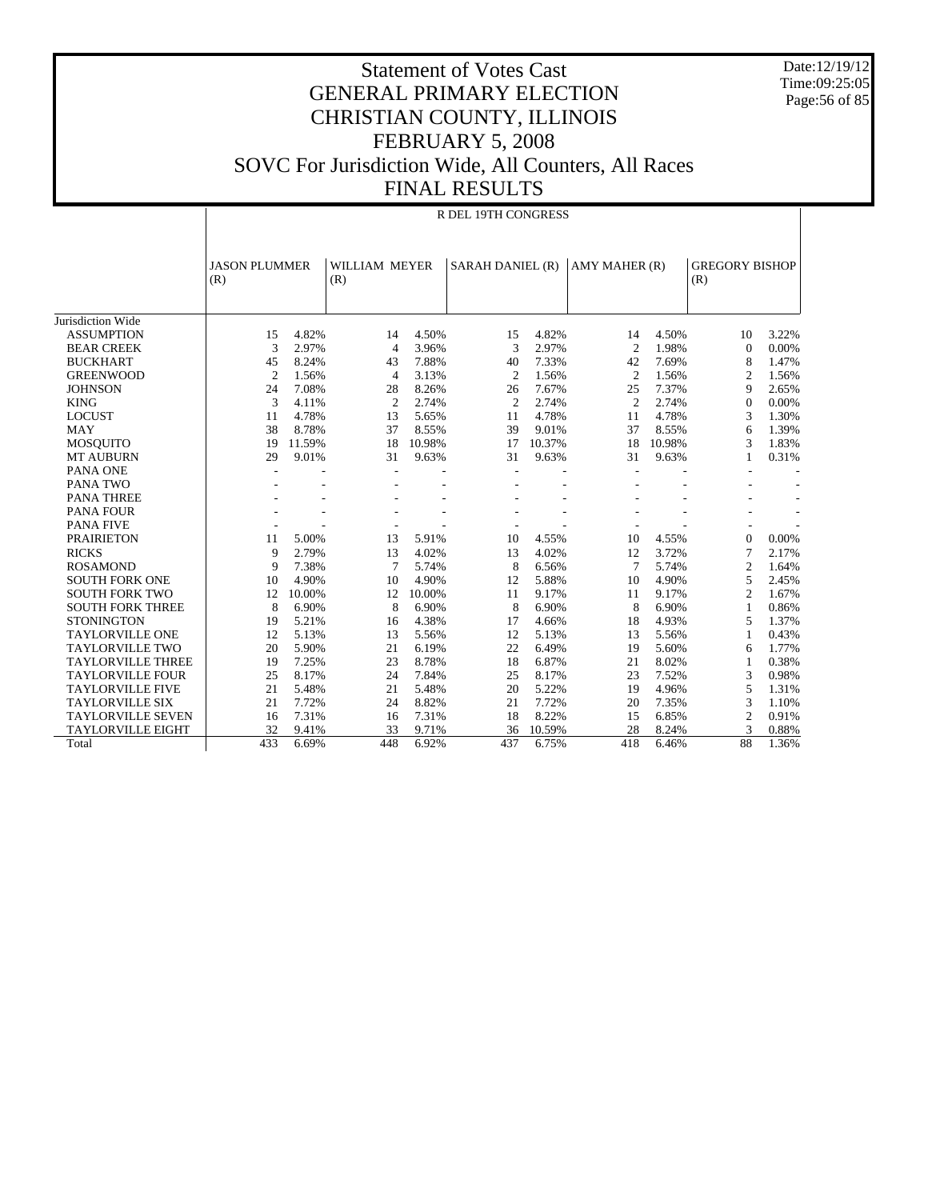# Statement of Votes Cast
# GENERAL PRIMARY ELECTION
# CHRISTIAN COUNTY, ILLINOIS
# FEBRUARY 5, 2008
# SOVC For Jurisdiction Wide, All Counters, All Races
# FINAL RESULTS

Date:12/19/12
Time:09:25:05

R DEL 19TH CONGRESS

| | JASON PLUMMER (R) | | WILLIAM MEYER (R) | | SARAH DANIEL (R) | | AMY MAHER (R) | | GREGORY BISHOP (R) | |
|---|---|---|---|---|---|---|---|---|---|---|
| Jurisdiction Wide | | | | | | | | | | |
| ASSUMPTION | 15 | 4.82% | 14 | 4.50% | 15 | 4.82% | 14 | 4.50% | 10 | 3.22% |
| BEAR CREEK | 3 | 2.97% | 4 | 3.96% | 3 | 2.97% | 2 | 1.98% | 0 | 0.00% |
| BUCKHART | 45 | 8.24% | 43 | 7.88% | 40 | 7.33% | 42 | 7.69% | 8 | 1.47% |
| GREENWOOD | 2 | 1.56% | 4 | 3.13% | 2 | 1.56% | 2 | 1.56% | 2 | 1.56% |
| JOHNSON | 24 | 7.08% | 28 | 8.26% | 26 | 7.67% | 25 | 7.37% | 9 | 2.65% |
| KING | 3 | 4.11% | 2 | 2.74% | 2 | 2.74% | 2 | 2.74% | 0 | 0.00% |
| LOCUST | 11 | 4.78% | 13 | 5.65% | 11 | 4.78% | 11 | 4.78% | 3 | 1.30% |
| MAY | 38 | 8.78% | 37 | 8.55% | 39 | 9.01% | 37 | 8.55% | 6 | 1.39% |
| MOSQUITO | 19 | 11.59% | 18 | 10.98% | 17 | 10.37% | 18 | 10.98% | 3 | 1.83% |
| MT AUBURN | 29 | 9.01% | 31 | 9.63% | 31 | 9.63% | 31 | 9.63% | 1 | 0.31% |
| PANA ONE | - | - | - | - | - | - | - | - | - | - |
| PANA TWO | - | - | - | - | - | - | - | - | - | - |
| PANA THREE | - | - | - | - | - | - | - | - | - | - |
| PANA FOUR | - | - | - | - | - | - | - | - | - | - |
| PANA FIVE | - | - | - | - | - | - | - | - | - | - |
| PRAIRIETON | 11 | 5.00% | 13 | 5.91% | 10 | 4.55% | 10 | 4.55% | 0 | 0.00% |
| RICKS | 9 | 2.79% | 13 | 4.02% | 13 | 4.02% | 12 | 3.72% | 7 | 2.17% |
| ROSAMOND | 9 | 7.38% | 7 | 5.74% | 8 | 6.56% | 7 | 5.74% | 2 | 1.64% |
| SOUTH FORK ONE | 10 | 4.90% | 10 | 4.90% | 12 | 5.88% | 10 | 4.90% | 5 | 2.45% |
| SOUTH FORK TWO | 12 | 10.00% | 12 | 10.00% | 11 | 9.17% | 11 | 9.17% | 2 | 1.67% |
| SOUTH FORK THREE | 8 | 6.90% | 8 | 6.90% | 8 | 6.90% | 8 | 6.90% | 1 | 0.86% |
| STONINGTON | 19 | 5.21% | 16 | 4.38% | 17 | 4.66% | 18 | 4.93% | 5 | 1.37% |
| TAYLORVILLE ONE | 12 | 5.13% | 13 | 5.56% | 12 | 5.13% | 13 | 5.56% | 1 | 0.43% |
| TAYLORVILLE TWO | 20 | 5.90% | 21 | 6.19% | 22 | 6.49% | 19 | 5.60% | 6 | 1.77% |
| TAYLORVILLE THREE | 19 | 7.25% | 23 | 8.78% | 18 | 6.87% | 21 | 8.02% | 1 | 0.38% |
| TAYLORVILLE FOUR | 25 | 8.17% | 24 | 7.84% | 25 | 8.17% | 23 | 7.52% | 3 | 0.98% |
| TAYLORVILLE FIVE | 21 | 5.48% | 21 | 5.48% | 20 | 5.22% | 19 | 4.96% | 5 | 1.31% |
| TAYLORVILLE SIX | 21 | 7.72% | 24 | 8.82% | 21 | 7.72% | 20 | 7.35% | 3 | 1.10% |
| TAYLORVILLE SEVEN | 16 | 7.31% | 16 | 7.31% | 18 | 8.22% | 15 | 6.85% | 2 | 0.91% |
| TAYLORVILLE EIGHT | 32 | 9.41% | 33 | 9.71% | 36 | 10.59% | 28 | 8.24% | 3 | 0.88% |
| Total | 433 | 6.69% | 448 | 6.92% | 437 | 6.75% | 418 | 6.46% | 88 | 1.36% |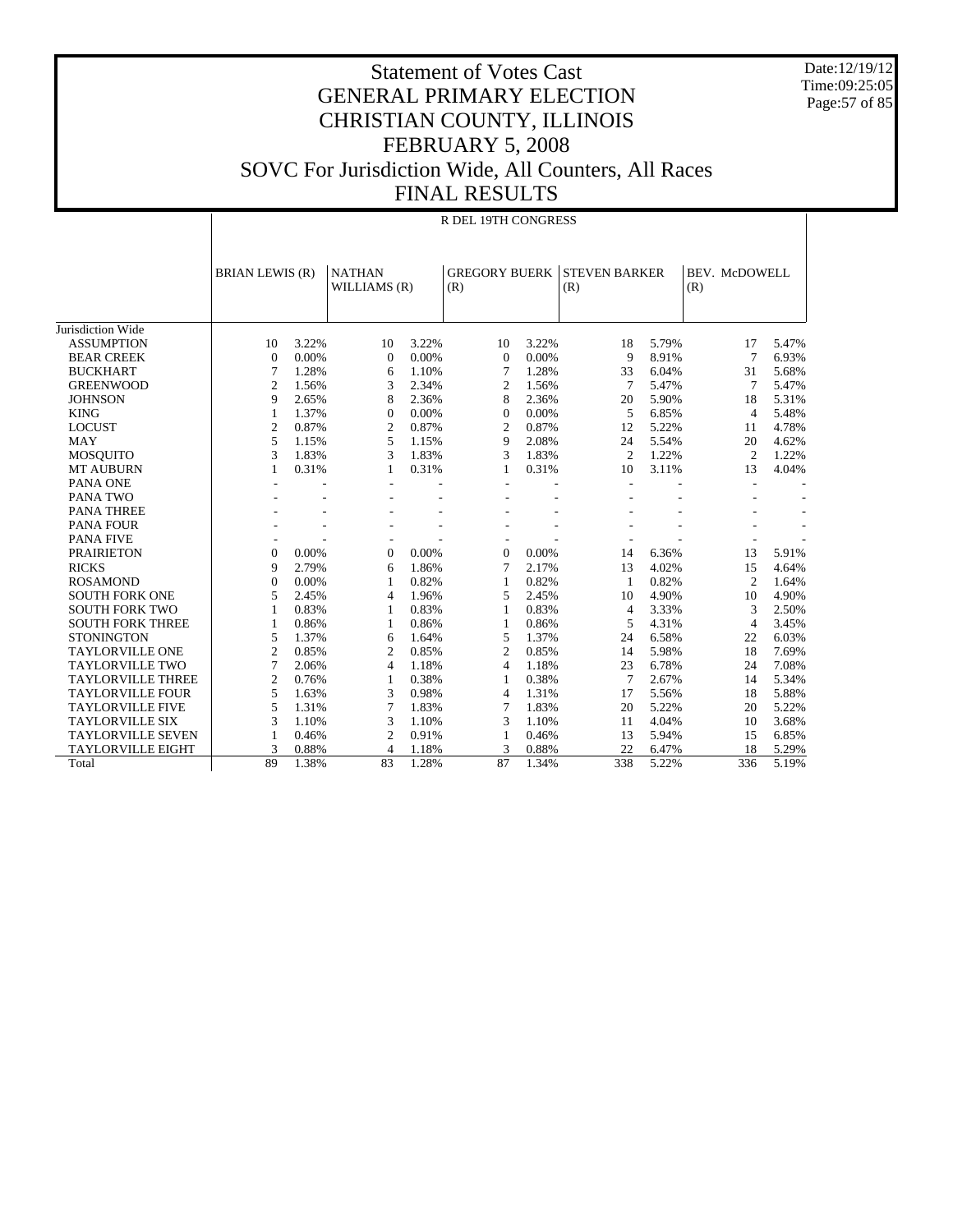# Statement of Votes Cast
# GENERAL PRIMARY ELECTION
# CHRISTIAN COUNTY, ILLINOIS
# FEBRUARY 5, 2008
# SOVC For Jurisdiction Wide, All Counters, All Races
# FINAL RESULTS

Date:12/19/12
Time:09:25:05

R DEL 19TH CONGRESS

| | BRIAN LEWIS (R) | | NATHAN WILLIAMS (R) | | GREGORY BUERK (R) | | STEVEN BARKER (R) | | BEV. McDOWELL (R) | |
|---|---|---|---|---|---|---|---|---|---|---|
| Jurisdiction Wide | | | | | | | | | | |
| ASSUMPTION | 10 | 3.22% | 10 | 3.22% | 10 | 3.22% | 18 | 5.79% | 17 | 5.47% |
| BEAR CREEK | 0 | 0.00% | 0 | 0.00% | 0 | 0.00% | 9 | 8.91% | 7 | 6.93% |
| BUCKHART | 7 | 1.28% | 6 | 1.10% | 7 | 1.28% | 33 | 6.04% | 31 | 5.68% |
| GREENWOOD | 2 | 1.56% | 3 | 2.34% | 2 | 1.56% | 7 | 5.47% | 7 | 5.47% |
| JOHNSON | 9 | 2.65% | 8 | 2.36% | 8 | 2.36% | 20 | 5.90% | 18 | 5.31% |
| KING | 1 | 1.37% | 0 | 0.00% | 0 | 0.00% | 5 | 6.85% | 4 | 5.48% |
| LOCUST | 2 | 0.87% | 2 | 0.87% | 2 | 0.87% | 12 | 5.22% | 11 | 4.78% |
| MAY | 5 | 1.15% | 5 | 1.15% | 9 | 2.08% | 24 | 5.54% | 20 | 4.62% |
| MOSQUITO | 3 | 1.83% | 3 | 1.83% | 3 | 1.83% | 2 | 1.22% | 2 | 1.22% |
| MT AUBURN | 1 | 0.31% | 1 | 0.31% | 1 | 0.31% | 10 | 3.11% | 13 | 4.04% |
| PANA ONE | - | - | - | - | - | - | - | - | - | - |
| PANA TWO | - | - | - | - | - | - | - | - | - | - |
| PANA THREE | - | - | - | - | - | - | - | - | - | - |
| PANA FOUR | - | - | - | - | - | - | - | - | - | - |
| PANA FIVE | - | - | - | - | - | - | - | - | - | - |
| PRAIRIETON | 0 | 0.00% | 0 | 0.00% | 0 | 0.00% | 14 | 6.36% | 13 | 5.91% |
| RICKS | 9 | 2.79% | 6 | 1.86% | 7 | 2.17% | 13 | 4.02% | 15 | 4.64% |
| ROSAMOND | 0 | 0.00% | 1 | 0.82% | 1 | 0.82% | 1 | 0.82% | 2 | 1.64% |
| SOUTH FORK ONE | 5 | 2.45% | 4 | 1.96% | 5 | 2.45% | 10 | 4.90% | 10 | 4.90% |
| SOUTH FORK TWO | 1 | 0.83% | 1 | 0.83% | 1 | 0.83% | 4 | 3.33% | 3 | 2.50% |
| SOUTH FORK THREE | 1 | 0.86% | 1 | 0.86% | 1 | 0.86% | 5 | 4.31% | 4 | 3.45% |
| STONINGTON | 5 | 1.37% | 6 | 1.64% | 5 | 1.37% | 24 | 6.58% | 22 | 6.03% |
| TAYLORVILLE ONE | 2 | 0.85% | 2 | 0.85% | 2 | 0.85% | 14 | 5.98% | 18 | 7.69% |
| TAYLORVILLE TWO | 7 | 2.06% | 4 | 1.18% | 4 | 1.18% | 23 | 6.78% | 24 | 7.08% |
| TAYLORVILLE THREE | 2 | 0.76% | 1 | 0.38% | 1 | 0.38% | 7 | 2.67% | 14 | 5.34% |
| TAYLORVILLE FOUR | 5 | 1.63% | 3 | 0.98% | 4 | 1.31% | 17 | 5.56% | 18 | 5.88% |
| TAYLORVILLE FIVE | 5 | 1.31% | 7 | 1.83% | 7 | 1.83% | 20 | 5.22% | 20 | 5.22% |
| TAYLORVILLE SIX | 3 | 1.10% | 3 | 1.10% | 3 | 1.10% | 11 | 4.04% | 10 | 3.68% |
| TAYLORVILLE SEVEN | 1 | 0.46% | 2 | 0.91% | 1 | 0.46% | 13 | 5.94% | 15 | 6.85% |
| TAYLORVILLE EIGHT | 3 | 0.88% | 4 | 1.18% | 3 | 0.88% | 22 | 6.47% | 18 | 5.29% |
| Total | 89 | 1.38% | 83 | 1.28% | 87 | 1.34% | 338 | 5.22% | 336 | 5.19% |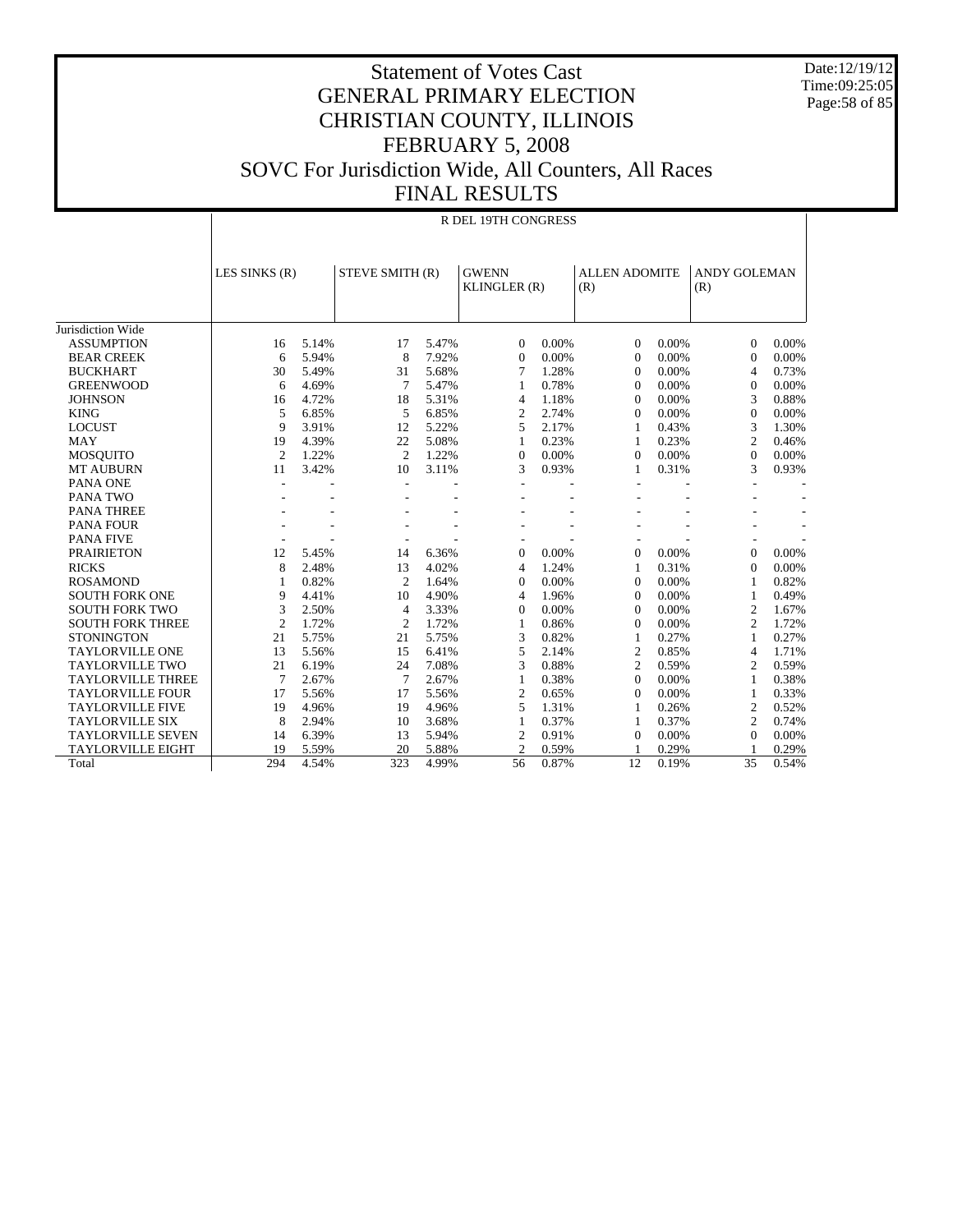# Statement of Votes Cast
# GENERAL PRIMARY ELECTION
# CHRISTIAN COUNTY, ILLINOIS
# FEBRUARY 5, 2008
# SOVC For Jurisdiction Wide, All Counters, All Races
# FINAL RESULTS

Date:12/19/12
Time:09:25:05

| | R DEL 19TH CONGRESS | | | | | | | | | |
|---|---|---|---|---|---|---|---|---|---|---|
| | LES SINKS (R) | | STEVE SMITH (R) | | GWENN KLINGLER (R) | | ALLEN ADOMITE (R) | | ANDY GOLEMAN (R) | |
| Jurisdiction Wide | | | | | | | | | | |
| ASSUMPTION | 16 | 5.14% | 17 | 5.47% | 0 | 0.00% | 0 | 0.00% | 0 | 0.00% |
| BEAR CREEK | 6 | 5.94% | 8 | 7.92% | 0 | 0.00% | 0 | 0.00% | 0 | 0.00% |
| BUCKHART | 30 | 5.49% | 31 | 5.68% | 7 | 1.28% | 0 | 0.00% | 4 | 0.73% |
| GREENWOOD | 6 | 4.69% | 7 | 5.47% | 1 | 0.78% | 0 | 0.00% | 0 | 0.00% |
| JOHNSON | 16 | 4.72% | 18 | 5.31% | 4 | 1.18% | 0 | 0.00% | 3 | 0.88% |
| KING | 5 | 6.85% | 5 | 6.85% | 2 | 2.74% | 0 | 0.00% | 0 | 0.00% |
| LOCUST | 9 | 3.91% | 12 | 5.22% | 5 | 2.17% | 1 | 0.43% | 3 | 1.30% |
| MAY | 19 | 4.39% | 22 | 5.08% | 1 | 0.23% | 1 | 0.23% | 2 | 0.46% |
| MOSQUITO | 2 | 1.22% | 2 | 1.22% | 0 | 0.00% | 0 | 0.00% | 0 | 0.00% |
| MT AUBURN | 11 | 3.42% | 10 | 3.11% | 3 | 0.93% | 1 | 0.31% | 3 | 0.93% |
| PANA ONE | - | - | - | - | - | - | - | - | - | - |
| PANA TWO | - | - | - | - | - | - | - | - | - | - |
| PANA THREE | - | - | - | - | - | - | - | - | - | - |
| PANA FOUR | - | - | - | - | - | - | - | - | - | - |
| PANA FIVE | - | - | - | - | - | - | - | - | - | - |
| PRAIRIETON | 12 | 5.45% | 14 | 6.36% | 0 | 0.00% | 0 | 0.00% | 0 | 0.00% |
| RICKS | 8 | 2.48% | 13 | 4.02% | 4 | 1.24% | 1 | 0.31% | 0 | 0.00% |
| ROSAMOND | 1 | 0.82% | 2 | 1.64% | 0 | 0.00% | 0 | 0.00% | 1 | 0.82% |
| SOUTH FORK ONE | 9 | 4.41% | 10 | 4.90% | 4 | 1.96% | 0 | 0.00% | 1 | 0.49% |
| SOUTH FORK TWO | 3 | 2.50% | 4 | 3.33% | 0 | 0.00% | 0 | 0.00% | 2 | 1.67% |
| SOUTH FORK THREE | 2 | 1.72% | 2 | 1.72% | 1 | 0.86% | 0 | 0.00% | 2 | 1.72% |
| STONINGTON | 21 | 5.75% | 21 | 5.75% | 3 | 0.82% | 1 | 0.27% | 1 | 0.27% |
| TAYLORVILLE ONE | 13 | 5.56% | 15 | 6.41% | 5 | 2.14% | 2 | 0.85% | 4 | 1.71% |
| TAYLORVILLE TWO | 21 | 6.19% | 24 | 7.08% | 3 | 0.88% | 2 | 0.59% | 2 | 0.59% |
| TAYLORVILLE THREE | 7 | 2.67% | 7 | 2.67% | 1 | 0.38% | 0 | 0.00% | 1 | 0.38% |
| TAYLORVILLE FOUR | 17 | 5.56% | 17 | 5.56% | 2 | 0.65% | 0 | 0.00% | 1 | 0.33% |
| TAYLORVILLE FIVE | 19 | 4.96% | 19 | 4.96% | 5 | 1.31% | 1 | 0.26% | 2 | 0.52% |
| TAYLORVILLE SIX | 8 | 2.94% | 10 | 3.68% | 1 | 0.37% | 1 | 0.37% | 2 | 0.74% |
| TAYLORVILLE SEVEN | 14 | 6.39% | 13 | 5.94% | 2 | 0.91% | 0 | 0.00% | 0 | 0.00% |
| TAYLORVILLE EIGHT | 19 | 5.59% | 20 | 5.88% | 2 | 0.59% | 1 | 0.29% | 1 | 0.29% |
| Total | 294 | 4.54% | 323 | 4.99% | 56 | 0.87% | 12 | 0.19% | 35 | 0.54% |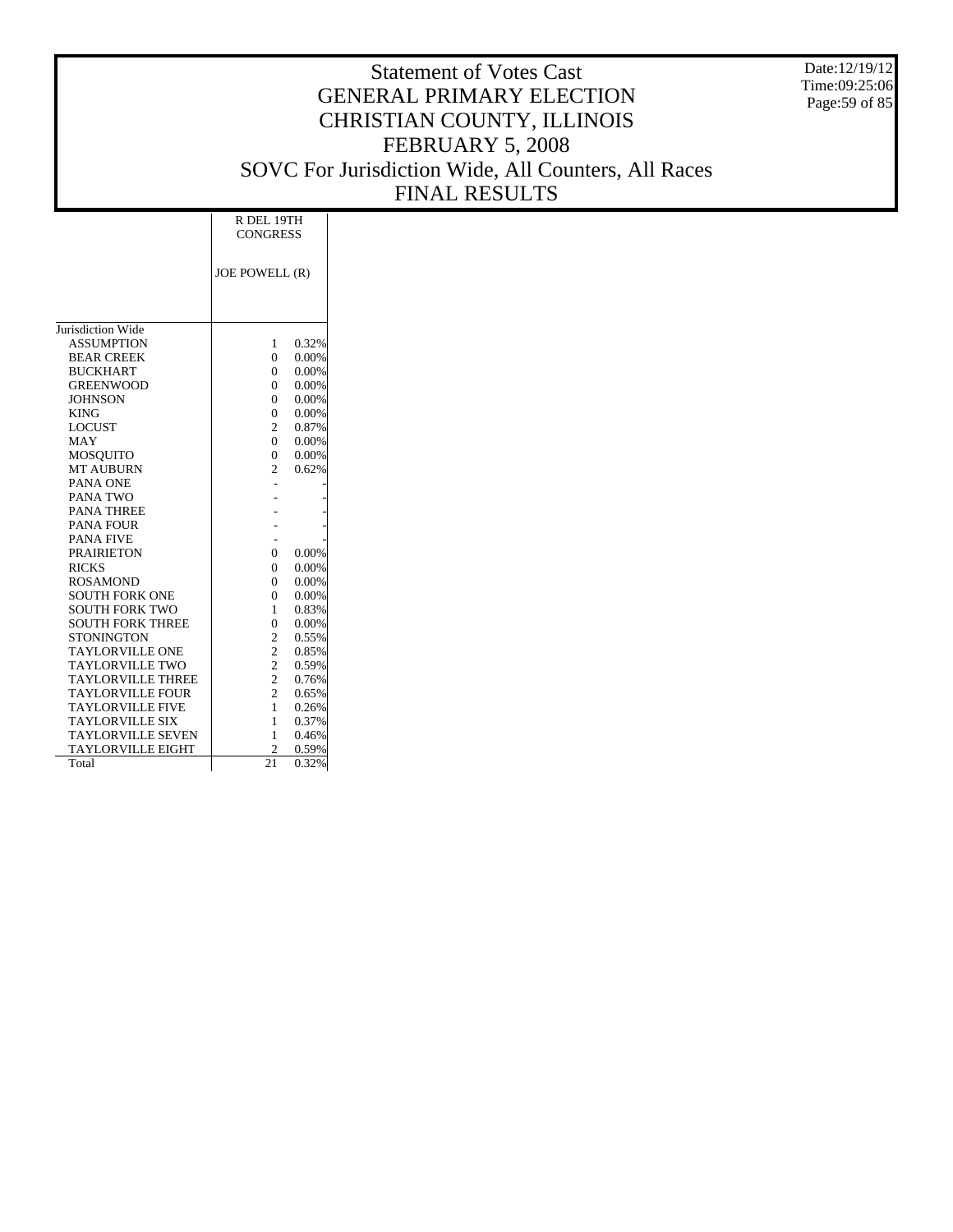# Statement of Votes Cast
# GENERAL PRIMARY ELECTION
# CHRISTIAN COUNTY, ILLINOIS
# FEBRUARY 5, 2008
# SOVC For Jurisdiction Wide, All Counters, All Races
# FINAL RESULTS

Date:12/19/12
Time:09:25:06

| | R DEL 19TH CONGRESS | |
|---|---|---|
| | JOE POWELL (R) | |
| Jurisdiction Wide | | |
| ASSUMPTION | 1 | 0.32% |
| BEAR CREEK | 0 | 0.00% |
| BUCKHART | 0 | 0.00% |
| GREENWOOD | 0 | 0.00% |
| JOHNSON | 0 | 0.00% |
| KING | 0 | 0.00% |
| LOCUST | 2 | 0.87% |
| MAY | 0 | 0.00% |
| MOSQUITO | 0 | 0.00% |
| MT AUBURN | 2 | 0.62% |
| PANA ONE | - | - |
| PANA TWO | - | - |
| PANA THREE | - | - |
| PANA FOUR | - | - |
| PANA FIVE | - | - |
| PRAIRIETON | 0 | 0.00% |
| RICKS | 0 | 0.00% |
| ROSAMOND | 0 | 0.00% |
| SOUTH FORK ONE | 0 | 0.00% |
| SOUTH FORK TWO | 1 | 0.83% |
| SOUTH FORK THREE | 0 | 0.00% |
| STONINGTON | 2 | 0.55% |
| TAYLORVILLE ONE | 2 | 0.85% |
| TAYLORVILLE TWO | 2 | 0.59% |
| TAYLORVILLE THREE | 2 | 0.76% |
| TAYLORVILLE FOUR | 2 | 0.65% |
| TAYLORVILLE FIVE | 1 | 0.26% |
| TAYLORVILLE SIX | 1 | 0.37% |
| TAYLORVILLE SEVEN | 1 | 0.46% |
| TAYLORVILLE EIGHT | 2 | 0.59% |
| Total | 21 | 0.32% |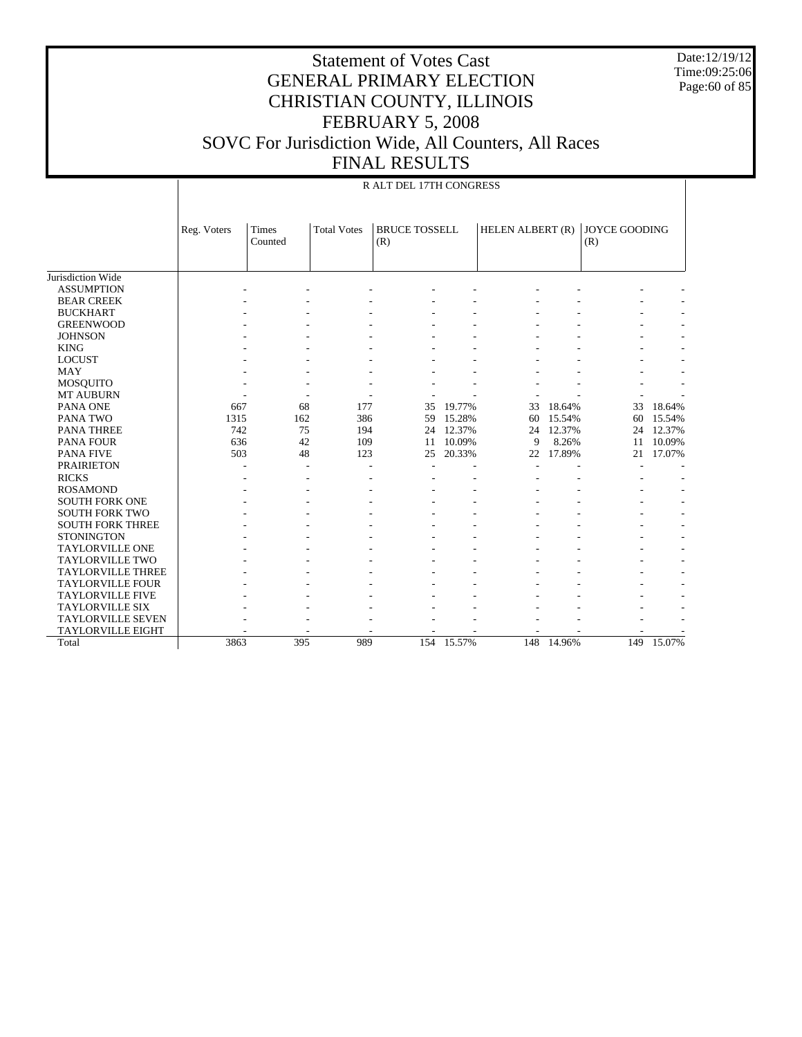# Statement of Votes Cast
# GENERAL PRIMARY ELECTION
# CHRISTIAN COUNTY, ILLINOIS
# FEBRUARY 5, 2008
# SOVC For Jurisdiction Wide, All Counters, All Races
# FINAL RESULTS

Date:12/19/12
Time:09:25:06

R ALT DEL 17TH CONGRESS

| | Reg. Voters | Times Counted | Total Votes | BRUCE TOSSELL (R) | | HELEN ALBERT (R) | | JOYCE GOODING (R) | |
|---|---|---|---|---|---|---|---|---|---|
| Jurisdiction Wide | | | | | | | | | |
| ASSUMPTION | - | - | - | - | - | - | - | - | - |
| BEAR CREEK | - | - | - | - | - | - | - | - | - |
| BUCKHART | - | - | - | - | - | - | - | - | - |
| GREENWOOD | - | - | - | - | - | - | - | - | - |
| JOHNSON | - | - | - | - | - | - | - | - | - |
| KING | - | - | - | - | - | - | - | - | - |
| LOCUST | - | - | - | - | - | - | - | - | - |
| MAY | - | - | - | - | - | - | - | - | - |
| MOSQUITO | - | - | - | - | - | - | - | - | - |
| MT AUBURN | - | - | - | - | - | - | - | - | - |
| PANA ONE | 667 | 68 | 177 | 35 | 19.77% | 33 | 18.64% | 33 | 18.64% |
| PANA TWO | 1315 | 162 | 386 | 59 | 15.28% | 60 | 15.54% | 60 | 15.54% |
| PANA THREE | 742 | 75 | 194 | 24 | 12.37% | 24 | 12.37% | 24 | 12.37% |
| PANA FOUR | 636 | 42 | 109 | 11 | 10.09% | 9 | 8.26% | 11 | 10.09% |
| PANA FIVE | 503 | 48 | 123 | 25 | 20.33% | 22 | 17.89% | 21 | 17.07% |
| PRAIRIETON | - | - | - | - | - | - | - | - | - |
| RICKS | - | - | - | - | - | - | - | - | - |
| ROSAMOND | - | - | - | - | - | - | - | - | - |
| SOUTH FORK ONE | - | - | - | - | - | - | - | - | - |
| SOUTH FORK TWO | - | - | - | - | - | - | - | - | - |
| SOUTH FORK THREE | - | - | - | - | - | - | - | - | - |
| STONINGTON | - | - | - | - | - | - | - | - | - |
| TAYLORVILLE ONE | - | - | - | - | - | - | - | - | - |
| TAYLORVILLE TWO | - | - | - | - | - | - | - | - | - |
| TAYLORVILLE THREE | - | - | - | - | - | - | - | - | - |
| TAYLORVILLE FOUR | - | - | - | - | - | - | - | - | - |
| TAYLORVILLE FIVE | - | - | - | - | - | - | - | - | - |
| TAYLORVILLE SIX | - | - | - | - | - | - | - | - | - |
| TAYLORVILLE SEVEN | - | - | - | - | - | - | - | - | - |
| TAYLORVILLE EIGHT | - | - | - | - | - | - | - | - | - |
| Total | 3863 | 395 | 989 | 154 | 15.57% | 148 | 14.96% | 149 | 15.07% |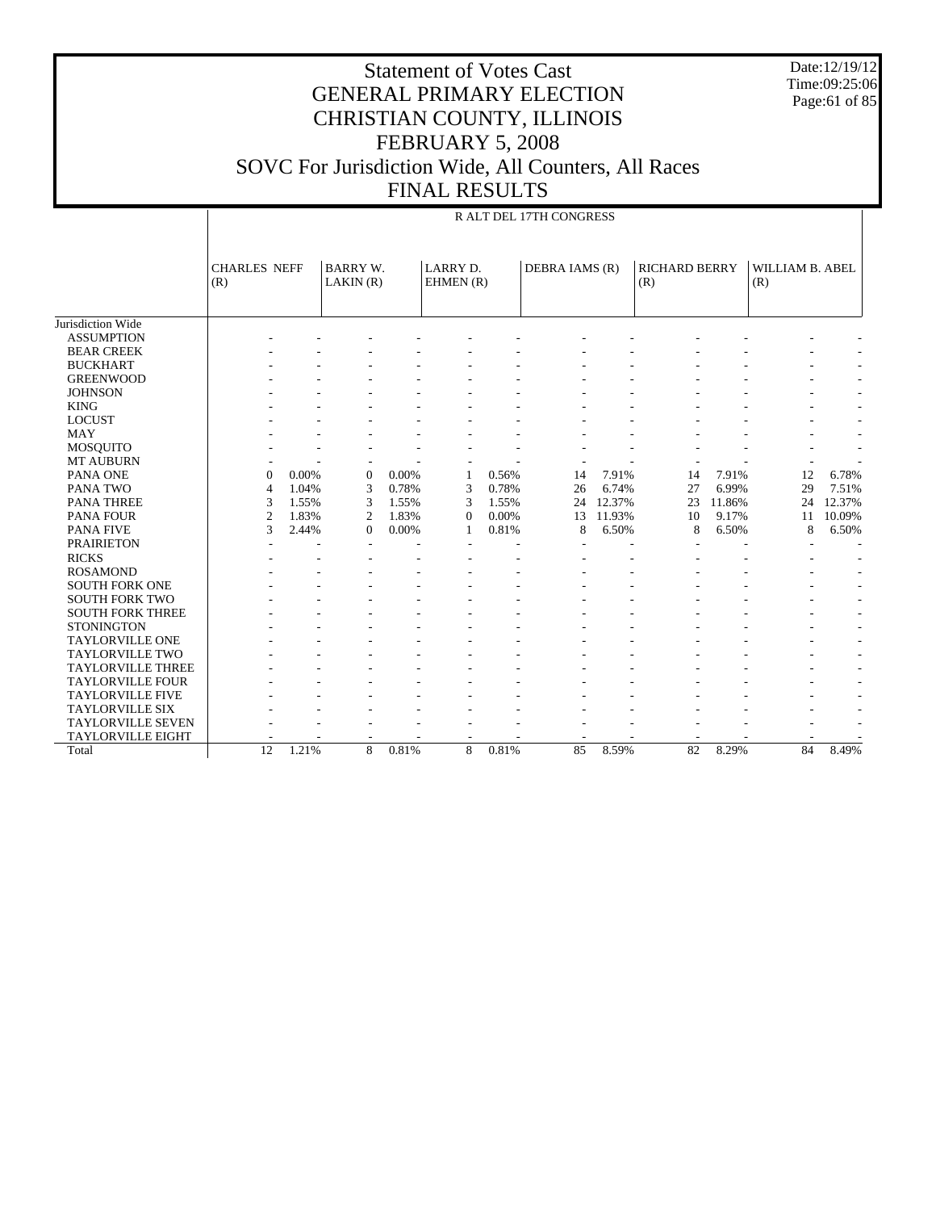# Statement of Votes Cast
# GENERAL PRIMARY ELECTION
# CHRISTIAN COUNTY, ILLINOIS
# FEBRUARY 5, 2008
# SOVC For Jurisdiction Wide, All Counters, All Races
# FINAL RESULTS

Date:12/19/12
Time:09:25:06

R ALT DEL 17TH CONGRESS

| | CHARLES NEFF (R) | | BARRY W. LAKIN (R) | | LARRY D. EHMEN (R) | | DEBRA IAMS (R) | | RICHARD BERRY (R) | | WILLIAM B. ABEL (R) | |
|---|---|---|---|---|---|---|---|---|---|---|---|---|
| Jurisdiction Wide | | | | | | | | | | | | |
| ASSUMPTION | - | - | - | - | - | - | - | - | - | - | - | - |
| BEAR CREEK | - | - | - | - | - | - | - | - | - | - | - | - |
| BUCKHART | - | - | - | - | - | - | - | - | - | - | - | - |
| GREENWOOD | - | - | - | - | - | - | - | - | - | - | - | - |
| JOHNSON | - | - | - | - | - | - | - | - | - | - | - | - |
| KING | - | - | - | - | - | - | - | - | - | - | - | - |
| LOCUST | - | - | - | - | - | - | - | - | - | - | - | - |
| MAY | - | - | - | - | - | - | - | - | - | - | - | - |
| MOSQUITO | - | - | - | - | - | - | - | - | - | - | - | - |
| MT AUBURN | - | - | - | - | - | - | - | - | - | - | - | - |
| PANA ONE | 0 | 0.00% | 0 | 0.00% | 1 | 0.56% | 14 | 7.91% | 14 | 7.91% | 12 | 6.78% |
| PANA TWO | 4 | 1.04% | 3 | 0.78% | 3 | 0.78% | 26 | 6.74% | 27 | 6.99% | 29 | 7.51% |
| PANA THREE | 3 | 1.55% | 3 | 1.55% | 3 | 1.55% | 24 | 12.37% | 23 | 11.86% | 24 | 12.37% |
| PANA FOUR | 2 | 1.83% | 2 | 1.83% | 0 | 0.00% | 13 | 11.93% | 10 | 9.17% | 11 | 10.09% |
| PANA FIVE | 3 | 2.44% | 0 | 0.00% | 1 | 0.81% | 8 | 6.50% | 8 | 6.50% | 8 | 6.50% |
| PRAIRIETON | - | - | - | - | - | - | - | - | - | - | - | - |
| RICKS | - | - | - | - | - | - | - | - | - | - | - | - |
| ROSAMOND | - | - | - | - | - | - | - | - | - | - | - | - |
| SOUTH FORK ONE | - | - | - | - | - | - | - | - | - | - | - | - |
| SOUTH FORK TWO | - | - | - | - | - | - | - | - | - | - | - | - |
| SOUTH FORK THREE | - | - | - | - | - | - | - | - | - | - | - | - |
| STONINGTON | - | - | - | - | - | - | - | - | - | - | - | - |
| TAYLORVILLE ONE | - | - | - | - | - | - | - | - | - | - | - | - |
| TAYLORVILLE TWO | - | - | - | - | - | - | - | - | - | - | - | - |
| TAYLORVILLE THREE | - | - | - | - | - | - | - | - | - | - | - | - |
| TAYLORVILLE FOUR | - | - | - | - | - | - | - | - | - | - | - | - |
| TAYLORVILLE FIVE | - | - | - | - | - | - | - | - | - | - | - | - |
| TAYLORVILLE SIX | - | - | - | - | - | - | - | - | - | - | - | - |
| TAYLORVILLE SEVEN | - | - | - | - | - | - | - | - | - | - | - | - |
| TAYLORVILLE EIGHT | - | - | - | - | - | - | - | - | - | - | - | - |
| Total | 12 | 1.21% | 8 | 0.81% | 8 | 0.81% | 85 | 8.59% | 82 | 8.29% | 84 | 8.49% |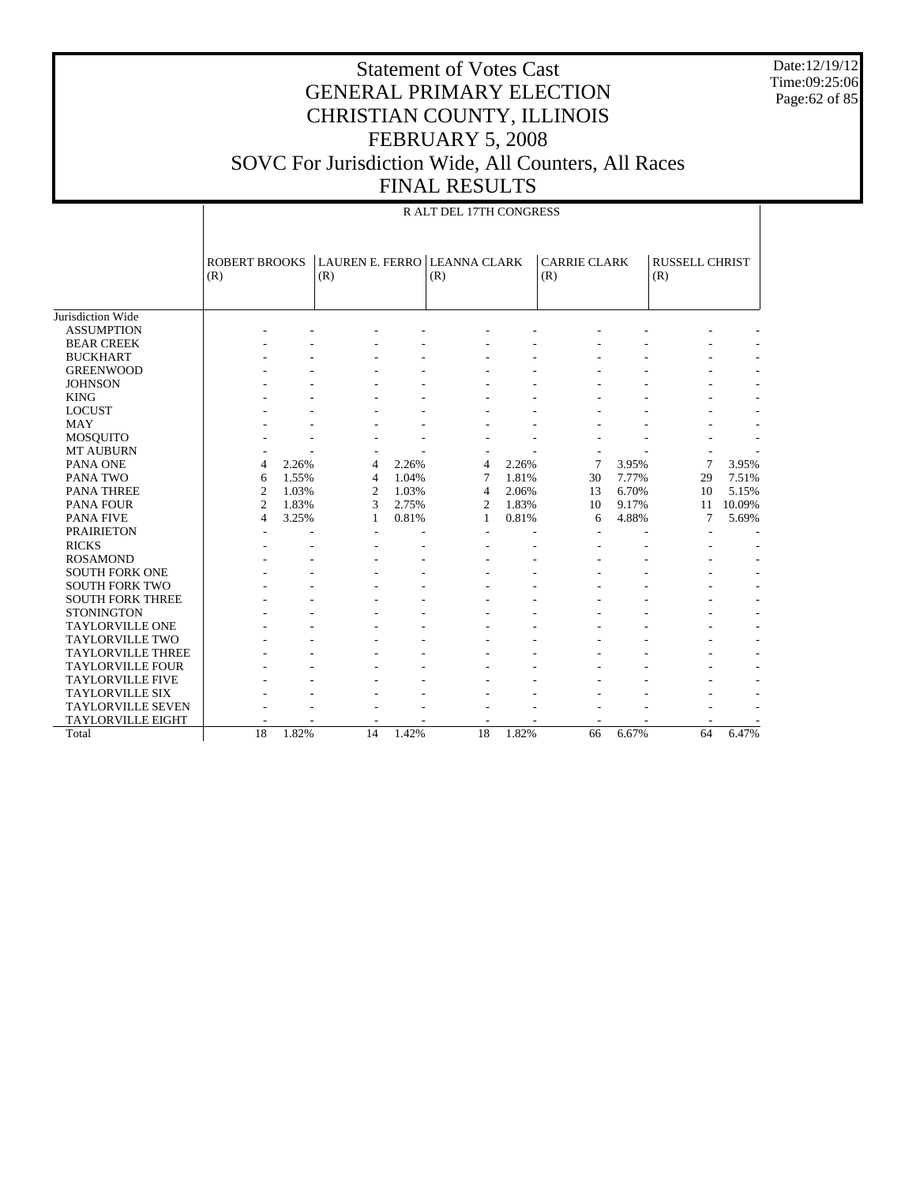# Statement of Votes Cast
# GENERAL PRIMARY ELECTION
# CHRISTIAN COUNTY, ILLINOIS
# FEBRUARY 5, 2008
# SOVC For Jurisdiction Wide, All Counters, All Races
# FINAL RESULTS

Date:12/19/12
Time:09:25:06

R ALT DEL 17TH CONGRESS

| | ROBERT BROOKS (R) | | LAUREN E. FERRO (R) | | LEANNA CLARK (R) | | CARRIE CLARK (R) | | RUSSELL CHRIST (R) | |
|---|---|---|---|---|---|---|---|---|---|---|
| Jurisdiction Wide | | | | | | | | | | |
| ASSUMPTION | - | - | - | - | - | - | - | - | - | - |
| BEAR CREEK | - | - | - | - | - | - | - | - | - | - |
| BUCKHART | - | - | - | - | - | - | - | - | - | - |
| GREENWOOD | - | - | - | - | - | - | - | - | - | - |
| JOHNSON | - | - | - | - | - | - | - | - | - | - |
| KING | - | - | - | - | - | - | - | - | - | - |
| LOCUST | - | - | - | - | - | - | - | - | - | - |
| MAY | - | - | - | - | - | - | - | - | - | - |
| MOSQUITO | - | - | - | - | - | - | - | - | - | - |
| MT AUBURN | - | - | - | - | - | - | - | - | - | - |
| PANA ONE | 4 | 2.26% | 4 | 2.26% | 4 | 2.26% | 7 | 3.95% | 7 | 3.95% |
| PANA TWO | 6 | 1.55% | 4 | 1.04% | 7 | 1.81% | 30 | 7.77% | 29 | 7.51% |
| PANA THREE | 2 | 1.03% | 2 | 1.03% | 4 | 2.06% | 13 | 6.70% | 10 | 5.15% |
| PANA FOUR | 2 | 1.83% | 3 | 2.75% | 2 | 1.83% | 10 | 9.17% | 11 | 10.09% |
| PANA FIVE | 4 | 3.25% | 1 | 0.81% | 1 | 0.81% | 6 | 4.88% | 7 | 5.69% |
| PRAIRIETON | - | - | - | - | - | - | - | - | - | - |
| RICKS | - | - | - | - | - | - | - | - | - | - |
| ROSAMOND | - | - | - | - | - | - | - | - | - | - |
| SOUTH FORK ONE | - | - | - | - | - | - | - | - | - | - |
| SOUTH FORK TWO | - | - | - | - | - | - | - | - | - | - |
| SOUTH FORK THREE | - | - | - | - | - | - | - | - | - | - |
| STONINGTON | - | - | - | - | - | - | - | - | - | - |
| TAYLORVILLE ONE | - | - | - | - | - | - | - | - | - | - |
| TAYLORVILLE TWO | - | - | - | - | - | - | - | - | - | - |
| TAYLORVILLE THREE | - | - | - | - | - | - | - | - | - | - |
| TAYLORVILLE FOUR | - | - | - | - | - | - | - | - | - | - |
| TAYLORVILLE FIVE | - | - | - | - | - | - | - | - | - | - |
| TAYLORVILLE SIX | - | - | - | - | - | - | - | - | - | - |
| TAYLORVILLE SEVEN | - | - | - | - | - | - | - | - | - | - |
| TAYLORVILLE EIGHT | - | - | - | - | - | - | - | - | - | - |
| Total | 18 | 1.82% | 14 | 1.42% | 18 | 1.82% | 66 | 6.67% | 64 | 6.47% |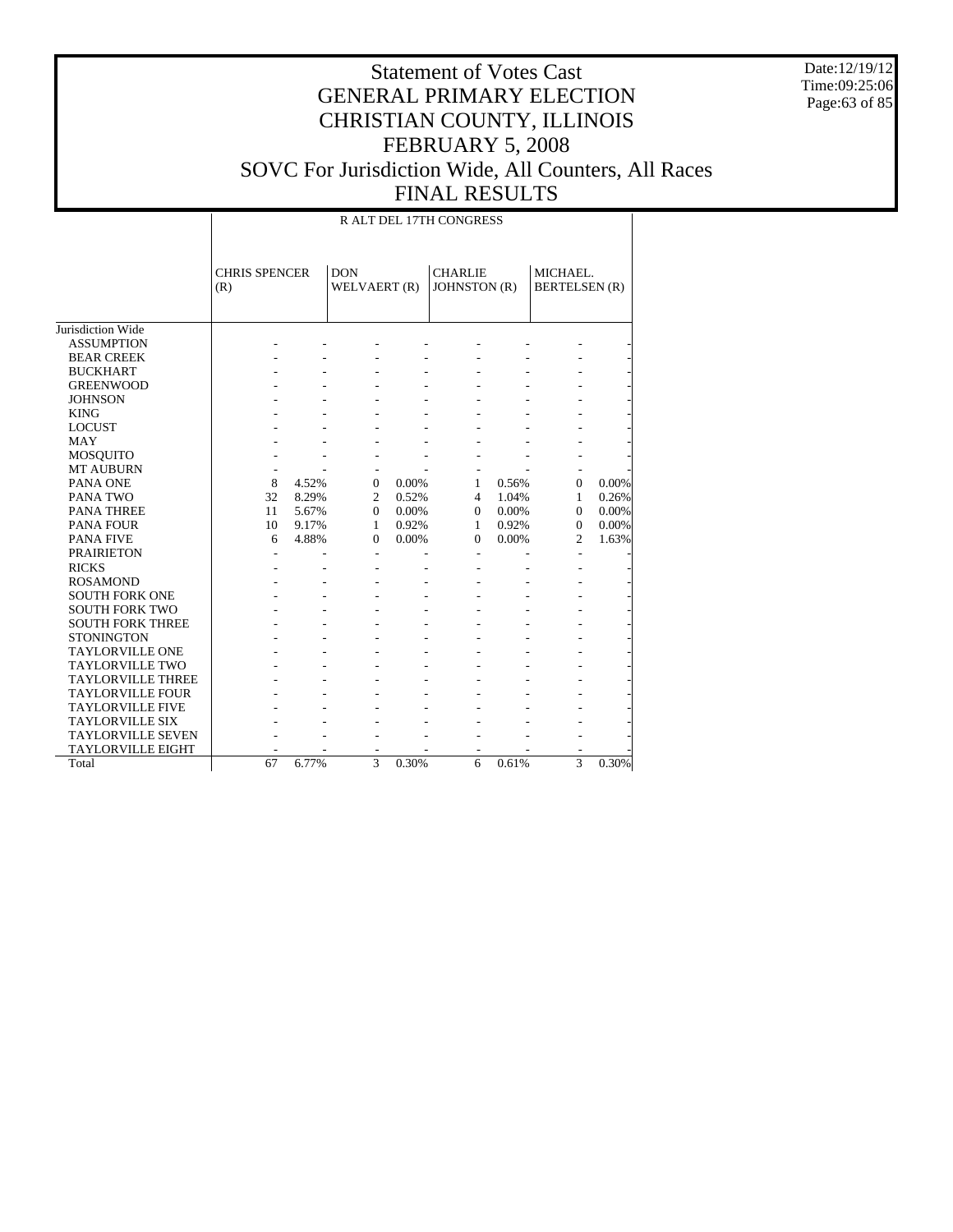# Statement of Votes Cast
# GENERAL PRIMARY ELECTION
# CHRISTIAN COUNTY, ILLINOIS
# FEBRUARY 5, 2008
# SOVC For Jurisdiction Wide, All Counters, All Races
# FINAL RESULTS

Date:12/19/12
Time:09:25:06

| | R ALT DEL 17TH CONGRESS | | | | | | | |
|---|---|---|---|---|---|---|---|---|
| | CHRIS SPENCER (R) | | DON WELVAERT (R) | | CHARLIE JOHNSTON (R) | | MICHAEL. BERTELSEN (R) | |
| Jurisdiction Wide | | | | | | | | |
| ASSUMPTION | - | - | - | - | - | - | - | - |
| BEAR CREEK | - | - | - | - | - | - | - | - |
| BUCKHART | - | - | - | - | - | - | - | - |
| GREENWOOD | - | - | - | - | - | - | - | - |
| JOHNSON | - | - | - | - | - | - | - | - |
| KING | - | - | - | - | - | - | - | - |
| LOCUST | - | - | - | - | - | - | - | - |
| MAY | - | - | - | - | - | - | - | - |
| MOSQUITO | - | - | - | - | - | - | - | - |
| MT AUBURN | - | - | - | - | - | - | - | - |
| PANA ONE | 8 | 4.52% | 0 | 0.00% | 1 | 0.56% | 0 | 0.00% |
| PANA TWO | 32 | 8.29% | 2 | 0.52% | 4 | 1.04% | 1 | 0.26% |
| PANA THREE | 11 | 5.67% | 0 | 0.00% | 0 | 0.00% | 0 | 0.00% |
| PANA FOUR | 10 | 9.17% | 1 | 0.92% | 1 | 0.92% | 0 | 0.00% |
| PANA FIVE | 6 | 4.88% | 0 | 0.00% | 0 | 0.00% | 2 | 1.63% |
| PRAIRIETON | - | - | - | - | - | - | - | - |
| RICKS | - | - | - | - | - | - | - | - |
| ROSAMOND | - | - | - | - | - | - | - | - |
| SOUTH FORK ONE | - | - | - | - | - | - | - | - |
| SOUTH FORK TWO | - | - | - | - | - | - | - | - |
| SOUTH FORK THREE | - | - | - | - | - | - | - | - |
| STONINGTON | - | - | - | - | - | - | - | - |
| TAYLORVILLE ONE | - | - | - | - | - | - | - | - |
| TAYLORVILLE TWO | - | - | - | - | - | - | - | - |
| TAYLORVILLE THREE | - | - | - | - | - | - | - | - |
| TAYLORVILLE FOUR | - | - | - | - | - | - | - | - |
| TAYLORVILLE FIVE | - | - | - | - | - | - | - | - |
| TAYLORVILLE SIX | - | - | - | - | - | - | - | - |
| TAYLORVILLE SEVEN | - | - | - | - | - | - | - | - |
| TAYLORVILLE EIGHT | - | - | - | - | - | - | - | - |
| Total | 67 | 6.77% | 3 | 0.30% | 6 | 0.61% | 3 | 0.30% |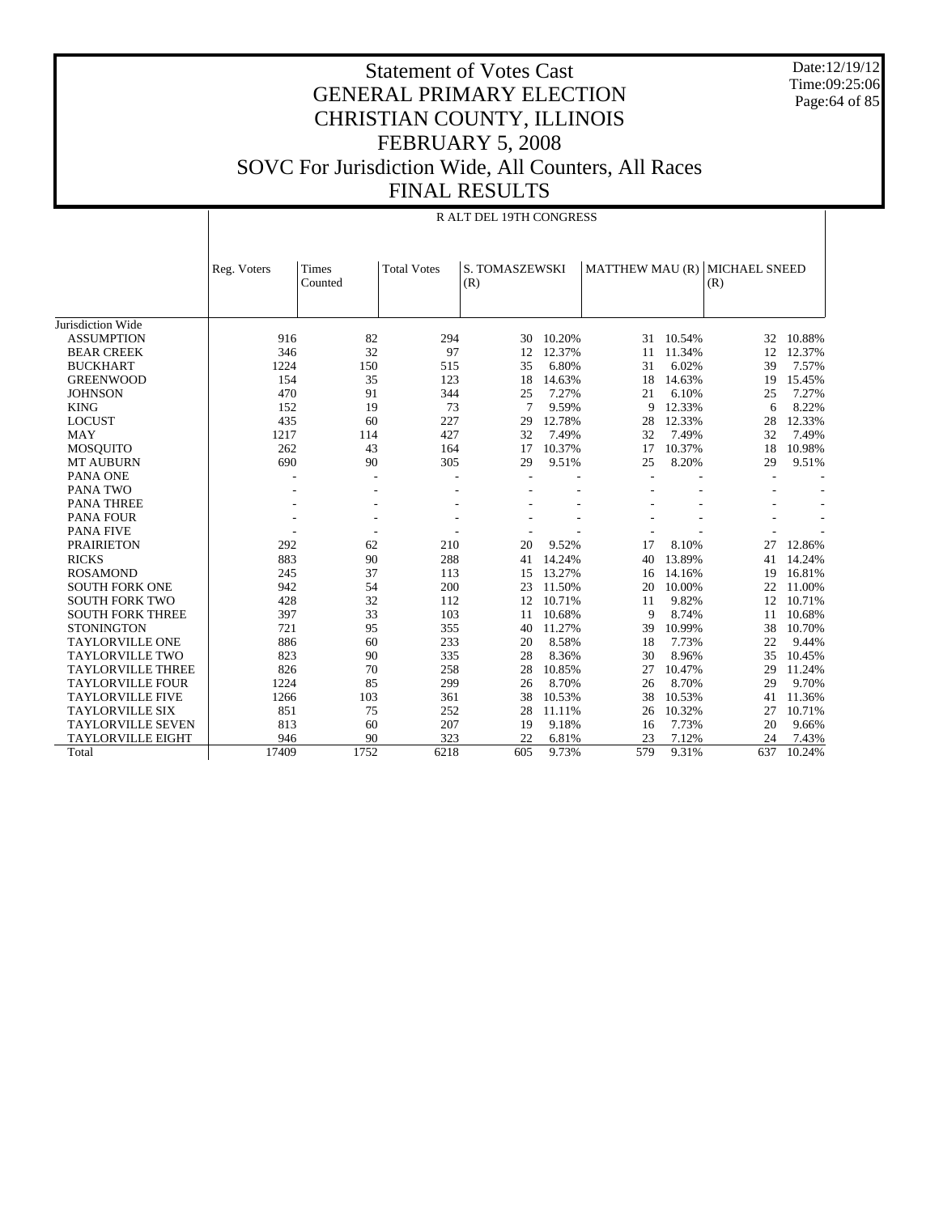# Statement of Votes Cast
# GENERAL PRIMARY ELECTION
# CHRISTIAN COUNTY, ILLINOIS
# FEBRUARY 5, 2008
# SOVC For Jurisdiction Wide, All Counters, All Races
# FINAL RESULTS

Date:12/19/12
Time:09:25:06

R ALT DEL 19TH CONGRESS

| | Reg. Voters | Times Counted | Total Votes | S. TOMASZEWSKI (R) | | MATTHEW MAU (R) | | MICHAEL SNEED (R) | |
|---|---|---|---|---|---|---|---|---|---|
| Jurisdiction Wide | | | | | | | | | |
| ASSUMPTION | 916 | 82 | 294 | 30 | 10.20% | 31 | 10.54% | 32 | 10.88% |
| BEAR CREEK | 346 | 32 | 97 | 12 | 12.37% | 11 | 11.34% | 12 | 12.37% |
| BUCKHART | 1224 | 150 | 515 | 35 | 6.80% | 31 | 6.02% | 39 | 7.57% |
| GREENWOOD | 154 | 35 | 123 | 18 | 14.63% | 18 | 14.63% | 19 | 15.45% |
| JOHNSON | 470 | 91 | 344 | 25 | 7.27% | 21 | 6.10% | 25 | 7.27% |
| KING | 152 | 19 | 73 | 7 | 9.59% | 9 | 12.33% | 6 | 8.22% |
| LOCUST | 435 | 60 | 227 | 29 | 12.78% | 28 | 12.33% | 28 | 12.33% |
| MAY | 1217 | 114 | 427 | 32 | 7.49% | 32 | 7.49% | 32 | 7.49% |
| MOSQUITO | 262 | 43 | 164 | 17 | 10.37% | 17 | 10.37% | 18 | 10.98% |
| MT AUBURN | 690 | 90 | 305 | 29 | 9.51% | 25 | 8.20% | 29 | 9.51% |
| PANA ONE | - | - | - | - | - | - | - | - | - |
| PANA TWO | - | - | - | - | - | - | - | - | - |
| PANA THREE | - | - | - | - | - | - | - | - | - |
| PANA FOUR | - | - | - | - | - | - | - | - | - |
| PANA FIVE | - | - | - | - | - | - | - | - | - |
| PRAIRIETON | 292 | 62 | 210 | 20 | 9.52% | 17 | 8.10% | 27 | 12.86% |
| RICKS | 883 | 90 | 288 | 41 | 14.24% | 40 | 13.89% | 41 | 14.24% |
| ROSAMOND | 245 | 37 | 113 | 15 | 13.27% | 16 | 14.16% | 19 | 16.81% |
| SOUTH FORK ONE | 942 | 54 | 200 | 23 | 11.50% | 20 | 10.00% | 22 | 11.00% |
| SOUTH FORK TWO | 428 | 32 | 112 | 12 | 10.71% | 11 | 9.82% | 12 | 10.71% |
| SOUTH FORK THREE | 397 | 33 | 103 | 11 | 10.68% | 9 | 8.74% | 11 | 10.68% |
| STONINGTON | 721 | 95 | 355 | 40 | 11.27% | 39 | 10.99% | 38 | 10.70% |
| TAYLORVILLE ONE | 886 | 60 | 233 | 20 | 8.58% | 18 | 7.73% | 22 | 9.44% |
| TAYLORVILLE TWO | 823 | 90 | 335 | 28 | 8.36% | 30 | 8.96% | 35 | 10.45% |
| TAYLORVILLE THREE | 826 | 70 | 258 | 28 | 10.85% | 27 | 10.47% | 29 | 11.24% |
| TAYLORVILLE FOUR | 1224 | 85 | 299 | 26 | 8.70% | 26 | 8.70% | 29 | 9.70% |
| TAYLORVILLE FIVE | 1266 | 103 | 361 | 38 | 10.53% | 38 | 10.53% | 41 | 11.36% |
| TAYLORVILLE SIX | 851 | 75 | 252 | 28 | 11.11% | 26 | 10.32% | 27 | 10.71% |
| TAYLORVILLE SEVEN | 813 | 60 | 207 | 19 | 9.18% | 16 | 7.73% | 20 | 9.66% |
| TAYLORVILLE EIGHT | 946 | 90 | 323 | 22 | 6.81% | 23 | 7.12% | 24 | 7.43% |
| Total | 17409 | 1752 | 6218 | 605 | 9.73% | 579 | 9.31% | 637 | 10.24% |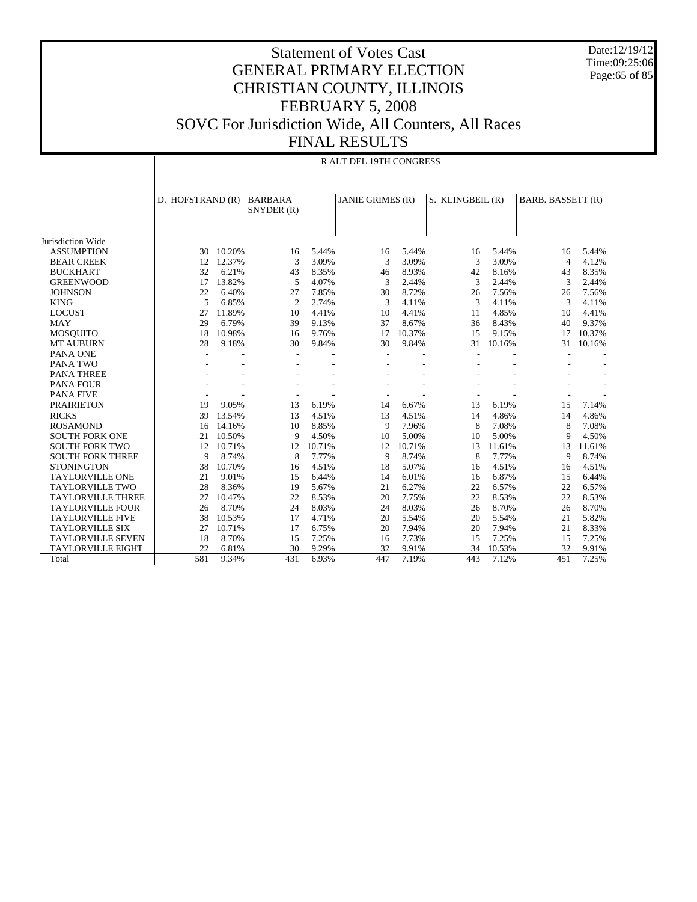# Statement of Votes Cast
# GENERAL PRIMARY ELECTION
# CHRISTIAN COUNTY, ILLINOIS
# FEBRUARY 5, 2008
# SOVC For Jurisdiction Wide, All Counters, All Races
# FINAL RESULTS

Date:12/19/12
Time:09:25:06

R ALT DEL 19TH CONGRESS

| | D. HOFSTRAND (R) | | BARBARA SNYDER (R) | | JANIE GRIMES (R) | | S. KLINGBEIL (R) | | BARB. BASSETT (R) | |
|---|---|---|---|---|---|---|---|---|---|---|
| Jurisdiction Wide | | | | | | | | | | |
| ASSUMPTION | 30 | 10.20% | 16 | 5.44% | 16 | 5.44% | 16 | 5.44% | 16 | 5.44% |
| BEAR CREEK | 12 | 12.37% | 3 | 3.09% | 3 | 3.09% | 3 | 3.09% | 4 | 4.12% |
| BUCKHART | 32 | 6.21% | 43 | 8.35% | 46 | 8.93% | 42 | 8.16% | 43 | 8.35% |
| GREENWOOD | 17 | 13.82% | 5 | 4.07% | 3 | 2.44% | 3 | 2.44% | 3 | 2.44% |
| JOHNSON | 22 | 6.40% | 27 | 7.85% | 30 | 8.72% | 26 | 7.56% | 26 | 7.56% |
| KING | 5 | 6.85% | 2 | 2.74% | 3 | 4.11% | 3 | 4.11% | 3 | 4.11% |
| LOCUST | 27 | 11.89% | 10 | 4.41% | 10 | 4.41% | 11 | 4.85% | 10 | 4.41% |
| MAY | 29 | 6.79% | 39 | 9.13% | 37 | 8.67% | 36 | 8.43% | 40 | 9.37% |
| MOSQUITO | 18 | 10.98% | 16 | 9.76% | 17 | 10.37% | 15 | 9.15% | 17 | 10.37% |
| MT AUBURN | 28 | 9.18% | 30 | 9.84% | 30 | 9.84% | 31 | 10.16% | 31 | 10.16% |
| PANA ONE | - | - | - | - | - | - | - | - | - | - |
| PANA TWO | - | - | - | - | - | - | - | - | - | - |
| PANA THREE | - | - | - | - | - | - | - | - | - | - |
| PANA FOUR | - | - | - | - | - | - | - | - | - | - |
| PANA FIVE | - | - | - | - | - | - | - | - | - | - |
| PRAIRIETON | 19 | 9.05% | 13 | 6.19% | 14 | 6.67% | 13 | 6.19% | 15 | 7.14% |
| RICKS | 39 | 13.54% | 13 | 4.51% | 13 | 4.51% | 14 | 4.86% | 14 | 4.86% |
| ROSAMOND | 16 | 14.16% | 10 | 8.85% | 9 | 7.96% | 8 | 7.08% | 8 | 7.08% |
| SOUTH FORK ONE | 21 | 10.50% | 9 | 4.50% | 10 | 5.00% | 10 | 5.00% | 9 | 4.50% |
| SOUTH FORK TWO | 12 | 10.71% | 12 | 10.71% | 12 | 10.71% | 13 | 11.61% | 13 | 11.61% |
| SOUTH FORK THREE | 9 | 8.74% | 8 | 7.77% | 9 | 8.74% | 8 | 7.77% | 9 | 8.74% |
| STONINGTON | 38 | 10.70% | 16 | 4.51% | 18 | 5.07% | 16 | 4.51% | 16 | 4.51% |
| TAYLORVILLE ONE | 21 | 9.01% | 15 | 6.44% | 14 | 6.01% | 16 | 6.87% | 15 | 6.44% |
| TAYLORVILLE TWO | 28 | 8.36% | 19 | 5.67% | 21 | 6.27% | 22 | 6.57% | 22 | 6.57% |
| TAYLORVILLE THREE | 27 | 10.47% | 22 | 8.53% | 20 | 7.75% | 22 | 8.53% | 22 | 8.53% |
| TAYLORVILLE FOUR | 26 | 8.70% | 24 | 8.03% | 24 | 8.03% | 26 | 8.70% | 26 | 8.70% |
| TAYLORVILLE FIVE | 38 | 10.53% | 17 | 4.71% | 20 | 5.54% | 20 | 5.54% | 21 | 5.82% |
| TAYLORVILLE SIX | 27 | 10.71% | 17 | 6.75% | 20 | 7.94% | 20 | 7.94% | 21 | 8.33% |
| TAYLORVILLE SEVEN | 18 | 8.70% | 15 | 7.25% | 16 | 7.73% | 15 | 7.25% | 15 | 7.25% |
| TAYLORVILLE EIGHT | 22 | 6.81% | 30 | 9.29% | 32 | 9.91% | 34 | 10.53% | 32 | 9.91% |
| Total | 581 | 9.34% | 431 | 6.93% | 447 | 7.19% | 443 | 7.12% | 451 | 7.25% |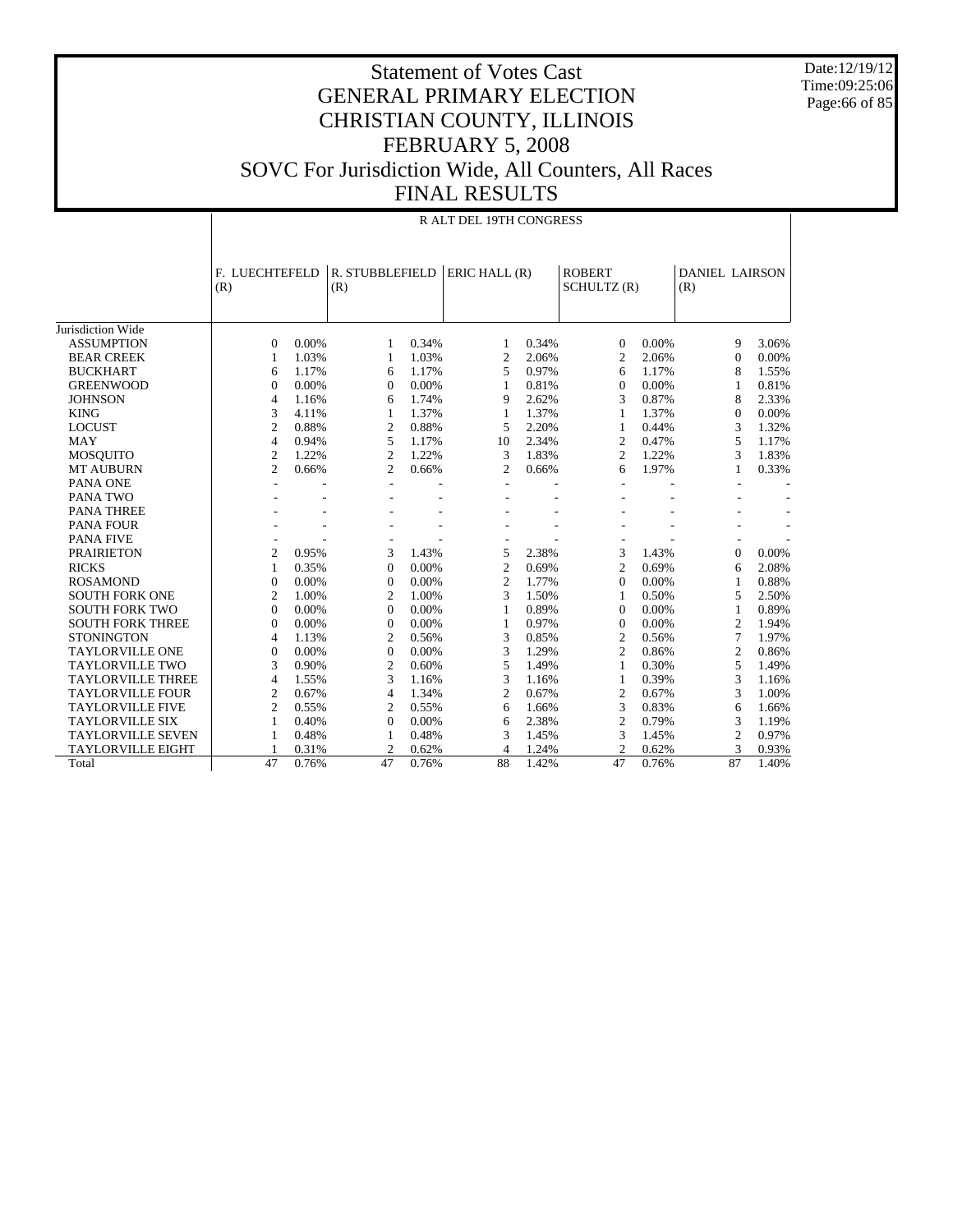# Statement of Votes Cast
# GENERAL PRIMARY ELECTION
# CHRISTIAN COUNTY, ILLINOIS
# FEBRUARY 5, 2008
# SOVC For Jurisdiction Wide, All Counters, All Races
# FINAL RESULTS

Date:12/19/12
Time:09:25:06

R ALT DEL 19TH CONGRESS

| | F. LUECHTEFELD (R) | | R. STUBBLEFIELD (R) | | ERIC HALL (R) | | ROBERT SCHULTZ (R) | | DANIEL LAIRSON (R) | |
|---|---|---|---|---|---|---|---|---|---|---|
| Jurisdiction Wide | | | | | | | | | | |
| ASSUMPTION | 0 | 0.00% | 1 | 0.34% | 1 | 0.34% | 0 | 0.00% | 9 | 3.06% |
| BEAR CREEK | 1 | 1.03% | 1 | 1.03% | 2 | 2.06% | 2 | 2.06% | 0 | 0.00% |
| BUCKHART | 6 | 1.17% | 6 | 1.17% | 5 | 0.97% | 6 | 1.17% | 8 | 1.55% |
| GREENWOOD | 0 | 0.00% | 0 | 0.00% | 1 | 0.81% | 0 | 0.00% | 1 | 0.81% |
| JOHNSON | 4 | 1.16% | 6 | 1.74% | 9 | 2.62% | 3 | 0.87% | 8 | 2.33% |
| KING | 3 | 4.11% | 1 | 1.37% | 1 | 1.37% | 1 | 1.37% | 0 | 0.00% |
| LOCUST | 2 | 0.88% | 2 | 0.88% | 5 | 2.20% | 1 | 0.44% | 3 | 1.32% |
| MAY | 4 | 0.94% | 5 | 1.17% | 10 | 2.34% | 2 | 0.47% | 5 | 1.17% |
| MOSQUITO | 2 | 1.22% | 2 | 1.22% | 3 | 1.83% | 2 | 1.22% | 3 | 1.83% |
| MT AUBURN | 2 | 0.66% | 2 | 0.66% | 2 | 0.66% | 6 | 1.97% | 1 | 0.33% |
| PANA ONE | - | - | - | - | - | - | - | - | - | - |
| PANA TWO | - | - | - | - | - | - | - | - | - | - |
| PANA THREE | - | - | - | - | - | - | - | - | - | - |
| PANA FOUR | - | - | - | - | - | - | - | - | - | - |
| PANA FIVE | - | - | - | - | - | - | - | - | - | - |
| PRAIRIETON | 2 | 0.95% | 3 | 1.43% | 5 | 2.38% | 3 | 1.43% | 0 | 0.00% |
| RICKS | 1 | 0.35% | 0 | 0.00% | 2 | 0.69% | 2 | 0.69% | 6 | 2.08% |
| ROSAMOND | 0 | 0.00% | 0 | 0.00% | 2 | 1.77% | 0 | 0.00% | 1 | 0.88% |
| SOUTH FORK ONE | 2 | 1.00% | 2 | 1.00% | 3 | 1.50% | 1 | 0.50% | 5 | 2.50% |
| SOUTH FORK TWO | 0 | 0.00% | 0 | 0.00% | 1 | 0.89% | 0 | 0.00% | 1 | 0.89% |
| SOUTH FORK THREE | 0 | 0.00% | 0 | 0.00% | 1 | 0.97% | 0 | 0.00% | 2 | 1.94% |
| STONINGTON | 4 | 1.13% | 2 | 0.56% | 3 | 0.85% | 2 | 0.56% | 7 | 1.97% |
| TAYLORVILLE ONE | 0 | 0.00% | 0 | 0.00% | 3 | 1.29% | 2 | 0.86% | 2 | 0.86% |
| TAYLORVILLE TWO | 3 | 0.90% | 2 | 0.60% | 5 | 1.49% | 1 | 0.30% | 5 | 1.49% |
| TAYLORVILLE THREE | 4 | 1.55% | 3 | 1.16% | 3 | 1.16% | 1 | 0.39% | 3 | 1.16% |
| TAYLORVILLE FOUR | 2 | 0.67% | 4 | 1.34% | 2 | 0.67% | 2 | 0.67% | 3 | 1.00% |
| TAYLORVILLE FIVE | 2 | 0.55% | 2 | 0.55% | 6 | 1.66% | 3 | 0.83% | 6 | 1.66% |
| TAYLORVILLE SIX | 1 | 0.40% | 0 | 0.00% | 6 | 2.38% | 2 | 0.79% | 3 | 1.19% |
| TAYLORVILLE SEVEN | 1 | 0.48% | 1 | 0.48% | 3 | 1.45% | 3 | 1.45% | 2 | 0.97% |
| TAYLORVILLE EIGHT | 1 | 0.31% | 2 | 0.62% | 4 | 1.24% | 2 | 0.62% | 3 | 0.93% |
| Total | 47 | 0.76% | 47 | 0.76% | 88 | 1.42% | 47 | 0.76% | 87 | 1.40% |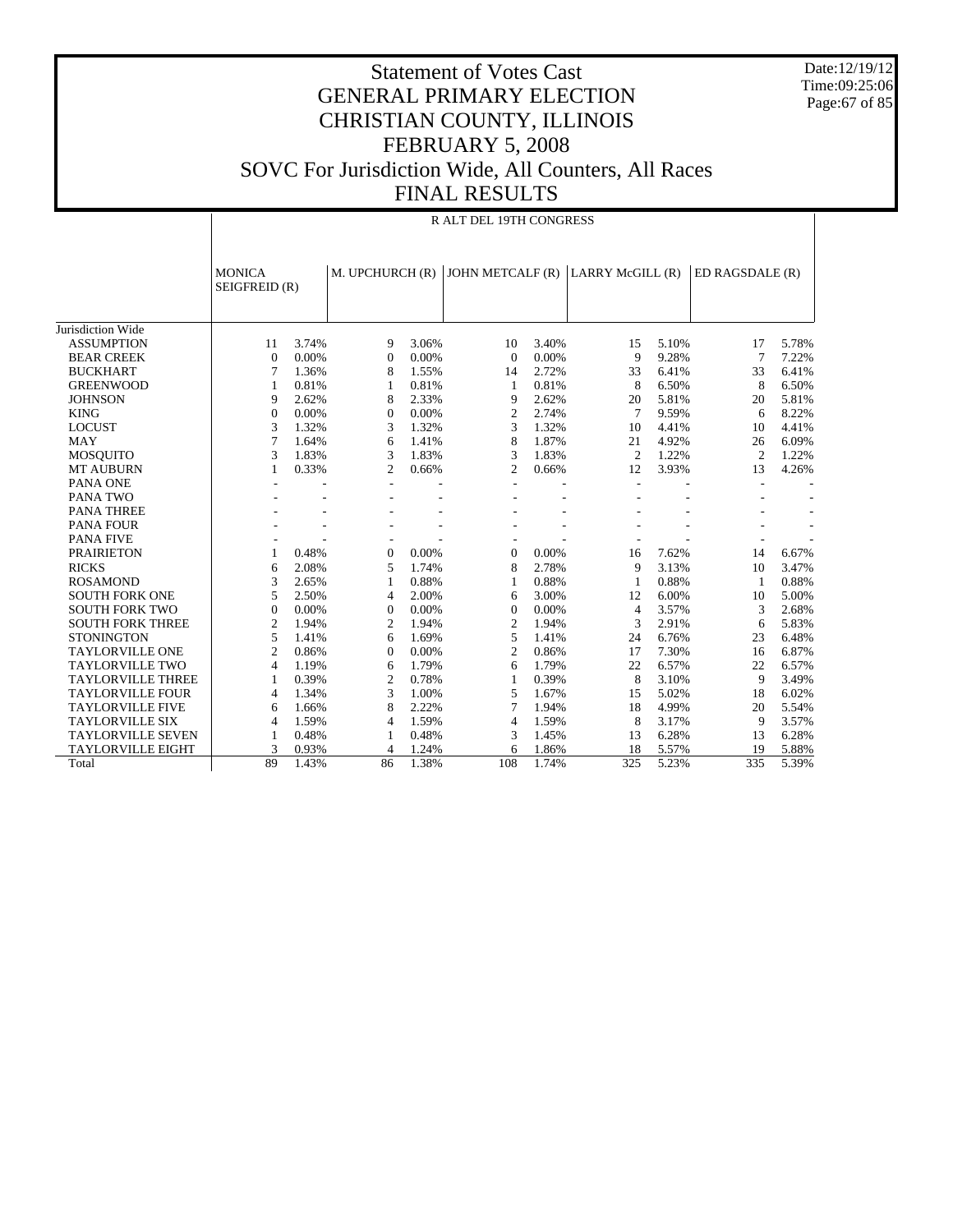# Statement of Votes Cast
# GENERAL PRIMARY ELECTION
# CHRISTIAN COUNTY, ILLINOIS
# FEBRUARY 5, 2008
# SOVC For Jurisdiction Wide, All Counters, All Races
# FINAL RESULTS

Date:12/19/12
Time:09:25:06

R ALT DEL 19TH CONGRESS

| | MONICA SEIGFREID (R) | | M. UPCHURCH (R) | | JOHN METCALF (R) | | LARRY McGILL (R) | | ED RAGSDALE (R) | |
|---|---|---|---|---|---|---|---|---|---|---|
| Jurisdiction Wide | | | | | | | | | | |
| ASSUMPTION | 11 | 3.74% | 9 | 3.06% | 10 | 3.40% | 15 | 5.10% | 17 | 5.78% |
| BEAR CREEK | 0 | 0.00% | 0 | 0.00% | 0 | 0.00% | 9 | 9.28% | 7 | 7.22% |
| BUCKHART | 7 | 1.36% | 8 | 1.55% | 14 | 2.72% | 33 | 6.41% | 33 | 6.41% |
| GREENWOOD | 1 | 0.81% | 1 | 0.81% | 1 | 0.81% | 8 | 6.50% | 8 | 6.50% |
| JOHNSON | 9 | 2.62% | 8 | 2.33% | 9 | 2.62% | 20 | 5.81% | 20 | 5.81% |
| KING | 0 | 0.00% | 0 | 0.00% | 2 | 2.74% | 7 | 9.59% | 6 | 8.22% |
| LOCUST | 3 | 1.32% | 3 | 1.32% | 3 | 1.32% | 10 | 4.41% | 10 | 4.41% |
| MAY | 7 | 1.64% | 6 | 1.41% | 8 | 1.87% | 21 | 4.92% | 26 | 6.09% |
| MOSQUITO | 3 | 1.83% | 3 | 1.83% | 3 | 1.83% | 2 | 1.22% | 2 | 1.22% |
| MT AUBURN | 1 | 0.33% | 2 | 0.66% | 2 | 0.66% | 12 | 3.93% | 13 | 4.26% |
| PANA ONE | - | - | - | - | - | - | - | - | - | - |
| PANA TWO | - | - | - | - | - | - | - | - | - | - |
| PANA THREE | - | - | - | - | - | - | - | - | - | - |
| PANA FOUR | - | - | - | - | - | - | - | - | - | - |
| PANA FIVE | - | - | - | - | - | - | - | - | - | - |
| PRAIRIETON | 1 | 0.48% | 0 | 0.00% | 0 | 0.00% | 16 | 7.62% | 14 | 6.67% |
| RICKS | 6 | 2.08% | 5 | 1.74% | 8 | 2.78% | 9 | 3.13% | 10 | 3.47% |
| ROSAMOND | 3 | 2.65% | 1 | 0.88% | 1 | 0.88% | 1 | 0.88% | 1 | 0.88% |
| SOUTH FORK ONE | 5 | 2.50% | 4 | 2.00% | 6 | 3.00% | 12 | 6.00% | 10 | 5.00% |
| SOUTH FORK TWO | 0 | 0.00% | 0 | 0.00% | 0 | 0.00% | 4 | 3.57% | 3 | 2.68% |
| SOUTH FORK THREE | 2 | 1.94% | 2 | 1.94% | 2 | 1.94% | 3 | 2.91% | 6 | 5.83% |
| STONINGTON | 5 | 1.41% | 6 | 1.69% | 5 | 1.41% | 24 | 6.76% | 23 | 6.48% |
| TAYLORVILLE ONE | 2 | 0.86% | 0 | 0.00% | 2 | 0.86% | 17 | 7.30% | 16 | 6.87% |
| TAYLORVILLE TWO | 4 | 1.19% | 6 | 1.79% | 6 | 1.79% | 22 | 6.57% | 22 | 6.57% |
| TAYLORVILLE THREE | 1 | 0.39% | 2 | 0.78% | 1 | 0.39% | 8 | 3.10% | 9 | 3.49% |
| TAYLORVILLE FOUR | 4 | 1.34% | 3 | 1.00% | 5 | 1.67% | 15 | 5.02% | 18 | 6.02% |
| TAYLORVILLE FIVE | 6 | 1.66% | 8 | 2.22% | 7 | 1.94% | 18 | 4.99% | 20 | 5.54% |
| TAYLORVILLE SIX | 4 | 1.59% | 4 | 1.59% | 4 | 1.59% | 8 | 3.17% | 9 | 3.57% |
| TAYLORVILLE SEVEN | 1 | 0.48% | 1 | 0.48% | 3 | 1.45% | 13 | 6.28% | 13 | 6.28% |
| TAYLORVILLE EIGHT | 3 | 0.93% | 4 | 1.24% | 6 | 1.86% | 18 | 5.57% | 19 | 5.88% |
| Total | 89 | 1.43% | 86 | 1.38% | 108 | 1.74% | 325 | 5.23% | 335 | 5.39% |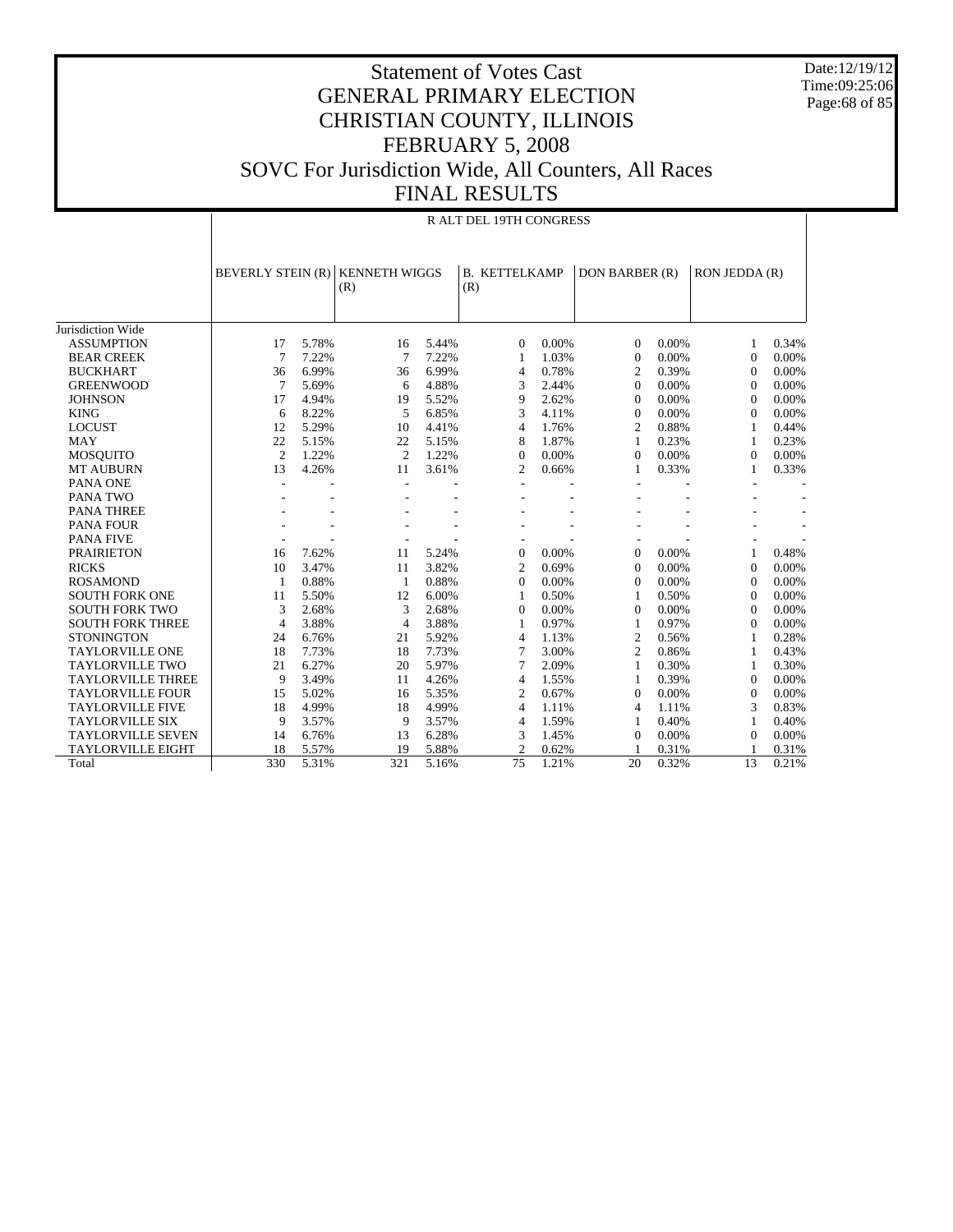# Statement of Votes Cast
# GENERAL PRIMARY ELECTION
# CHRISTIAN COUNTY, ILLINOIS
# FEBRUARY 5, 2008
# SOVC For Jurisdiction Wide, All Counters, All Races
# FINAL RESULTS

Date:12/19/12
Time:09:25:06

R ALT DEL 19TH CONGRESS

| | BEVERLY STEIN (R) | | KENNETH WIGGS (R) | | B. KETTELKAMP (R) | | DON BARBER (R) | | RON JEDDA (R) | |
|---|---|---|---|---|---|---|---|---|---|---|
| Jurisdiction Wide | | | | | | | | | | |
| ASSUMPTION | 17 | 5.78% | 16 | 5.44% | 0 | 0.00% | 0 | 0.00% | 1 | 0.34% |
| BEAR CREEK | 7 | 7.22% | 7 | 7.22% | 1 | 1.03% | 0 | 0.00% | 0 | 0.00% |
| BUCKHART | 36 | 6.99% | 36 | 6.99% | 4 | 0.78% | 2 | 0.39% | 0 | 0.00% |
| GREENWOOD | 7 | 5.69% | 6 | 4.88% | 3 | 2.44% | 0 | 0.00% | 0 | 0.00% |
| JOHNSON | 17 | 4.94% | 19 | 5.52% | 9 | 2.62% | 0 | 0.00% | 0 | 0.00% |
| KING | 6 | 8.22% | 5 | 6.85% | 3 | 4.11% | 0 | 0.00% | 0 | 0.00% |
| LOCUST | 12 | 5.29% | 10 | 4.41% | 4 | 1.76% | 2 | 0.88% | 1 | 0.44% |
| MAY | 22 | 5.15% | 22 | 5.15% | 8 | 1.87% | 1 | 0.23% | 1 | 0.23% |
| MOSQUITO | 2 | 1.22% | 2 | 1.22% | 0 | 0.00% | 0 | 0.00% | 0 | 0.00% |
| MT AUBURN | 13 | 4.26% | 11 | 3.61% | 2 | 0.66% | 1 | 0.33% | 1 | 0.33% |
| PANA ONE | - | - | - | - | - | - | - | - | - | - |
| PANA TWO | - | - | - | - | - | - | - | - | - | - |
| PANA THREE | - | - | - | - | - | - | - | - | - | - |
| PANA FOUR | - | - | - | - | - | - | - | - | - | - |
| PANA FIVE | - | - | - | - | - | - | - | - | - | - |
| PRAIRIETON | 16 | 7.62% | 11 | 5.24% | 0 | 0.00% | 0 | 0.00% | 1 | 0.48% |
| RICKS | 10 | 3.47% | 11 | 3.82% | 2 | 0.69% | 0 | 0.00% | 0 | 0.00% |
| ROSAMOND | 1 | 0.88% | 1 | 0.88% | 0 | 0.00% | 0 | 0.00% | 0 | 0.00% |
| SOUTH FORK ONE | 11 | 5.50% | 12 | 6.00% | 1 | 0.50% | 1 | 0.50% | 0 | 0.00% |
| SOUTH FORK TWO | 3 | 2.68% | 3 | 2.68% | 0 | 0.00% | 0 | 0.00% | 0 | 0.00% |
| SOUTH FORK THREE | 4 | 3.88% | 4 | 3.88% | 1 | 0.97% | 1 | 0.97% | 0 | 0.00% |
| STONINGTON | 24 | 6.76% | 21 | 5.92% | 4 | 1.13% | 2 | 0.56% | 1 | 0.28% |
| TAYLORVILLE ONE | 18 | 7.73% | 18 | 7.73% | 7 | 3.00% | 2 | 0.86% | 1 | 0.43% |
| TAYLORVILLE TWO | 21 | 6.27% | 20 | 5.97% | 7 | 2.09% | 1 | 0.30% | 1 | 0.30% |
| TAYLORVILLE THREE | 9 | 3.49% | 11 | 4.26% | 4 | 1.55% | 1 | 0.39% | 0 | 0.00% |
| TAYLORVILLE FOUR | 15 | 5.02% | 16 | 5.35% | 2 | 0.67% | 0 | 0.00% | 0 | 0.00% |
| TAYLORVILLE FIVE | 18 | 4.99% | 18 | 4.99% | 4 | 1.11% | 4 | 1.11% | 3 | 0.83% |
| TAYLORVILLE SIX | 9 | 3.57% | 9 | 3.57% | 4 | 1.59% | 1 | 0.40% | 1 | 0.40% |
| TAYLORVILLE SEVEN | 14 | 6.76% | 13 | 6.28% | 3 | 1.45% | 0 | 0.00% | 0 | 0.00% |
| TAYLORVILLE EIGHT | 18 | 5.57% | 19 | 5.88% | 2 | 0.62% | 1 | 0.31% | 1 | 0.31% |
| Total | 330 | 5.31% | 321 | 5.16% | 75 | 1.21% | 20 | 0.32% | 13 | 0.21% |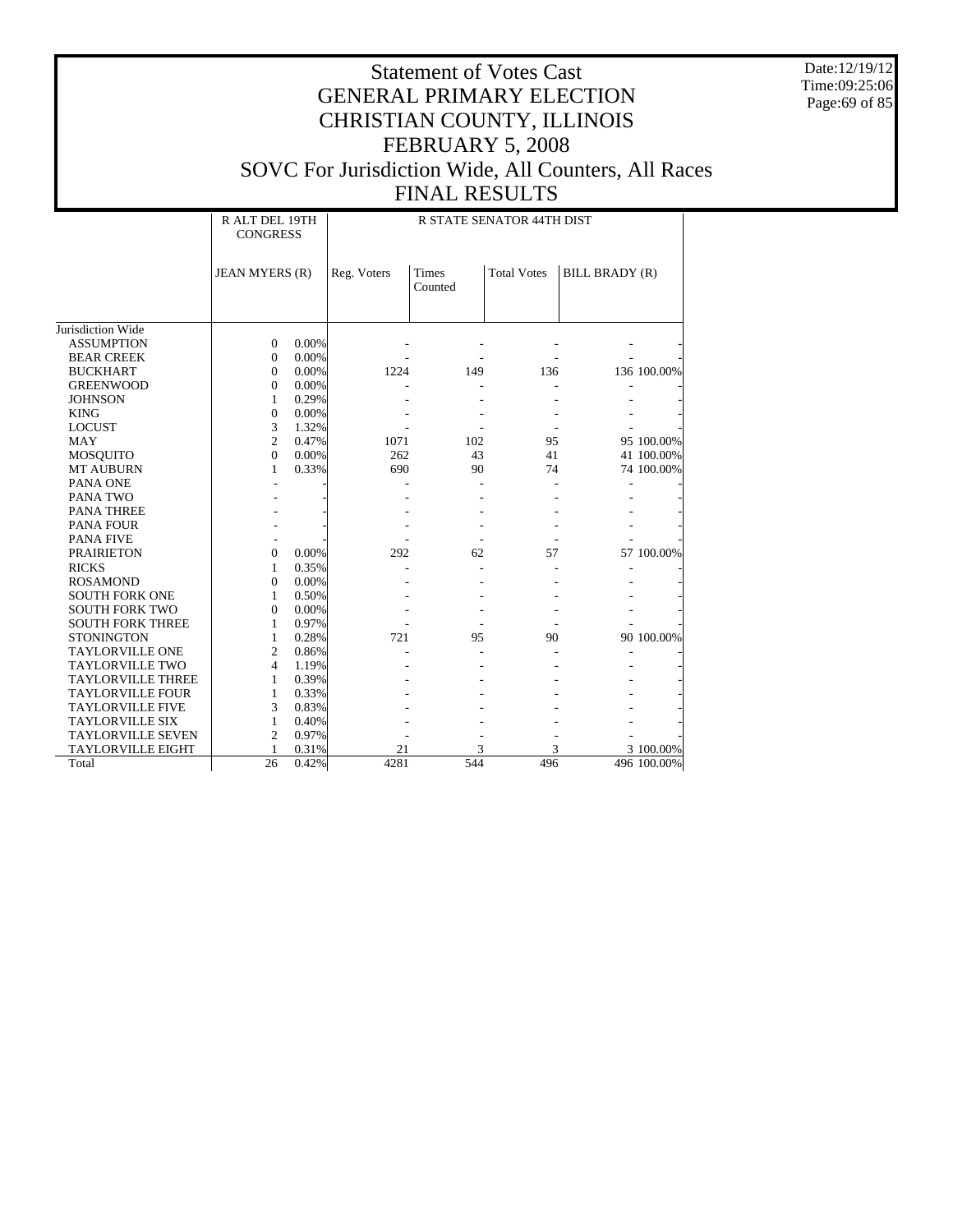# Statement of Votes Cast
# GENERAL PRIMARY ELECTION
# CHRISTIAN COUNTY, ILLINOIS
# FEBRUARY 5, 2008
# SOVC For Jurisdiction Wide, All Counters, All Races
# FINAL RESULTS

Date:12/19/12
Time:09:25:06

| | R ALT DEL 19TH CONGRESS | | R STATE SENATOR 44TH DIST | | | | |
|---|---|---|---|---|---|---|---|
| | JEAN MYERS (R) | | Reg. Voters | Times Counted | Total Votes | BILL BRADY (R) | |
| Jurisdiction Wide | | | | | | | |
| ASSUMPTION | 0 | 0.00% | - | - | - | - | - |
| BEAR CREEK | 0 | 0.00% | - | - | - | - | - |
| BUCKHART | 0 | 0.00% | 1224 | 149 | 136 | 136 | 100.00% |
| GREENWOOD | 0 | 0.00% | - | - | - | - | - |
| JOHNSON | 1 | 0.29% | - | - | - | - | - |
| KING | 0 | 0.00% | - | - | - | - | - |
| LOCUST | 3 | 1.32% | - | - | - | - | - |
| MAY | 2 | 0.47% | 1071 | 102 | 95 | 95 | 100.00% |
| MOSQUITO | 0 | 0.00% | 262 | 43 | 41 | 41 | 100.00% |
| MT AUBURN | 1 | 0.33% | 690 | 90 | 74 | 74 | 100.00% |
| PANA ONE | - | - | - | - | - | - | - |
| PANA TWO | - | - | - | - | - | - | - |
| PANA THREE | - | - | - | - | - | - | - |
| PANA FOUR | - | - | - | - | - | - | - |
| PANA FIVE | - | - | - | - | - | - | - |
| PRAIRIETON | 0 | 0.00% | 292 | 62 | 57 | 57 | 100.00% |
| RICKS | 1 | 0.35% | - | - | - | - | - |
| ROSAMOND | 0 | 0.00% | - | - | - | - | - |
| SOUTH FORK ONE | 1 | 0.50% | - | - | - | - | - |
| SOUTH FORK TWO | 0 | 0.00% | - | - | - | - | - |
| SOUTH FORK THREE | 1 | 0.97% | - | - | - | - | - |
| STONINGTON | 1 | 0.28% | 721 | 95 | 90 | 90 | 100.00% |
| TAYLORVILLE ONE | 2 | 0.86% | - | - | - | - | - |
| TAYLORVILLE TWO | 4 | 1.19% | - | - | - | - | - |
| TAYLORVILLE THREE | 1 | 0.39% | - | - | - | - | - |
| TAYLORVILLE FOUR | 1 | 0.33% | - | - | - | - | - |
| TAYLORVILLE FIVE | 3 | 0.83% | - | - | - | - | - |
| TAYLORVILLE SIX | 1 | 0.40% | - | - | - | - | - |
| TAYLORVILLE SEVEN | 2 | 0.97% | - | - | - | - | - |
| TAYLORVILLE EIGHT | 1 | 0.31% | 21 | 3 | 3 | 3 | 100.00% |
| Total | 26 | 0.42% | 4281 | 544 | 496 | 496 | 100.00% |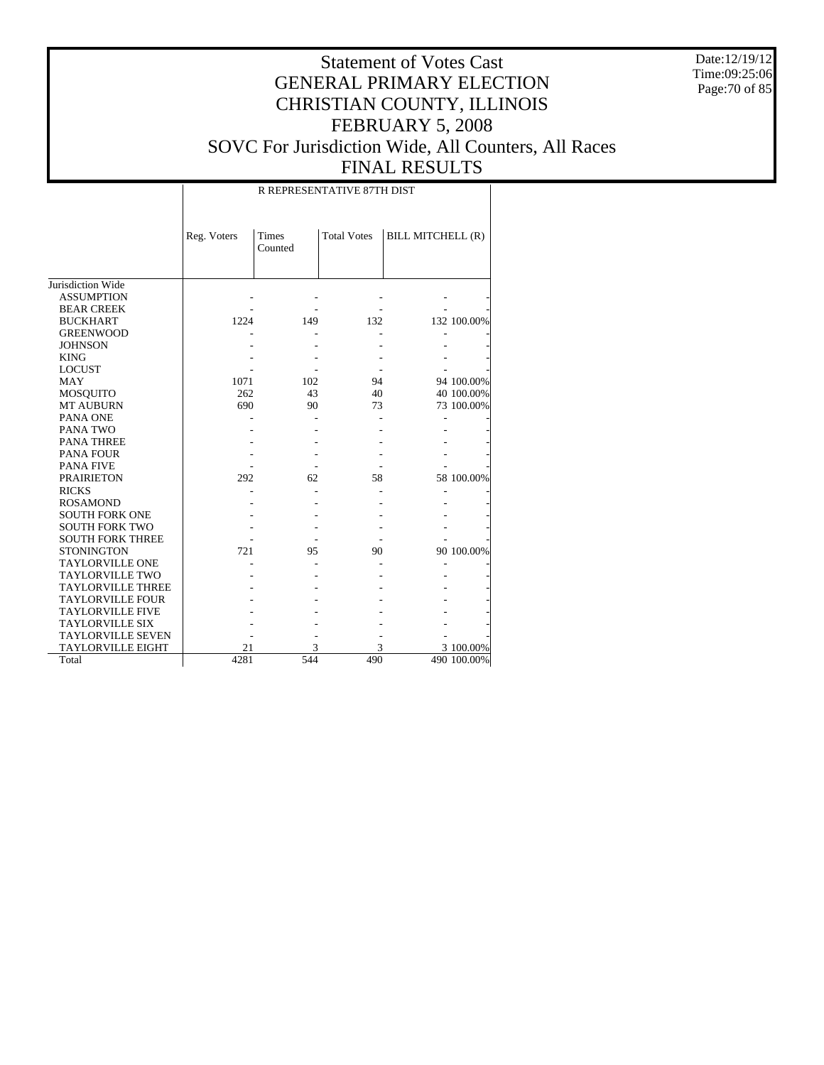# Statement of Votes Cast
# GENERAL PRIMARY ELECTION
# CHRISTIAN COUNTY, ILLINOIS
# FEBRUARY 5, 2008
# SOVC For Jurisdiction Wide, All Counters, All Races
# FINAL RESULTS

Date:12/19/12
Time:09:25:06

| | R REPRESENTATIVE 87TH DIST | | | | |
|---|---|---|---|---|---|
| | Reg. Voters | Times Counted | Total Votes | BILL MITCHELL (R) | |
| Jurisdiction Wide | | | | | |
| ASSUMPTION | - | - | - | - | - |
| BEAR CREEK | - | - | - | - | - |
| BUCKHART | 1224 | 149 | 132 | 132 | 100.00% |
| GREENWOOD | - | - | - | - | - |
| JOHNSON | - | - | - | - | - |
| KING | - | - | - | - | - |
| LOCUST | - | - | - | - | - |
| MAY | 1071 | 102 | 94 | 94 | 100.00% |
| MOSQUITO | 262 | 43 | 40 | 40 | 100.00% |
| MT AUBURN | 690 | 90 | 73 | 73 | 100.00% |
| PANA ONE | - | - | - | - | - |
| PANA TWO | - | - | - | - | - |
| PANA THREE | - | - | - | - | - |
| PANA FOUR | - | - | - | - | - |
| PANA FIVE | - | - | - | - | - |
| PRAIRIETON | 292 | 62 | 58 | 58 | 100.00% |
| RICKS | - | - | - | - | - |
| ROSAMOND | - | - | - | - | - |
| SOUTH FORK ONE | - | - | - | - | - |
| SOUTH FORK TWO | - | - | - | - | - |
| SOUTH FORK THREE | - | - | - | - | - |
| STONINGTON | 721 | 95 | 90 | 90 | 100.00% |
| TAYLORVILLE ONE | - | - | - | - | - |
| TAYLORVILLE TWO | - | - | - | - | - |
| TAYLORVILLE THREE | - | - | - | - | - |
| TAYLORVILLE FOUR | - | - | - | - | - |
| TAYLORVILLE FIVE | - | - | - | - | - |
| TAYLORVILLE SIX | - | - | - | - | - |
| TAYLORVILLE SEVEN | - | - | - | - | - |
| TAYLORVILLE EIGHT | 21 | 3 | 3 | 3 | 100.00% |
| Total | 4281 | 544 | 490 | 490 | 100.00% |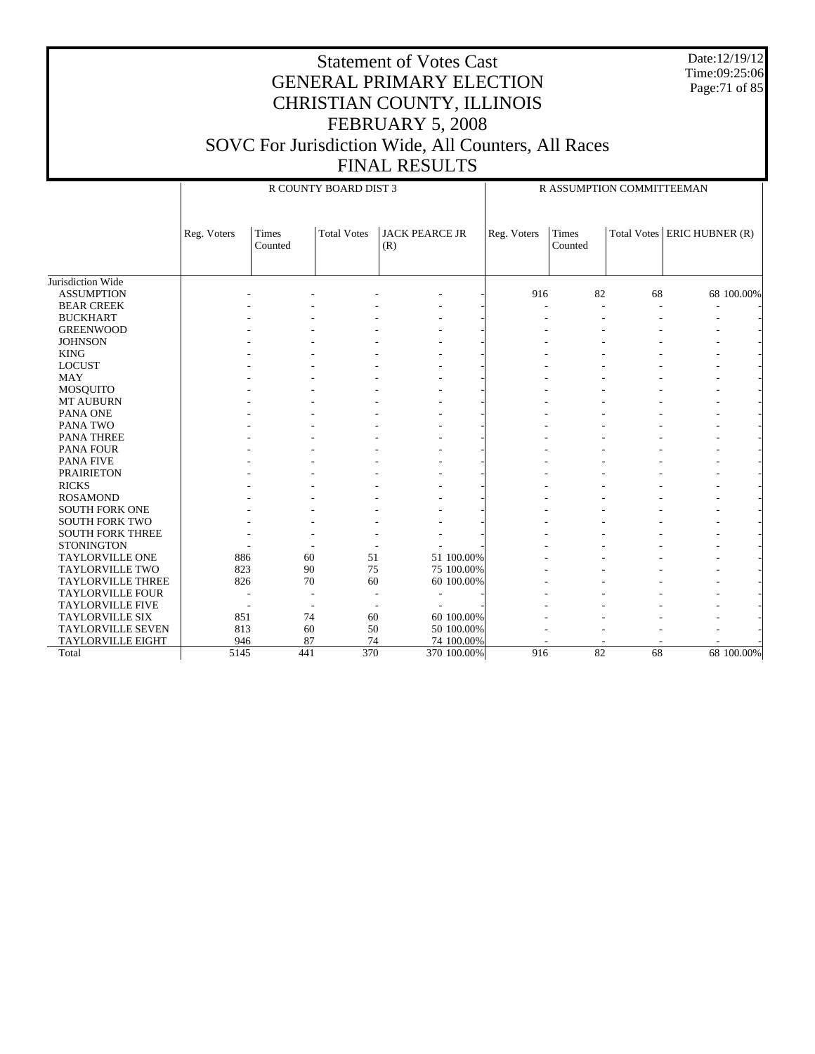# Statement of Votes Cast
## GENERAL PRIMARY ELECTION
## CHRISTIAN COUNTY, ILLINOIS
## FEBRUARY 5, 2008
## SOVC For Jurisdiction Wide, All Counters, All Races
## FINAL RESULTS

Date:12/19/12
Time:09:25:06

| | R COUNTY BOARD DIST 3 | | | | | R ASSUMPTION COMMITTEEMAN | | | | |
|---|---|---|---|---|---|---|---|---|---|---|
| | Reg. Voters | Times Counted | Total Votes | JACK PEARCE JR (R) | | Reg. Voters | Times Counted | Total Votes | ERIC HUBNER (R) | |
| Jurisdiction Wide | | | | | | | | | | |
| ASSUMPTION | - | - | - | - | - | 916 | 82 | 68 | 68 | 100.00% |
| BEAR CREEK | - | - | - | - | - | - | - | - | - | - |
| BUCKHART | - | - | - | - | - | - | - | - | - | - |
| GREENWOOD | - | - | - | - | - | - | - | - | - | - |
| JOHNSON | - | - | - | - | - | - | - | - | - | - |
| KING | - | - | - | - | - | - | - | - | - | - |
| LOCUST | - | - | - | - | - | - | - | - | - | - |
| MAY | - | - | - | - | - | - | - | - | - | - |
| MOSQUITO | - | - | - | - | - | - | - | - | - | - |
| MT AUBURN | - | - | - | - | - | - | - | - | - | - |
| PANA ONE | - | - | - | - | - | - | - | - | - | - |
| PANA TWO | - | - | - | - | - | - | - | - | - | - |
| PANA THREE | - | - | - | - | - | - | - | - | - | - |
| PANA FOUR | - | - | - | - | - | - | - | - | - | - |
| PANA FIVE | - | - | - | - | - | - | - | - | - | - |
| PRAIRIETON | - | - | - | - | - | - | - | - | - | - |
| RICKS | - | - | - | - | - | - | - | - | - | - |
| ROSAMOND | - | - | - | - | - | - | - | - | - | - |
| SOUTH FORK ONE | - | - | - | - | - | - | - | - | - | - |
| SOUTH FORK TWO | - | - | - | - | - | - | - | - | - | - |
| SOUTH FORK THREE | - | - | - | - | - | - | - | - | - | - |
| STONINGTON | - | - | - | - | - | - | - | - | - | - |
| TAYLORVILLE ONE | 886 | 60 | 51 | 51 | 100.00% | - | - | - | - | - |
| TAYLORVILLE TWO | 823 | 90 | 75 | 75 | 100.00% | - | - | - | - | - |
| TAYLORVILLE THREE | 826 | 70 | 60 | 60 | 100.00% | - | - | - | - | - |
| TAYLORVILLE FOUR | - | - | - | - | - | - | - | - | - | - |
| TAYLORVILLE FIVE | - | - | - | - | - | - | - | - | - | - |
| TAYLORVILLE SIX | 851 | 74 | 60 | 60 | 100.00% | - | - | - | - | - |
| TAYLORVILLE SEVEN | 813 | 60 | 50 | 50 | 100.00% | - | - | - | - | - |
| TAYLORVILLE EIGHT | 946 | 87 | 74 | 74 | 100.00% | - | - | - | - | - |
| Total | 5145 | 441 | 370 | 370 | 100.00% | 916 | 82 | 68 | 68 | 100.00% |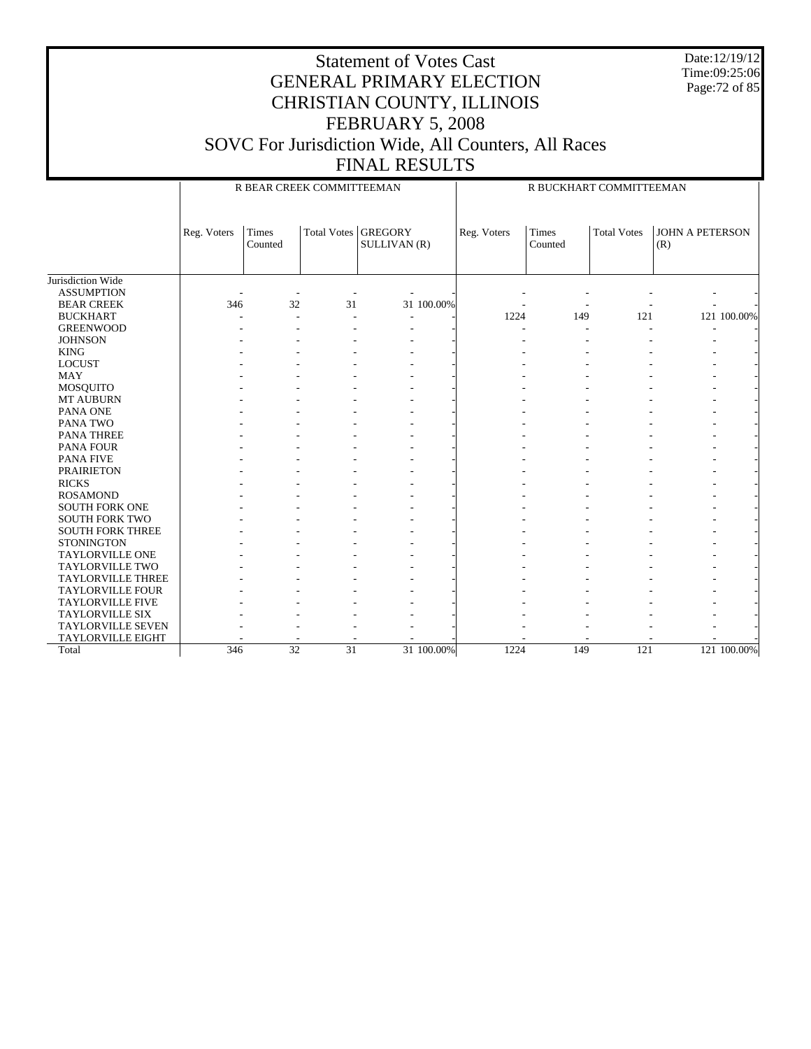# Statement of Votes Cast
# GENERAL PRIMARY ELECTION
# CHRISTIAN COUNTY, ILLINOIS
# FEBRUARY 5, 2008
# SOVC For Jurisdiction Wide, All Counters, All Races
# FINAL RESULTS

Date:12/19/12
Time:09:25:06

| | R BEAR CREEK COMMITTEEMAN | | | | | R BUCKHART COMMITTEEMAN | | | | |
|---|---|---|---|---|---|---|---|---|---|---|
| | Reg. Voters | Times Counted | Total Votes | GREGORY SULLIVAN (R) | | Reg. Voters | Times Counted | Total Votes | JOHN A PETERSON (R) | |
| Jurisdiction Wide | | | | | | | | | | |
| ASSUMPTION | - | - | - | - | - | - | - | - | - | - |
| BEAR CREEK | 346 | 32 | 31 | 31 | 100.00% | - | - | - | - | - |
| BUCKHART | - | - | - | - | - | 1224 | 149 | 121 | 121 | 100.00% |
| GREENWOOD | - | - | - | - | - | - | - | - | - | - |
| JOHNSON | - | - | - | - | - | - | - | - | - | - |
| KING | - | - | - | - | - | - | - | - | - | - |
| LOCUST | - | - | - | - | - | - | - | - | - | - |
| MAY | - | - | - | - | - | - | - | - | - | - |
| MOSQUITO | - | - | - | - | - | - | - | - | - | - |
| MT AUBURN | - | - | - | - | - | - | - | - | - | - |
| PANA ONE | - | - | - | - | - | - | - | - | - | - |
| PANA TWO | - | - | - | - | - | - | - | - | - | - |
| PANA THREE | - | - | - | - | - | - | - | - | - | - |
| PANA FOUR | - | - | - | - | - | - | - | - | - | - |
| PANA FIVE | - | - | - | - | - | - | - | - | - | - |
| PRAIRIETON | - | - | - | - | - | - | - | - | - | - |
| RICKS | - | - | - | - | - | - | - | - | - | - |
| ROSAMOND | - | - | - | - | - | - | - | - | - | - |
| SOUTH FORK ONE | - | - | - | - | - | - | - | - | - | - |
| SOUTH FORK TWO | - | - | - | - | - | - | - | - | - | - |
| SOUTH FORK THREE | - | - | - | - | - | - | - | - | - | - |
| STONINGTON | - | - | - | - | - | - | - | - | - | - |
| TAYLORVILLE ONE | - | - | - | - | - | - | - | - | - | - |
| TAYLORVILLE TWO | - | - | - | - | - | - | - | - | - | - |
| TAYLORVILLE THREE | - | - | - | - | - | - | - | - | - | - |
| TAYLORVILLE FOUR | - | - | - | - | - | - | - | - | - | - |
| TAYLORVILLE FIVE | - | - | - | - | - | - | - | - | - | - |
| TAYLORVILLE SIX | - | - | - | - | - | - | - | - | - | - |
| TAYLORVILLE SEVEN | - | - | - | - | - | - | - | - | - | - |
| TAYLORVILLE EIGHT | - | - | - | - | - | - | - | - | - | - |
| Total | 346 | 32 | 31 | 31 | 100.00% | 1224 | 149 | 121 | 121 | 100.00% |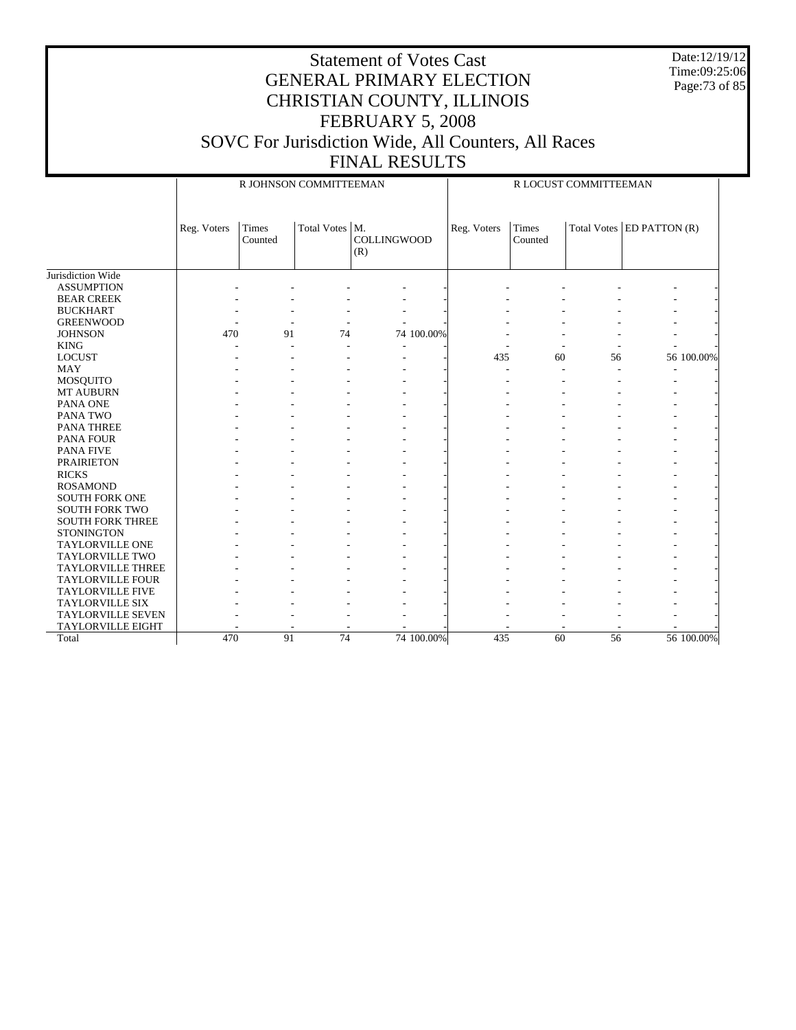# Statement of Votes Cast
# GENERAL PRIMARY ELECTION
# CHRISTIAN COUNTY, ILLINOIS
# FEBRUARY 5, 2008
# SOVC For Jurisdiction Wide, All Counters, All Races
# FINAL RESULTS

Date:12/19/12
Time:09:25:06

| | R JOHNSON COMMITTEEMAN | | | | | R LOCUST COMMITTEEMAN | | | | |
|---|---|---|---|---|---|---|---|---|---|---|
| | Reg. Voters | Times Counted | Total Votes | M. COLLINGWOOD (R) | | Reg. Voters | Times Counted | Total Votes | ED PATTON (R) | |
| Jurisdiction Wide | | | | | | | | | | |
| ASSUMPTION | - | - | - | - | - | - | - | - | - | - |
| BEAR CREEK | - | - | - | - | - | - | - | - | - | - |
| BUCKHART | - | - | - | - | - | - | - | - | - | - |
| GREENWOOD | - | - | - | - | - | - | - | - | - | - |
| JOHNSON | 470 | 91 | 74 | 74 | 100.00% | - | - | - | - | - |
| KING | - | - | - | - | - | - | - | - | - | - |
| LOCUST | - | - | - | - | - | 435 | 60 | 56 | 56 | 100.00% |
| MAY | - | - | - | - | - | - | - | - | - | - |
| MOSQUITO | - | - | - | - | - | - | - | - | - | - |
| MT AUBURN | - | - | - | - | - | - | - | - | - | - |
| PANA ONE | - | - | - | - | - | - | - | - | - | - |
| PANA TWO | - | - | - | - | - | - | - | - | - | - |
| PANA THREE | - | - | - | - | - | - | - | - | - | - |
| PANA FOUR | - | - | - | - | - | - | - | - | - | - |
| PANA FIVE | - | - | - | - | - | - | - | - | - | - |
| PRAIRIETON | - | - | - | - | - | - | - | - | - | - |
| RICKS | - | - | - | - | - | - | - | - | - | - |
| ROSAMOND | - | - | - | - | - | - | - | - | - | - |
| SOUTH FORK ONE | - | - | - | - | - | - | - | - | - | - |
| SOUTH FORK TWO | - | - | - | - | - | - | - | - | - | - |
| SOUTH FORK THREE | - | - | - | - | - | - | - | - | - | - |
| STONINGTON | - | - | - | - | - | - | - | - | - | - |
| TAYLORVILLE ONE | - | - | - | - | - | - | - | - | - | - |
| TAYLORVILLE TWO | - | - | - | - | - | - | - | - | - | - |
| TAYLORVILLE THREE | - | - | - | - | - | - | - | - | - | - |
| TAYLORVILLE FOUR | - | - | - | - | - | - | - | - | - | - |
| TAYLORVILLE FIVE | - | - | - | - | - | - | - | - | - | - |
| TAYLORVILLE SIX | - | - | - | - | - | - | - | - | - | - |
| TAYLORVILLE SEVEN | - | - | - | - | - | - | - | - | - | - |
| TAYLORVILLE EIGHT | - | - | - | - | - | - | - | - | - | - |
| Total | 470 | 91 | 74 | 74 | 100.00% | 435 | 60 | 56 | 56 | 100.00% |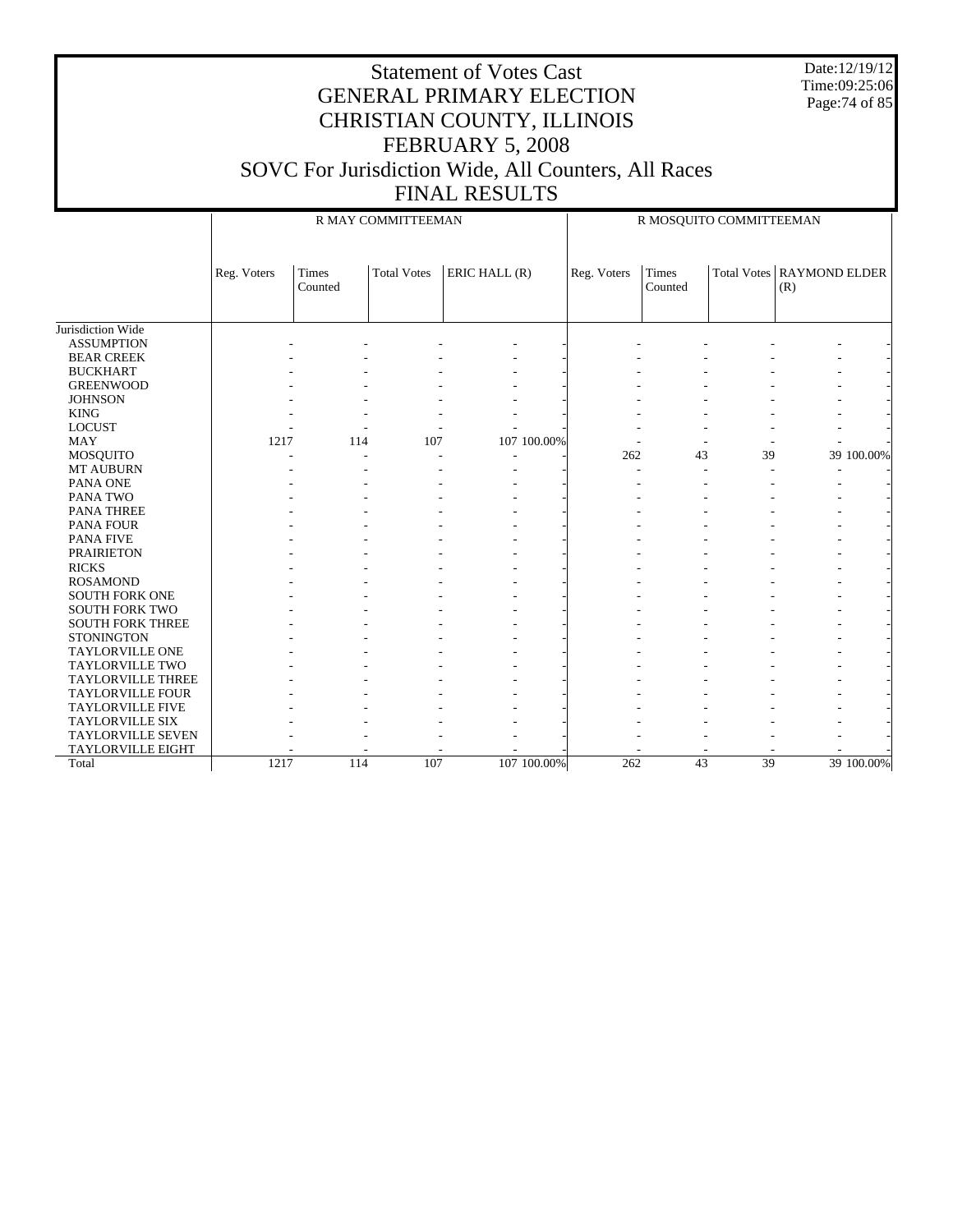# Statement of Votes Cast
## GENERAL PRIMARY ELECTION
## CHRISTIAN COUNTY, ILLINOIS
## FEBRUARY 5, 2008
## SOVC For Jurisdiction Wide, All Counters, All Races
## FINAL RESULTS

Date:12/19/12
Time:09:25:06

| | R MAY COMMITTEEMAN | | | | | R MOSQUITO COMMITTEEMAN | | | | |
|---|---|---|---|---|---|---|---|---|---|---|
| | Reg. Voters | Times Counted | Total Votes | ERIC HALL (R) | | Reg. Voters | Times Counted | Total Votes | RAYMOND ELDER (R) | |
| Jurisdiction Wide | | | | | | | | | | |
| ASSUMPTION | - | - | - | - | - | - | - | - | - | - |
| BEAR CREEK | - | - | - | - | - | - | - | - | - | - |
| BUCKHART | - | - | - | - | - | - | - | - | - | - |
| GREENWOOD | - | - | - | - | - | - | - | - | - | - |
| JOHNSON | - | - | - | - | - | - | - | - | - | - |
| KING | - | - | - | - | - | - | - | - | - | - |
| LOCUST | - | - | - | - | - | - | - | - | - | - |
| MAY | 1217 | 114 | 107 | 107 | 100.00% | - | - | - | - | - |
| MOSQUITO | - | - | - | - | - | 262 | 43 | 39 | 39 | 100.00% |
| MT AUBURN | - | - | - | - | - | - | - | - | - | - |
| PANA ONE | - | - | - | - | - | - | - | - | - | - |
| PANA TWO | - | - | - | - | - | - | - | - | - | - |
| PANA THREE | - | - | - | - | - | - | - | - | - | - |
| PANA FOUR | - | - | - | - | - | - | - | - | - | - |
| PANA FIVE | - | - | - | - | - | - | - | - | - | - |
| PRAIRIETON | - | - | - | - | - | - | - | - | - | - |
| RICKS | - | - | - | - | - | - | - | - | - | - |
| ROSAMOND | - | - | - | - | - | - | - | - | - | - |
| SOUTH FORK ONE | - | - | - | - | - | - | - | - | - | - |
| SOUTH FORK TWO | - | - | - | - | - | - | - | - | - | - |
| SOUTH FORK THREE | - | - | - | - | - | - | - | - | - | - |
| STONINGTON | - | - | - | - | - | - | - | - | - | - |
| TAYLORVILLE ONE | - | - | - | - | - | - | - | - | - | - |
| TAYLORVILLE TWO | - | - | - | - | - | - | - | - | - | - |
| TAYLORVILLE THREE | - | - | - | - | - | - | - | - | - | - |
| TAYLORVILLE FOUR | - | - | - | - | - | - | - | - | - | - |
| TAYLORVILLE FIVE | - | - | - | - | - | - | - | - | - | - |
| TAYLORVILLE SIX | - | - | - | - | - | - | - | - | - | - |
| TAYLORVILLE SEVEN | - | - | - | - | - | - | - | - | - | - |
| TAYLORVILLE EIGHT | - | - | - | - | - | - | - | - | - | - |
| Total | 1217 | 114 | 107 | 107 | 100.00% | 262 | 43 | 39 | 39 | 100.00% |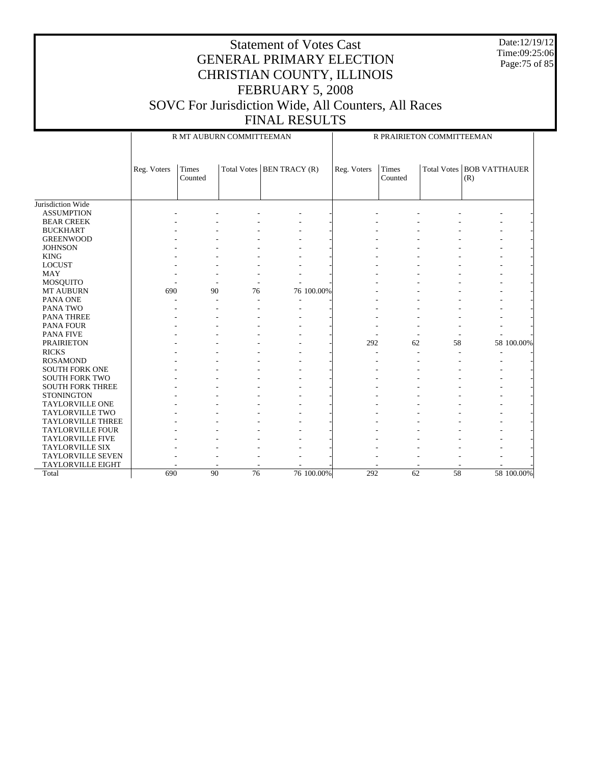# Statement of Votes Cast
# GENERAL PRIMARY ELECTION
# CHRISTIAN COUNTY, ILLINOIS
# FEBRUARY 5, 2008
# SOVC For Jurisdiction Wide, All Counters, All Races
# FINAL RESULTS

Date:12/19/12
Time:09:25:06

| | R MT AUBURN COMMITTEEMAN | | | | | R PRAIRIETON COMMITTEEMAN | | | | |
|---|---|---|---|---|---|---|---|---|---|---|
| | Reg. Voters | Times Counted | Total Votes | BEN TRACY (R) | | Reg. Voters | Times Counted | Total Votes | BOB VATTHAUER (R) | |
| Jurisdiction Wide | | | | | | | | | | |
| ASSUMPTION | - | - | - | - | - | - | - | - | - | - |
| BEAR CREEK | - | - | - | - | - | - | - | - | - | - |
| BUCKHART | - | - | - | - | - | - | - | - | - | - |
| GREENWOOD | - | - | - | - | - | - | - | - | - | - |
| JOHNSON | - | - | - | - | - | - | - | - | - | - |
| KING | - | - | - | - | - | - | - | - | - | - |
| LOCUST | - | - | - | - | - | - | - | - | - | - |
| MAY | - | - | - | - | - | - | - | - | - | - |
| MOSQUITO | - | - | - | - | - | - | - | - | - | - |
| MT AUBURN | 690 | 90 | 76 | 76 | 100.00% | - | - | - | - | - |
| PANA ONE | - | - | - | - | - | - | - | - | - | - |
| PANA TWO | - | - | - | - | - | - | - | - | - | - |
| PANA THREE | - | - | - | - | - | - | - | - | - | - |
| PANA FOUR | - | - | - | - | - | - | - | - | - | - |
| PANA FIVE | - | - | - | - | - | - | - | - | - | - |
| PRAIRIETON | - | - | - | - | - | 292 | 62 | 58 | 58 | 100.00% |
| RICKS | - | - | - | - | - | - | - | - | - | - |
| ROSAMOND | - | - | - | - | - | - | - | - | - | - |
| SOUTH FORK ONE | - | - | - | - | - | - | - | - | - | - |
| SOUTH FORK TWO | - | - | - | - | - | - | - | - | - | - |
| SOUTH FORK THREE | - | - | - | - | - | - | - | - | - | - |
| STONINGTON | - | - | - | - | - | - | - | - | - | - |
| TAYLORVILLE ONE | - | - | - | - | - | - | - | - | - | - |
| TAYLORVILLE TWO | - | - | - | - | - | - | - | - | - | - |
| TAYLORVILLE THREE | - | - | - | - | - | - | - | - | - | - |
| TAYLORVILLE FOUR | - | - | - | - | - | - | - | - | - | - |
| TAYLORVILLE FIVE | - | - | - | - | - | - | - | - | - | - |
| TAYLORVILLE SIX | - | - | - | - | - | - | - | - | - | - |
| TAYLORVILLE SEVEN | - | - | - | - | - | - | - | - | - | - |
| TAYLORVILLE EIGHT | - | - | - | - | - | - | - | - | - | - |
| Total | 690 | 90 | 76 | 76 | 100.00% | 292 | 62 | 58 | 58 | 100.00% |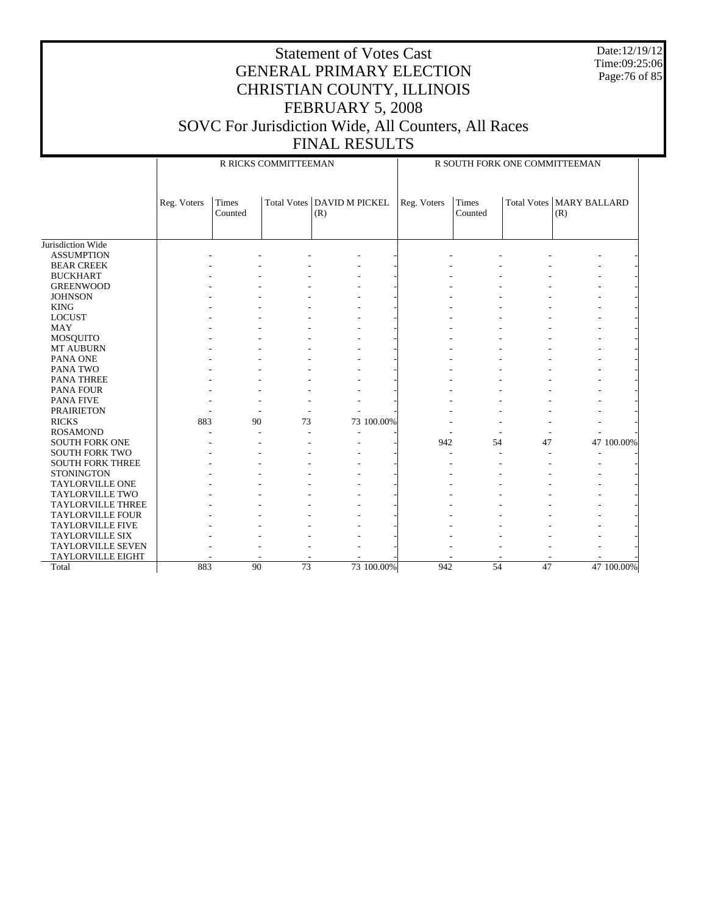# Statement of Votes Cast
# GENERAL PRIMARY ELECTION
# CHRISTIAN COUNTY, ILLINOIS
# FEBRUARY 5, 2008
# SOVC For Jurisdiction Wide, All Counters, All Races
# FINAL RESULTS

Date:12/19/12
Time:09:25:06

| | R RICKS COMMITTEEMAN | | | | | R SOUTH FORK ONE COMMITTEEMAN | | | | |
|---|---|---|---|---|---|---|---|---|---|---|
| | Reg. Voters | Times Counted | Total Votes | DAVID M PICKEL (R) | | Reg. Voters | Times Counted | Total Votes | MARY BALLARD (R) | |
| Jurisdiction Wide | | | | | | | | | | |
| ASSUMPTION | - | - | - | - | - | - | - | - | - | - |
| BEAR CREEK | - | - | - | - | - | - | - | - | - | - |
| BUCKHART | - | - | - | - | - | - | - | - | - | - |
| GREENWOOD | - | - | - | - | - | - | - | - | - | - |
| JOHNSON | - | - | - | - | - | - | - | - | - | - |
| KING | - | - | - | - | - | - | - | - | - | - |
| LOCUST | - | - | - | - | - | - | - | - | - | - |
| MAY | - | - | - | - | - | - | - | - | - | - |
| MOSQUITO | - | - | - | - | - | - | - | - | - | - |
| MT AUBURN | - | - | - | - | - | - | - | - | - | - |
| PANA ONE | - | - | - | - | - | - | - | - | - | - |
| PANA TWO | - | - | - | - | - | - | - | - | - | - |
| PANA THREE | - | - | - | - | - | - | - | - | - | - |
| PANA FOUR | - | - | - | - | - | - | - | - | - | - |
| PANA FIVE | - | - | - | - | - | - | - | - | - | - |
| PRAIRIETON | - | - | - | - | - | - | - | - | - | - |
| RICKS | 883 | 90 | 73 | 73 | 100.00% | - | - | - | - | - |
| ROSAMOND | - | - | - | - | - | - | - | - | - | - |
| SOUTH FORK ONE | - | - | - | - | - | 942 | 54 | 47 | 47 | 100.00% |
| SOUTH FORK TWO | - | - | - | - | - | - | - | - | - | - |
| SOUTH FORK THREE | - | - | - | - | - | - | - | - | - | - |
| STONINGTON | - | - | - | - | - | - | - | - | - | - |
| TAYLORVILLE ONE | - | - | - | - | - | - | - | - | - | - |
| TAYLORVILLE TWO | - | - | - | - | - | - | - | - | - | - |
| TAYLORVILLE THREE | - | - | - | - | - | - | - | - | - | - |
| TAYLORVILLE FOUR | - | - | - | - | - | - | - | - | - | - |
| TAYLORVILLE FIVE | - | - | - | - | - | - | - | - | - | - |
| TAYLORVILLE SIX | - | - | - | - | - | - | - | - | - | - |
| TAYLORVILLE SEVEN | - | - | - | - | - | - | - | - | - | - |
| TAYLORVILLE EIGHT | - | - | - | - | - | - | - | - | - | - |
| Total | 883 | 90 | 73 | 73 | 100.00% | 942 | 54 | 47 | 47 | 100.00% |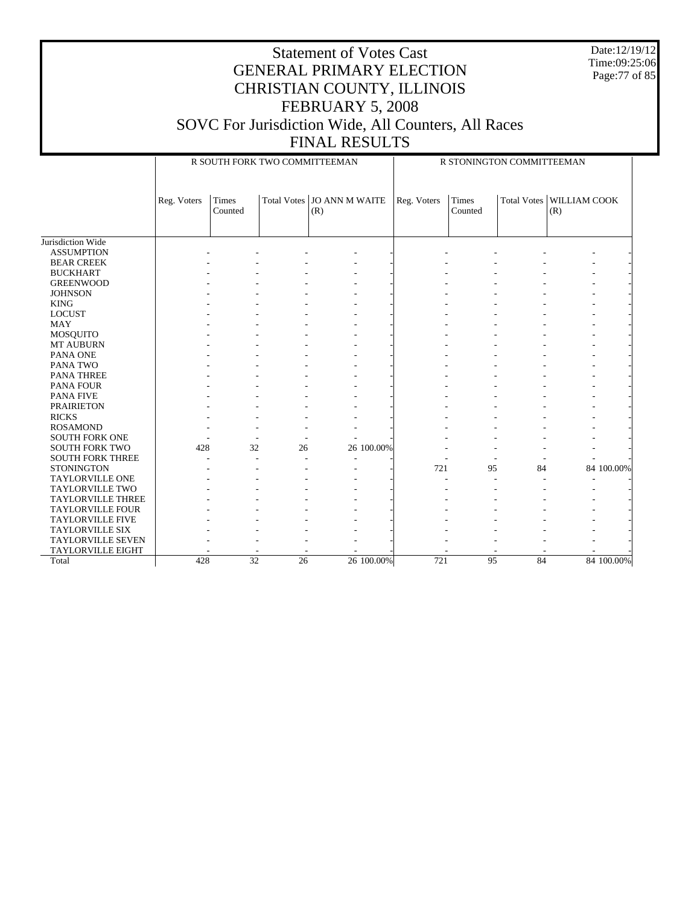# Statement of Votes Cast
# GENERAL PRIMARY ELECTION
# CHRISTIAN COUNTY, ILLINOIS
# FEBRUARY 5, 2008
# SOVC For Jurisdiction Wide, All Counters, All Races
# FINAL RESULTS

Date:12/19/12
Time:09:25:06

| | R SOUTH FORK TWO COMMITTEEMAN | | | | | R STONINGTON COMMITTEEMAN | | | | |
|---|---|---|---|---|---|---|---|---|---|---|
| | Reg. Voters | Times Counted | Total Votes | JO ANN M WAITE (R) | | Reg. Voters | Times Counted | Total Votes | WILLIAM COOK (R) | |
| Jurisdiction Wide | | | | | | | | | | |
| ASSUMPTION | - | - | - | - | - | - | - | - | - | - |
| BEAR CREEK | - | - | - | - | - | - | - | - | - | - |
| BUCKHART | - | - | - | - | - | - | - | - | - | - |
| GREENWOOD | - | - | - | - | - | - | - | - | - | - |
| JOHNSON | - | - | - | - | - | - | - | - | - | - |
| KING | - | - | - | - | - | - | - | - | - | - |
| LOCUST | - | - | - | - | - | - | - | - | - | - |
| MAY | - | - | - | - | - | - | - | - | - | - |
| MOSQUITO | - | - | - | - | - | - | - | - | - | - |
| MT AUBURN | - | - | - | - | - | - | - | - | - | - |
| PANA ONE | - | - | - | - | - | - | - | - | - | - |
| PANA TWO | - | - | - | - | - | - | - | - | - | - |
| PANA THREE | - | - | - | - | - | - | - | - | - | - |
| PANA FOUR | - | - | - | - | - | - | - | - | - | - |
| PANA FIVE | - | - | - | - | - | - | - | - | - | - |
| PRAIRIETON | - | - | - | - | - | - | - | - | - | - |
| RICKS | - | - | - | - | - | - | - | - | - | - |
| ROSAMOND | - | - | - | - | - | - | - | - | - | - |
| SOUTH FORK ONE | - | - | - | - | - | - | - | - | - | - |
| SOUTH FORK TWO | 428 | 32 | 26 | 26 | 100.00% | - | - | - | - | - |
| SOUTH FORK THREE | - | - | - | - | - | - | - | - | - | - |
| STONINGTON | - | - | - | - | - | 721 | 95 | 84 | 84 | 100.00% |
| TAYLORVILLE ONE | - | - | - | - | - | - | - | - | - | - |
| TAYLORVILLE TWO | - | - | - | - | - | - | - | - | - | - |
| TAYLORVILLE THREE | - | - | - | - | - | - | - | - | - | - |
| TAYLORVILLE FOUR | - | - | - | - | - | - | - | - | - | - |
| TAYLORVILLE FIVE | - | - | - | - | - | - | - | - | - | - |
| TAYLORVILLE SIX | - | - | - | - | - | - | - | - | - | - |
| TAYLORVILLE SEVEN | - | - | - | - | - | - | - | - | - | - |
| TAYLORVILLE EIGHT | - | - | - | - | - | - | - | - | - | - |
| Total | 428 | 32 | 26 | 26 | 100.00% | 721 | 95 | 84 | 84 | 100.00% |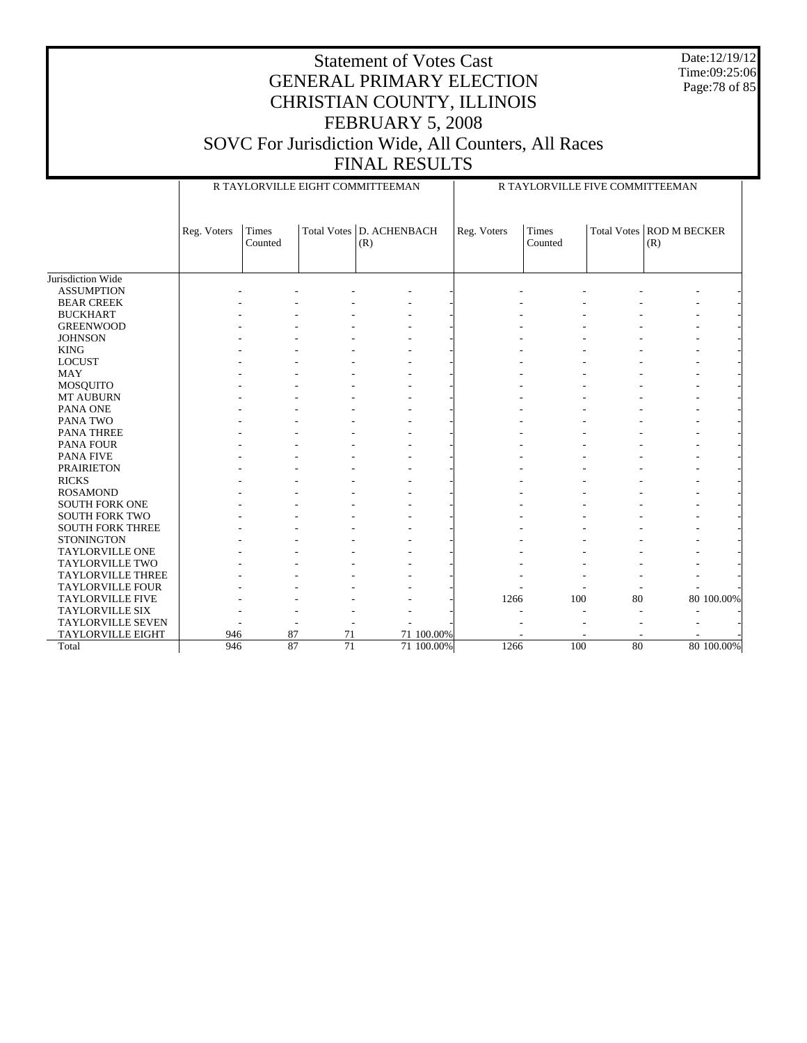# Statement of Votes Cast
# GENERAL PRIMARY ELECTION
# CHRISTIAN COUNTY, ILLINOIS
# FEBRUARY 5, 2008
# SOVC For Jurisdiction Wide, All Counters, All Races
# FINAL RESULTS

Date:12/19/12
Time:09:25:06

| | R TAYLORVILLE EIGHT COMMITTEEMAN | | | | | R TAYLORVILLE FIVE COMMITTEEMAN | | | | |
|---|---|---|---|---|---|---|---|---|---|---|
| | Reg. Voters | Times Counted | Total Votes | D. ACHENBACH (R) | | Reg. Voters | Times Counted | Total Votes | ROD M BECKER (R) | |
| Jurisdiction Wide | | | | | | | | | | |
| ASSUMPTION | - | - | - | - | - | - | - | - | - | - |
| BEAR CREEK | - | - | - | - | - | - | - | - | - | - |
| BUCKHART | - | - | - | - | - | - | - | - | - | - |
| GREENWOOD | - | - | - | - | - | - | - | - | - | - |
| JOHNSON | - | - | - | - | - | - | - | - | - | - |
| KING | - | - | - | - | - | - | - | - | - | - |
| LOCUST | - | - | - | - | - | - | - | - | - | - |
| MAY | - | - | - | - | - | - | - | - | - | - |
| MOSQUITO | - | - | - | - | - | - | - | - | - | - |
| MT AUBURN | - | - | - | - | - | - | - | - | - | - |
| PANA ONE | - | - | - | - | - | - | - | - | - | - |
| PANA TWO | - | - | - | - | - | - | - | - | - | - |
| PANA THREE | - | - | - | - | - | - | - | - | - | - |
| PANA FOUR | - | - | - | - | - | - | - | - | - | - |
| PANA FIVE | - | - | - | - | - | - | - | - | - | - |
| PRAIRIETON | - | - | - | - | - | - | - | - | - | - |
| RICKS | - | - | - | - | - | - | - | - | - | - |
| ROSAMOND | - | - | - | - | - | - | - | - | - | - |
| SOUTH FORK ONE | - | - | - | - | - | - | - | - | - | - |
| SOUTH FORK TWO | - | - | - | - | - | - | - | - | - | - |
| SOUTH FORK THREE | - | - | - | - | - | - | - | - | - | - |
| STONINGTON | - | - | - | - | - | - | - | - | - | - |
| TAYLORVILLE ONE | - | - | - | - | - | - | - | - | - | - |
| TAYLORVILLE TWO | - | - | - | - | - | - | - | - | - | - |
| TAYLORVILLE THREE | - | - | - | - | - | - | - | - | - | - |
| TAYLORVILLE FOUR | - | - | - | - | - | - | - | - | - | - |
| TAYLORVILLE FIVE | - | - | - | - | - | 1266 | 100 | 80 | 80 | 100.00% |
| TAYLORVILLE SIX | - | - | - | - | - | - | - | - | - | - |
| TAYLORVILLE SEVEN | - | - | - | - | - | - | - | - | - | - |
| TAYLORVILLE EIGHT | 946 | 87 | 71 | 71 | 100.00% | - | - | - | - | - |
| Total | 946 | 87 | 71 | 71 | 100.00% | 1266 | 100 | 80 | 80 | 100.00% |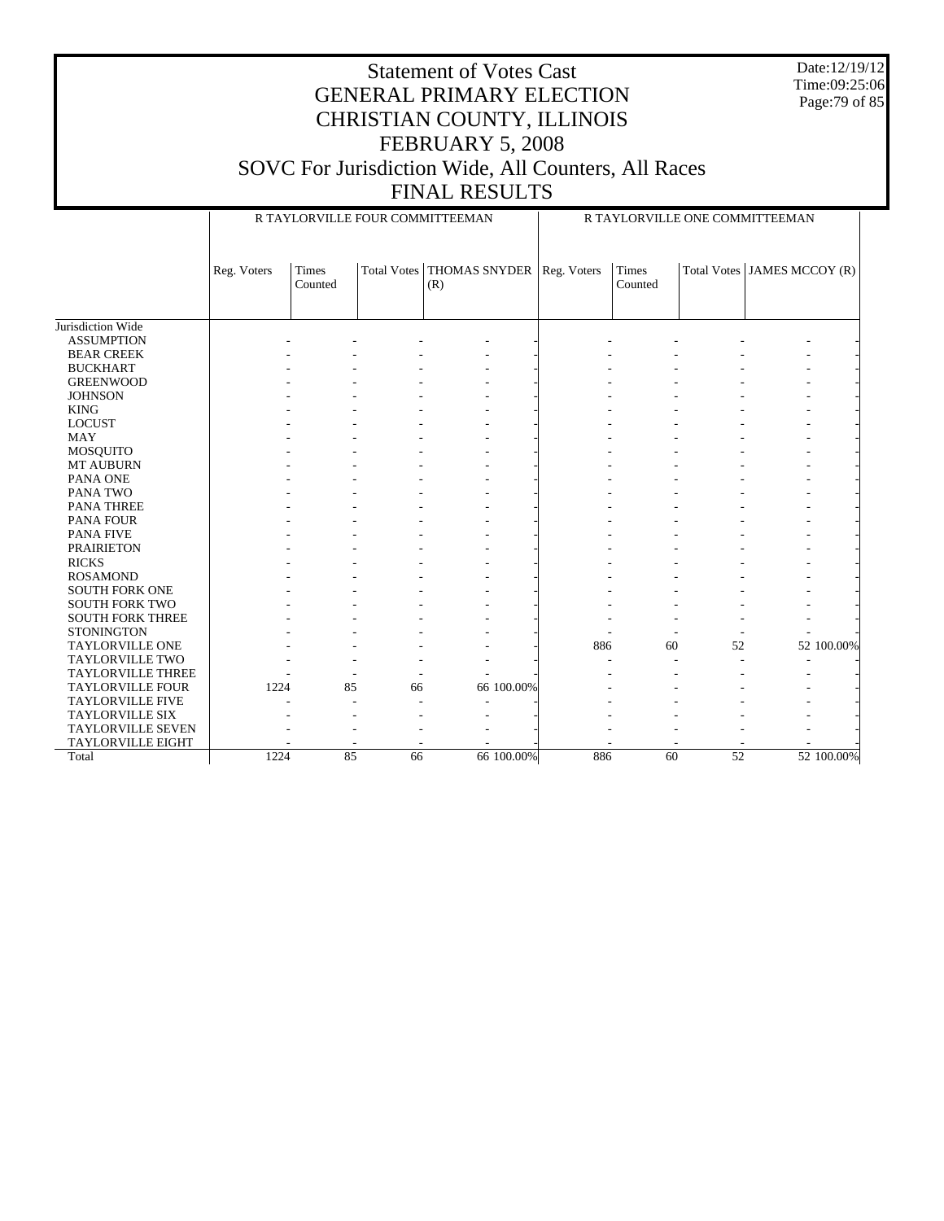# Statement of Votes Cast
## GENERAL PRIMARY ELECTION
## CHRISTIAN COUNTY, ILLINOIS
## FEBRUARY 5, 2008
## SOVC For Jurisdiction Wide, All Counters, All Races
## FINAL RESULTS

Date:12/19/12
Time:09:25:06

| | R TAYLORVILLE FOUR COMMITTEEMAN | | | | | R TAYLORVILLE ONE COMMITTEEMAN | | | | |
|---|---|---|---|---|---|---|---|---|---|---|
| | Reg. Voters | Times Counted | Total Votes | THOMAS SNYDER (R) | | Reg. Voters | Times Counted | Total Votes | JAMES MCCOY (R) | |
| Jurisdiction Wide | | | | | | | | | | |
| ASSUMPTION | - | - | - | - | - | - | - | - | - | - |
| BEAR CREEK | - | - | - | - | - | - | - | - | - | - |
| BUCKHART | - | - | - | - | - | - | - | - | - | - |
| GREENWOOD | - | - | - | - | - | - | - | - | - | - |
| JOHNSON | - | - | - | - | - | - | - | - | - | - |
| KING | - | - | - | - | - | - | - | - | - | - |
| LOCUST | - | - | - | - | - | - | - | - | - | - |
| MAY | - | - | - | - | - | - | - | - | - | - |
| MOSQUITO | - | - | - | - | - | - | - | - | - | - |
| MT AUBURN | - | - | - | - | - | - | - | - | - | - |
| PANA ONE | - | - | - | - | - | - | - | - | - | - |
| PANA TWO | - | - | - | - | - | - | - | - | - | - |
| PANA THREE | - | - | - | - | - | - | - | - | - | - |
| PANA FOUR | - | - | - | - | - | - | - | - | - | - |
| PANA FIVE | - | - | - | - | - | - | - | - | - | - |
| PRAIRIETON | - | - | - | - | - | - | - | - | - | - |
| RICKS | - | - | - | - | - | - | - | - | - | - |
| ROSAMOND | - | - | - | - | - | - | - | - | - | - |
| SOUTH FORK ONE | - | - | - | - | - | - | - | - | - | - |
| SOUTH FORK TWO | - | - | - | - | - | - | - | - | - | - |
| SOUTH FORK THREE | - | - | - | - | - | - | - | - | - | - |
| STONINGTON | - | - | - | - | - | - | - | - | - | - |
| TAYLORVILLE ONE | - | - | - | - | - | 886 | 60 | 52 | 52 | 100.00% |
| TAYLORVILLE TWO | - | - | - | - | - | - | - | - | - | - |
| TAYLORVILLE THREE | - | - | - | - | - | - | - | - | - | - |
| TAYLORVILLE FOUR | 1224 | 85 | 66 | 66 | 100.00% | - | - | - | - | - |
| TAYLORVILLE FIVE | - | - | - | - | - | - | - | - | - | - |
| TAYLORVILLE SIX | - | - | - | - | - | - | - | - | - | - |
| TAYLORVILLE SEVEN | - | - | - | - | - | - | - | - | - | - |
| TAYLORVILLE EIGHT | - | - | - | - | - | - | - | - | - | - |
| Total | 1224 | 85 | 66 | 66 | 100.00% | 886 | 60 | 52 | 52 | 100.00% |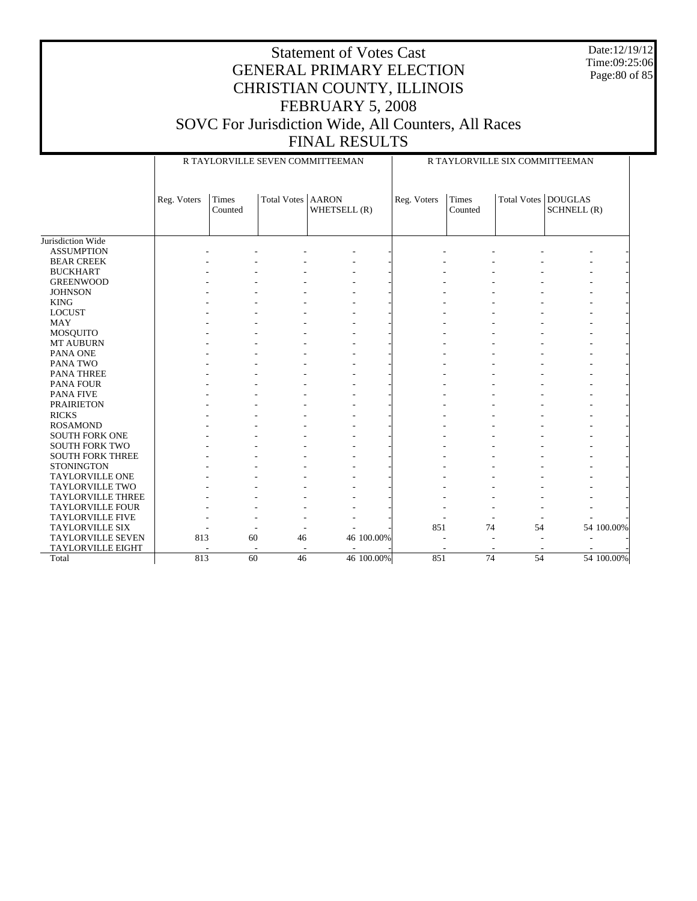# Statement of Votes Cast
## GENERAL PRIMARY ELECTION
## CHRISTIAN COUNTY, ILLINOIS
## FEBRUARY 5, 2008
## SOVC For Jurisdiction Wide, All Counters, All Races
## FINAL RESULTS

Date:12/19/12
Time:09:25:06

| | R TAYLORVILLE SEVEN COMMITTEEMAN | | | | | R TAYLORVILLE SIX COMMITTEEMAN | | | | |
|---|---|---|---|---|---|---|---|---|---|---|
| | Reg. Voters | Times Counted | Total Votes | AARON WHETSELL (R) | | Reg. Voters | Times Counted | Total Votes | DOUGLAS SCHNELL (R) | |
| Jurisdiction Wide | | | | | | | | | | |
| ASSUMPTION | - | - | - | - | - | - | - | - | - | - |
| BEAR CREEK | - | - | - | - | - | - | - | - | - | - |
| BUCKHART | - | - | - | - | - | - | - | - | - | - |
| GREENWOOD | - | - | - | - | - | - | - | - | - | - |
| JOHNSON | - | - | - | - | - | - | - | - | - | - |
| KING | - | - | - | - | - | - | - | - | - | - |
| LOCUST | - | - | - | - | - | - | - | - | - | - |
| MAY | - | - | - | - | - | - | - | - | - | - |
| MOSQUITO | - | - | - | - | - | - | - | - | - | - |
| MT AUBURN | - | - | - | - | - | - | - | - | - | - |
| PANA ONE | - | - | - | - | - | - | - | - | - | - |
| PANA TWO | - | - | - | - | - | - | - | - | - | - |
| PANA THREE | - | - | - | - | - | - | - | - | - | - |
| PANA FOUR | - | - | - | - | - | - | - | - | - | - |
| PANA FIVE | - | - | - | - | - | - | - | - | - | - |
| PRAIRIETON | - | - | - | - | - | - | - | - | - | - |
| RICKS | - | - | - | - | - | - | - | - | - | - |
| ROSAMOND | - | - | - | - | - | - | - | - | - | - |
| SOUTH FORK ONE | - | - | - | - | - | - | - | - | - | - |
| SOUTH FORK TWO | - | - | - | - | - | - | - | - | - | - |
| SOUTH FORK THREE | - | - | - | - | - | - | - | - | - | - |
| STONINGTON | - | - | - | - | - | - | - | - | - | - |
| TAYLORVILLE ONE | - | - | - | - | - | - | - | - | - | - |
| TAYLORVILLE TWO | - | - | - | - | - | - | - | - | - | - |
| TAYLORVILLE THREE | - | - | - | - | - | - | - | - | - | - |
| TAYLORVILLE FOUR | - | - | - | - | - | - | - | - | - | - |
| TAYLORVILLE FIVE | - | - | - | - | - | - | - | - | - | - |
| TAYLORVILLE SIX | - | - | - | - | - | 851 | 74 | 54 | 54 | 100.00% |
| TAYLORVILLE SEVEN | 813 | 60 | 46 | 46 | 100.00% | - | - | - | - | - |
| TAYLORVILLE EIGHT | - | - | - | - | - | - | - | - | - | - |
| Total | 813 | 60 | 46 | 46 | 100.00% | 851 | 74 | 54 | 54 | 100.00% |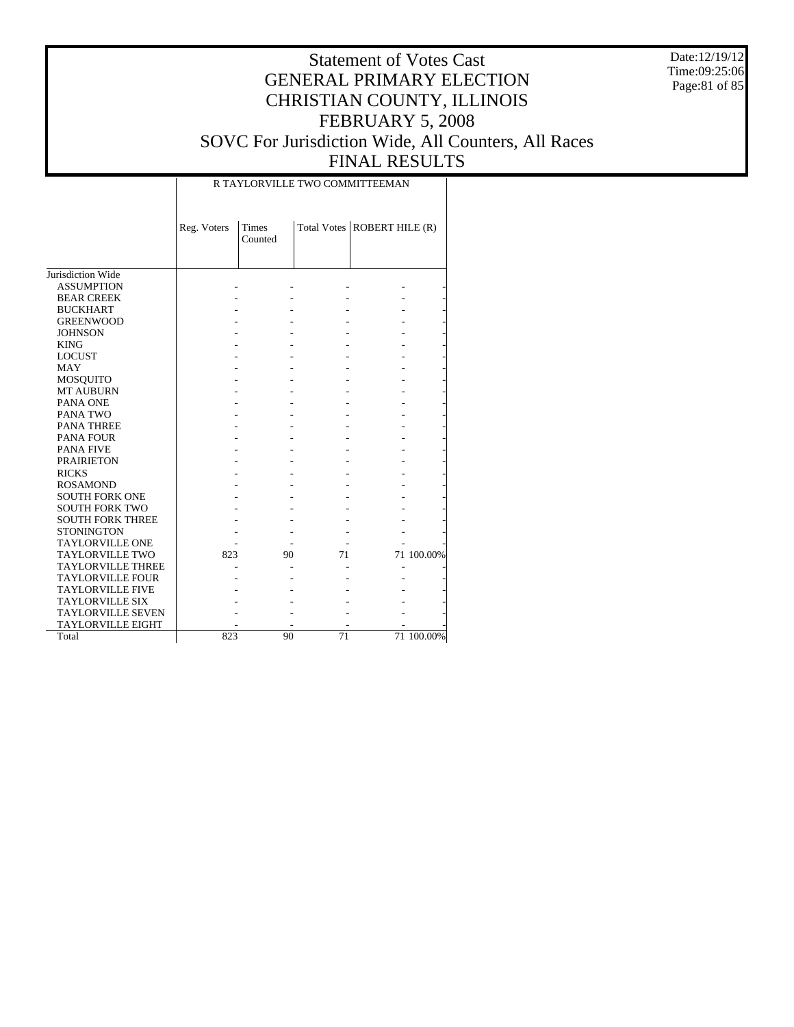# Statement of Votes Cast
## GENERAL PRIMARY ELECTION
## CHRISTIAN COUNTY, ILLINOIS
## FEBRUARY 5, 2008
## SOVC For Jurisdiction Wide, All Counters, All Races
## FINAL RESULTS

Date:12/19/12
Time:09:25:06

| | R TAYLORVILLE TWO COMMITTEEMAN | | | | |
|---|---|---|---|---|---|
| | Reg. Voters | Times Counted | Total Votes | ROBERT HILE (R) | |
| Jurisdiction Wide | | | | | |
| ASSUMPTION | - | - | - | - | - |
| BEAR CREEK | - | - | - | - | - |
| BUCKHART | - | - | - | - | - |
| GREENWOOD | - | - | - | - | - |
| JOHNSON | - | - | - | - | - |
| KING | - | - | - | - | - |
| LOCUST | - | - | - | - | - |
| MAY | - | - | - | - | - |
| MOSQUITO | - | - | - | - | - |
| MT AUBURN | - | - | - | - | - |
| PANA ONE | - | - | - | - | - |
| PANA TWO | - | - | - | - | - |
| PANA THREE | - | - | - | - | - |
| PANA FOUR | - | - | - | - | - |
| PANA FIVE | - | - | - | - | - |
| PRAIRIETON | - | - | - | - | - |
| RICKS | - | - | - | - | - |
| ROSAMOND | - | - | - | - | - |
| SOUTH FORK ONE | - | - | - | - | - |
| SOUTH FORK TWO | - | - | - | - | - |
| SOUTH FORK THREE | - | - | - | - | - |
| STONINGTON | - | - | - | - | - |
| TAYLORVILLE ONE | - | - | - | - | - |
| TAYLORVILLE TWO | 823 | 90 | 71 | 71 | 100.00% |
| TAYLORVILLE THREE | - | - | - | - | - |
| TAYLORVILLE FOUR | - | - | - | - | - |
| TAYLORVILLE FIVE | - | - | - | - | - |
| TAYLORVILLE SIX | - | - | - | - | - |
| TAYLORVILLE SEVEN | - | - | - | - | - |
| TAYLORVILLE EIGHT | - | - | - | - | - |
| Total | 823 | 90 | 71 | 71 | 100.00% |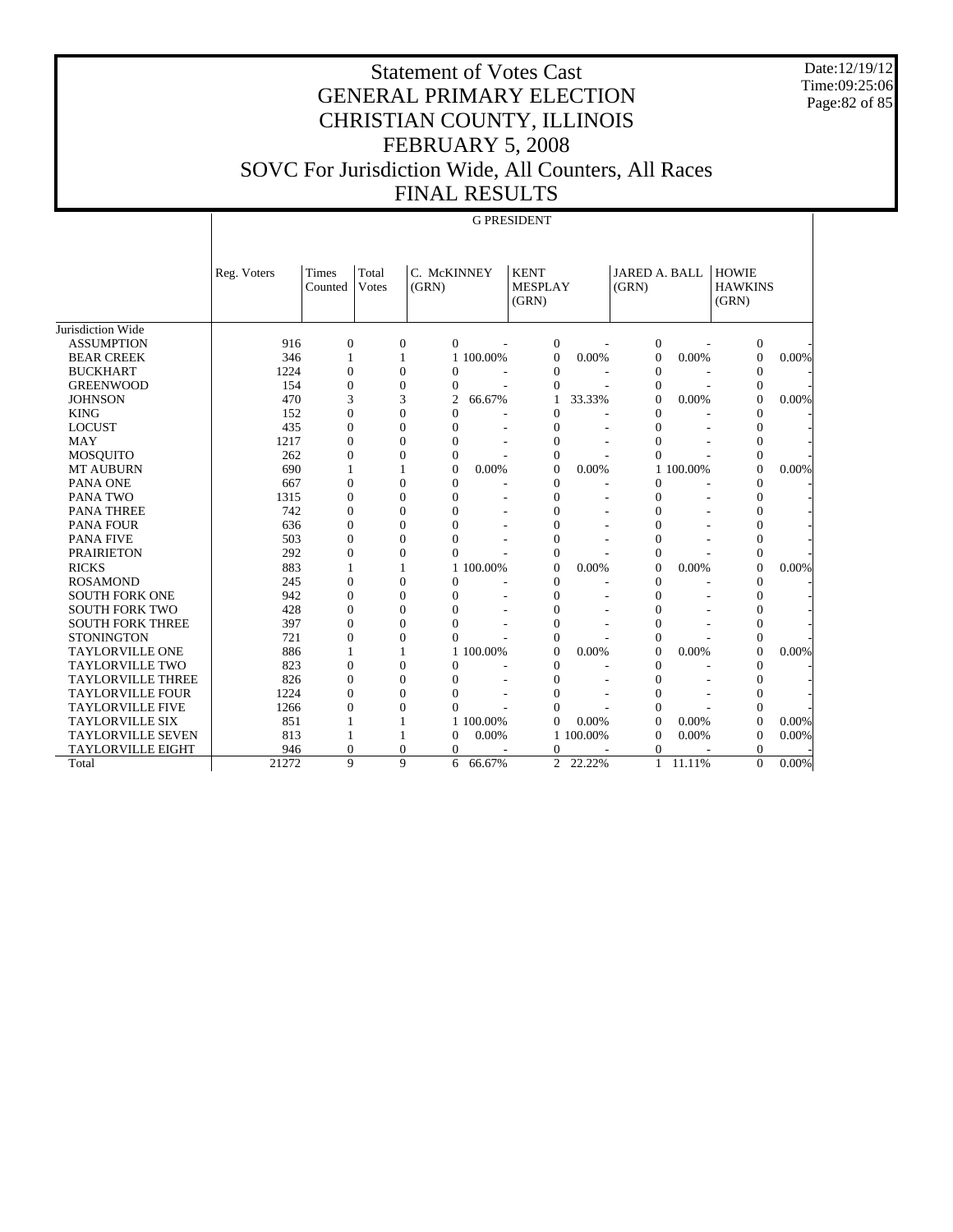# Statement of Votes Cast
# GENERAL PRIMARY ELECTION
# CHRISTIAN COUNTY, ILLINOIS
# FEBRUARY 5, 2008
# SOVC For Jurisdiction Wide, All Counters, All Races
# FINAL RESULTS

Date:12/19/12
Time:09:25:06

## G PRESIDENT

| | Reg. Voters | Times Counted | Total Votes | C. McKINNEY (GRN) | | KENT MESPLAY (GRN) | | JARED A. BALL (GRN) | | HOWIE HAWKINS (GRN) | |
|---|---|---|---|---|---|---|---|---|---|---|---|
| Jurisdiction Wide | | | | | | | | | | | |
| ASSUMPTION | 916 | 0 | 0 | 0 | - | 0 | - | 0 | - | 0 | - |
| BEAR CREEK | 346 | 1 | 1 | 1 | 100.00% | 0 | 0.00% | 0 | 0.00% | 0 | 0.00% |
| BUCKHART | 1224 | 0 | 0 | 0 | - | 0 | - | 0 | - | 0 | - |
| GREENWOOD | 154 | 0 | 0 | 0 | - | 0 | - | 0 | - | 0 | - |
| JOHNSON | 470 | 3 | 3 | 2 | 66.67% | 1 | 33.33% | 0 | 0.00% | 0 | 0.00% |
| KING | 152 | 0 | 0 | 0 | - | 0 | - | 0 | - | 0 | - |
| LOCUST | 435 | 0 | 0 | 0 | - | 0 | - | 0 | - | 0 | - |
| MAY | 1217 | 0 | 0 | 0 | - | 0 | - | 0 | - | 0 | - |
| MOSQUITO | 262 | 0 | 0 | 0 | - | 0 | - | 0 | - | 0 | - |
| MT AUBURN | 690 | 1 | 1 | 0 | 0.00% | 0 | 0.00% | 1 | 100.00% | 0 | 0.00% |
| PANA ONE | 667 | 0 | 0 | 0 | - | 0 | - | 0 | - | 0 | - |
| PANA TWO | 1315 | 0 | 0 | 0 | - | 0 | - | 0 | - | 0 | - |
| PANA THREE | 742 | 0 | 0 | 0 | - | 0 | - | 0 | - | 0 | - |
| PANA FOUR | 636 | 0 | 0 | 0 | - | 0 | - | 0 | - | 0 | - |
| PANA FIVE | 503 | 0 | 0 | 0 | - | 0 | - | 0 | - | 0 | - |
| PRAIRIETON | 292 | 0 | 0 | 0 | - | 0 | - | 0 | - | 0 | - |
| RICKS | 883 | 1 | 1 | 1 | 100.00% | 0 | 0.00% | 0 | 0.00% | 0 | 0.00% |
| ROSAMOND | 245 | 0 | 0 | 0 | - | 0 | - | 0 | - | 0 | - |
| SOUTH FORK ONE | 942 | 0 | 0 | 0 | - | 0 | - | 0 | - | 0 | - |
| SOUTH FORK TWO | 428 | 0 | 0 | 0 | - | 0 | - | 0 | - | 0 | - |
| SOUTH FORK THREE | 397 | 0 | 0 | 0 | - | 0 | - | 0 | - | 0 | - |
| STONINGTON | 721 | 0 | 0 | 0 | - | 0 | - | 0 | - | 0 | - |
| TAYLORVILLE ONE | 886 | 1 | 1 | 1 | 100.00% | 0 | 0.00% | 0 | 0.00% | 0 | 0.00% |
| TAYLORVILLE TWO | 823 | 0 | 0 | 0 | - | 0 | - | 0 | - | 0 | - |
| TAYLORVILLE THREE | 826 | 0 | 0 | 0 | - | 0 | - | 0 | - | 0 | - |
| TAYLORVILLE FOUR | 1224 | 0 | 0 | 0 | - | 0 | - | 0 | - | 0 | - |
| TAYLORVILLE FIVE | 1266 | 0 | 0 | 0 | - | 0 | - | 0 | - | 0 | - |
| TAYLORVILLE SIX | 851 | 1 | 1 | 1 | 100.00% | 0 | 0.00% | 0 | 0.00% | 0 | 0.00% |
| TAYLORVILLE SEVEN | 813 | 1 | 1 | 0 | 0.00% | 1 | 100.00% | 0 | 0.00% | 0 | 0.00% |
| TAYLORVILLE EIGHT | 946 | 0 | 0 | 0 | - | 0 | - | 0 | - | 0 | - |
| Total | 21272 | 9 | 9 | 6 | 66.67% | 2 | 22.22% | 1 | 11.11% | 0 | 0.00% |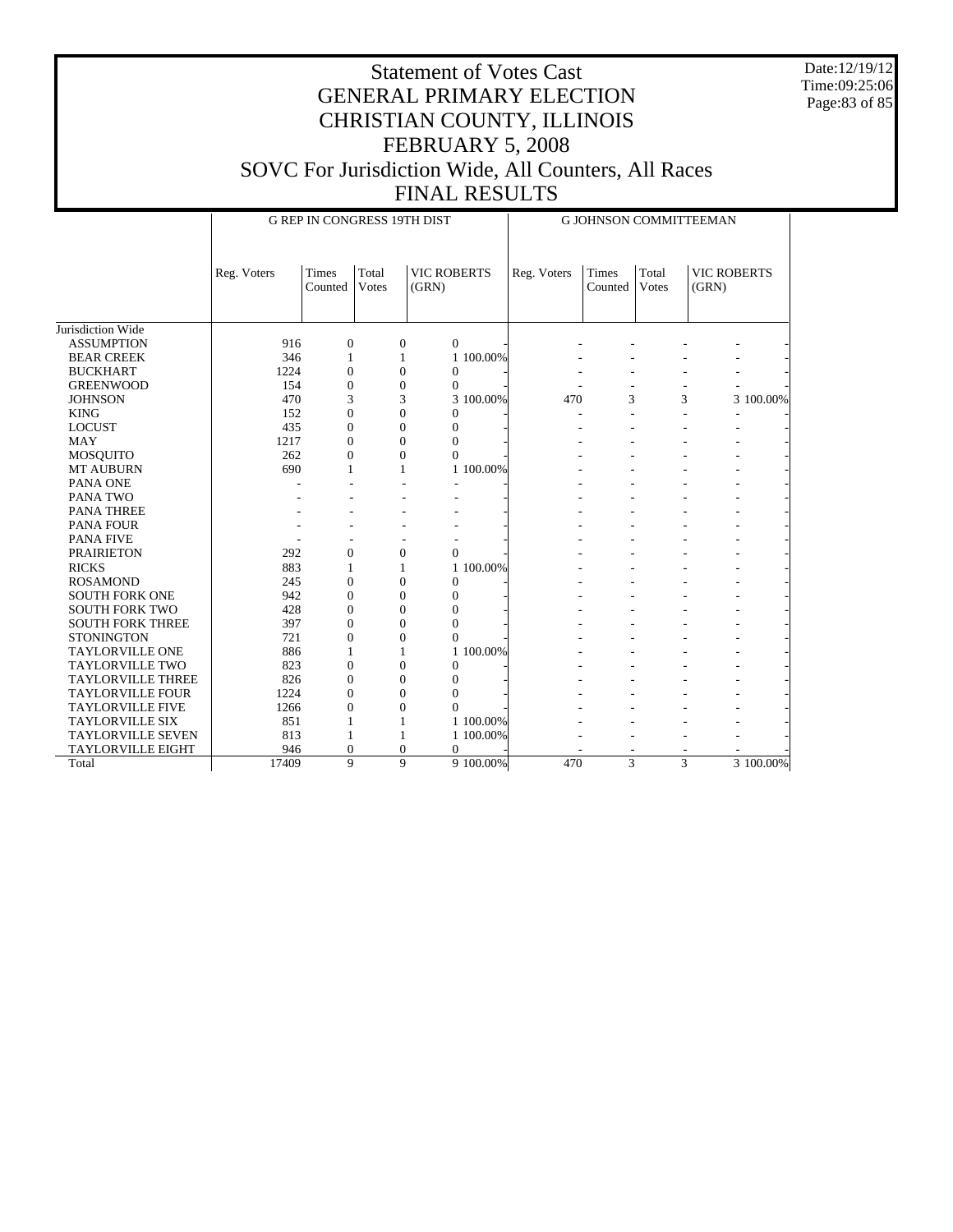# Statement of Votes Cast
# GENERAL PRIMARY ELECTION
# CHRISTIAN COUNTY, ILLINOIS
# FEBRUARY 5, 2008
# SOVC For Jurisdiction Wide, All Counters, All Races
# FINAL RESULTS

Date:12/19/12
Time:09:25:06

| | G REP IN CONGRESS 19TH DIST | | | | | G JOHNSON COMMITTEEMAN | | | | |
|---|---|---|---|---|---|---|---|---|---|---|
| | Reg. Voters | Times Counted | Total Votes | VIC ROBERTS (GRN) | | Reg. Voters | Times Counted | Total Votes | VIC ROBERTS (GRN) | |
| Jurisdiction Wide | | | | | | | | | | |
| ASSUMPTION | 916 | 0 | 0 | 0 | - | - | - | - | - | - |
| BEAR CREEK | 346 | 1 | 1 | 1 | 100.00% | - | - | - | - | - |
| BUCKHART | 1224 | 0 | 0 | 0 | - | - | - | - | - | - |
| GREENWOOD | 154 | 0 | 0 | 0 | - | - | - | - | - | - |
| JOHNSON | 470 | 3 | 3 | 3 | 100.00% | 470 | 3 | 3 | 3 | 100.00% |
| KING | 152 | 0 | 0 | 0 | - | - | - | - | - | - |
| LOCUST | 435 | 0 | 0 | 0 | - | - | - | - | - | - |
| MAY | 1217 | 0 | 0 | 0 | - | - | - | - | - | - |
| MOSQUITO | 262 | 0 | 0 | 0 | - | - | - | - | - | - |
| MT AUBURN | 690 | 1 | 1 | 1 | 100.00% | - | - | - | - | - |
| PANA ONE | - | - | - | - | - | - | - | - | - | - |
| PANA TWO | - | - | - | - | - | - | - | - | - | - |
| PANA THREE | - | - | - | - | - | - | - | - | - | - |
| PANA FOUR | - | - | - | - | - | - | - | - | - | - |
| PANA FIVE | - | - | - | - | - | - | - | - | - | - |
| PRAIRIETON | 292 | 0 | 0 | 0 | - | - | - | - | - | - |
| RICKS | 883 | 1 | 1 | 1 | 100.00% | - | - | - | - | - |
| ROSAMOND | 245 | 0 | 0 | 0 | - | - | - | - | - | - |
| SOUTH FORK ONE | 942 | 0 | 0 | 0 | - | - | - | - | - | - |
| SOUTH FORK TWO | 428 | 0 | 0 | 0 | - | - | - | - | - | - |
| SOUTH FORK THREE | 397 | 0 | 0 | 0 | - | - | - | - | - | - |
| STONINGTON | 721 | 0 | 0 | 0 | - | - | - | - | - | - |
| TAYLORVILLE ONE | 886 | 1 | 1 | 1 | 100.00% | - | - | - | - | - |
| TAYLORVILLE TWO | 823 | 0 | 0 | 0 | - | - | - | - | - | - |
| TAYLORVILLE THREE | 826 | 0 | 0 | 0 | - | - | - | - | - | - |
| TAYLORVILLE FOUR | 1224 | 0 | 0 | 0 | - | - | - | - | - | - |
| TAYLORVILLE FIVE | 1266 | 0 | 0 | 0 | - | - | - | - | - | - |
| TAYLORVILLE SIX | 851 | 1 | 1 | 1 | 100.00% | - | - | - | - | - |
| TAYLORVILLE SEVEN | 813 | 1 | 1 | 1 | 100.00% | - | - | - | - | - |
| TAYLORVILLE EIGHT | 946 | 0 | 0 | 0 | - | - | - | - | - | - |
| Total | 17409 | 9 | 9 | 9 | 100.00% | 470 | 3 | 3 | 3 | 100.00% |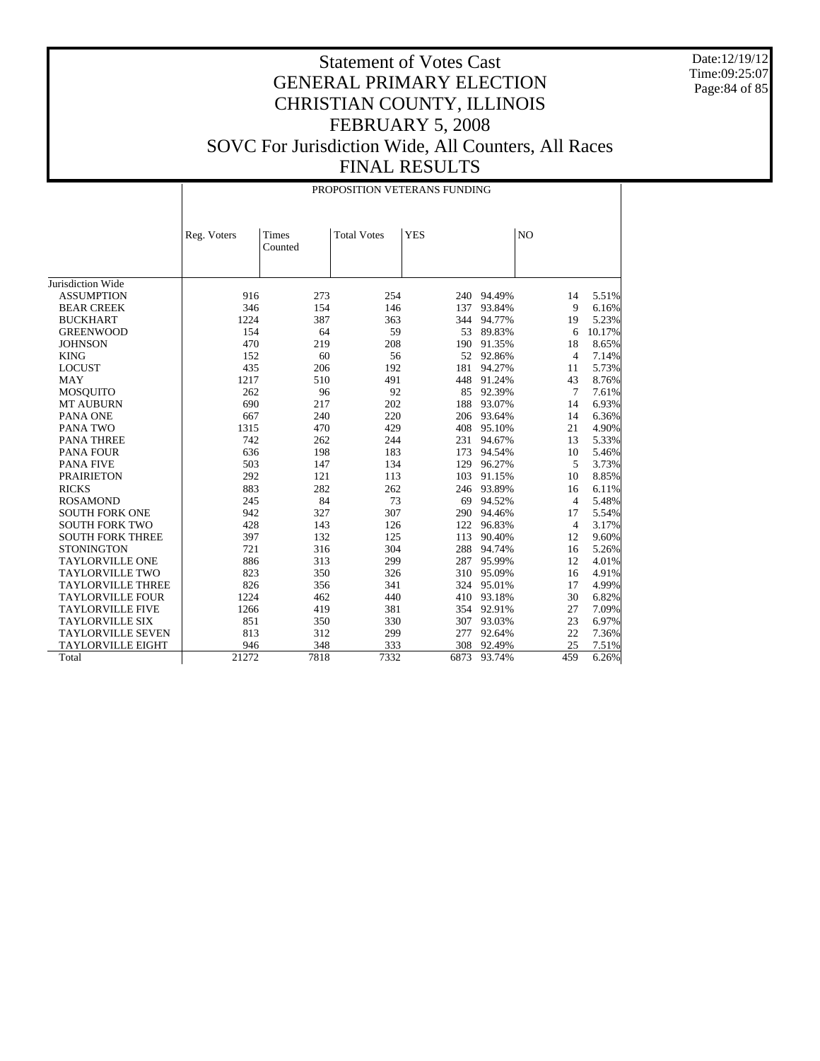# Statement of Votes Cast
# GENERAL PRIMARY ELECTION
# CHRISTIAN COUNTY, ILLINOIS
# FEBRUARY 5, 2008
# SOVC For Jurisdiction Wide, All Counters, All Races
# FINAL RESULTS

Date:12/19/12
Time:09:25:07

## PROPOSITION VETERANS FUNDING

| | Reg. Voters | Times Counted | Total Votes | YES | | NO | |
|---|---|---|---|---|---|---|---|
| Jurisdiction Wide | | | | | | | |
| ASSUMPTION | 916 | 273 | 254 | 240 | 94.49% | 14 | 5.51% |
| BEAR CREEK | 346 | 154 | 146 | 137 | 93.84% | 9 | 6.16% |
| BUCKHART | 1224 | 387 | 363 | 344 | 94.77% | 19 | 5.23% |
| GREENWOOD | 154 | 64 | 59 | 53 | 89.83% | 6 | 10.17% |
| JOHNSON | 470 | 219 | 208 | 190 | 91.35% | 18 | 8.65% |
| KING | 152 | 60 | 56 | 52 | 92.86% | 4 | 7.14% |
| LOCUST | 435 | 206 | 192 | 181 | 94.27% | 11 | 5.73% |
| MAY | 1217 | 510 | 491 | 448 | 91.24% | 43 | 8.76% |
| MOSQUITO | 262 | 96 | 92 | 85 | 92.39% | 7 | 7.61% |
| MT AUBURN | 690 | 217 | 202 | 188 | 93.07% | 14 | 6.93% |
| PANA ONE | 667 | 240 | 220 | 206 | 93.64% | 14 | 6.36% |
| PANA TWO | 1315 | 470 | 429 | 408 | 95.10% | 21 | 4.90% |
| PANA THREE | 742 | 262 | 244 | 231 | 94.67% | 13 | 5.33% |
| PANA FOUR | 636 | 198 | 183 | 173 | 94.54% | 10 | 5.46% |
| PANA FIVE | 503 | 147 | 134 | 129 | 96.27% | 5 | 3.73% |
| PRAIRIETON | 292 | 121 | 113 | 103 | 91.15% | 10 | 8.85% |
| RICKS | 883 | 282 | 262 | 246 | 93.89% | 16 | 6.11% |
| ROSAMOND | 245 | 84 | 73 | 69 | 94.52% | 4 | 5.48% |
| SOUTH FORK ONE | 942 | 327 | 307 | 290 | 94.46% | 17 | 5.54% |
| SOUTH FORK TWO | 428 | 143 | 126 | 122 | 96.83% | 4 | 3.17% |
| SOUTH FORK THREE | 397 | 132 | 125 | 113 | 90.40% | 12 | 9.60% |
| STONINGTON | 721 | 316 | 304 | 288 | 94.74% | 16 | 5.26% |
| TAYLORVILLE ONE | 886 | 313 | 299 | 287 | 95.99% | 12 | 4.01% |
| TAYLORVILLE TWO | 823 | 350 | 326 | 310 | 95.09% | 16 | 4.91% |
| TAYLORVILLE THREE | 826 | 356 | 341 | 324 | 95.01% | 17 | 4.99% |
| TAYLORVILLE FOUR | 1224 | 462 | 440 | 410 | 93.18% | 30 | 6.82% |
| TAYLORVILLE FIVE | 1266 | 419 | 381 | 354 | 92.91% | 27 | 7.09% |
| TAYLORVILLE SIX | 851 | 350 | 330 | 307 | 93.03% | 23 | 6.97% |
| TAYLORVILLE SEVEN | 813 | 312 | 299 | 277 | 92.64% | 22 | 7.36% |
| TAYLORVILLE EIGHT | 946 | 348 | 333 | 308 | 92.49% | 25 | 7.51% |
| Total | 21272 | 7818 | 7332 | 6873 | 93.74% | 459 | 6.26% |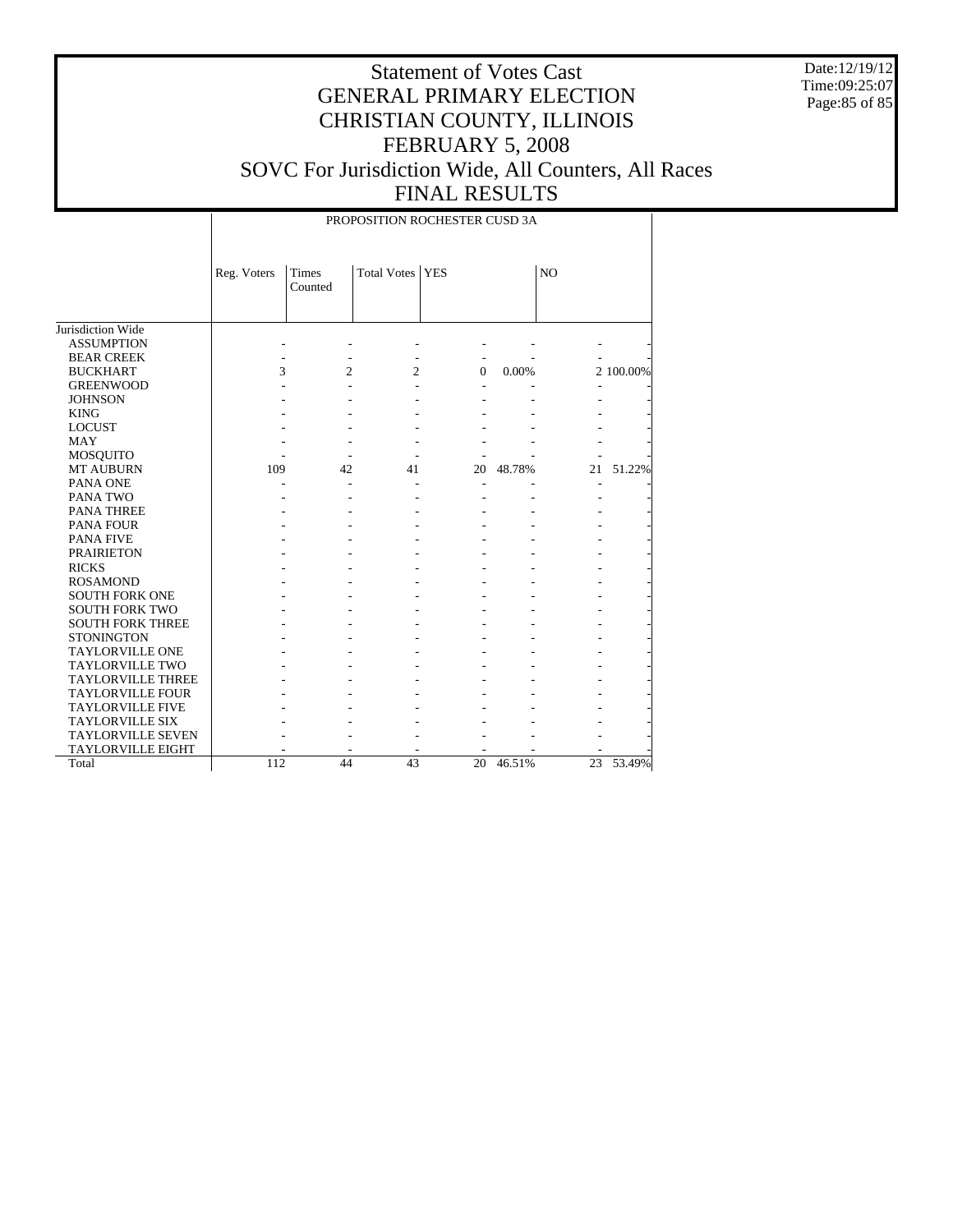# Statement of Votes Cast
# GENERAL PRIMARY ELECTION
# CHRISTIAN COUNTY, ILLINOIS
# FEBRUARY 5, 2008
# SOVC For Jurisdiction Wide, All Counters, All Races
# FINAL RESULTS

Date:12/19/12
Time:09:25:07

| | PROPOSITION ROCHESTER CUSD 3A | | | | | | |
|---|---|---|---|---|---|---|---|
| | Reg. Voters | Times Counted | Total Votes | YES | | NO | |
| Jurisdiction Wide | | | | | | | |
| ASSUMPTION | - | - | - | - | - | - | - |
| BEAR CREEK | - | - | - | - | - | - | - |
| BUCKHART | 3 | 2 | 2 | 0 | 0.00% | 2 | 100.00% |
| GREENWOOD | - | - | - | - | - | - | - |
| JOHNSON | - | - | - | - | - | - | - |
| KING | - | - | - | - | - | - | - |
| LOCUST | - | - | - | - | - | - | - |
| MAY | - | - | - | - | - | - | - |
| MOSQUITO | - | - | - | - | - | - | - |
| MT AUBURN | 109 | 42 | 41 | 20 | 48.78% | 21 | 51.22% |
| PANA ONE | - | - | - | - | - | - | - |
| PANA TWO | - | - | - | - | - | - | - |
| PANA THREE | - | - | - | - | - | - | - |
| PANA FOUR | - | - | - | - | - | - | - |
| PANA FIVE | - | - | - | - | - | - | - |
| PRAIRIETON | - | - | - | - | - | - | - |
| RICKS | - | - | - | - | - | - | - |
| ROSAMOND | - | - | - | - | - | - | - |
| SOUTH FORK ONE | - | - | - | - | - | - | - |
| SOUTH FORK TWO | - | - | - | - | - | - | - |
| SOUTH FORK THREE | - | - | - | - | - | - | - |
| STONINGTON | - | - | - | - | - | - | - |
| TAYLORVILLE ONE | - | - | - | - | - | - | - |
| TAYLORVILLE TWO | - | - | - | - | - | - | - |
| TAYLORVILLE THREE | - | - | - | - | - | - | - |
| TAYLORVILLE FOUR | - | - | - | - | - | - | - |
| TAYLORVILLE FIVE | - | - | - | - | - | - | - |
| TAYLORVILLE SIX | - | - | - | - | - | - | - |
| TAYLORVILLE SEVEN | - | - | - | - | - | - | - |
| TAYLORVILLE EIGHT | - | - | - | - | - | - | - |
| Total | 112 | 44 | 43 | 20 | 46.51% | 23 | 53.49% |